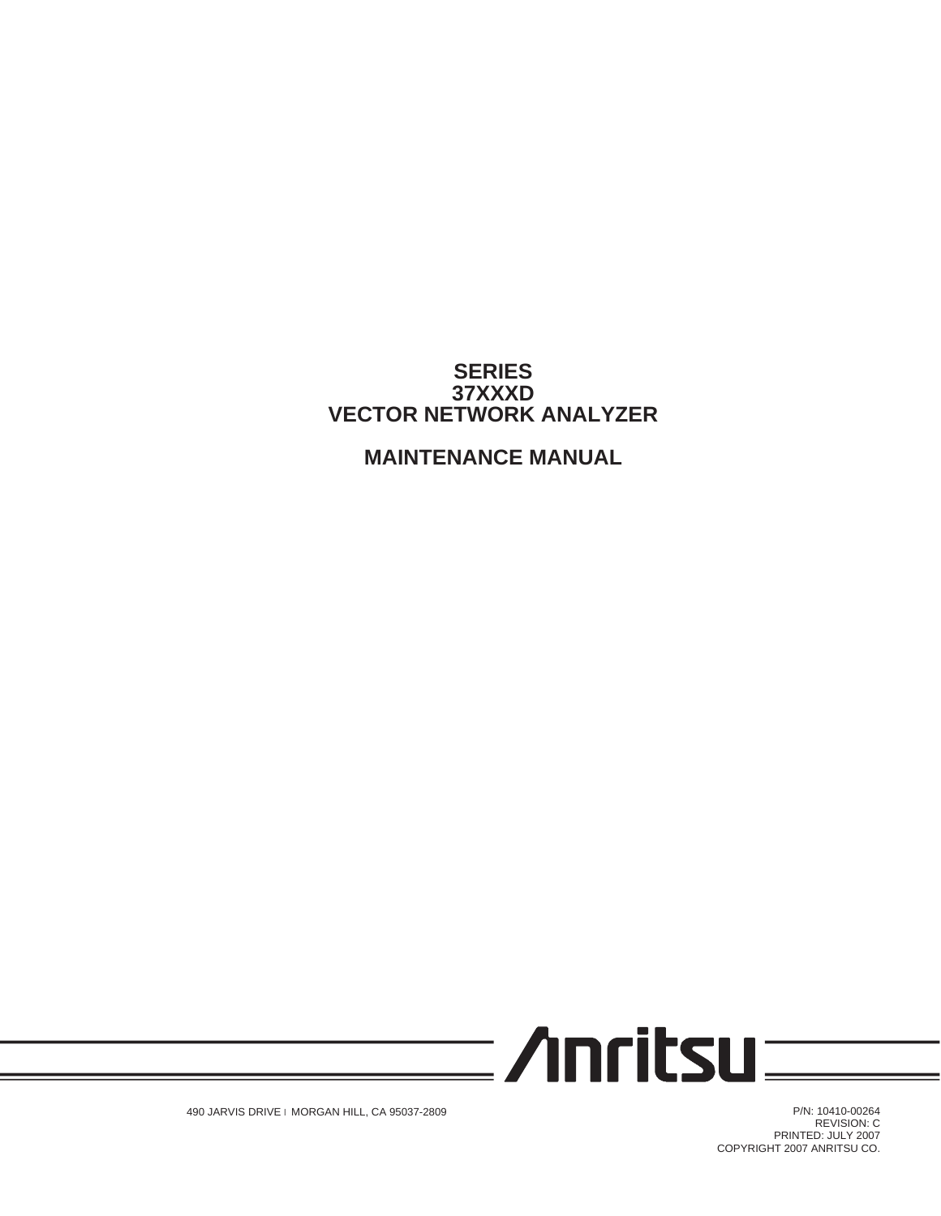# SERIES
# 37XXXD
# VECTOR NETWORK ANALYZER

# MAINTENANCE MANUAL

Anritsu

490 JARVIS DRIVE | MORGAN HILL, CA 95037-2809

P/N: 10410-00264
REVISION: C
PRINTED: JULY 2007
COPYRIGHT 2007 ANRITSU CO.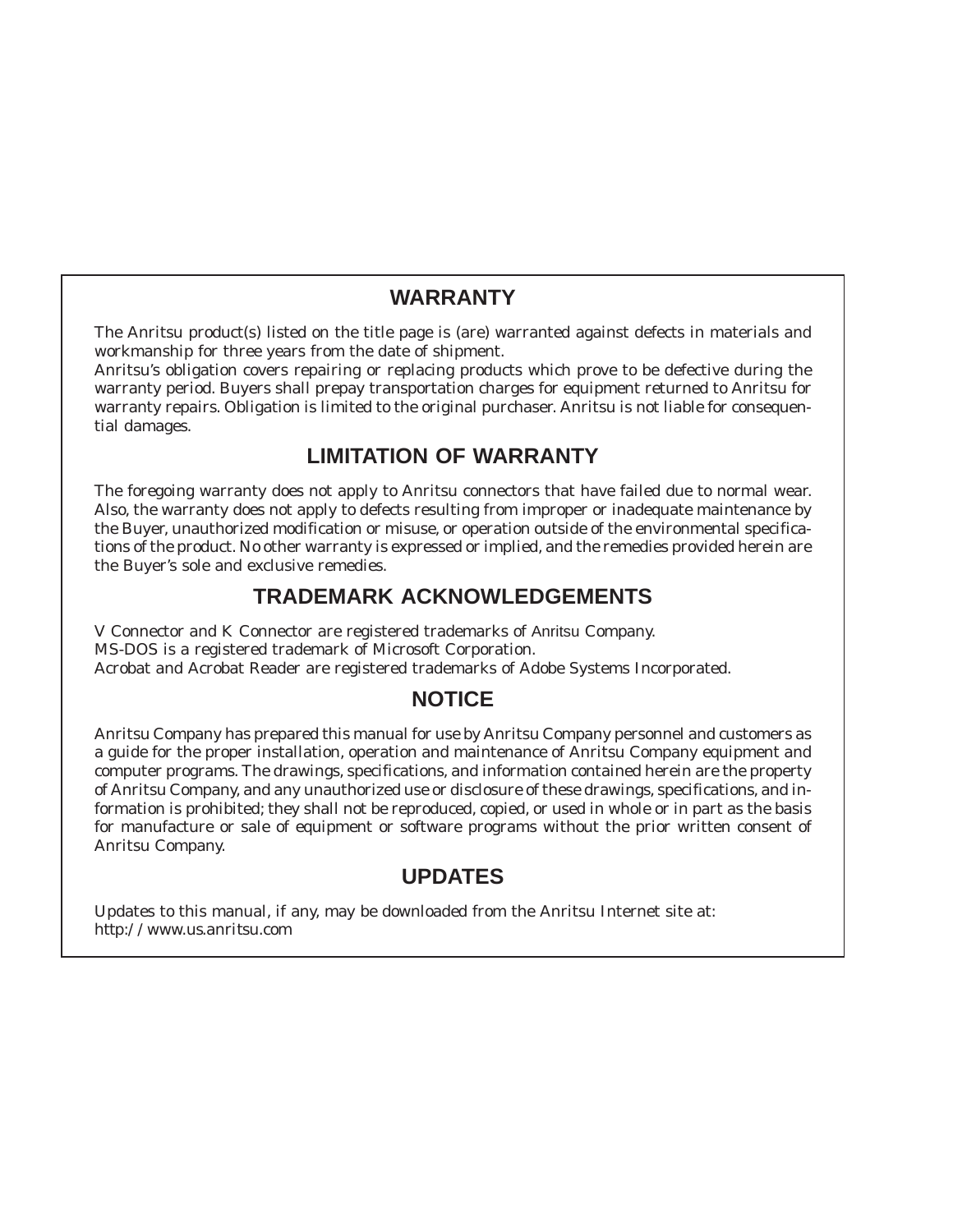## WARRANTY

The Anritsu product(s) listed on the title page is (are) warranted against defects in materials and workmanship for three years from the date of shipment.

Anritsu's obligation covers repairing or replacing products which prove to be defective during the warranty period. Buyers shall prepay transportation charges for equipment returned to Anritsu for warranty repairs. Obligation is limited to the original purchaser. Anritsu is not liable for consequential damages.

## LIMITATION OF WARRANTY

The foregoing warranty does not apply to Anritsu connectors that have failed due to normal wear. Also, the warranty does not apply to defects resulting from improper or inadequate maintenance by the Buyer, unauthorized modification or misuse, or operation outside of the environmental specifications of the product. No other warranty is expressed or implied, and the remedies provided herein are the Buyer's sole and exclusive remedies.

## TRADEMARK ACKNOWLEDGEMENTS

V Connector and K Connector are registered trademarks of Anritsu Company.
MS-DOS is a registered trademark of Microsoft Corporation.
Acrobat and Acrobat Reader are registered trademarks of Adobe Systems Incorporated.

## NOTICE

Anritsu Company has prepared this manual for use by Anritsu Company personnel and customers as a guide for the proper installation, operation and maintenance of Anritsu Company equipment and computer programs. The drawings, specifications, and information contained herein are the property of Anritsu Company, and any unauthorized use or disclosure of these drawings, specifications, and information is prohibited; they shall not be reproduced, copied, or used in whole or in part as the basis for manufacture or sale of equipment or software programs without the prior written consent of Anritsu Company.

## UPDATES

Updates to this manual, if any, may be downloaded from the Anritsu Internet site at:
http://www.us.anritsu.com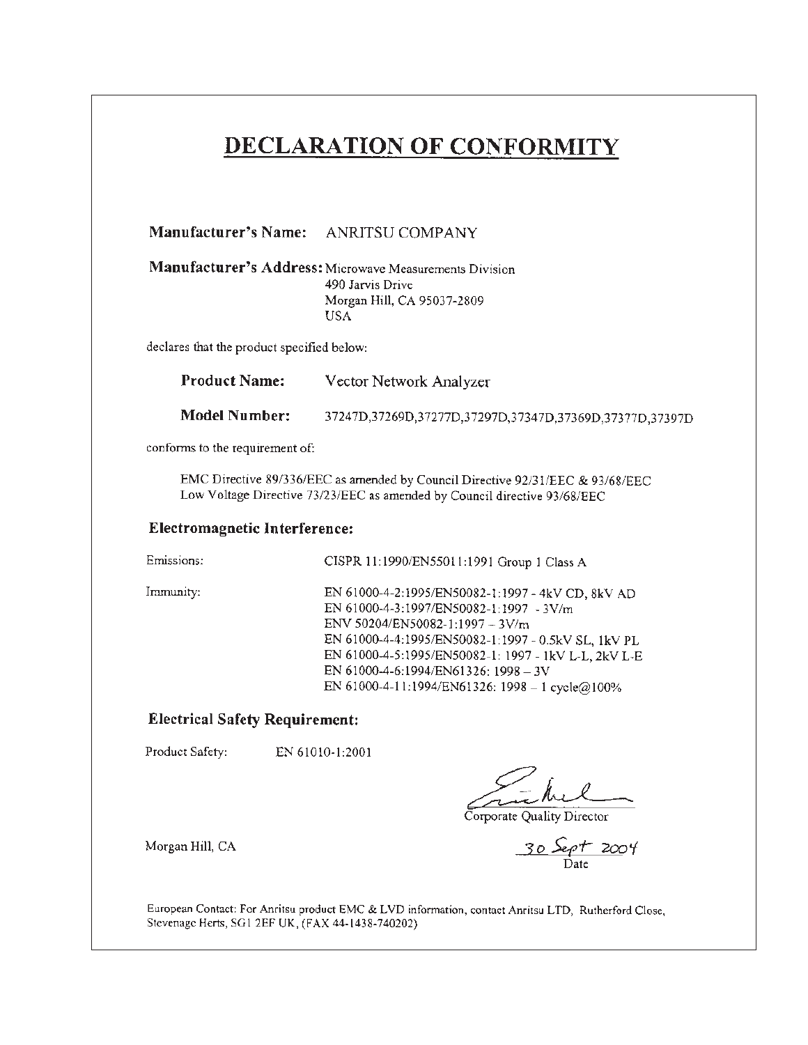# DECLARATION OF CONFORMITY

**Manufacturer's Name:** ANRITSU COMPANY

**Manufacturer's Address:** Microwave Measurements Division
490 Jarvis Drive
Morgan Hill, CA 95037-2809
USA

declares that the product specified below:

**Product Name:** Vector Network Analyzer

**Model Number:** 37247D,37269D,37277D,37297D,37347D,37369D,37377D,37397D

conforms to the requirement of:

EMC Directive 89/336/EEC as amended by Council Directive 92/31/EEC & 93/68/EEC
Low Voltage Directive 73/23/EEC as amended by Council directive 93/68/EEC

## Electromagnetic Interference:

Emissions: CISPR 11:1990/EN55011:1991 Group 1 Class A

Immunity:
EN 61000-4-2:1995/EN50082-1:1997 - 4kV CD, 8kV AD
EN 61000-4-3:1997/EN50082-1:1997 - 3V/m
ENV 50204/EN50082-1:1997 – 3V/m
EN 61000-4-4:1995/EN50082-1:1997 - 0.5kV SL, 1kV PL
EN 61000-4-5:1995/EN50082-1: 1997 - 1kV L-L, 2kV L-E
EN 61000-4-6:1994/EN61326: 1998 – 3V
EN 61000-4-11:1994/EN61326: 1998 – 1 cycle@100%

## Electrical Safety Requirement:

Product Safety: EN 61010-1:2001

Corporate Quality Director

Morgan Hill, CA

30 Sept 2004
Date

European Contact: For Anritsu product EMC & LVD information, contact Anritsu LTD, Rutherford Close, Stevenage Herts, SG1 2EF UK, (FAX 44-1438-740202)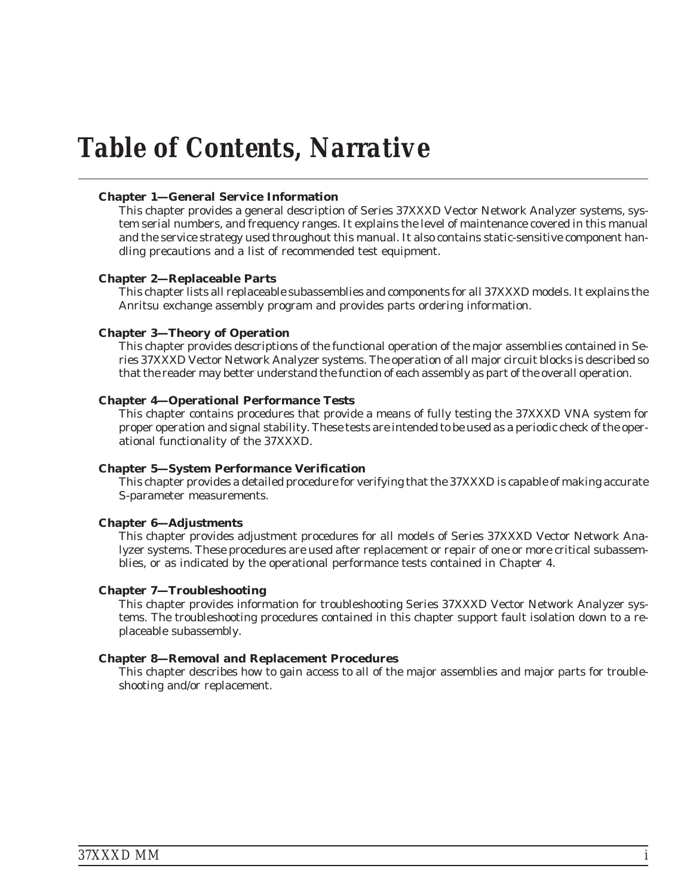# Table of Contents, Narrative

**Chapter 1—General Service Information**

This chapter provides a general description of Series 37XXXD Vector Network Analyzer systems, system serial numbers, and frequency ranges. It explains the level of maintenance covered in this manual and the service strategy used throughout this manual. It also contains static-sensitive component handling precautions and a list of recommended test equipment.

**Chapter 2—Replaceable Parts**

This chapter lists all replaceable subassemblies and components for all 37XXXD models. It explains the Anritsu exchange assembly program and provides parts ordering information.

**Chapter 3—Theory of Operation**

This chapter provides descriptions of the functional operation of the major assemblies contained in Series 37XXXD Vector Network Analyzer systems. The operation of all major circuit blocks is described so that the reader may better understand the function of each assembly as part of the overall operation.

**Chapter 4—Operational Performance Tests**

This chapter contains procedures that provide a means of fully testing the 37XXXD VNA system for proper operation and signal stability. These tests are intended to be used as a periodic check of the operational functionality of the 37XXXD.

**Chapter 5—System Performance Verification**

This chapter provides a detailed procedure for verifying that the 37XXXD is capable of making accurate S-parameter measurements.

**Chapter 6—Adjustments**

This chapter provides adjustment procedures for all models of Series 37XXXD Vector Network Analyzer systems. These procedures are used after replacement or repair of one or more critical subassemblies, or as indicated by the operational performance tests contained in Chapter 4.

**Chapter 7—Troubleshooting**

This chapter provides information for troubleshooting Series 37XXXD Vector Network Analyzer systems. The troubleshooting procedures contained in this chapter support fault isolation down to a replaceable subassembly.

**Chapter 8—Removal and Replacement Procedures**

This chapter describes how to gain access to all of the major assemblies and major parts for troubleshooting and/or replacement.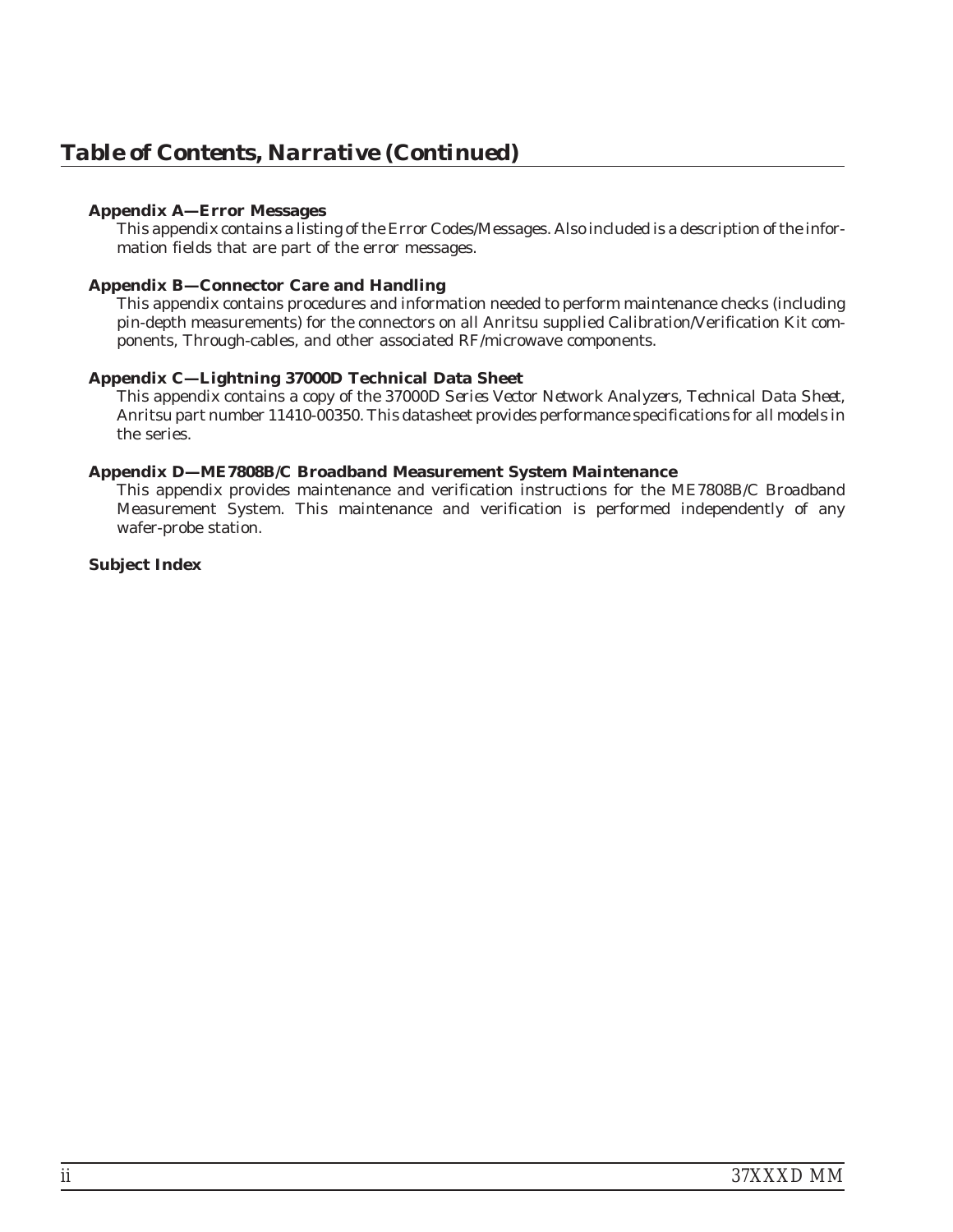# Table of Contents, Narrative (Continued)

**Appendix A—Error Messages**

This appendix contains a listing of the Error Codes/Messages. Also included is a description of the information fields that are part of the error messages.

**Appendix B—Connector Care and Handling**

This appendix contains procedures and information needed to perform maintenance checks (including pin-depth measurements) for the connectors on all Anritsu supplied Calibration/Verification Kit components, Through-cables, and other associated RF/microwave components.

**Appendix C—Lightning 37000D Technical Data Sheet**

This appendix contains a copy of the *37000D Series Vector Network Analyzers, Technical Data Sheet*, Anritsu part number 11410-00350. This datasheet provides performance specifications for all models in the series.

**Appendix D—ME7808B/C Broadband Measurement System Maintenance**

This appendix provides maintenance and verification instructions for the ME7808B/C Broadband Measurement System. This maintenance and verification is performed independently of any wafer-probe station.

**Subject Index**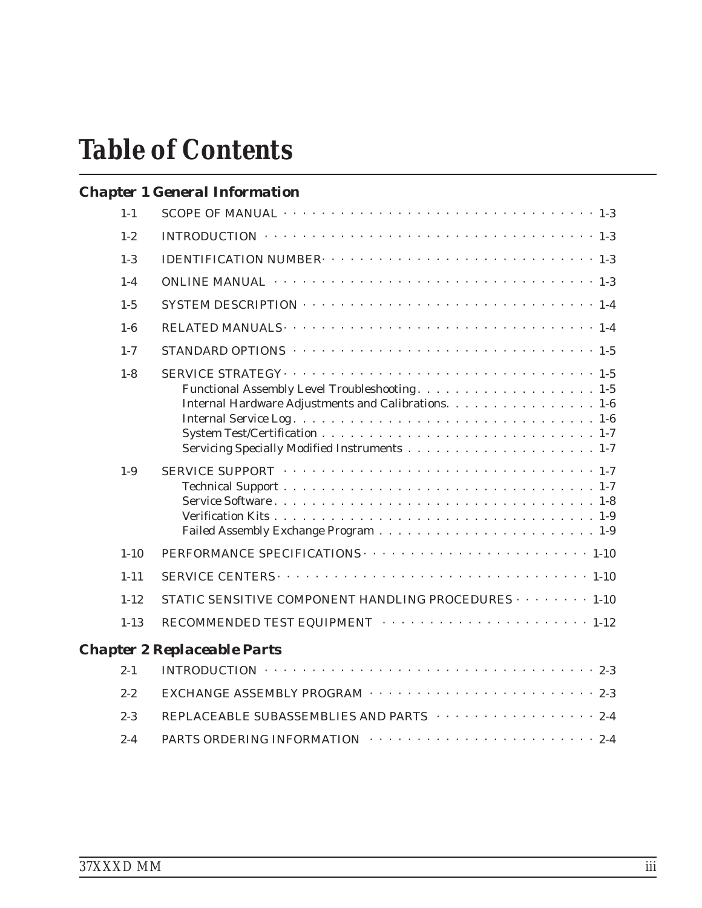# Table of Contents

## Chapter 1 General Information

| | | |
|---|---|---|
| 1-1 | SCOPE OF MANUAL | 1-3 |
| 1-2 | INTRODUCTION | 1-3 |
| 1-3 | IDENTIFICATION NUMBER | 1-3 |
| 1-4 | ONLINE MANUAL | 1-3 |
| 1-5 | SYSTEM DESCRIPTION | 1-4 |
| 1-6 | RELATED MANUALS | 1-4 |
| 1-7 | STANDARD OPTIONS | 1-5 |
| 1-8 | SERVICE STRATEGY | 1-5 |
| | Functional Assembly Level Troubleshooting | 1-5 |
| | Internal Hardware Adjustments and Calibrations | 1-6 |
| | Internal Service Log | 1-6 |
| | System Test/Certification | 1-7 |
| | Servicing Specially Modified Instruments | 1-7 |
| 1-9 | SERVICE SUPPORT | 1-7 |
| | Technical Support | 1-7 |
| | Service Software | 1-8 |
| | Verification Kits | 1-9 |
| | Failed Assembly Exchange Program | 1-9 |
| 1-10 | PERFORMANCE SPECIFICATIONS | 1-10 |
| 1-11 | SERVICE CENTERS | 1-10 |
| 1-12 | STATIC SENSITIVE COMPONENT HANDLING PROCEDURES | 1-10 |
| 1-13 | RECOMMENDED TEST EQUIPMENT | 1-12 |

## Chapter 2 Replaceable Parts

| | | |
|---|---|---|
| 2-1 | INTRODUCTION | 2-3 |
| 2-2 | EXCHANGE ASSEMBLY PROGRAM | 2-3 |
| 2-3 | REPLACEABLE SUBASSEMBLIES AND PARTS | 2-4 |
| 2-4 | PARTS ORDERING INFORMATION | 2-4 |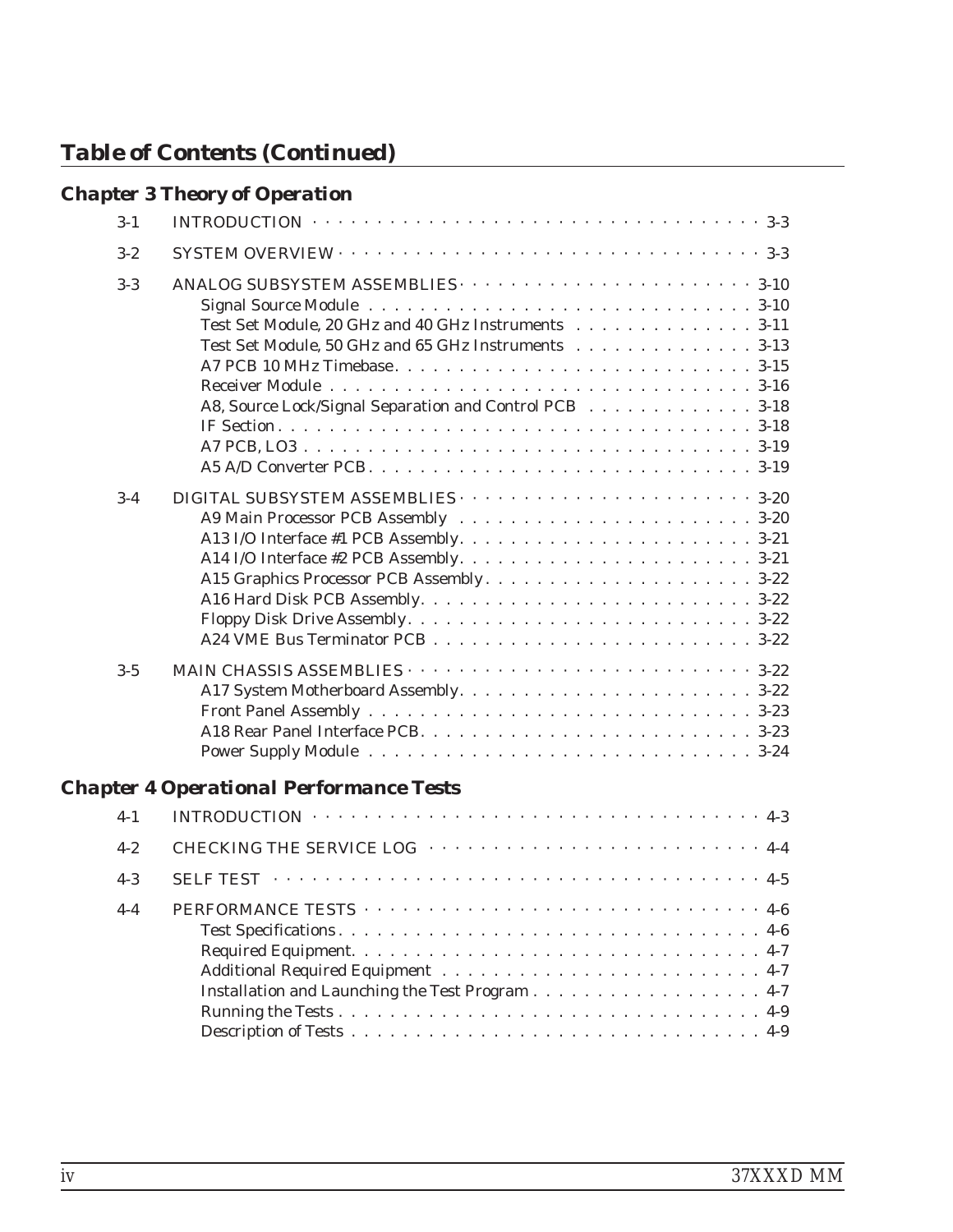## Table of Contents (Continued)

### Chapter 3 Theory of Operation

| | | |
|---|---|---|
| 3-1 | INTRODUCTION | 3-3 |
| 3-2 | SYSTEM OVERVIEW | 3-3 |
| 3-3 | ANALOG SUBSYSTEM ASSEMBLIES | 3-10 |
| | Signal Source Module | 3-10 |
| | Test Set Module, 20 GHz and 40 GHz Instruments | 3-11 |
| | Test Set Module, 50 GHz and 65 GHz Instruments | 3-13 |
| | A7 PCB 10 MHz Timebase | 3-15 |
| | Receiver Module | 3-16 |
| | A8, Source Lock/Signal Separation and Control PCB | 3-18 |
| | IF Section | 3-18 |
| | A7 PCB, LO3 | 3-19 |
| | A5 A/D Converter PCB | 3-19 |
| 3-4 | DIGITAL SUBSYSTEM ASSEMBLIES | 3-20 |
| | A9 Main Processor PCB Assembly | 3-20 |
| | A13 I/O Interface #1 PCB Assembly | 3-21 |
| | A14 I/O Interface #2 PCB Assembly | 3-21 |
| | A15 Graphics Processor PCB Assembly | 3-22 |
| | A16 Hard Disk PCB Assembly | 3-22 |
| | Floppy Disk Drive Assembly | 3-22 |
| | A24 VME Bus Terminator PCB | 3-22 |
| 3-5 | MAIN CHASSIS ASSEMBLIES | 3-22 |
| | A17 System Motherboard Assembly | 3-22 |
| | Front Panel Assembly | 3-23 |
| | A18 Rear Panel Interface PCB | 3-23 |
| | Power Supply Module | 3-24 |

### Chapter 4 Operational Performance Tests

| | | |
|---|---|---|
| 4-1 | INTRODUCTION | 4-3 |
| 4-2 | CHECKING THE SERVICE LOG | 4-4 |
| 4-3 | SELF TEST | 4-5 |
| 4-4 | PERFORMANCE TESTS | 4-6 |
| | Test Specifications | 4-6 |
| | Required Equipment | 4-7 |
| | Additional Required Equipment | 4-7 |
| | Installation and Launching the Test Program | 4-7 |
| | Running the Tests | 4-9 |
| | Description of Tests | 4-9 |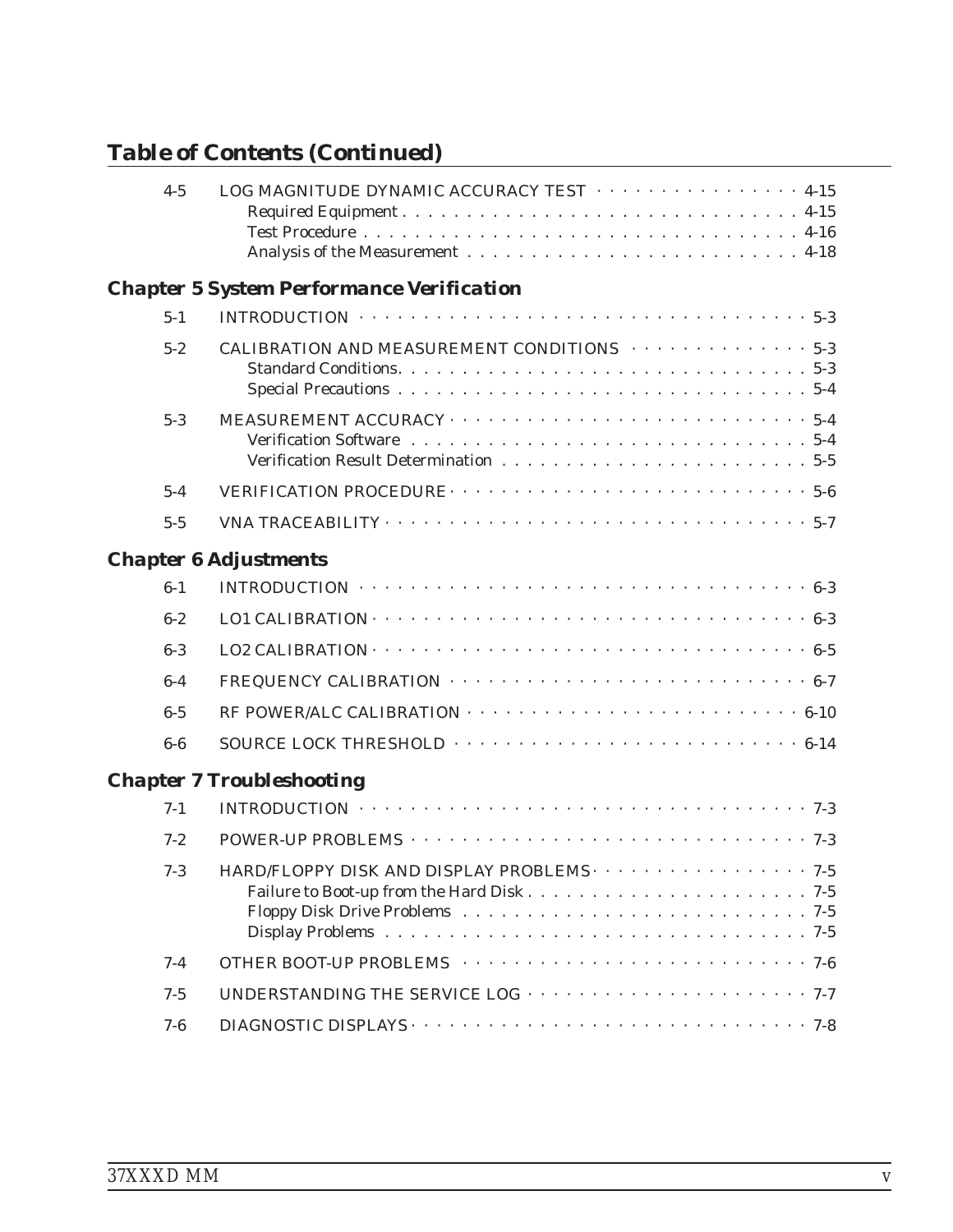## Table of Contents (Continued)

| | | |
|---|---|---|
| 4-5 | LOG MAGNITUDE DYNAMIC ACCURACY TEST | 4-15 |
| | Required Equipment | 4-15 |
| | Test Procedure | 4-16 |
| | Analysis of the Measurement | 4-18 |

### Chapter 5 System Performance Verification

| | | |
|---|---|---|
| 5-1 | INTRODUCTION | 5-3 |
| 5-2 | CALIBRATION AND MEASUREMENT CONDITIONS | 5-3 |
| | Standard Conditions. | 5-3 |
| | Special Precautions | 5-4 |
| 5-3 | MEASUREMENT ACCURACY | 5-4 |
| | Verification Software | 5-4 |
| | Verification Result Determination | 5-5 |
| 5-4 | VERIFICATION PROCEDURE | 5-6 |
| 5-5 | VNA TRACEABILITY | 5-7 |

### Chapter 6 Adjustments

| | | |
|---|---|---|
| 6-1 | INTRODUCTION | 6-3 |
| 6-2 | LO1 CALIBRATION | 6-3 |
| 6-3 | LO2 CALIBRATION | 6-5 |
| 6-4 | FREQUENCY CALIBRATION | 6-7 |
| 6-5 | RF POWER/ALC CALIBRATION | 6-10 |
| 6-6 | SOURCE LOCK THRESHOLD | 6-14 |

### Chapter 7 Troubleshooting

| | | |
|---|---|---|
| 7-1 | INTRODUCTION | 7-3 |
| 7-2 | POWER-UP PROBLEMS | 7-3 |
| 7-3 | HARD/FLOPPY DISK AND DISPLAY PROBLEMS | 7-5 |
| | Failure to Boot-up from the Hard Disk | 7-5 |
| | Floppy Disk Drive Problems | 7-5 |
| | Display Problems | 7-5 |
| 7-4 | OTHER BOOT-UP PROBLEMS | 7-6 |
| 7-5 | UNDERSTANDING THE SERVICE LOG | 7-7 |
| 7-6 | DIAGNOSTIC DISPLAYS | 7-8 |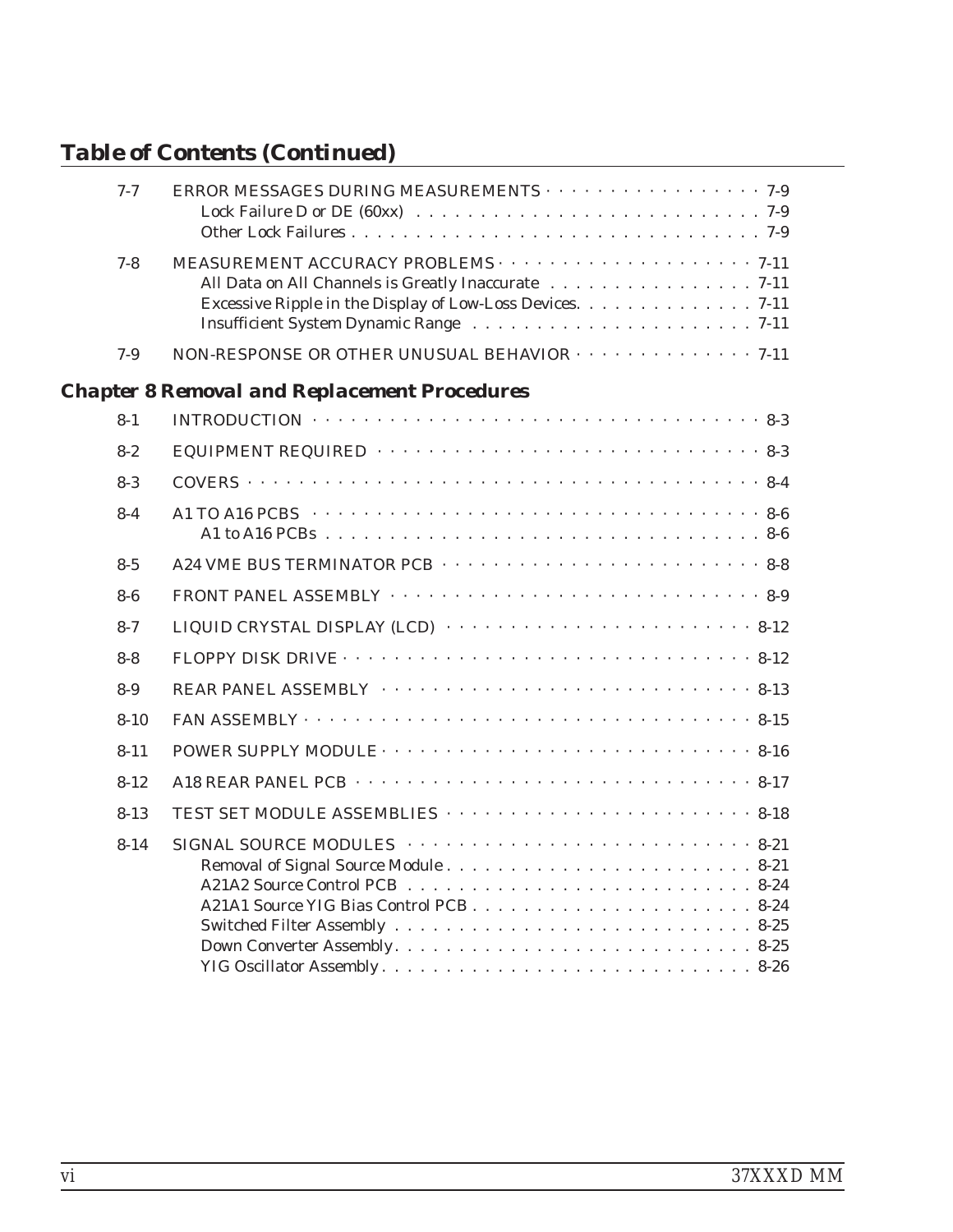## Table of Contents (Continued)

| | | |
|---|---|---|
| 7-7 | ERROR MESSAGES DURING MEASUREMENTS | 7-9 |
| | Lock Failure D or DE (60xx) | 7-9 |
| | Other Lock Failures | 7-9 |
| 7-8 | MEASUREMENT ACCURACY PROBLEMS | 7-11 |
| | All Data on All Channels is Greatly Inaccurate | 7-11 |
| | Excessive Ripple in the Display of Low-Loss Devices | 7-11 |
| | Insufficient System Dynamic Range | 7-11 |
| 7-9 | NON-RESPONSE OR OTHER UNUSUAL BEHAVIOR | 7-11 |

### Chapter 8 Removal and Replacement Procedures

| | | |
|---|---|---|
| 8-1 | INTRODUCTION | 8-3 |
| 8-2 | EQUIPMENT REQUIRED | 8-3 |
| 8-3 | COVERS | 8-4 |
| 8-4 | A1 TO A16 PCBS | 8-6 |
| | A1 to A16 PCBs | 8-6 |
| 8-5 | A24 VME BUS TERMINATOR PCB | 8-8 |
| 8-6 | FRONT PANEL ASSEMBLY | 8-9 |
| 8-7 | LIQUID CRYSTAL DISPLAY (LCD) | 8-12 |
| 8-8 | FLOPPY DISK DRIVE | 8-12 |
| 8-9 | REAR PANEL ASSEMBLY | 8-13 |
| 8-10 | FAN ASSEMBLY | 8-15 |
| 8-11 | POWER SUPPLY MODULE | 8-16 |
| 8-12 | A18 REAR PANEL PCB | 8-17 |
| 8-13 | TEST SET MODULE ASSEMBLIES | 8-18 |
| 8-14 | SIGNAL SOURCE MODULES | 8-21 |
| | Removal of Signal Source Module | 8-21 |
| | A21A2 Source Control PCB | 8-24 |
| | A21A1 Source YIG Bias Control PCB | 8-24 |
| | Switched Filter Assembly | 8-25 |
| | Down Converter Assembly | 8-25 |
| | YIG Oscillator Assembly | 8-26 |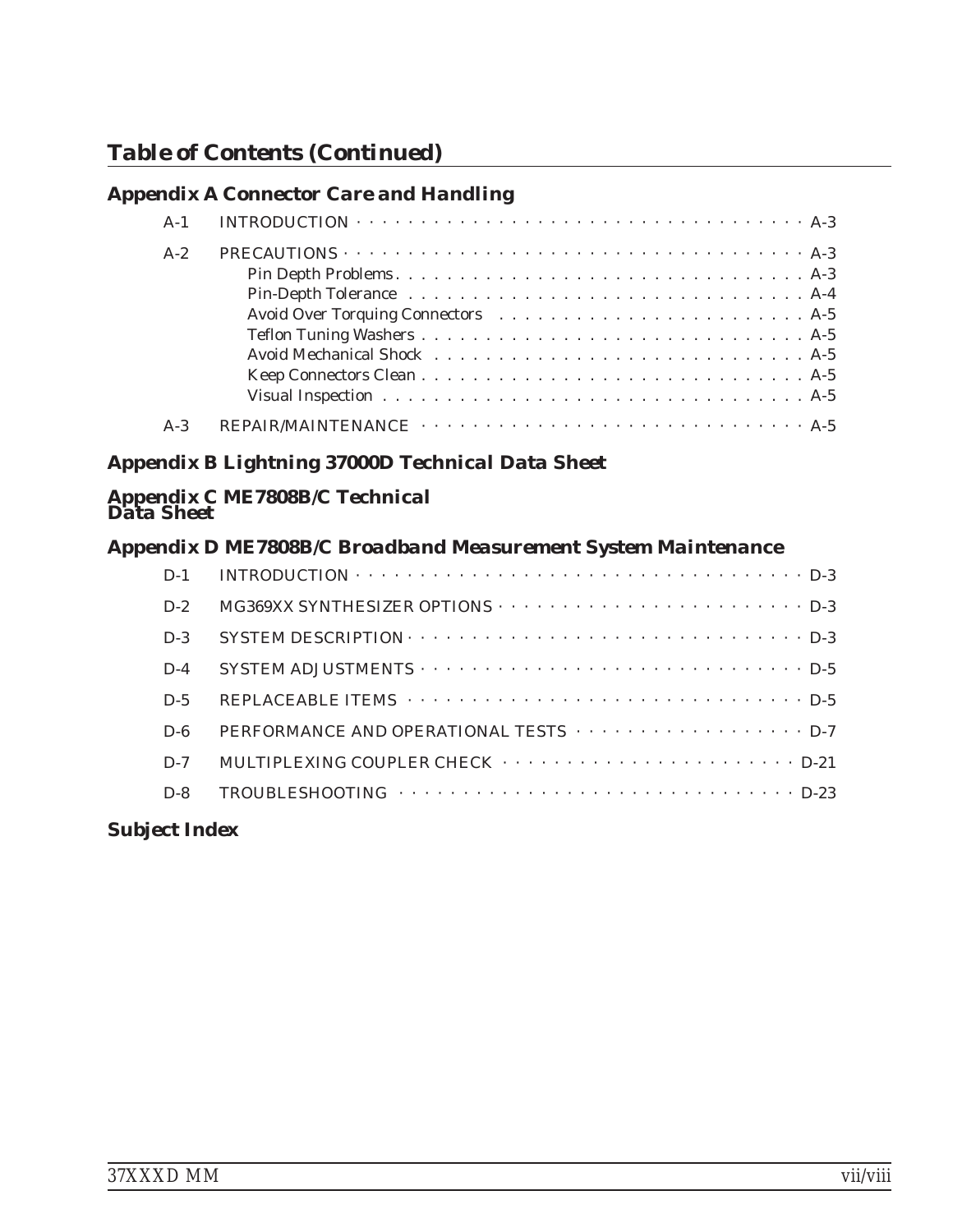## Table of Contents (Continued)

### Appendix A Connector Care and Handling

A-1 INTRODUCTION . . . . . . . . . . . . . . . . . . . . . . . . . . . . . . . . . . . . . A-3

A-2 PRECAUTIONS . . . . . . . . . . . . . . . . . . . . . . . . . . . . . . . . . . . . . A-3
- Pin Depth Problems . . . . . . . . . . . . . . . . . . . . . . . . . . . . . . . . A-3
- Pin-Depth Tolerance . . . . . . . . . . . . . . . . . . . . . . . . . . . . . . . . A-4
- Avoid Over Torquing Connectors . . . . . . . . . . . . . . . . . . . . . . . . A-5
- Teflon Tuning Washers . . . . . . . . . . . . . . . . . . . . . . . . . . . . . . A-5
- Avoid Mechanical Shock . . . . . . . . . . . . . . . . . . . . . . . . . . . . . A-5
- Keep Connectors Clean . . . . . . . . . . . . . . . . . . . . . . . . . . . . . . A-5
- Visual Inspection . . . . . . . . . . . . . . . . . . . . . . . . . . . . . . . . . . A-5

A-3 REPAIR/MAINTENANCE . . . . . . . . . . . . . . . . . . . . . . . . . . . . . . . A-5

### Appendix B Lightning 37000D Technical Data Sheet

### Appendix C ME7808B/C Technical Data Sheet

### Appendix D ME7808B/C Broadband Measurement System Maintenance

D-1 INTRODUCTION . . . . . . . . . . . . . . . . . . . . . . . . . . . . . . . . . . . . . D-3

D-2 MG369XX SYNTHESIZER OPTIONS . . . . . . . . . . . . . . . . . . . . . . . . D-3

D-3 SYSTEM DESCRIPTION . . . . . . . . . . . . . . . . . . . . . . . . . . . . . . . D-3

D-4 SYSTEM ADJUSTMENTS . . . . . . . . . . . . . . . . . . . . . . . . . . . . . . D-5

D-5 REPLACEABLE ITEMS . . . . . . . . . . . . . . . . . . . . . . . . . . . . . . . . D-5

D-6 PERFORMANCE AND OPERATIONAL TESTS . . . . . . . . . . . . . . . . . . D-7

D-7 MULTIPLEXING COUPLER CHECK . . . . . . . . . . . . . . . . . . . . . . . D-21

D-8 TROUBLESHOOTING . . . . . . . . . . . . . . . . . . . . . . . . . . . . . . . . D-23

### Subject Index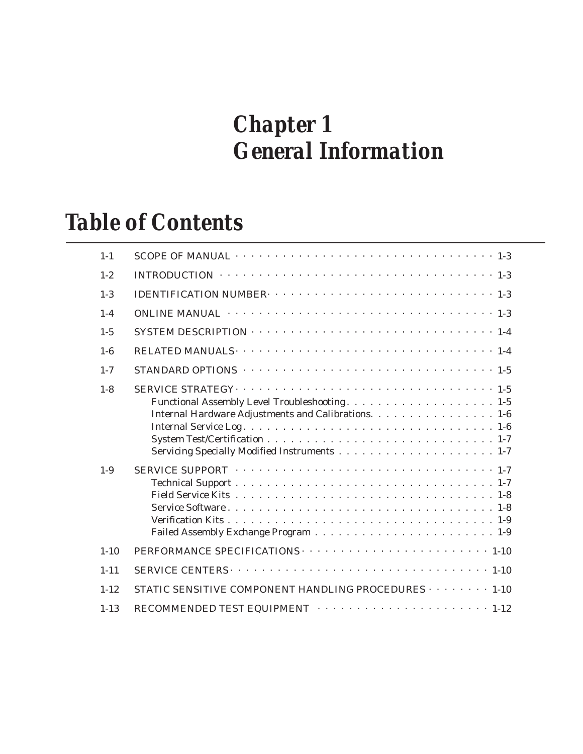# Chapter 1
# General Information

## Table of Contents

| | | |
|---|---|---|
| 1-1 | SCOPE OF MANUAL | 1-3 |
| 1-2 | INTRODUCTION | 1-3 |
| 1-3 | IDENTIFICATION NUMBER | 1-3 |
| 1-4 | ONLINE MANUAL | 1-3 |
| 1-5 | SYSTEM DESCRIPTION | 1-4 |
| 1-6 | RELATED MANUALS | 1-4 |
| 1-7 | STANDARD OPTIONS | 1-5 |
| 1-8 | SERVICE STRATEGY | 1-5 |
| | Functional Assembly Level Troubleshooting | 1-5 |
| | Internal Hardware Adjustments and Calibrations | 1-6 |
| | Internal Service Log | 1-6 |
| | System Test/Certification | 1-7 |
| | Servicing Specially Modified Instruments | 1-7 |
| 1-9 | SERVICE SUPPORT | 1-7 |
| | Technical Support | 1-7 |
| | Field Service Kits | 1-8 |
| | Service Software | 1-8 |
| | Verification Kits | 1-9 |
| | Failed Assembly Exchange Program | 1-9 |
| 1-10 | PERFORMANCE SPECIFICATIONS | 1-10 |
| 1-11 | SERVICE CENTERS | 1-10 |
| 1-12 | STATIC SENSITIVE COMPONENT HANDLING PROCEDURES | 1-10 |
| 1-13 | RECOMMENDED TEST EQUIPMENT | 1-12 |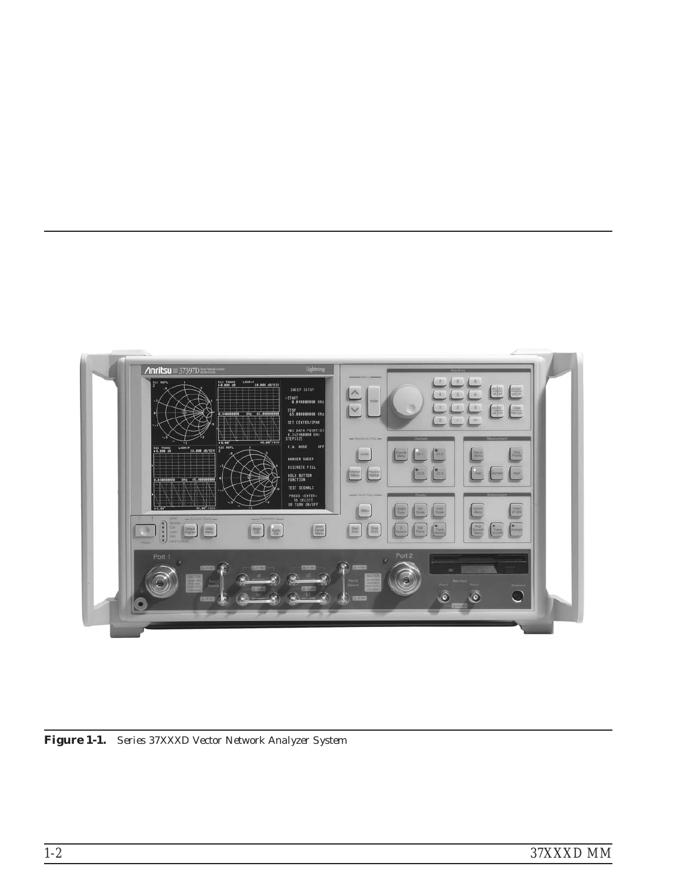**Figure 1-1.** *Series 37XXXD Vector Network Analyzer System*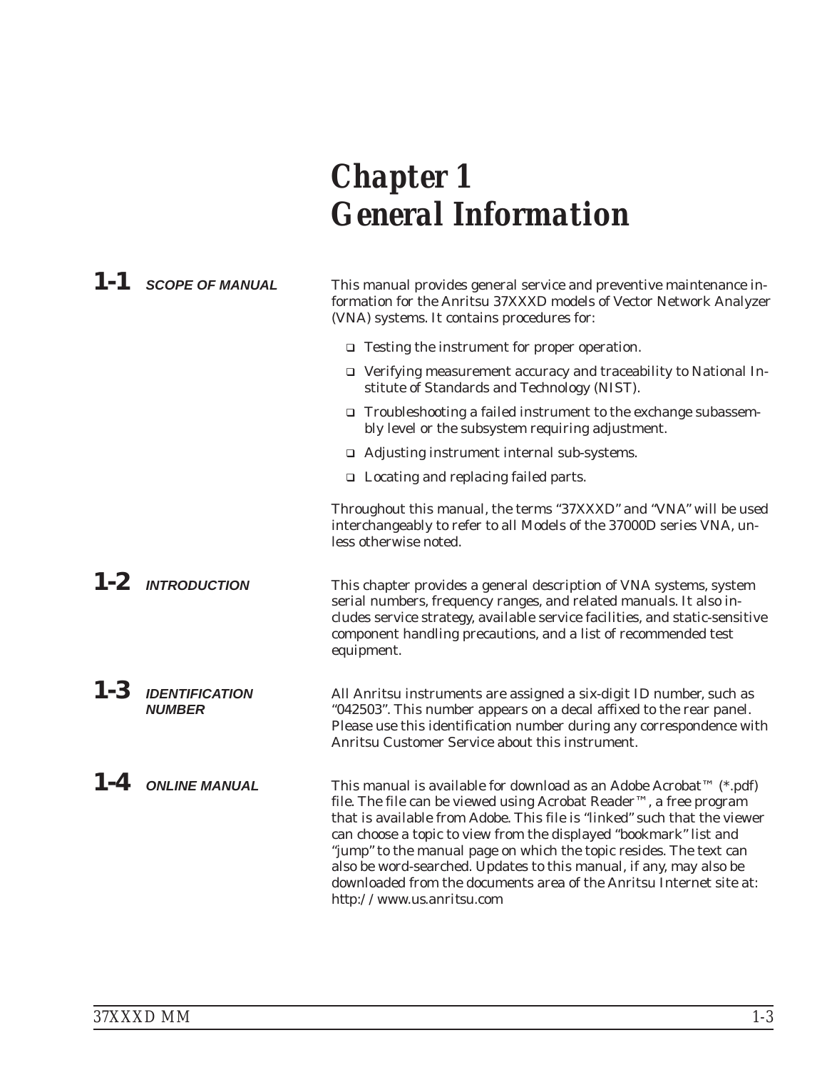# Chapter 1 General Information

## 1-1 SCOPE OF MANUAL

This manual provides general service and preventive maintenance information for the Anritsu 37XXXD models of Vector Network Analyzer (VNA) systems. It contains procedures for:

- Testing the instrument for proper operation.
- Verifying measurement accuracy and traceability to National Institute of Standards and Technology (NIST).
- Troubleshooting a failed instrument to the exchange subassembly level or the subsystem requiring adjustment.
- Adjusting instrument internal sub-systems.
- Locating and replacing failed parts.

Throughout this manual, the terms "37XXXD" and "VNA" will be used interchangeably to refer to all Models of the 37000D series VNA, unless otherwise noted.

## 1-2 INTRODUCTION

This chapter provides a general description of VNA systems, system serial numbers, frequency ranges, and related manuals. It also includes service strategy, available service facilities, and static-sensitive component handling precautions, and a list of recommended test equipment.

## 1-3 IDENTIFICATION NUMBER

All Anritsu instruments are assigned a six-digit ID number, such as "042503". This number appears on a decal affixed to the rear panel. Please use this identification number during any correspondence with Anritsu Customer Service about this instrument.

## 1-4 ONLINE MANUAL

This manual is available for download as an Adobe Acrobat™ (*.pdf) file. The file can be viewed using Acrobat Reader™, a free program that is available from Adobe. This file is "linked" such that the viewer can choose a topic to view from the displayed "bookmark" list and "jump" to the manual page on which the topic resides. The text can also be word-searched. Updates to this manual, if any, may also be downloaded from the documents area of the Anritsu Internet site at: http://www.us.anritsu.com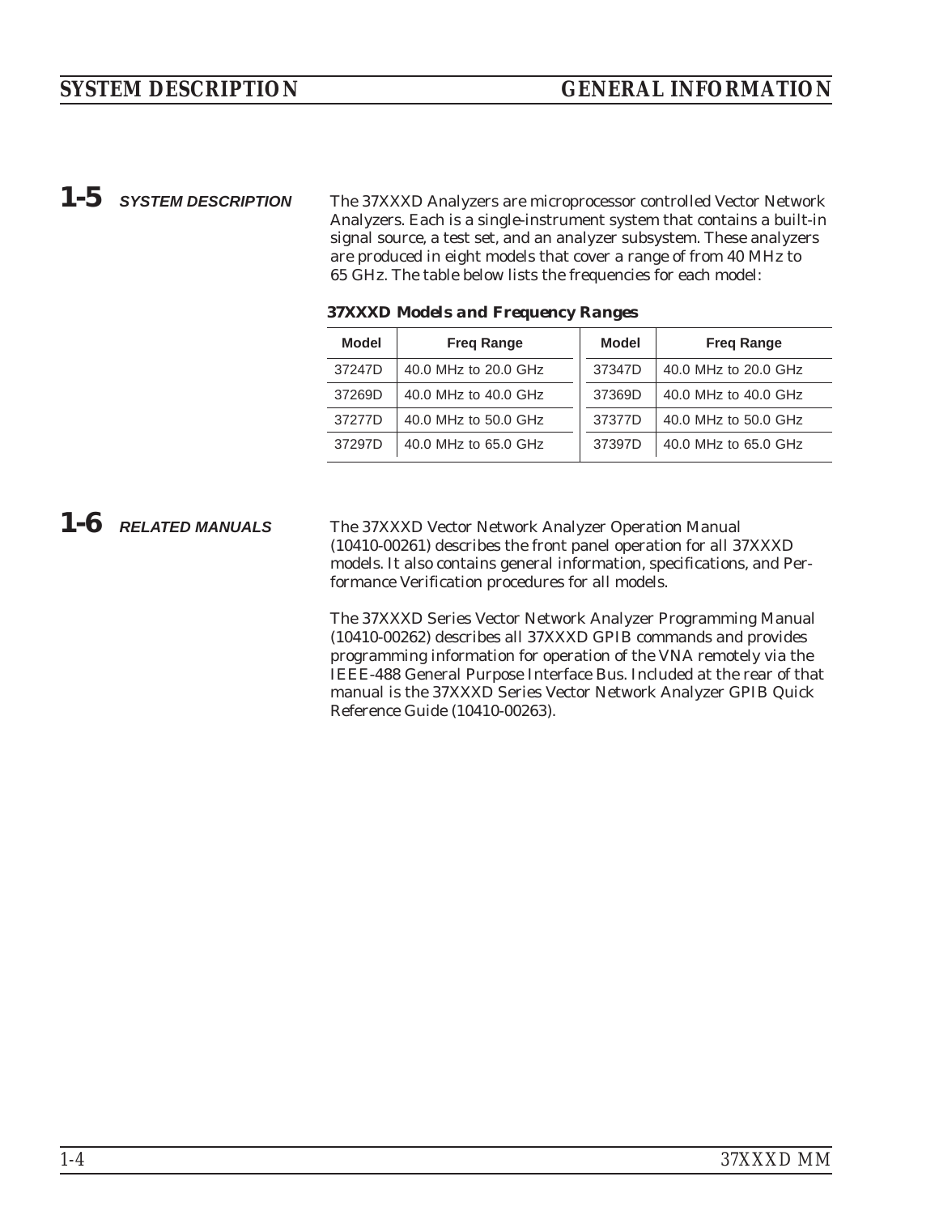## 1-5 SYSTEM DESCRIPTION

The 37XXXD Analyzers are microprocessor controlled Vector Network Analyzers. Each is a single-instrument system that contains a built-in signal source, a test set, and an analyzer subsystem. These analyzers are produced in eight models that cover a range of from 40 MHz to 65 GHz. The table below lists the frequencies for each model:

**37XXXD Models and Frequency Ranges**

| Model | Freq Range | Model | Freq Range |
|---|---|---|---|
| 37247D | 40.0 MHz to 20.0 GHz | 37347D | 40.0 MHz to 20.0 GHz |
| 37269D | 40.0 MHz to 40.0 GHz | 37369D | 40.0 MHz to 40.0 GHz |
| 37277D | 40.0 MHz to 50.0 GHz | 37377D | 40.0 MHz to 50.0 GHz |
| 37297D | 40.0 MHz to 65.0 GHz | 37397D | 40.0 MHz to 65.0 GHz |

## 1-6 RELATED MANUALS

The 37XXXD Vector Network Analyzer Operation Manual (10410-00261) describes the front panel operation for all 37XXXD models. It also contains general information, specifications, and Performance Verification procedures for all models.

The 37XXXD Series Vector Network Analyzer Programming Manual (10410-00262) describes all 37XXXD GPIB commands and provides programming information for operation of the VNA remotely via the IEEE-488 General Purpose Interface Bus. Included at the rear of that manual is the 37XXXD Series Vector Network Analyzer GPIB Quick Reference Guide (10410-00263).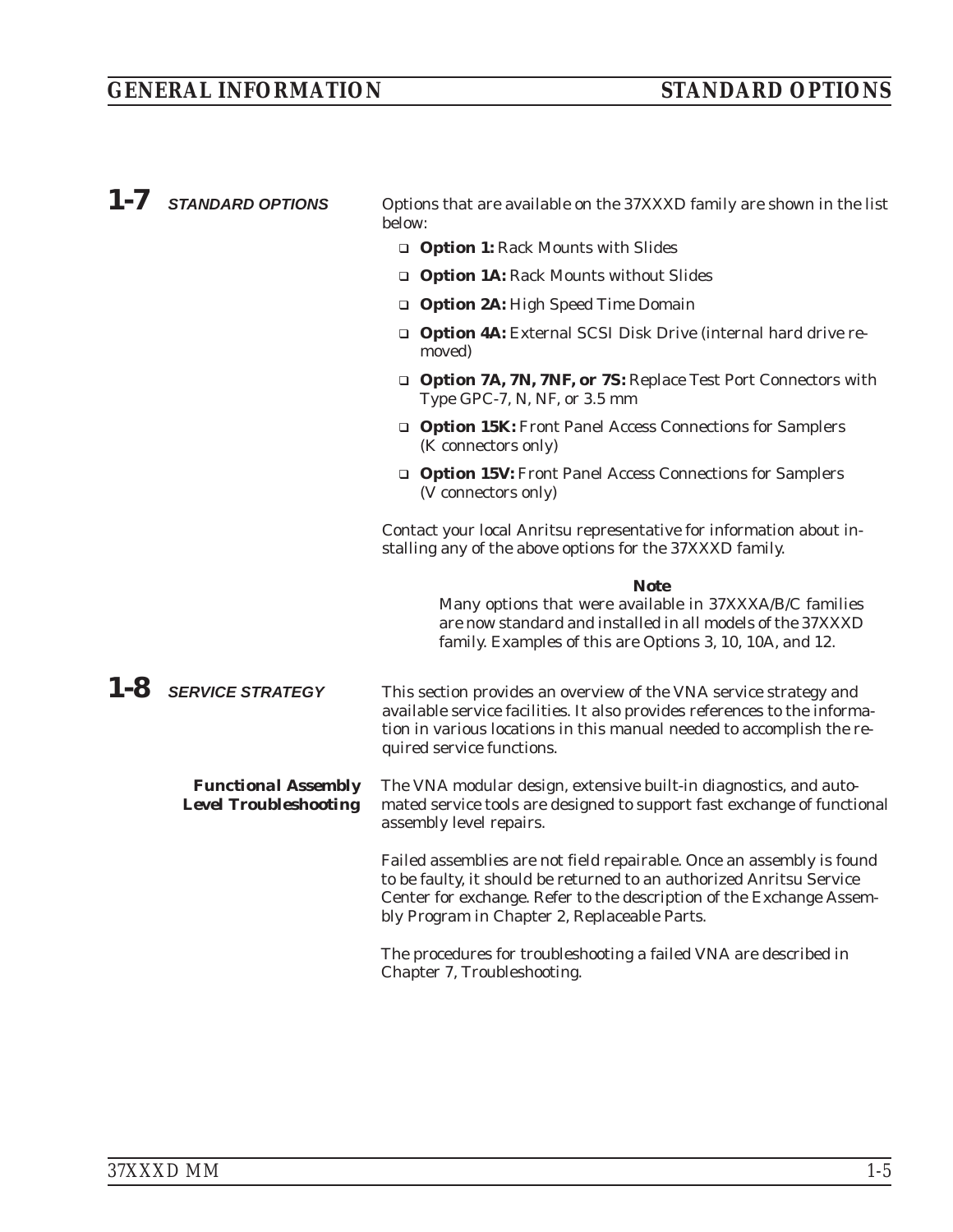## 1-7 STANDARD OPTIONS

Options that are available on the 37XXXD family are shown in the list below:

- **Option 1:** Rack Mounts with Slides
- **Option 1A:** Rack Mounts without Slides
- **Option 2A:** High Speed Time Domain
- **Option 4A:** External SCSI Disk Drive (internal hard drive removed)
- **Option 7A, 7N, 7NF, or 7S:** Replace Test Port Connectors with Type GPC-7, N, NF, or 3.5 mm
- **Option 15K:** Front Panel Access Connections for Samplers (K connectors only)
- **Option 15V:** Front Panel Access Connections for Samplers (V connectors only)

Contact your local Anritsu representative for information about installing any of the above options for the 37XXXD family.

**Note**

Many options that were available in 37XXXA/B/C families are now standard and installed in all models of the 37XXXD family. Examples of this are Options 3, 10, 10A, and 12.

## 1-8 SERVICE STRATEGY

This section provides an overview of the VNA service strategy and available service facilities. It also provides references to the information in various locations in this manual needed to accomplish the required service functions.

### Functional Assembly Level Troubleshooting

The VNA modular design, extensive built-in diagnostics, and automated service tools are designed to support fast exchange of functional assembly level repairs.

Failed assemblies are not field repairable. Once an assembly is found to be faulty, it should be returned to an authorized Anritsu Service Center for exchange. Refer to the description of the Exchange Assembly Program in Chapter 2, Replaceable Parts.

The procedures for troubleshooting a failed VNA are described in Chapter 7, Troubleshooting.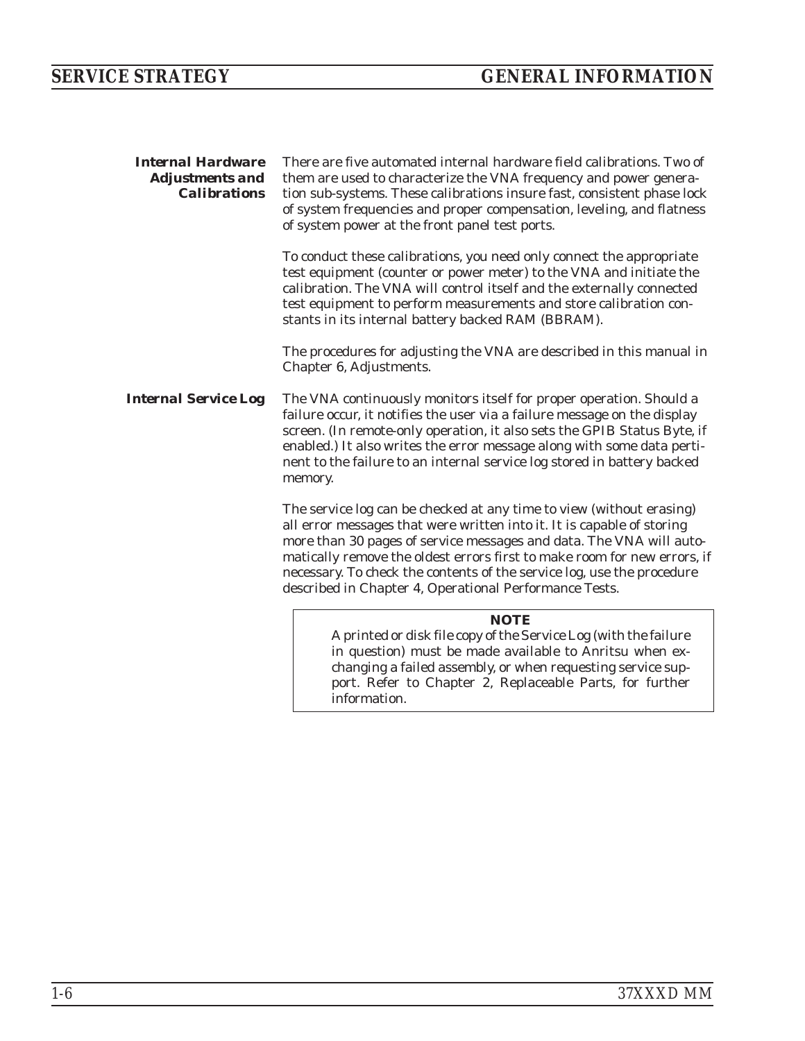### Internal Hardware Adjustments and Calibrations

There are five automated internal hardware field calibrations. Two of them are used to characterize the VNA frequency and power generation sub-systems. These calibrations insure fast, consistent phase lock of system frequencies and proper compensation, leveling, and flatness of system power at the front panel test ports.

To conduct these calibrations, you need only connect the appropriate test equipment (counter or power meter) to the VNA and initiate the calibration. The VNA will control itself and the externally connected test equipment to perform measurements and store calibration constants in its internal battery backed RAM (BBRAM).

The procedures for adjusting the VNA are described in this manual in Chapter 6, Adjustments.

### Internal Service Log

The VNA continuously monitors itself for proper operation. Should a failure occur, it notifies the user via a failure message on the display screen. (In remote-only operation, it also sets the GPIB Status Byte, if enabled.) It also writes the error message along with some data pertinent to the failure to an internal service log stored in battery backed memory.

The service log can be checked at any time to view (without erasing) all error messages that were written into it. It is capable of storing more than 30 pages of service messages and data. The VNA will automatically remove the oldest errors first to make room for new errors, if necessary. To check the contents of the service log, use the procedure described in Chapter 4, Operational Performance Tests.

> **NOTE**
> A printed or disk file copy of the Service Log (with the failure in question) must be made available to Anritsu when exchanging a failed assembly, or when requesting service support. Refer to Chapter 2, Replaceable Parts, for further information.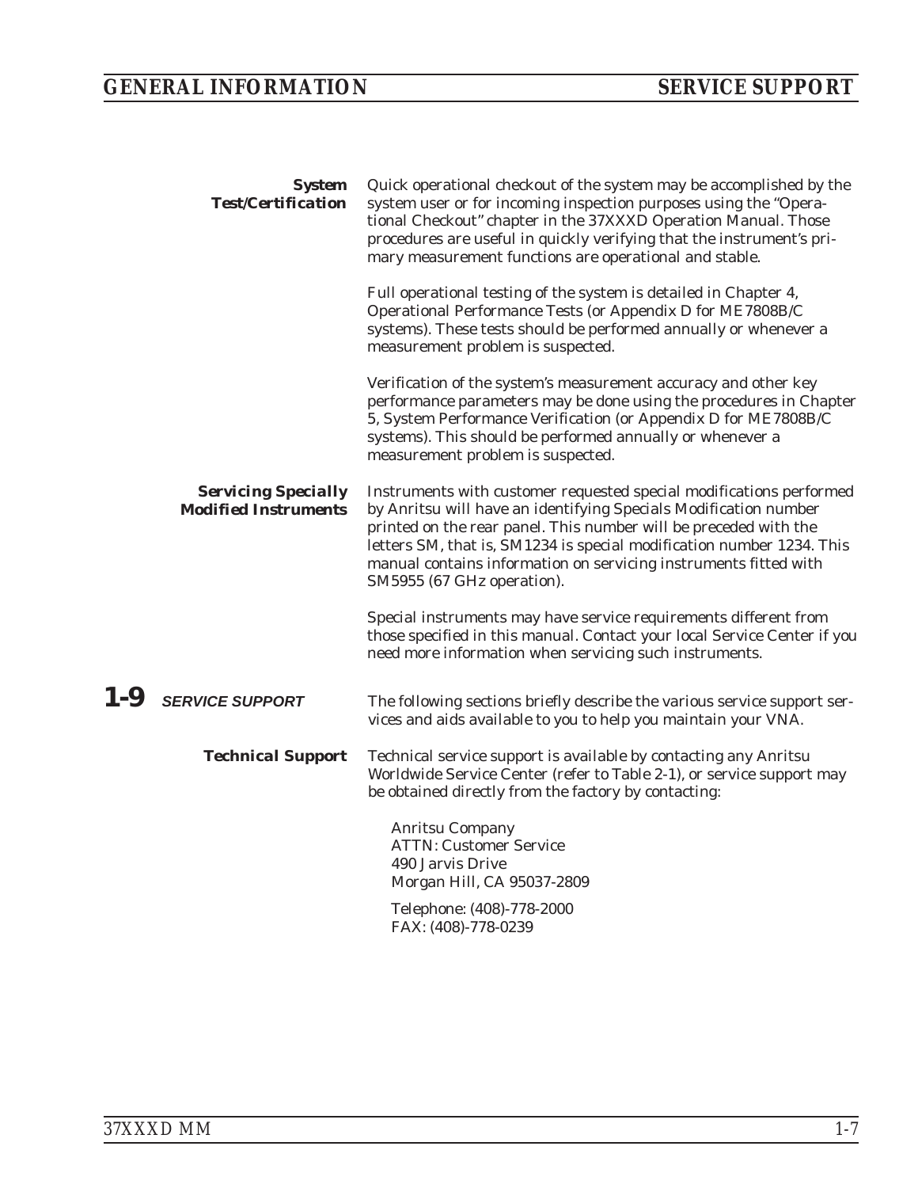**System Test/Certification**

Quick operational checkout of the system may be accomplished by the system user or for incoming inspection purposes using the "Operational Checkout" chapter in the 37XXXD Operation Manual. Those procedures are useful in quickly verifying that the instrument's primary measurement functions are operational and stable.

Full operational testing of the system is detailed in Chapter 4, Operational Performance Tests (or Appendix D for ME7808B/C systems). These tests should be performed annually or whenever a measurement problem is suspected.

Verification of the system's measurement accuracy and other key performance parameters may be done using the procedures in Chapter 5, System Performance Verification (or Appendix D for ME7808B/C systems). This should be performed annually or whenever a measurement problem is suspected.

**Servicing Specially Modified Instruments**

Instruments with customer requested special modifications performed by Anritsu will have an identifying Specials Modification number printed on the rear panel. This number will be preceded with the letters SM, that is, SM1234 is special modification number 1234. This manual contains information on servicing instruments fitted with SM5955 (67 GHz operation).

Special instruments may have service requirements different from those specified in this manual. Contact your local Service Center if you need more information when servicing such instruments.

## 1-9 SERVICE SUPPORT

The following sections briefly describe the various service support services and aids available to you to help you maintain your VNA.

**Technical Support**

Technical service support is available by contacting any Anritsu Worldwide Service Center (refer to Table 2-1), or service support may be obtained directly from the factory by contacting:

Anritsu Company
ATTN: Customer Service
490 Jarvis Drive
Morgan Hill, CA 95037-2809

Telephone: (408)-778-2000
FAX: (408)-778-0239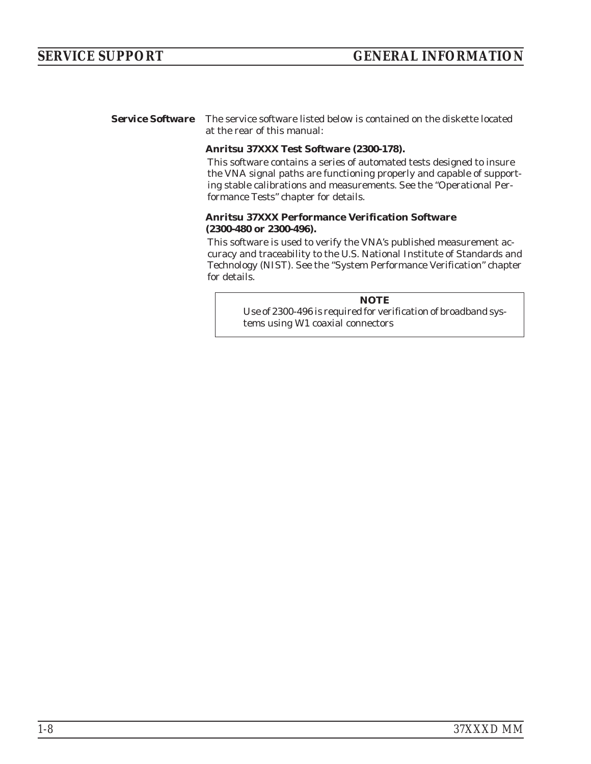## Service Software

The service software listed below is contained on the diskette located at the rear of this manual:

**Anritsu 37XXX Test Software (2300-178).**

This software contains a series of automated tests designed to insure the VNA signal paths are functioning properly and capable of supporting stable calibrations and measurements. See the “Operational Performance Tests” chapter for details.

**Anritsu 37XXX Performance Verification Software (2300-480 or 2300-496).**

This software is used to verify the VNA’s published measurement accuracy and traceability to the U.S. National Institute of Standards and Technology (NIST). See the “System Performance Verification” chapter for details.

> **NOTE**
>
> Use of 2300-496 is required for verification of broadband systems using W1 coaxial connectors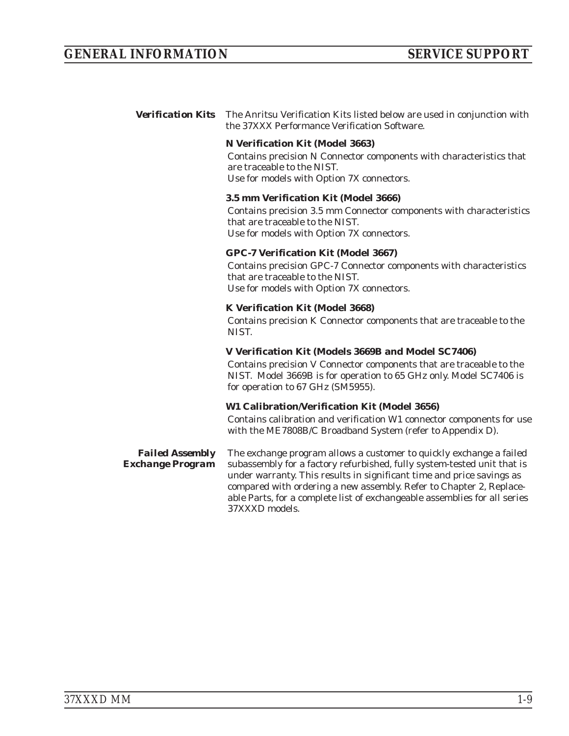### Verification Kits

The Anritsu Verification Kits listed below are used in conjunction with the 37XXX Performance Verification Software.

**N Verification Kit (Model 3663)**

Contains precision N Connector components with characteristics that are traceable to the NIST.
Use for models with Option 7X connectors.

**3.5 mm Verification Kit (Model 3666)**

Contains precision 3.5 mm Connector components with characteristics that are traceable to the NIST.
Use for models with Option 7X connectors.

**GPC-7 Verification Kit (Model 3667)**

Contains precision GPC-7 Connector components with characteristics that are traceable to the NIST.
Use for models with Option 7X connectors.

**K Verification Kit (Model 3668)**

Contains precision K Connector components that are traceable to the NIST.

**V Verification Kit (Models 3669B and Model SC7406)**

Contains precision V Connector components that are traceable to the NIST. Model 3669B is for operation to 65 GHz only. Model SC7406 is for operation to 67 GHz (SM5955).

**W1 Calibration/Verification Kit (Model 3656)**

Contains calibration and verification W1 connector components for use with the ME7808B/C Broadband System (refer to Appendix D).

### Failed Assembly Exchange Program

The exchange program allows a customer to quickly exchange a failed subassembly for a factory refurbished, fully system-tested unit that is under warranty. This results in significant time and price savings as compared with ordering a new assembly. Refer to Chapter 2, Replaceable Parts, for a complete list of exchangeable assemblies for all series 37XXXD models.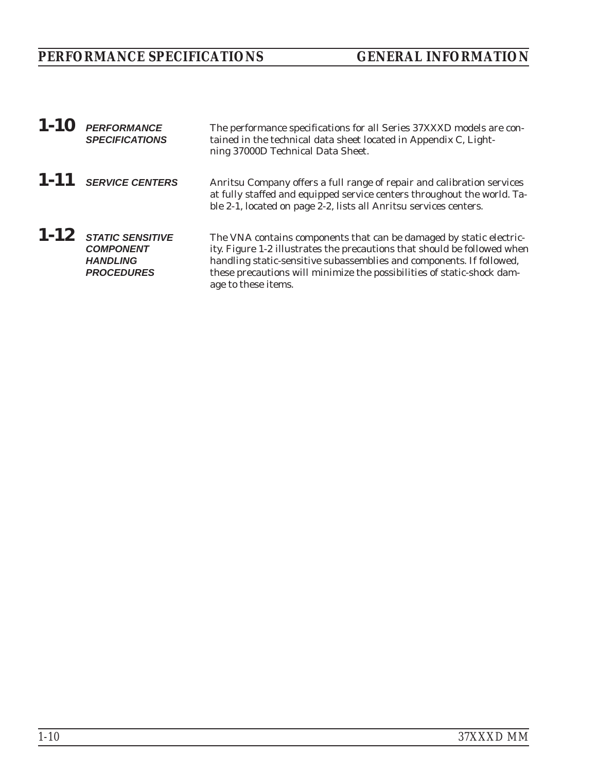## 1-10 PERFORMANCE SPECIFICATIONS

The performance specifications for all Series 37XXXD models are contained in the technical data sheet located in Appendix C, Lightning 37000D Technical Data Sheet.

## 1-11 SERVICE CENTERS

Anritsu Company offers a full range of repair and calibration services at fully staffed and equipped service centers throughout the world. Table 2-1, located on page 2-2, lists all Anritsu services centers.

## 1-12 STATIC SENSITIVE COMPONENT HANDLING PROCEDURES

The VNA contains components that can be damaged by static electricity. Figure 1-2 illustrates the precautions that should be followed when handling static-sensitive subassemblies and components. If followed, these precautions will minimize the possibilities of static-shock damage to these items.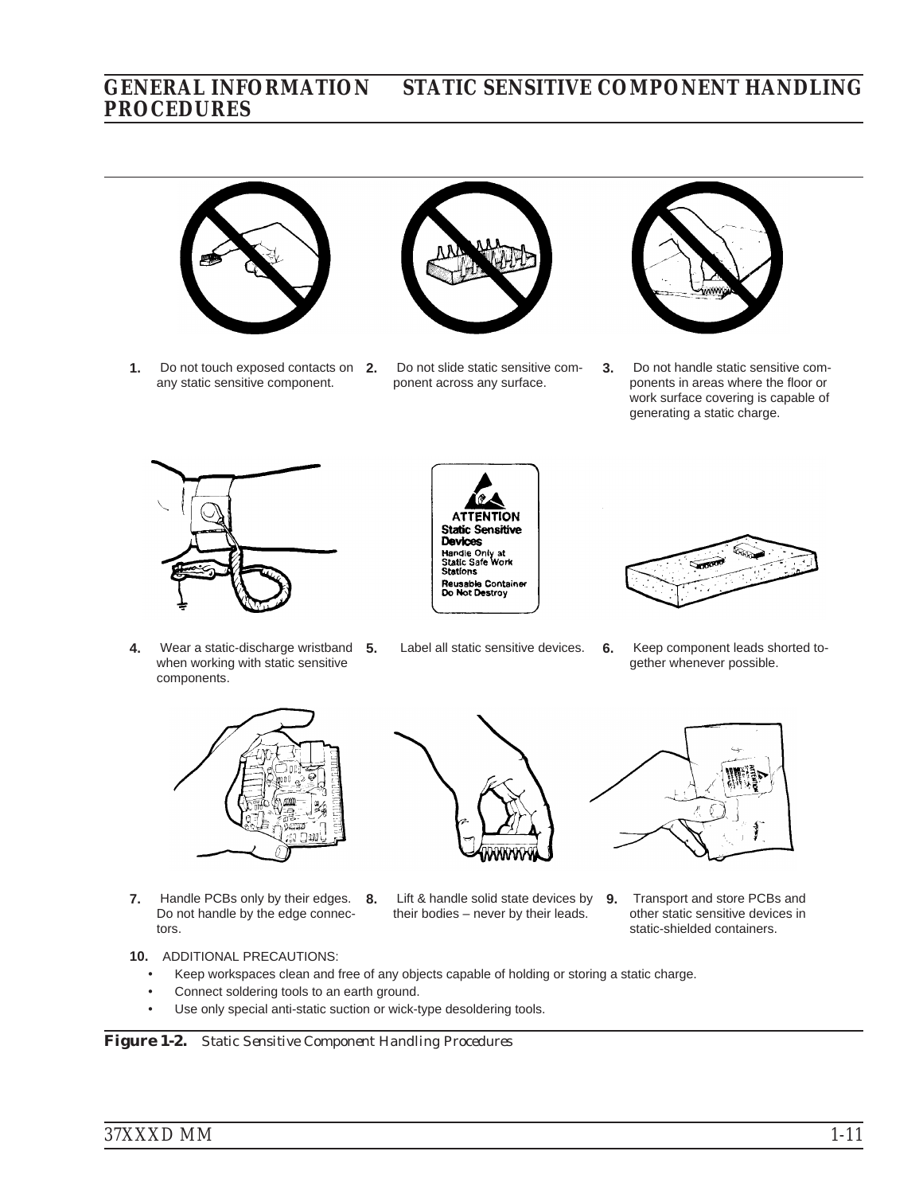1. Do not touch exposed contacts on any static sensitive component.
2. Do not slide static sensitive component across any surface.
3. Do not handle static sensitive components in areas where the floor or work surface covering is capable of generating a static charge.
4. Wear a static-discharge wristband when working with static sensitive components.
5. Label all static sensitive devices.
6. Keep component leads shorted together whenever possible.
7. Handle PCBs only by their edges. Do not handle by the edge connectors.
8. Lift & handle solid state devices by their bodies – never by their leads.
9. Transport and store PCBs and other static sensitive devices in static-shielded containers.
10. ADDITIONAL PRECAUTIONS:
    - Keep workspaces clean and free of any objects capable of holding or storing a static charge.
    - Connect soldering tools to an earth ground.
    - Use only special anti-static suction or wick-type desoldering tools.

**Figure 1-2.** *Static Sensitive Component Handling Procedures*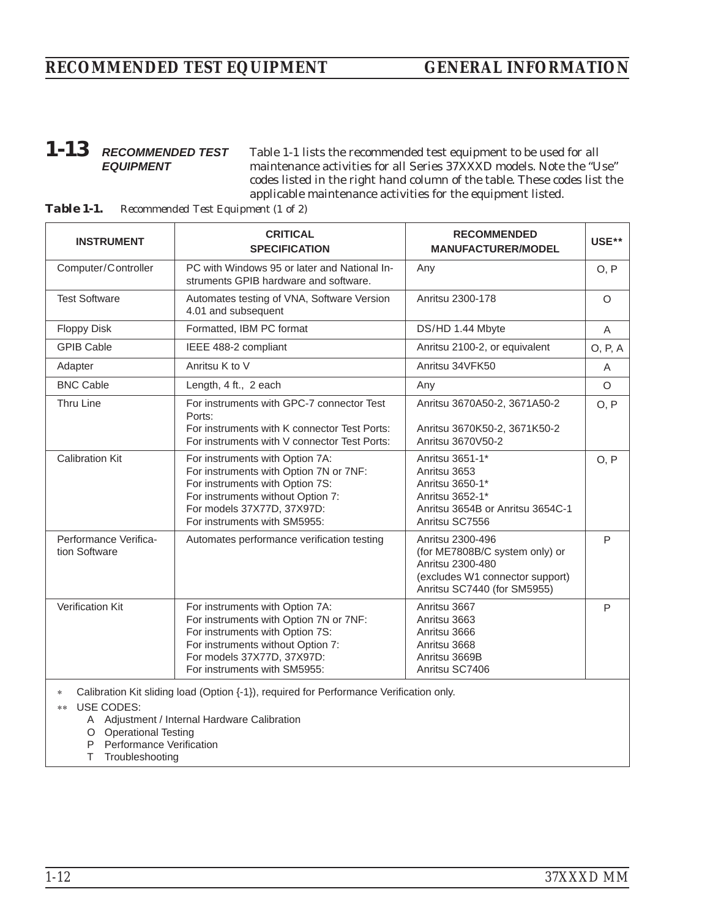## 1-13 RECOMMENDED TEST EQUIPMENT

Table 1-1 lists the recommended test equipment to be used for all maintenance activities for all Series 37XXXD models. Note the "Use" codes listed in the right hand column of the table. These codes list the applicable maintenance activities for the equipment listed.

**Table 1-1.** *Recommended Test Equipment (1 of 2)*

| INSTRUMENT | CRITICAL SPECIFICATION | RECOMMENDED MANUFACTURER/MODEL | USE** |
|---|---|---|---|
| Computer/Controller | PC with Windows 95 or later and National Instruments GPIB hardware and software. | Any | O, P |
| Test Software | Automates testing of VNA, Software Version 4.01 and subsequent | Anritsu 2300-178 | O |
| Floppy Disk | Formatted, IBM PC format | DS/HD 1.44 Mbyte | A |
| GPIB Cable | IEEE 488-2 compliant | Anritsu 2100-2, or equivalent | O, P, A |
| Adapter | Anritsu K to V | Anritsu 34VFK50 | A |
| BNC Cable | Length, 4 ft., 2 each | Any | O |
| Thru Line | For instruments with GPC-7 connector Test Ports:<br>For instruments with K connector Test Ports:<br>For instruments with V connector Test Ports: | Anritsu 3670A50-2, 3671A50-2<br>Anritsu 3670K50-2, 3671K50-2<br>Anritsu 3670V50-2 | O, P |
| Calibration Kit | For instruments with Option 7A:<br>For instruments with Option 7N or 7NF:<br>For instruments with Option 7S:<br>For instruments without Option 7:<br>For models 37X77D, 37X97D:<br>For instruments with SM5955: | Anritsu 3651-1*<br>Anritsu 3653<br>Anritsu 3650-1*<br>Anritsu 3652-1*<br>Anritsu 3654B or Anritsu 3654C-1<br>Anritsu SC7556 | O, P |
| Performance Verification Software | Automates performance verification testing | Anritsu 2300-496<br>(for ME7808B/C system only) or<br>Anritsu 2300-480<br>(excludes W1 connector support)<br>Anritsu SC7440 (for SM5955) | P |
| Verification Kit | For instruments with Option 7A:<br>For instruments with Option 7N or 7NF:<br>For instruments with Option 7S:<br>For instruments without Option 7:<br>For models 37X77D, 37X97D:<br>For instruments with SM5955: | Anritsu 3667<br>Anritsu 3663<br>Anritsu 3666<br>Anritsu 3668<br>Anritsu 3669B<br>Anritsu SC7406 | P |

\* Calibration Kit sliding load (Option {-1}), required for Performance Verification only.

** USE CODES:
- A Adjustment / Internal Hardware Calibration
- O Operational Testing
- P Performance Verification
- T Troubleshooting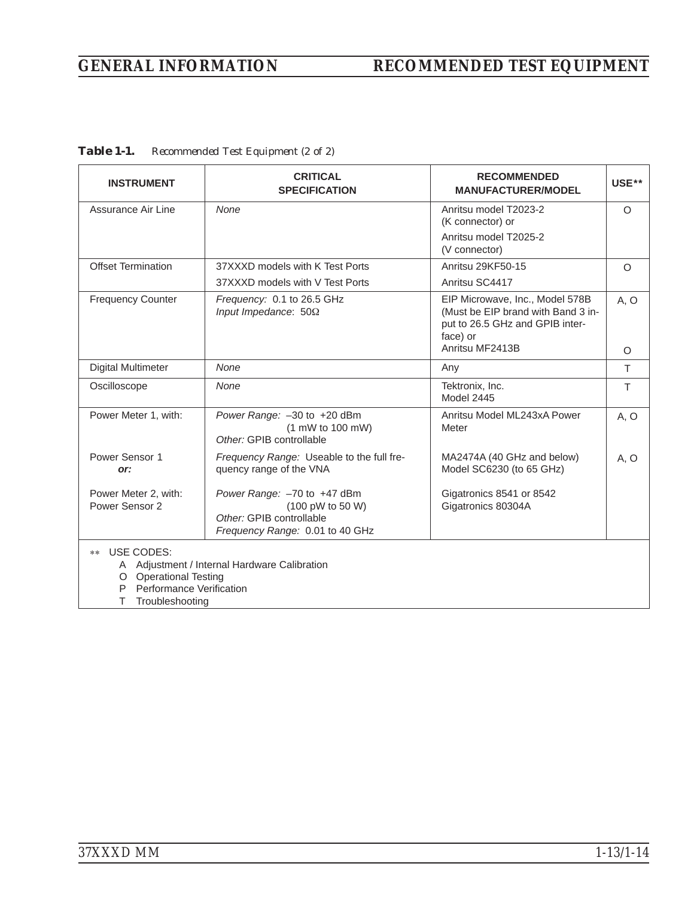**Table 1-1.** *Recommended Test Equipment (2 of 2)*

| INSTRUMENT | CRITICAL SPECIFICATION | RECOMMENDED MANUFACTURER/MODEL | USE** |
|---|---|---|---|
| Assurance Air Line | *None* | Anritsu model T2023-2 (K connector) or<br>Anritsu model T2025-2 (V connector) | O |
| Offset Termination | 37XXXD models with K Test Ports<br>37XXXD models with V Test Ports | Anritsu 29KF50-15<br>Anritsu SC4417 | O |
| Frequency Counter | *Frequency:* 0.1 to 26.5 GHz<br>*Input Impedance*: 50Ω | EIP Microwave, Inc., Model 578B (Must be EIP brand with Band 3 input to 26.5 GHz and GPIB interface) or<br>Anritsu MF2413B | A, O<br><br>O |
| Digital Multimeter | *None* | Any | T |
| Oscilloscope | *None* | Tektronix, Inc. Model 2445 | T |
| Power Meter 1, with: | *Power Range:* –30 to +20 dBm (1 mW to 100 mW)<br>*Other:* GPIB controllable | Anritsu Model ML243xA Power Meter | A, O |
| Power Sensor 1<br>***or:*** | *Frequency Range:* Useable to the full frequency range of the VNA | MA2474A (40 GHz and below)<br>Model SC6230 (to 65 GHz) | A, O |
| Power Meter 2, with:<br>Power Sensor 2 | *Power Range:* –70 to +47 dBm (100 pW to 50 W)<br>*Other:* GPIB controllable<br>*Frequency Range:* 0.01 to 40 GHz | Gigatronics 8541 or 8542<br>Gigatronics 80304A | |

** USE CODES:
- A Adjustment / Internal Hardware Calibration
- O Operational Testing
- P Performance Verification
- T Troubleshooting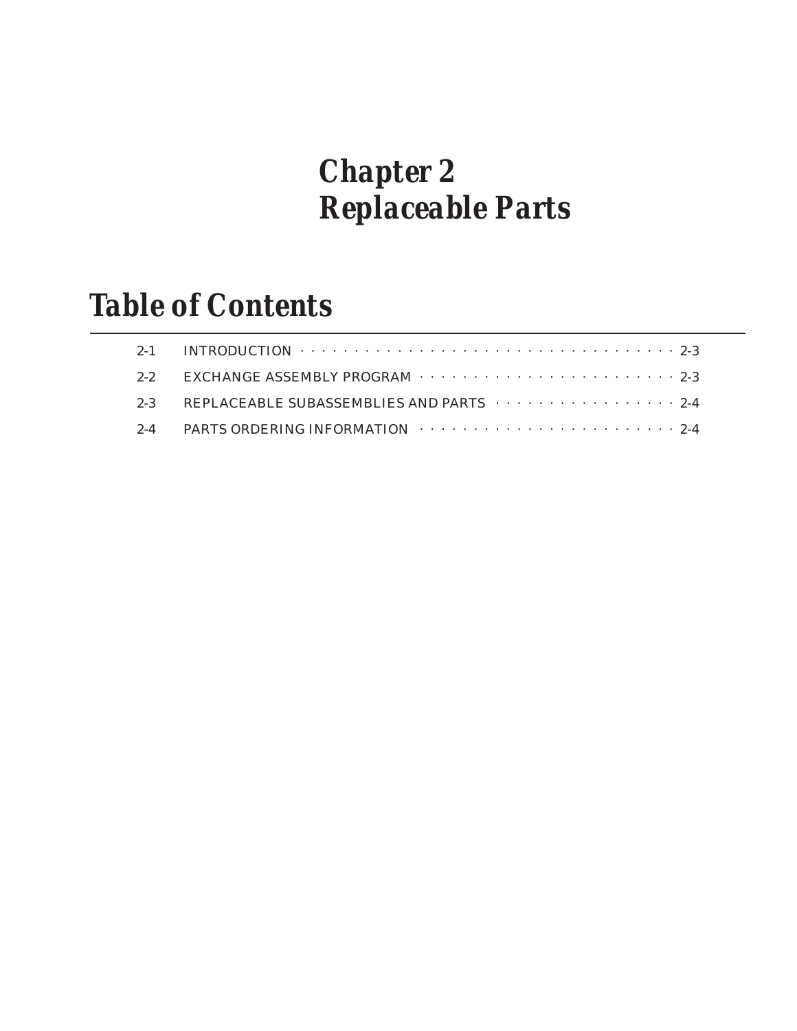# *Chapter 2*
# *Replaceable Parts*

## *Table of Contents*

| | | |
|---|---|---|
| 2-1 | INTRODUCTION | 2-3 |
| 2-2 | EXCHANGE ASSEMBLY PROGRAM | 2-3 |
| 2-3 | REPLACEABLE SUBASSEMBLIES AND PARTS | 2-4 |
| 2-4 | PARTS ORDERING INFORMATION | 2-4 |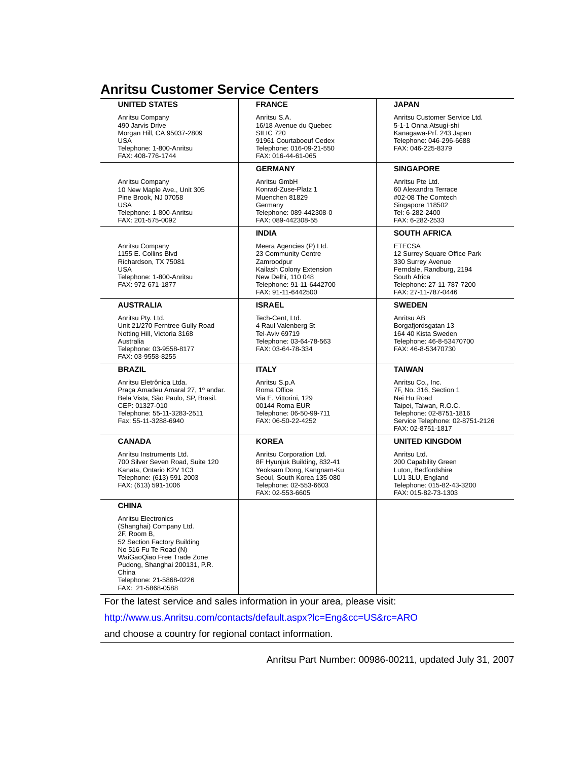# Anritsu Customer Service Centers

| UNITED STATES | FRANCE | JAPAN |
|---|---|---|
| Anritsu Company<br>490 Jarvis Drive<br>Morgan Hill, CA 95037-2809<br>USA<br>Telephone: 1-800-Anritsu<br>FAX: 408-776-1744 | Anritsu S.A.<br>16/18 Avenue du Quebec<br>SILIC 720<br>91961 Courtaboeuf Cedex<br>Telephone: 016-09-21-550<br>FAX: 016-44-61-065 | Anritsu Customer Service Ltd.<br>5-1-1 Onna Atsugi-shi<br>Kanagawa-Prf. 243 Japan<br>Telephone: 046-296-6688<br>FAX: 046-225-8379 |
| | **GERMANY** | **SINGAPORE** |
| Anritsu Company<br>10 New Maple Ave., Unit 305<br>Pine Brook, NJ 07058<br>USA<br>Telephone: 1-800-Anritsu<br>FAX: 201-575-0092 | Anritsu GmbH<br>Konrad-Zuse-Platz 1<br>Muenchen 81829<br>Germany<br>Telephone: 089-442308-0<br>FAX: 089-442308-55 | Anritsu Pte Ltd.<br>60 Alexandra Terrace<br>#02-08 The Comtech<br>Singapore 118502<br>Tel: 6-282-2400<br>FAX: 6-282-2533 |
| | **INDIA** | **SOUTH AFRICA** |
| Anritsu Company<br>1155 E. Collins Blvd<br>Richardson, TX 75081<br>USA<br>Telephone: 1-800-Anritsu<br>FAX: 972-671-1877 | Meera Agencies (P) Ltd.<br>23 Community Centre<br>Zamroodpur<br>Kailash Colony Extension<br>New Delhi, 110 048<br>Telephone: 91-11-6442700<br>FAX: 91-11-6442500 | ETECSA<br>12 Surrey Square Office Park<br>330 Surrey Avenue<br>Ferndale, Randburg, 2194<br>South Africa<br>Telephone: 27-11-787-7200<br>FAX: 27-11-787-0446 |
| **AUSTRALIA** | **ISRAEL** | **SWEDEN** |
| Anritsu Pty. Ltd.<br>Unit 21/270 Ferntree Gully Road<br>Notting Hill, Victoria 3168<br>Australia<br>Telephone: 03-9558-8177<br>FAX: 03-9558-8255 | Tech-Cent, Ltd.<br>4 Raul Valenberg St<br>Tel-Aviv 69719<br>Telephone: 03-64-78-563<br>FAX: 03-64-78-334 | Anritsu AB<br>Borgafjordsgatan 13<br>164 40 Kista Sweden<br>Telephone: 46-8-53470700<br>FAX: 46-8-53470730 |
| **BRAZIL** | **ITALY** | **TAIWAN** |
| Anritsu Eletrônica Ltda.<br>Praça Amadeu Amaral 27, 1º andar.<br>Bela Vista, São Paulo, SP, Brasil.<br>CEP: 01327-010<br>Telephone: 55-11-3283-2511<br>Fax: 55-11-3288-6940 | Anritsu S.p.A<br>Roma Office<br>Via E. Vittorini, 129<br>00144 Roma EUR<br>Telephone: 06-50-99-711<br>FAX: 06-50-22-4252 | Anritsu Co., Inc.<br>7F, No. 316, Section 1<br>Nei Hu Road<br>Taipei, Taiwan, R.O.C.<br>Telephone: 02-8751-1816<br>Service Telephone: 02-8751-2126<br>FAX: 02-8751-1817 |
| **CANADA** | **KOREA** | **UNITED KINGDOM** |
| Anritsu Instruments Ltd.<br>700 Silver Seven Road, Suite 120<br>Kanata, Ontario K2V 1C3<br>Telephone: (613) 591-2003<br>FAX: (613) 591-1006 | Anritsu Corporation Ltd.<br>8F Hyunjuk Building, 832-41<br>Yeoksam Dong, Kangnam-Ku<br>Seoul, South Korea 135-080<br>Telephone: 02-553-6603<br>FAX: 02-553-6605 | Anritsu Ltd.<br>200 Capability Green<br>Luton, Bedfordshire<br>LU1 3LU, England<br>Telephone: 015-82-43-3200<br>FAX: 015-82-73-1303 |
| **CHINA** | | |
| Anritsu Electronics<br>(Shanghai) Company Ltd.<br>2F, Room B,<br>52 Section Factory Building<br>No 516 Fu Te Road (N)<br>WaiGaoQiao Free Trade Zone<br>Pudong, Shanghai 200131, P.R.<br>China<br>Telephone: 21-5868-0226<br>FAX: 21-5868-0588 | | |

For the latest service and sales information in your area, please visit:

http://www.us.Anritsu.com/contacts/default.aspx?lc=Eng&cc=US&rc=ARO

and choose a country for regional contact information.

Anritsu Part Number: 00986-00211, updated July 31, 2007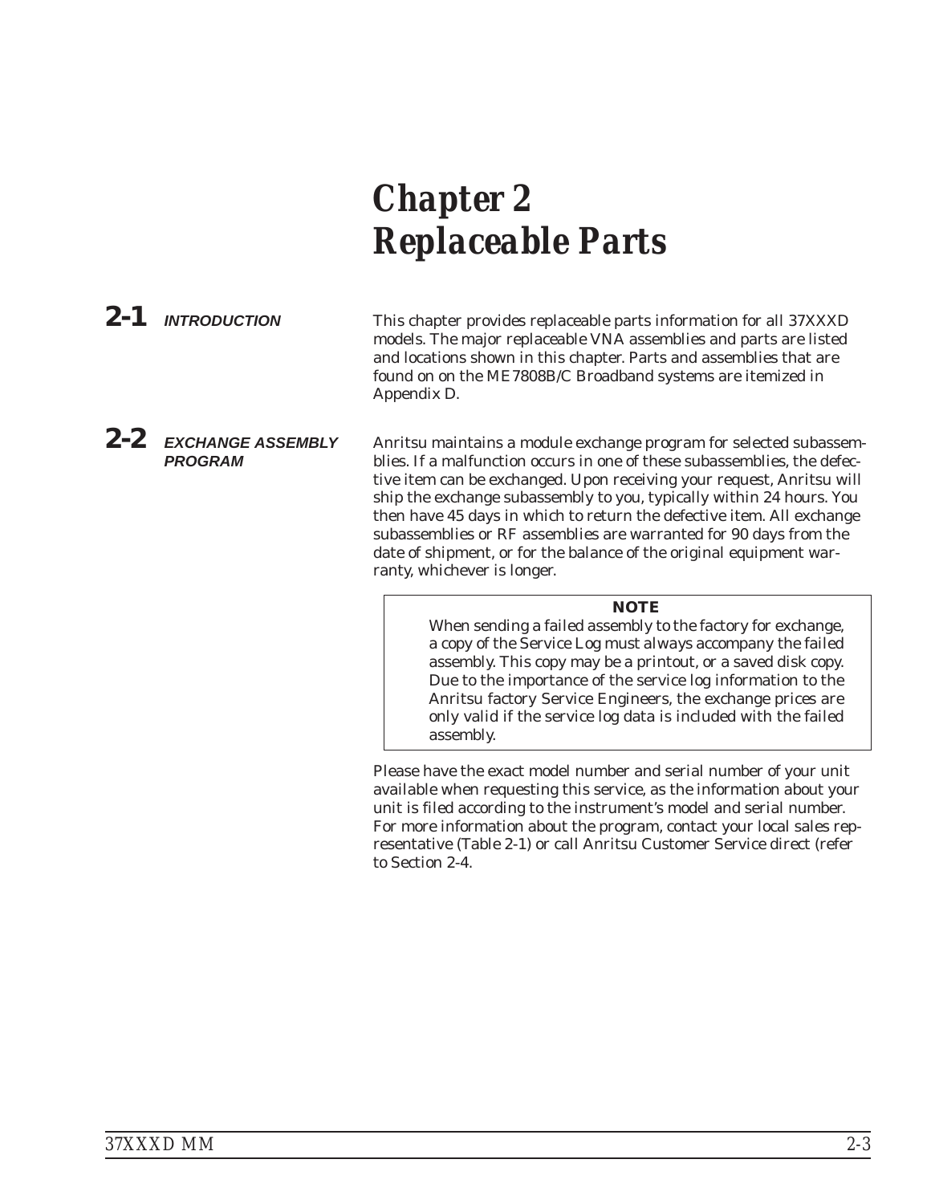# Chapter 2
# Replaceable Parts

## 2-1 INTRODUCTION

This chapter provides replaceable parts information for all 37XXXD models. The major replaceable VNA assemblies and parts are listed and locations shown in this chapter. Parts and assemblies that are found on on the ME7808B/C Broadband systems are itemized in Appendix D.

## 2-2 EXCHANGE ASSEMBLY PROGRAM

Anritsu maintains a module exchange program for selected subassemblies. If a malfunction occurs in one of these subassemblies, the defective item can be exchanged. Upon receiving your request, Anritsu will ship the exchange subassembly to you, typically within 24 hours. You then have 45 days in which to return the defective item. All exchange subassemblies or RF assemblies are warranted for 90 days from the date of shipment, or for the balance of the original equipment warranty, whichever is longer.

> **NOTE**
>
> When sending a failed assembly to the factory for exchange, a copy of the Service Log must always accompany the failed assembly. This copy may be a printout, or a saved disk copy. Due to the importance of the service log information to the Anritsu factory Service Engineers, the exchange prices are only valid if the service log data is included with the failed assembly.

Please have the exact model number and serial number of your unit available when requesting this service, as the information about your unit is filed according to the instrument's model and serial number. For more information about the program, contact your local sales representative (Table 2-1) or call Anritsu Customer Service direct (refer to Section 2-4.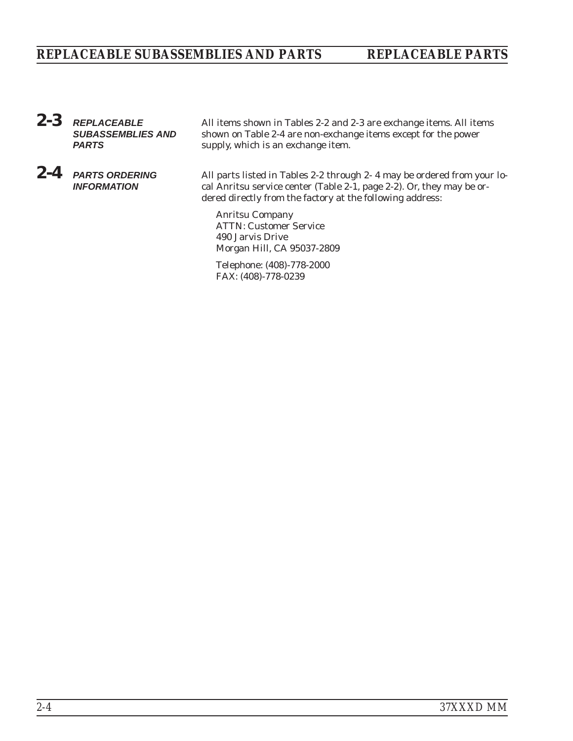## 2-3 REPLACEABLE SUBASSEMBLIES AND PARTS

All items shown in Tables 2-2 and 2-3 are exchange items. All items shown on Table 2-4 are non-exchange items except for the power supply, which is an exchange item.

## 2-4 PARTS ORDERING INFORMATION

All parts listed in Tables 2-2 through 2- 4 may be ordered from your local Anritsu service center (Table 2-1, page 2-2). Or, they may be ordered directly from the factory at the following address:

Anritsu Company
ATTN: Customer Service
490 Jarvis Drive
Morgan Hill, CA 95037-2809

Telephone: (408)-778-2000
FAX: (408)-778-0239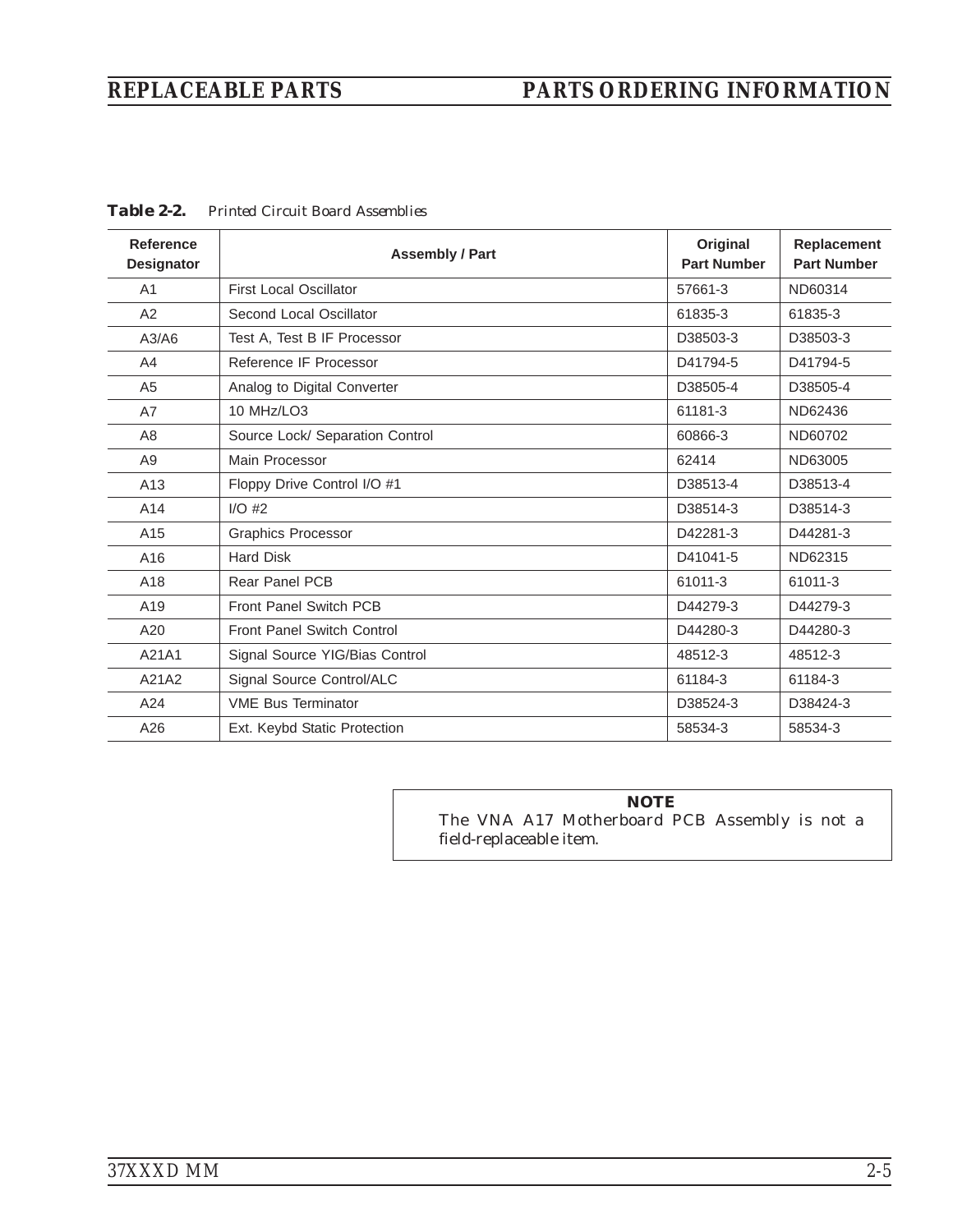**Table 2-2.** *Printed Circuit Board Assemblies*

| Reference Designator | Assembly / Part | Original Part Number | Replacement Part Number |
|---|---|---|---|
| A1 | First Local Oscillator | 57661-3 | ND60314 |
| A2 | Second Local Oscillator | 61835-3 | 61835-3 |
| A3/A6 | Test A, Test B IF Processor | D38503-3 | D38503-3 |
| A4 | Reference IF Processor | D41794-5 | D41794-5 |
| A5 | Analog to Digital Converter | D38505-4 | D38505-4 |
| A7 | 10 MHz/LO3 | 61181-3 | ND62436 |
| A8 | Source Lock/ Separation Control | 60866-3 | ND60702 |
| A9 | Main Processor | 62414 | ND63005 |
| A13 | Floppy Drive Control I/O #1 | D38513-4 | D38513-4 |
| A14 | I/O #2 | D38514-3 | D38514-3 |
| A15 | Graphics Processor | D42281-3 | D44281-3 |
| A16 | Hard Disk | D41041-5 | ND62315 |
| A18 | Rear Panel PCB | 61011-3 | 61011-3 |
| A19 | Front Panel Switch PCB | D44279-3 | D44279-3 |
| A20 | Front Panel Switch Control | D44280-3 | D44280-3 |
| A21A1 | Signal Source YIG/Bias Control | 48512-3 | 48512-3 |
| A21A2 | Signal Source Control/ALC | 61184-3 | 61184-3 |
| A24 | VME Bus Terminator | D38524-3 | D38424-3 |
| A26 | Ext. Keybd Static Protection | 58534-3 | 58534-3 |

**NOTE**

The VNA A17 Motherboard PCB Assembly is not a field-replaceable item.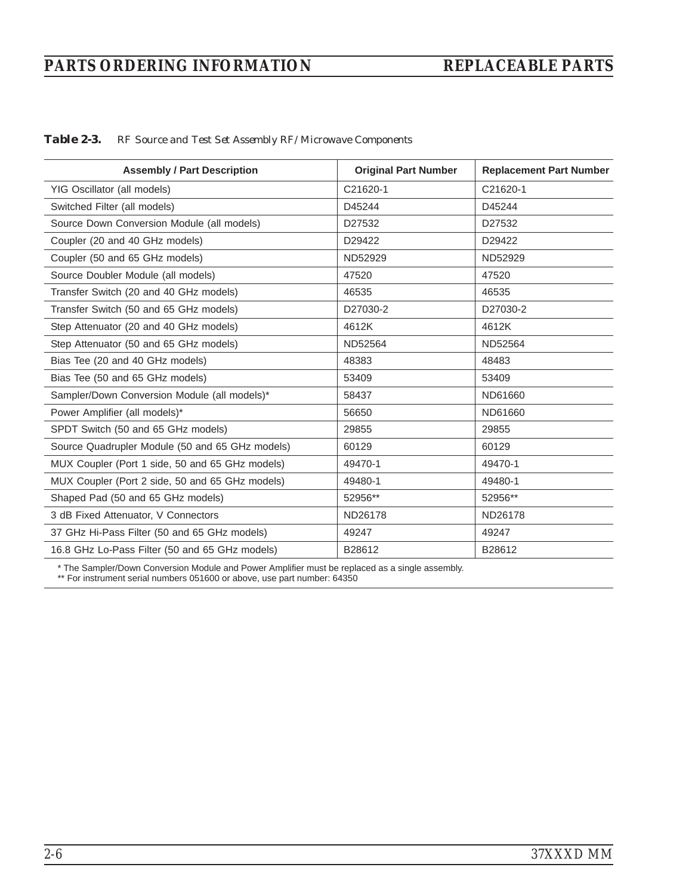**Table 2-3.** *RF Source and Test Set Assembly RF/Microwave Components*

| Assembly / Part Description | Original Part Number | Replacement Part Number |
|---|---|---|
| YIG Oscillator (all models) | C21620-1 | C21620-1 |
| Switched Filter (all models) | D45244 | D45244 |
| Source Down Conversion Module (all models) | D27532 | D27532 |
| Coupler (20 and 40 GHz models) | D29422 | D29422 |
| Coupler (50 and 65 GHz models) | ND52929 | ND52929 |
| Source Doubler Module (all models) | 47520 | 47520 |
| Transfer Switch (20 and 40 GHz models) | 46535 | 46535 |
| Transfer Switch (50 and 65 GHz models) | D27030-2 | D27030-2 |
| Step Attenuator (20 and 40 GHz models) | 4612K | 4612K |
| Step Attenuator (50 and 65 GHz models) | ND52564 | ND52564 |
| Bias Tee (20 and 40 GHz models) | 48383 | 48483 |
| Bias Tee (50 and 65 GHz models) | 53409 | 53409 |
| Sampler/Down Conversion Module (all models)* | 58437 | ND61660 |
| Power Amplifier (all models)* | 56650 | ND61660 |
| SPDT Switch (50 and 65 GHz models) | 29855 | 29855 |
| Source Quadrupler Module (50 and 65 GHz models) | 60129 | 60129 |
| MUX Coupler (Port 1 side, 50 and 65 GHz models) | 49470-1 | 49470-1 |
| MUX Coupler (Port 2 side, 50 and 65 GHz models) | 49480-1 | 49480-1 |
| Shaped Pad (50 and 65 GHz models) | 52956** | 52956** |
| 3 dB Fixed Attenuator, V Connectors | ND26178 | ND26178 |
| 37 GHz Hi-Pass Filter (50 and 65 GHz models) | 49247 | 49247 |
| 16.8 GHz Lo-Pass Filter (50 and 65 GHz models) | B28612 | B28612 |

* The Sampler/Down Conversion Module and Power Amplifier must be replaced as a single assembly.
** For instrument serial numbers 051600 or above, use part number: 64350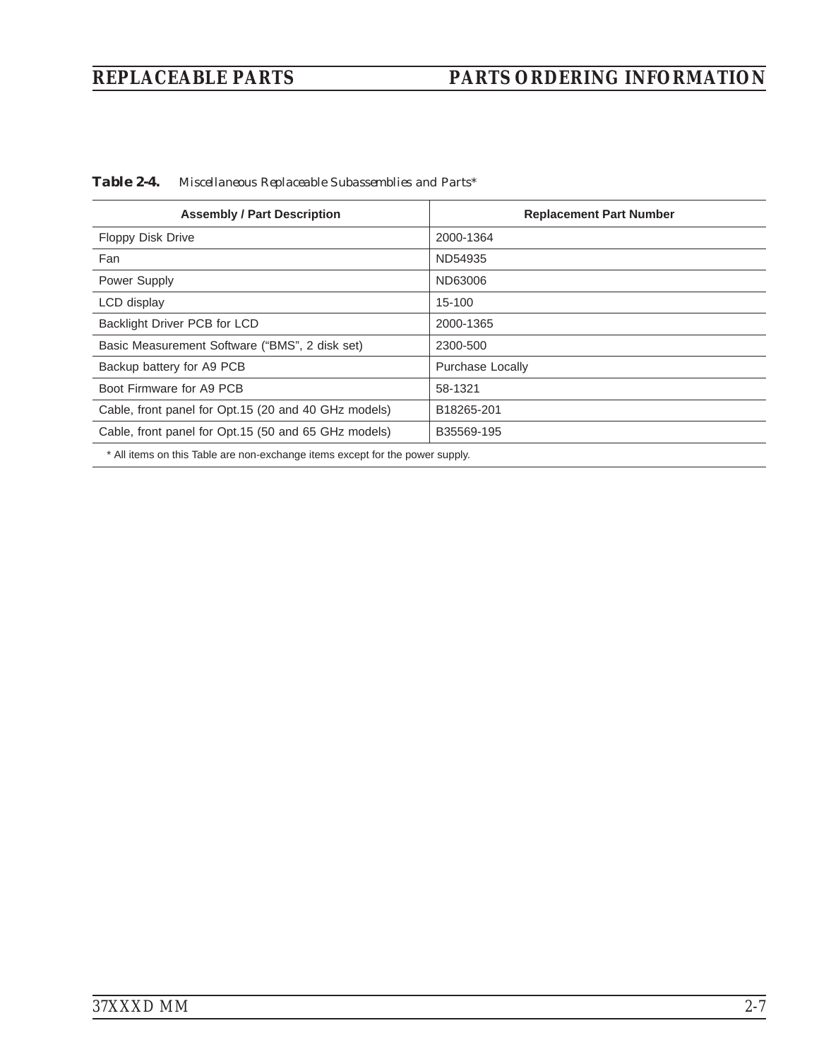**Table 2-4.** *Miscellaneous Replaceable Subassemblies and Parts**

| Assembly / Part Description | Replacement Part Number |
|---|---|
| Floppy Disk Drive | 2000-1364 |
| Fan | ND54935 |
| Power Supply | ND63006 |
| LCD display | 15-100 |
| Backlight Driver PCB for LCD | 2000-1365 |
| Basic Measurement Software (“BMS”, 2 disk set) | 2300-500 |
| Backup battery for A9 PCB | Purchase Locally |
| Boot Firmware for A9 PCB | 58-1321 |
| Cable, front panel for Opt.15 (20 and 40 GHz models) | B18265-201 |
| Cable, front panel for Opt.15 (50 and 65 GHz models) | B35569-195 |

* All items on this Table are non-exchange items except for the power supply.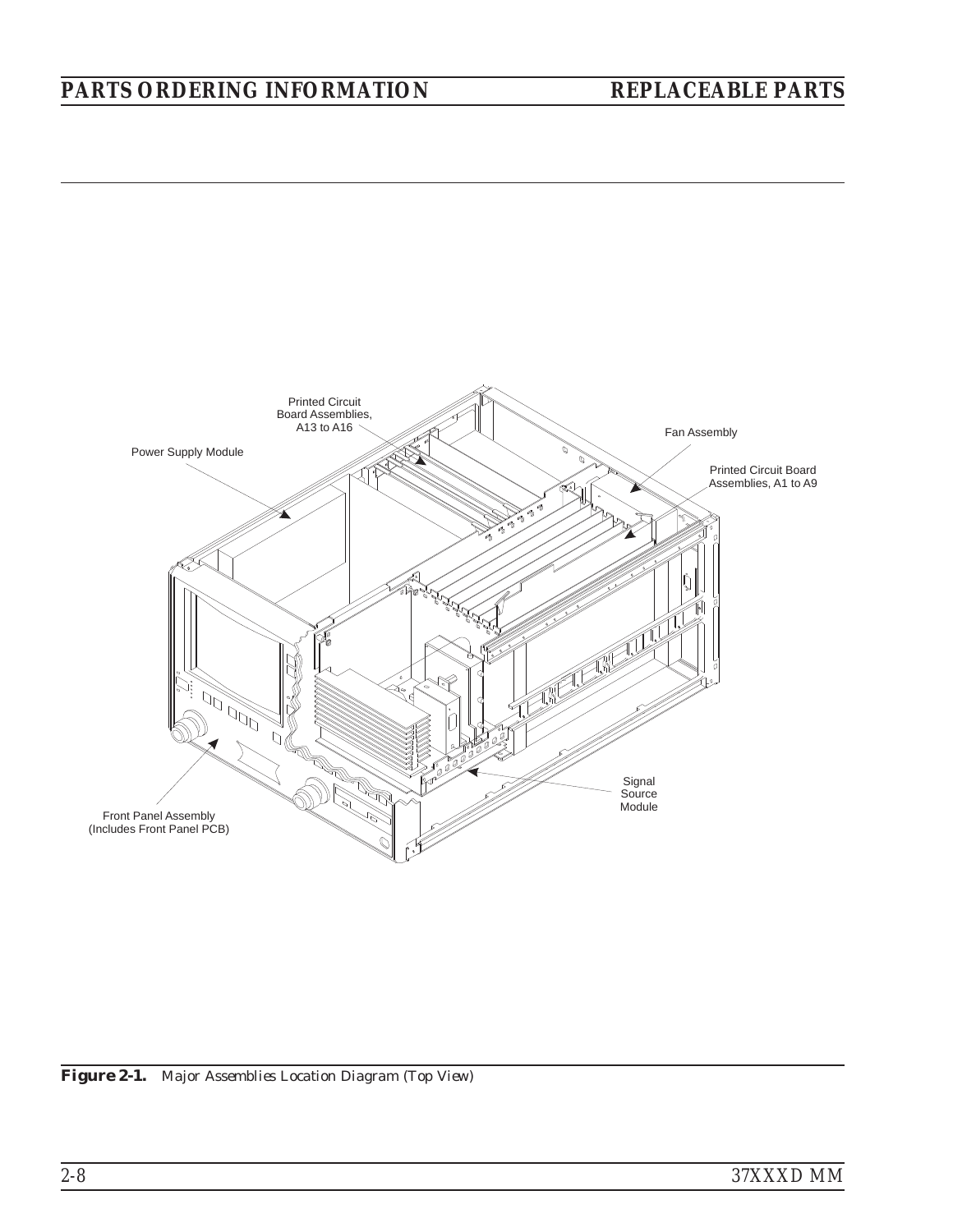**Figure 2-1.** *Major Assemblies Location Diagram (Top View)*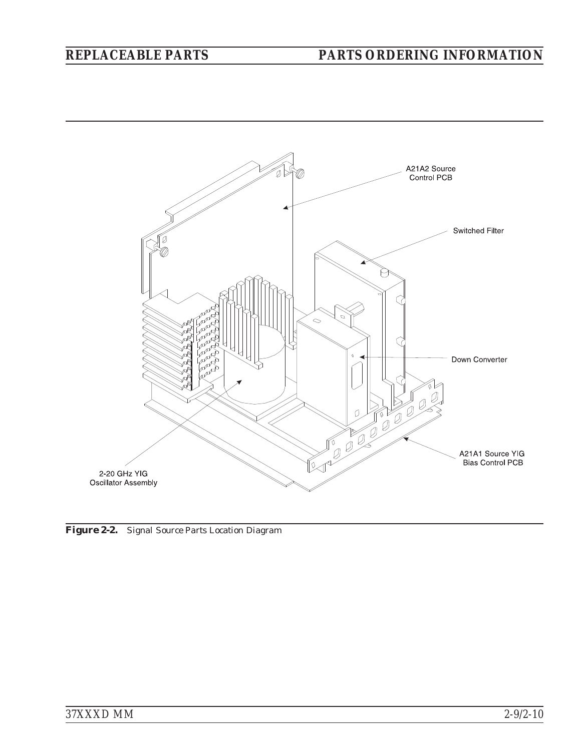A21A2 Source Control PCB

Switched Filter

Down Converter

A21A1 Source YIG Bias Control PCB

2-20 GHz YIG Oscillator Assembly

**Figure 2-2.** Signal Source Parts Location Diagram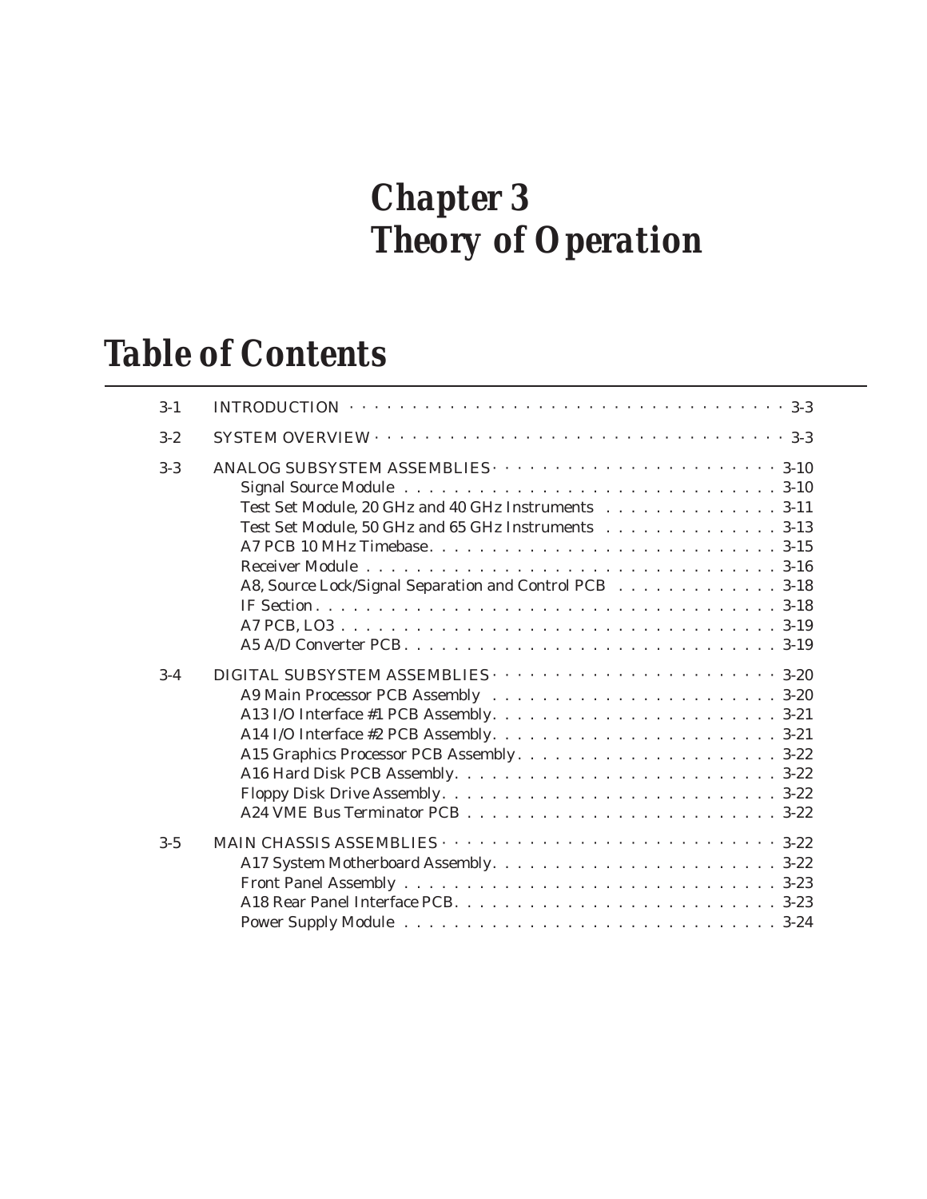# *Chapter 3*
# *Theory of Operation*

## *Table of Contents*

| | | |
|---|---|---|
| 3-1 | INTRODUCTION | 3-3 |
| 3-2 | SYSTEM OVERVIEW | 3-3 |
| 3-3 | ANALOG SUBSYSTEM ASSEMBLIES | 3-10 |
| | Signal Source Module | 3-10 |
| | Test Set Module, 20 GHz and 40 GHz Instruments | 3-11 |
| | Test Set Module, 50 GHz and 65 GHz Instruments | 3-13 |
| | A7 PCB 10 MHz Timebase | 3-15 |
| | Receiver Module | 3-16 |
| | A8, Source Lock/Signal Separation and Control PCB | 3-18 |
| | IF Section | 3-18 |
| | A7 PCB, LO3 | 3-19 |
| | A5 A/D Converter PCB | 3-19 |
| 3-4 | DIGITAL SUBSYSTEM ASSEMBLIES | 3-20 |
| | A9 Main Processor PCB Assembly | 3-20 |
| | A13 I/O Interface #1 PCB Assembly | 3-21 |
| | A14 I/O Interface #2 PCB Assembly | 3-21 |
| | A15 Graphics Processor PCB Assembly | 3-22 |
| | A16 Hard Disk PCB Assembly | 3-22 |
| | Floppy Disk Drive Assembly | 3-22 |
| | A24 VME Bus Terminator PCB | 3-22 |
| 3-5 | MAIN CHASSIS ASSEMBLIES | 3-22 |
| | A17 System Motherboard Assembly | 3-22 |
| | Front Panel Assembly | 3-23 |
| | A18 Rear Panel Interface PCB | 3-23 |
| | Power Supply Module | 3-24 |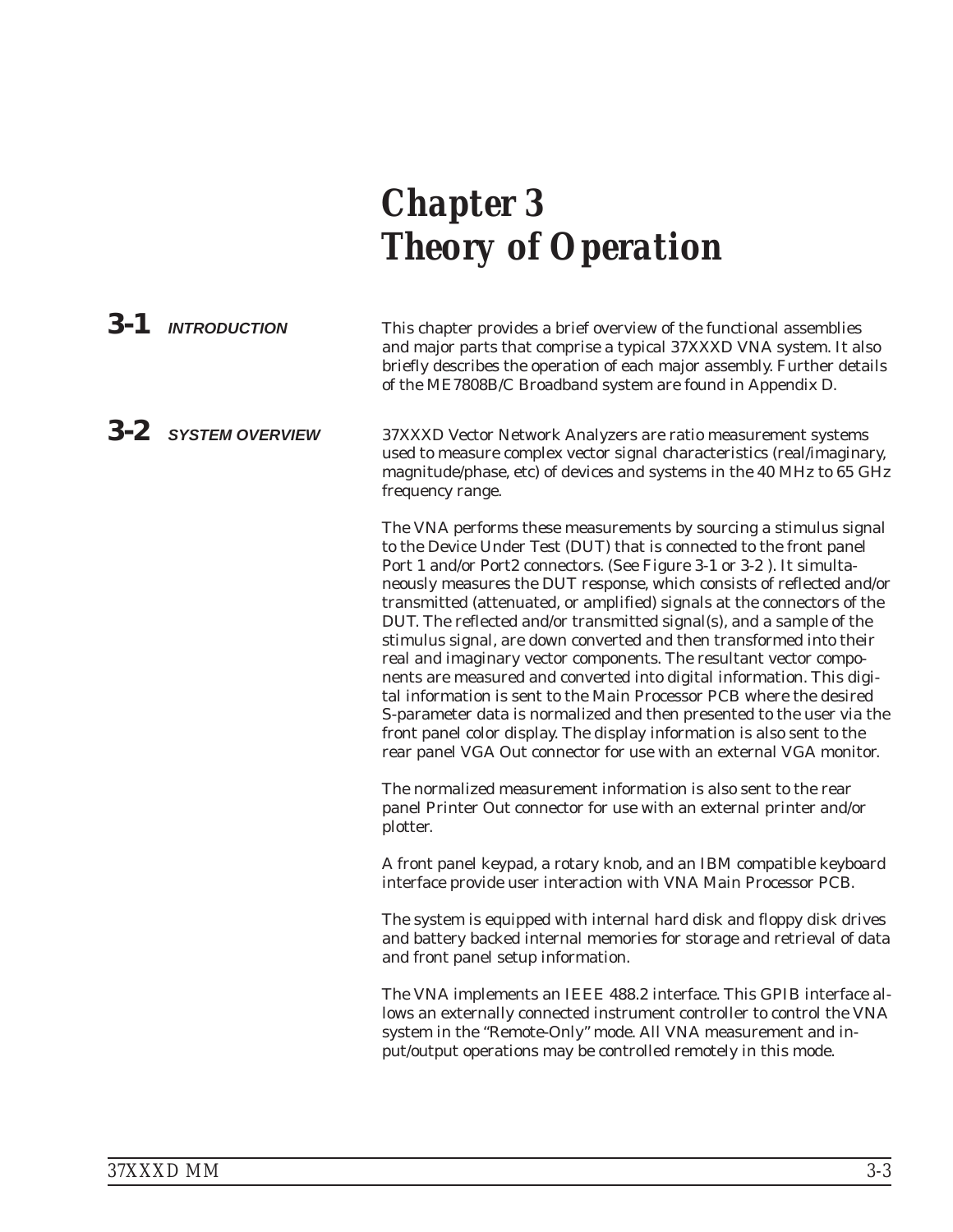# Chapter 3 Theory of Operation

## 3-1 INTRODUCTION

This chapter provides a brief overview of the functional assemblies and major parts that comprise a typical 37XXXD VNA system. It also briefly describes the operation of each major assembly. Further details of the ME7808B/C Broadband system are found in Appendix D.

## 3-2 SYSTEM OVERVIEW

37XXXD Vector Network Analyzers are ratio measurement systems used to measure complex vector signal characteristics (real/imaginary, magnitude/phase, etc) of devices and systems in the 40 MHz to 65 GHz frequency range.

The VNA performs these measurements by sourcing a stimulus signal to the Device Under Test (DUT) that is connected to the front panel Port 1 and/or Port2 connectors. (See Figure 3-1 or 3-2 ). It simultaneously measures the DUT response, which consists of reflected and/or transmitted (attenuated, or amplified) signals at the connectors of the DUT. The reflected and/or transmitted signal(s), and a sample of the stimulus signal, are down converted and then transformed into their real and imaginary vector components. The resultant vector components are measured and converted into digital information. This digital information is sent to the Main Processor PCB where the desired S-parameter data is normalized and then presented to the user via the front panel color display. The display information is also sent to the rear panel VGA Out connector for use with an external VGA monitor.

The normalized measurement information is also sent to the rear panel Printer Out connector for use with an external printer and/or plotter.

A front panel keypad, a rotary knob, and an IBM compatible keyboard interface provide user interaction with VNA Main Processor PCB.

The system is equipped with internal hard disk and floppy disk drives and battery backed internal memories for storage and retrieval of data and front panel setup information.

The VNA implements an IEEE 488.2 interface. This GPIB interface allows an externally connected instrument controller to control the VNA system in the "Remote-Only" mode. All VNA measurement and input/output operations may be controlled remotely in this mode.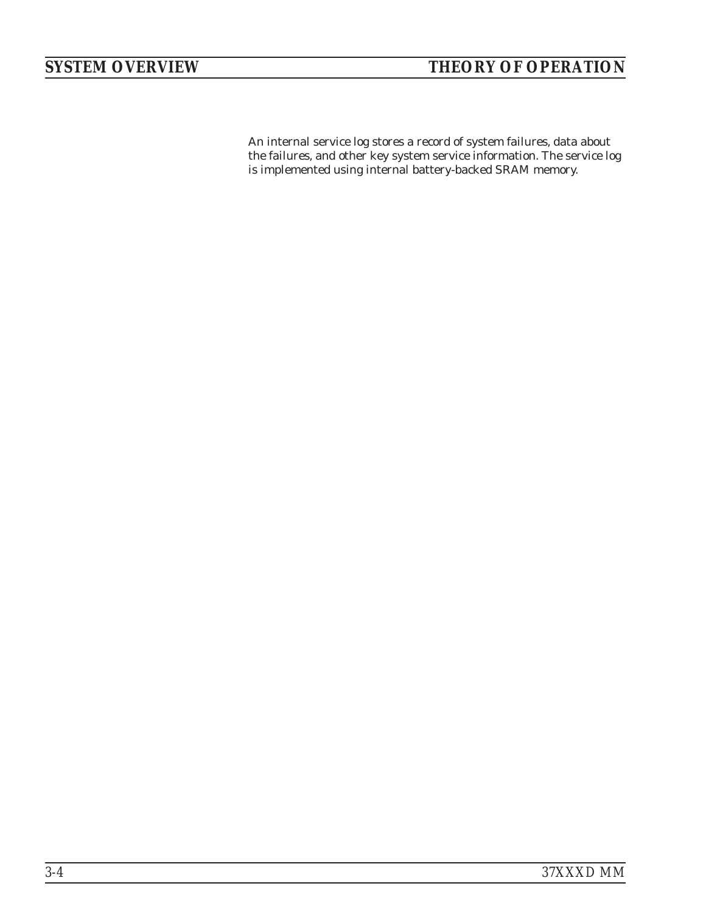An internal service log stores a record of system failures, data about the failures, and other key system service information. The service log is implemented using internal battery-backed SRAM memory.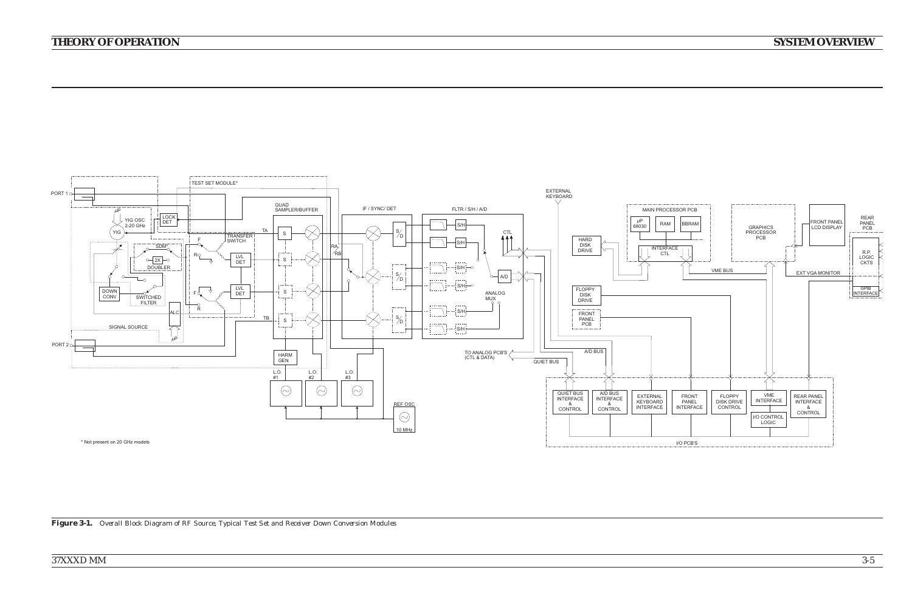PORT 1

YIG OSC 2-20 GHz

YIG

LOCK DET

TEST SET MODULE*

TRANSFER SWITCH

SDM

2X DOUBLER

DOWN CONV

SWITCHED FILTER

ALC

SIGNAL SOURCE

LVL DET

LVL DET

PORT 2

QUAD SAMPLER/BUFFER

TA

TB

RA

RB

IF / SYNC/ DET

FLTR / S/H / A/D

S/H

CTL

A/D

ANALOG MUX

HARM GEN

L.O. #1

L.O. #2

L.O. #3

REF OSC

10 MHz

TO ANALOG PCB'S (CTL & DATA)

QUIET BUS

A/D BUS

EXTERNAL KEYBOARD

HARD DISK DRIVE

FLOPPY DISK DRIVE

FRONT PANEL PCB

MAIN PROCESSOR PCB

μP 68030

RAM

BBRAM

INTERFACE CTL

VME BUS

GRAPHICS PROCESSOR PCB

FRONT PANEL LCD DISPLAY

EXT VGA MONITOR

REAR PANEL PCB

R.P. LOGIC CKTS

GPIB INTERFACE

QUIET BUS INTERFACE & CONTROL

A/D BUS INTERFACE & CONTROL

EXTERNAL KEYBOARD INTERFACE

FRONT PANEL INTERFACE

FLOPPY DISK DRIVE CONTROL

VME INTERFACE

I/O CONTROL LOGIC

REAR PANEL INTERFACE & CONTROL

I/O PCB'S

\* Not present on 20 GHz models

**Figure 3-1.** *Overall Block Diagram of RF Source, Typical Test Set and Receiver Down Conversion Modules*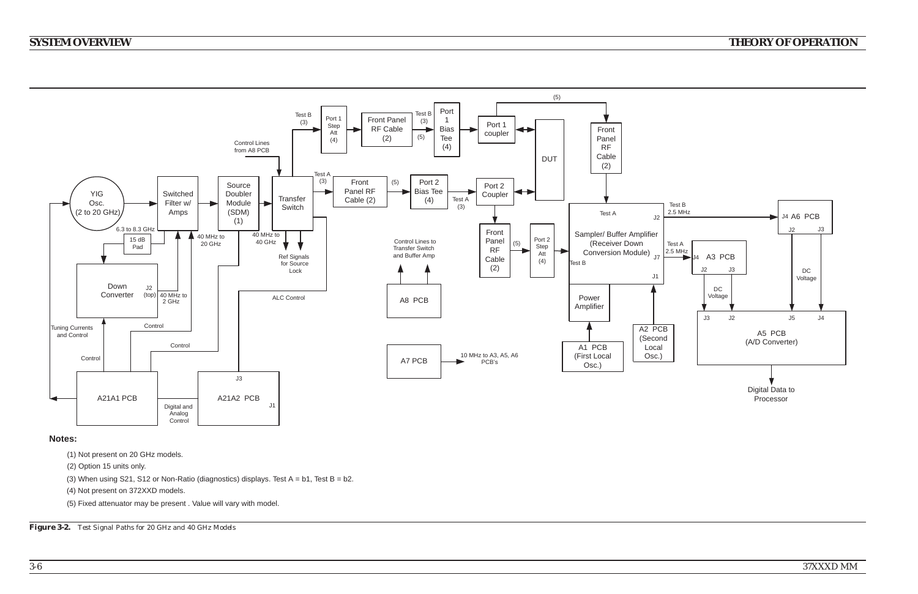**Notes:**

(1) Not present on 20 GHz models.

(2) Option 15 units only.

(3) When using S21, S12 or Non-Ratio (diagnostics) displays. Test A = b1, Test B = b2.

(4) Not present on 372XXD models.

(5) Fixed attenuator may be present . Value will vary with model.

***Figure 3-2.*** *Test Signal Paths for 20 GHz and 40 GHz Models*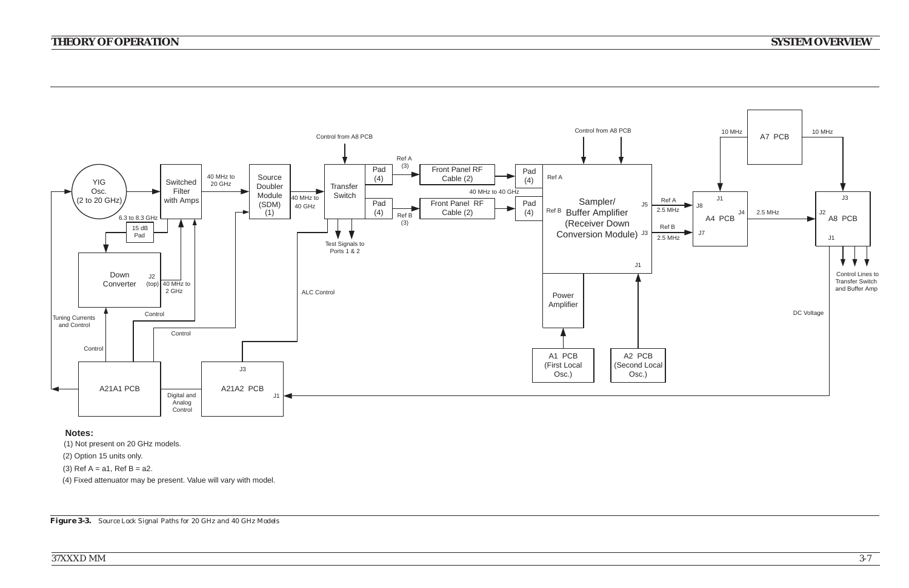YIG Osc. (2 to 20 GHz)

Switched Filter with Amps

40 MHz to 20 GHz

Source Doubler Module (SDM) (1)

40 MHz to 40 GHz

Control from A8 PCB

Transfer Switch

Pad (4)

Pad (4)

Ref A (3)

Ref B (3)

Front Panel RF Cable (2)

Front Panel RF Cable (2)

40 MHz to 40 GHz

Pad (4)

Pad (4)

Ref A

Ref B

Control from A8 PCB

Sampler/ Buffer Amplifier (Receiver Down Conversion Module)

J5

J3

J1

Ref A 2.5 MHz

Ref B 2.5 MHz

10 MHz

A7 PCB

10 MHz

J1 J8 J4 J7 A4 PCB

2.5 MHz

J3 J2 A8 PCB J1

Control Lines to Transfer Switch and Buffer Amp

DC Voltage

6.3 to 8.3 GHz

15 dB Pad

Down Converter

J2 (top) 40 MHz to 2 GHz

Test Signals to Ports 1 & 2

ALC Control

Power Amplifier

A1 PCB (First Local Osc.)

A2 PCB (Second Local Osc.)

Tuning Currents and Control

Control

Control

Control

A21A1 PCB

Digital and Analog Control

J3

A21A2 PCB

J1

**Notes:**

(1) Not present on 20 GHz models.

(2) Option 15 units only.

(3) Ref A = a1, Ref B = a2.

(4) Fixed attenuator may be present. Value will vary with model.

***Figure 3-3.*** *Source Lock Signal Paths for 20 GHz and 40 GHz Models*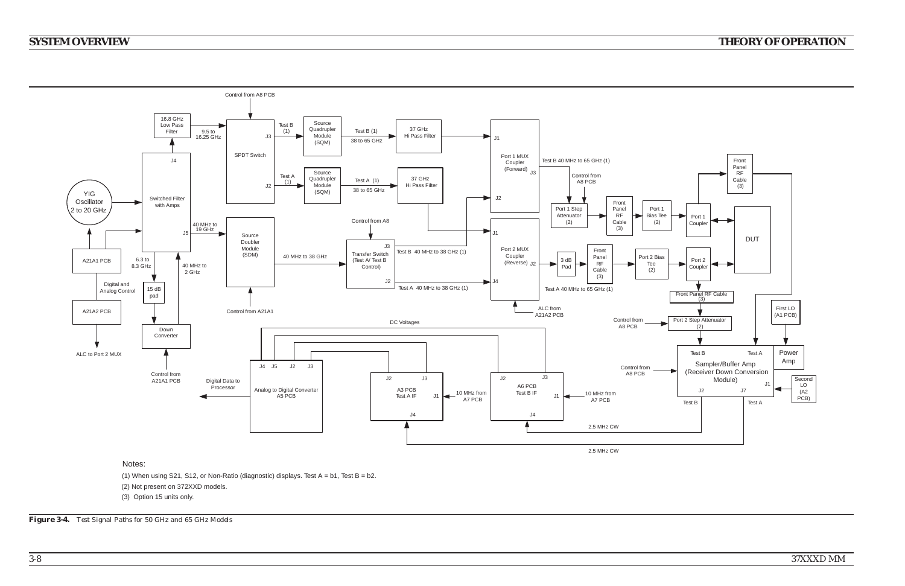Notes:

(1) When using S21, S12, or Non-Ratio (diagnostic) displays. Test A = b1, Test B = b2.

(2) Not present on 372XXD models.

(3) Option 15 units only.

***Figure 3-4.*** *Test Signal Paths for 50 GHz and 65 GHz Models*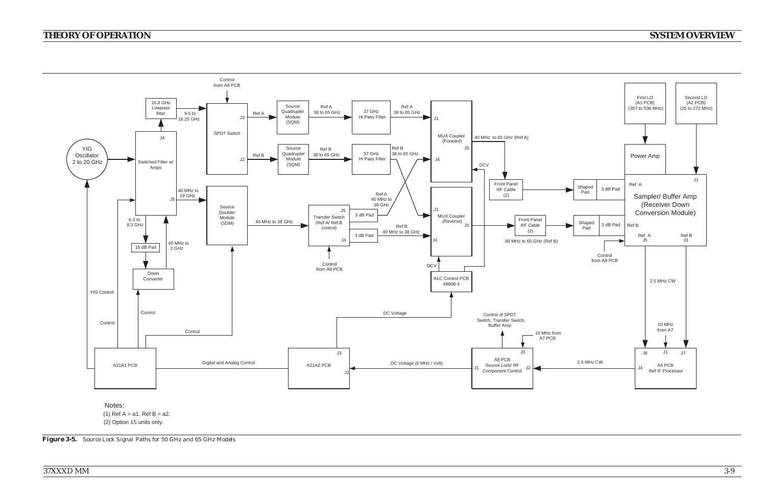Notes:

(1) Ref A = a1, Ref B = a2.

(2) Option 15 units only.

***Figure 3-5.*** *Source Lock Signal Paths for 50 GHz and 65 GHz Models*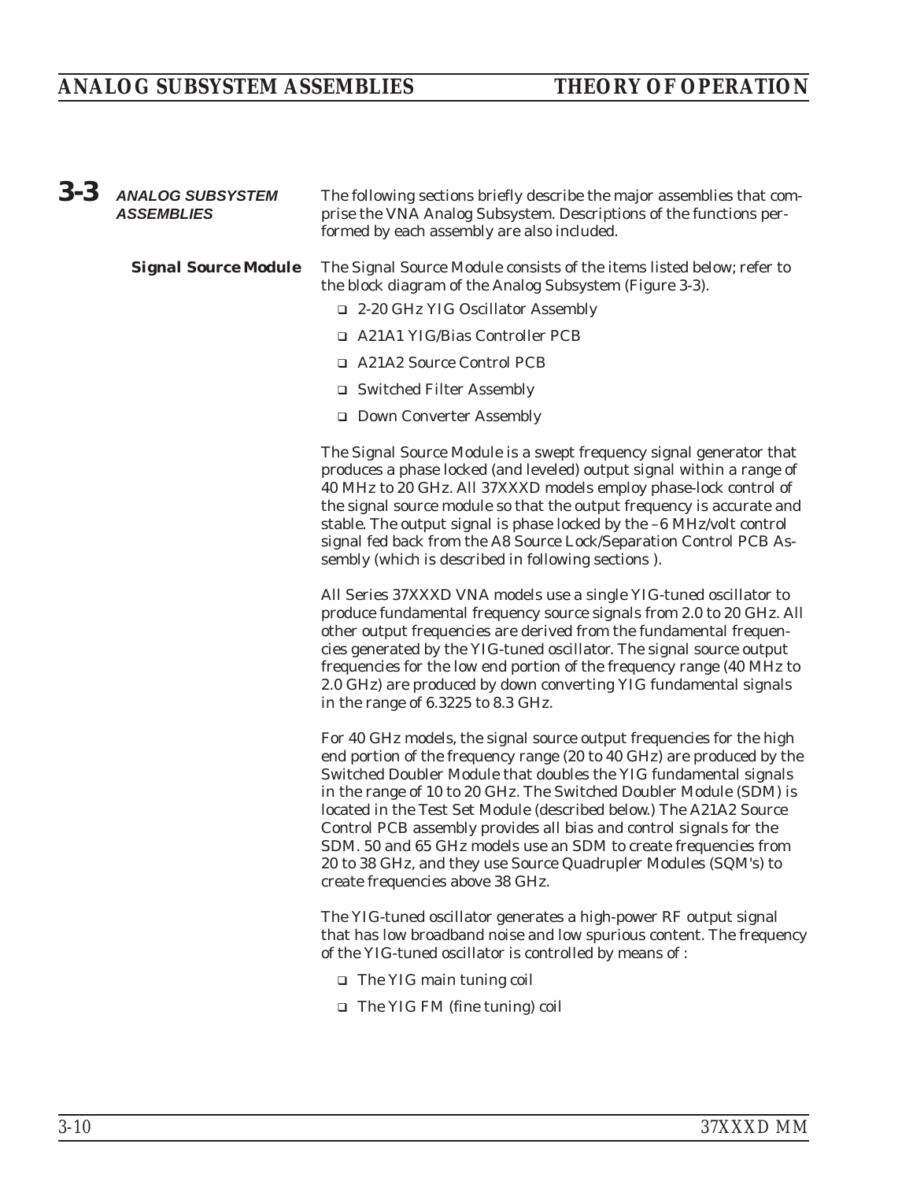## 3-3 ANALOG SUBSYSTEM ASSEMBLIES

The following sections briefly describe the major assemblies that comprise the VNA Analog Subsystem. Descriptions of the functions performed by each assembly are also included.

### Signal Source Module

The Signal Source Module consists of the items listed below; refer to the block diagram of the Analog Subsystem (Figure 3-3).

- 2-20 GHz YIG Oscillator Assembly
- A21A1 YIG/Bias Controller PCB
- A21A2 Source Control PCB
- Switched Filter Assembly
- Down Converter Assembly

The Signal Source Module is a swept frequency signal generator that produces a phase locked (and leveled) output signal within a range of 40 MHz to 20 GHz. All 37XXXD models employ phase-lock control of the signal source module so that the output frequency is accurate and stable. The output signal is phase locked by the –6 MHz/volt control signal fed back from the A8 Source Lock/Separation Control PCB Assembly (which is described in following sections ).

All Series 37XXXD VNA models use a single YIG-tuned oscillator to produce fundamental frequency source signals from 2.0 to 20 GHz. All other output frequencies are derived from the fundamental frequencies generated by the YIG-tuned oscillator. The signal source output frequencies for the low end portion of the frequency range (40 MHz to 2.0 GHz) are produced by down converting YIG fundamental signals in the range of 6.3225 to 8.3 GHz.

For 40 GHz models, the signal source output frequencies for the high end portion of the frequency range (20 to 40 GHz) are produced by the Switched Doubler Module that doubles the YIG fundamental signals in the range of 10 to 20 GHz. The Switched Doubler Module (SDM) is located in the Test Set Module (described below.) The A21A2 Source Control PCB assembly provides all bias and control signals for the SDM. 50 and 65 GHz models use an SDM to create frequencies from 20 to 38 GHz, and they use Source Quadrupler Modules (SQM's) to create frequencies above 38 GHz.

The YIG-tuned oscillator generates a high-power RF output signal that has low broadband noise and low spurious content. The frequency of the YIG-tuned oscillator is controlled by means of :

- The YIG main tuning coil
- The YIG FM (fine tuning) coil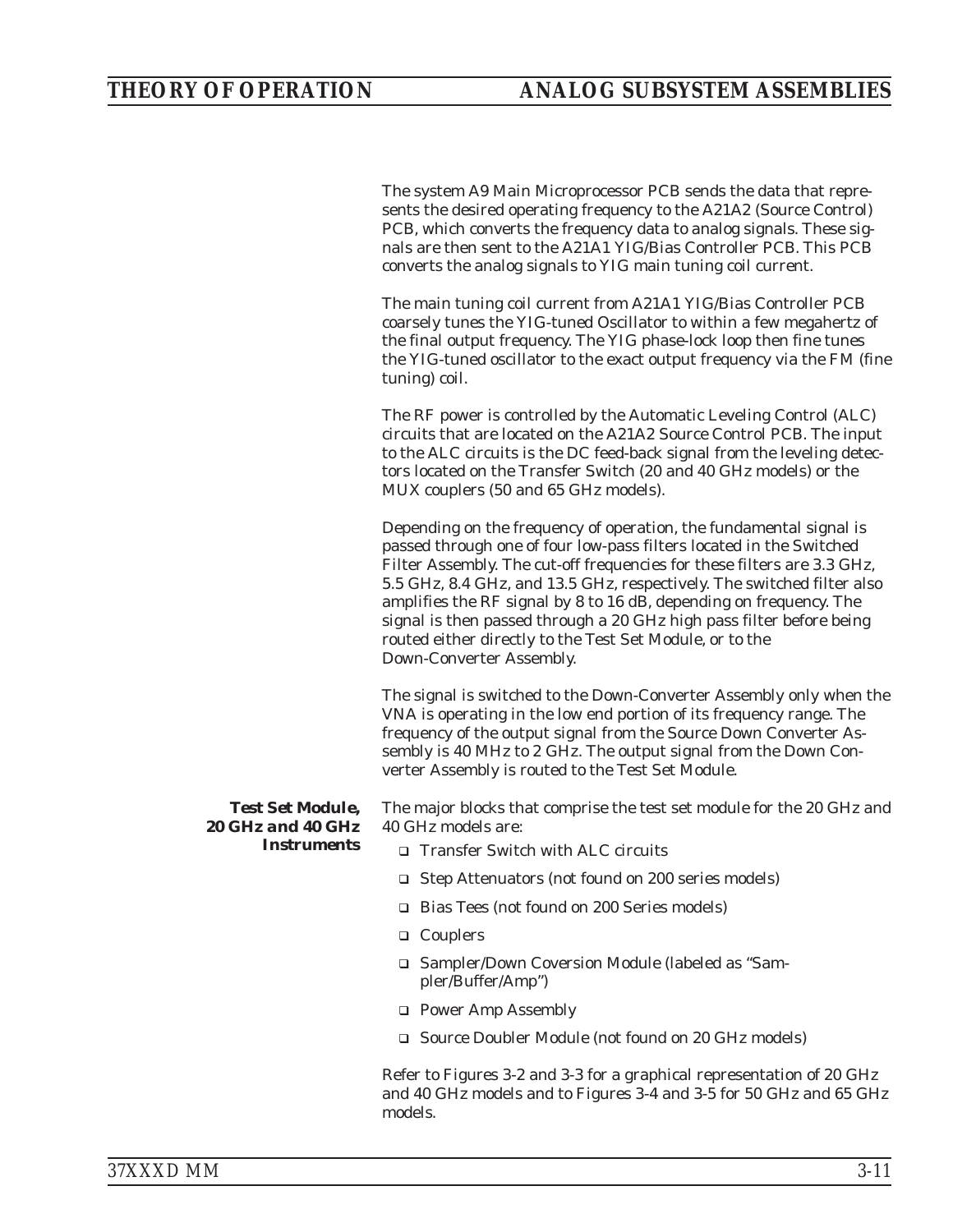The system A9 Main Microprocessor PCB sends the data that represents the desired operating frequency to the A21A2 (Source Control) PCB, which converts the frequency data to analog signals. These signals are then sent to the A21A1 YIG/Bias Controller PCB. This PCB converts the analog signals to YIG main tuning coil current.

The main tuning coil current from A21A1 YIG/Bias Controller PCB coarsely tunes the YIG-tuned Oscillator to within a few megahertz of the final output frequency. The YIG phase-lock loop then fine tunes the YIG-tuned oscillator to the exact output frequency via the FM (fine tuning) coil.

The RF power is controlled by the Automatic Leveling Control (ALC) circuits that are located on the A21A2 Source Control PCB. The input to the ALC circuits is the DC feed-back signal from the leveling detectors located on the Transfer Switch (20 and 40 GHz models) or the MUX couplers (50 and 65 GHz models).

Depending on the frequency of operation, the fundamental signal is passed through one of four low-pass filters located in the Switched Filter Assembly. The cut-off frequencies for these filters are 3.3 GHz, 5.5 GHz, 8.4 GHz, and 13.5 GHz, respectively. The switched filter also amplifies the RF signal by 8 to 16 dB, depending on frequency. The signal is then passed through a 20 GHz high pass filter before being routed either directly to the Test Set Module, or to the Down-Converter Assembly.

The signal is switched to the Down-Converter Assembly only when the VNA is operating in the low end portion of its frequency range. The frequency of the output signal from the Source Down Converter Assembly is 40 MHz to 2 GHz. The output signal from the Down Converter Assembly is routed to the Test Set Module.

### Test Set Module, 20 GHz and 40 GHz Instruments

The major blocks that comprise the test set module for the 20 GHz and 40 GHz models are:

- Transfer Switch with ALC circuits
- Step Attenuators (not found on 200 series models)
- Bias Tees (not found on 200 Series models)
- Couplers
- Sampler/Down Coversion Module (labeled as "Sampler/Buffer/Amp")
- Power Amp Assembly
- Source Doubler Module (not found on 20 GHz models)

Refer to Figures 3-2 and 3-3 for a graphical representation of 20 GHz and 40 GHz models and to Figures 3-4 and 3-5 for 50 GHz and 65 GHz models.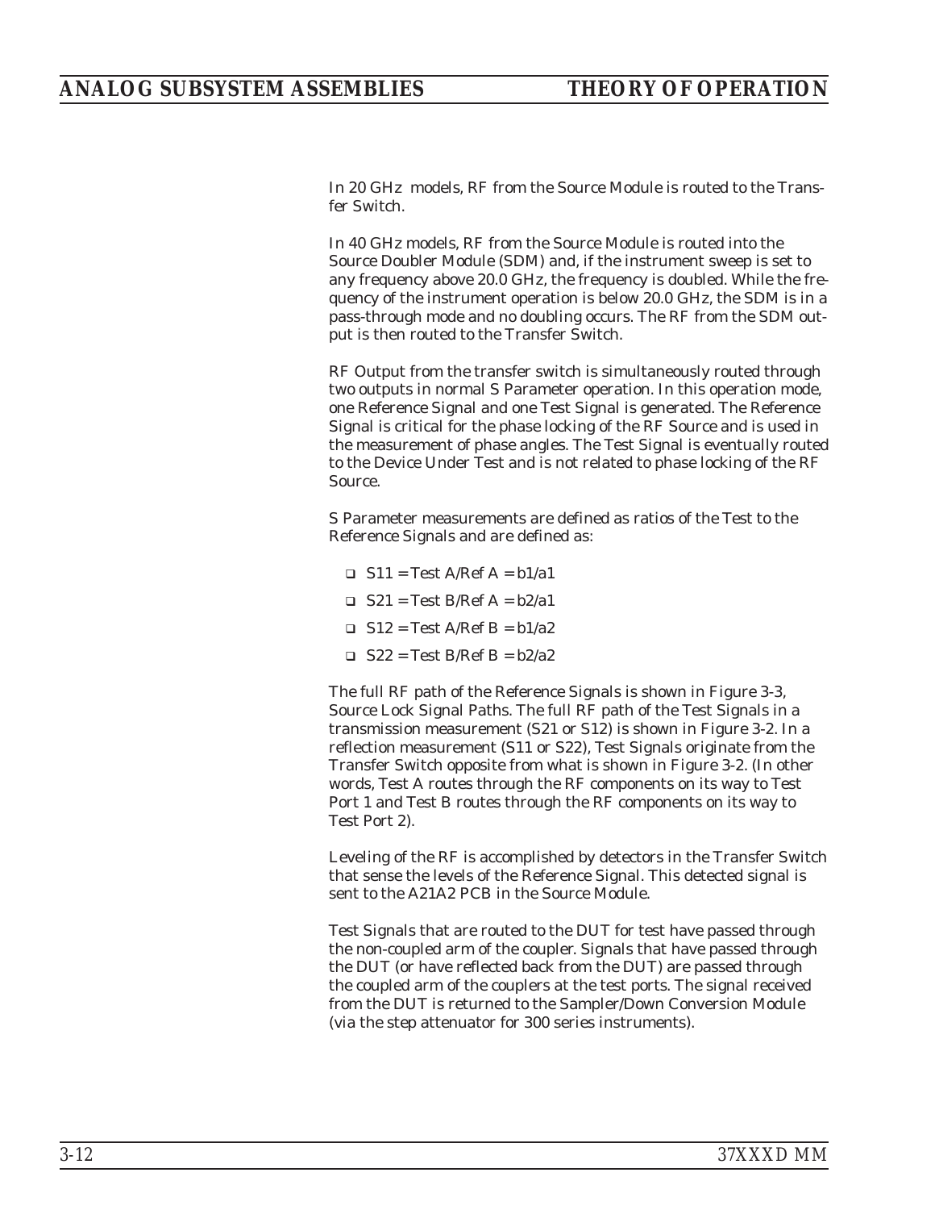In 20 GHz models, RF from the Source Module is routed to the Transfer Switch.

In 40 GHz models, RF from the Source Module is routed into the Source Doubler Module (SDM) and, if the instrument sweep is set to any frequency above 20.0 GHz, the frequency is doubled. While the frequency of the instrument operation is below 20.0 GHz, the SDM is in a pass-through mode and no doubling occurs. The RF from the SDM output is then routed to the Transfer Switch.

RF Output from the transfer switch is simultaneously routed through two outputs in normal S Parameter operation. In this operation mode, one Reference Signal and one Test Signal is generated. The Reference Signal is critical for the phase locking of the RF Source and is used in the measurement of phase angles. The Test Signal is eventually routed to the Device Under Test and is not related to phase locking of the RF Source.

S Parameter measurements are defined as ratios of the Test to the Reference Signals and are defined as:

- S11 = Test A/Ref A = b1/a1
- S21 = Test B/Ref A = b2/a1
- S12 = Test A/Ref B = b1/a2
- S22 = Test B/Ref B = b2/a2

The full RF path of the Reference Signals is shown in Figure 3-3, Source Lock Signal Paths. The full RF path of the Test Signals in a transmission measurement (S21 or S12) is shown in Figure 3-2. In a reflection measurement (S11 or S22), Test Signals originate from the Transfer Switch opposite from what is shown in Figure 3-2. (In other words, Test A routes through the RF components on its way to Test Port 1 and Test B routes through the RF components on its way to Test Port 2).

Leveling of the RF is accomplished by detectors in the Transfer Switch that sense the levels of the Reference Signal. This detected signal is sent to the A21A2 PCB in the Source Module.

Test Signals that are routed to the DUT for test have passed through the non-coupled arm of the coupler. Signals that have passed through the DUT (or have reflected back from the DUT) are passed through the coupled arm of the couplers at the test ports. The signal received from the DUT is returned to the Sampler/Down Conversion Module (via the step attenuator for 300 series instruments).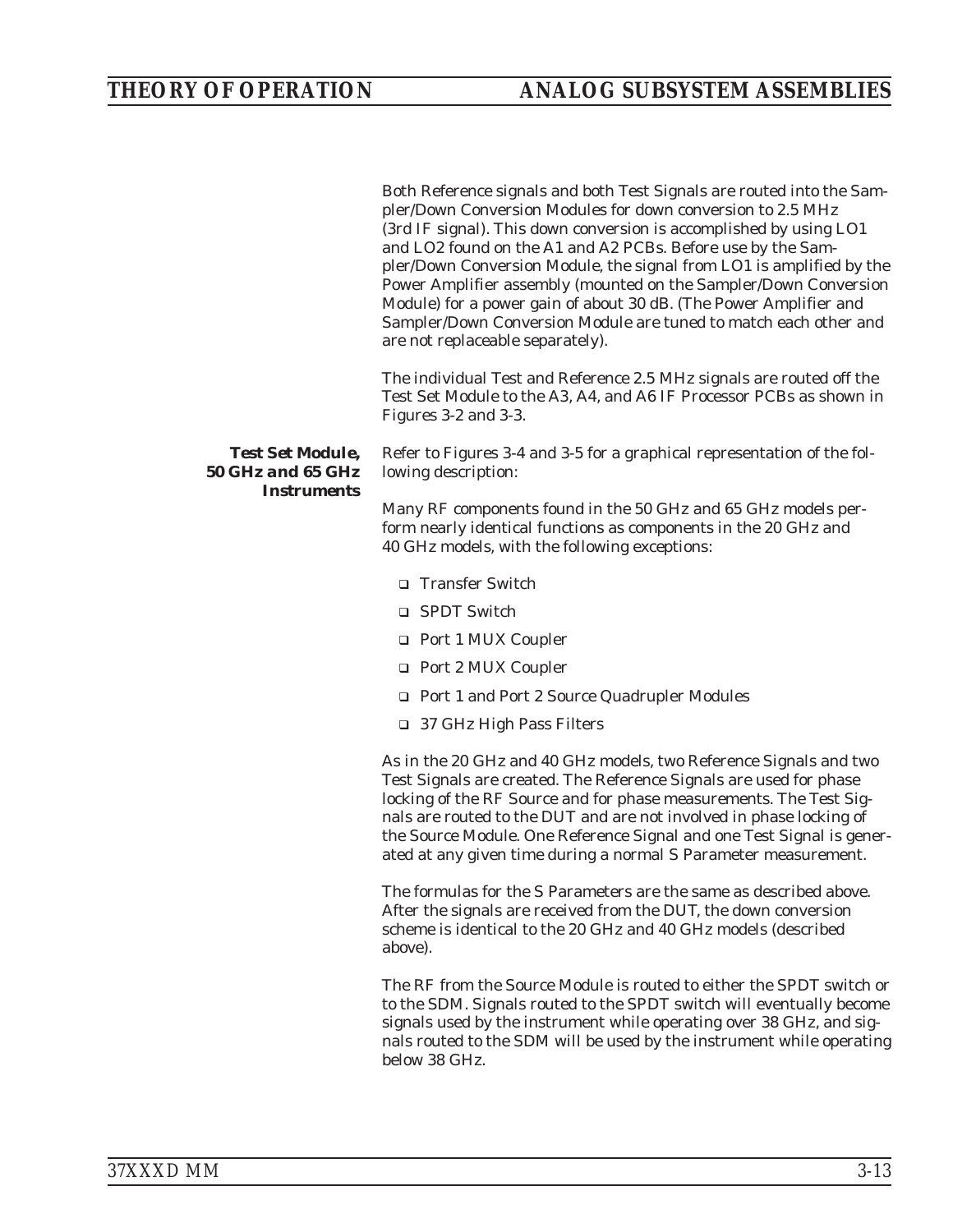Both Reference signals and both Test Signals are routed into the Sampler/Down Conversion Modules for down conversion to 2.5 MHz (3rd IF signal). This down conversion is accomplished by using LO1 and LO2 found on the A1 and A2 PCBs. Before use by the Sampler/Down Conversion Module, the signal from LO1 is amplified by the Power Amplifier assembly (mounted on the Sampler/Down Conversion Module) for a power gain of about 30 dB. (The Power Amplifier and Sampler/Down Conversion Module are tuned to match each other and are not replaceable separately).

The individual Test and Reference 2.5 MHz signals are routed off the Test Set Module to the A3, A4, and A6 IF Processor PCBs as shown in Figures 3-2 and 3-3.

### *Test Set Module, 50 GHz and 65 GHz Instruments*

Refer to Figures 3-4 and 3-5 for a graphical representation of the following description:

Many RF components found in the 50 GHz and 65 GHz models perform nearly identical functions as components in the 20 GHz and 40 GHz models, with the following exceptions:

- Transfer Switch
- SPDT Switch
- Port 1 MUX Coupler
- Port 2 MUX Coupler
- Port 1 and Port 2 Source Quadrupler Modules
- 37 GHz High Pass Filters

As in the 20 GHz and 40 GHz models, two Reference Signals and two Test Signals are created. The Reference Signals are used for phase locking of the RF Source and for phase measurements. The Test Signals are routed to the DUT and are not involved in phase locking of the Source Module. One Reference Signal and one Test Signal is generated at any given time during a normal S Parameter measurement.

The formulas for the S Parameters are the same as described above. After the signals are received from the DUT, the down conversion scheme is identical to the 20 GHz and 40 GHz models (described above).

The RF from the Source Module is routed to either the SPDT switch or to the SDM. Signals routed to the SPDT switch will eventually become signals used by the instrument while operating over 38 GHz, and signals routed to the SDM will be used by the instrument while operating below 38 GHz.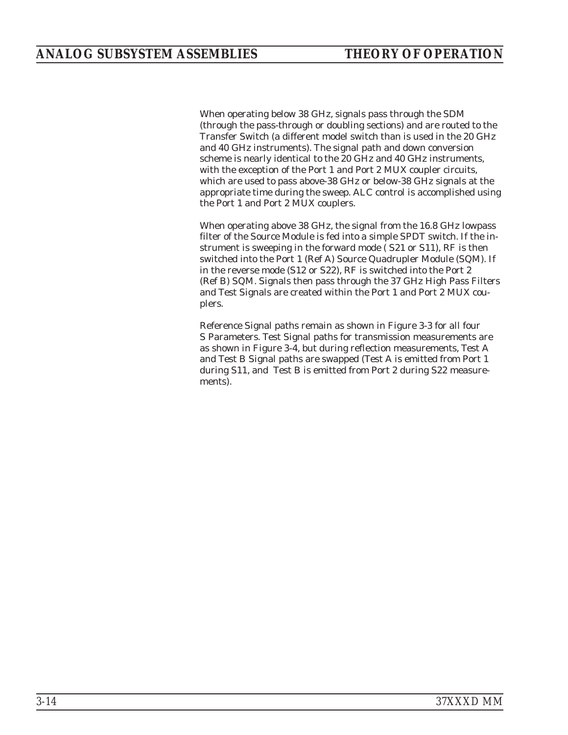When operating below 38 GHz, signals pass through the SDM (through the pass-through or doubling sections) and are routed to the Transfer Switch (a different model switch than is used in the 20 GHz and 40 GHz instruments). The signal path and down conversion scheme is nearly identical to the 20 GHz and 40 GHz instruments, with the exception of the Port 1 and Port 2 MUX coupler circuits, which are used to pass above-38 GHz or below-38 GHz signals at the appropriate time during the sweep. ALC control is accomplished using the Port 1 and Port 2 MUX couplers.

When operating above 38 GHz, the signal from the 16.8 GHz lowpass filter of the Source Module is fed into a simple SPDT switch. If the instrument is sweeping in the forward mode ( S21 or S11), RF is then switched into the Port 1 (Ref A) Source Quadrupler Module (SQM). If in the reverse mode (S12 or S22), RF is switched into the Port 2 (Ref B) SQM. Signals then pass through the 37 GHz High Pass Filters and Test Signals are created within the Port 1 and Port 2 MUX couplers.

Reference Signal paths remain as shown in Figure 3-3 for all four S Parameters. Test Signal paths for transmission measurements are as shown in Figure 3-4, but during reflection measurements, Test A and Test B Signal paths are swapped (Test A is emitted from Port 1 during S11, and Test B is emitted from Port 2 during S22 measurements).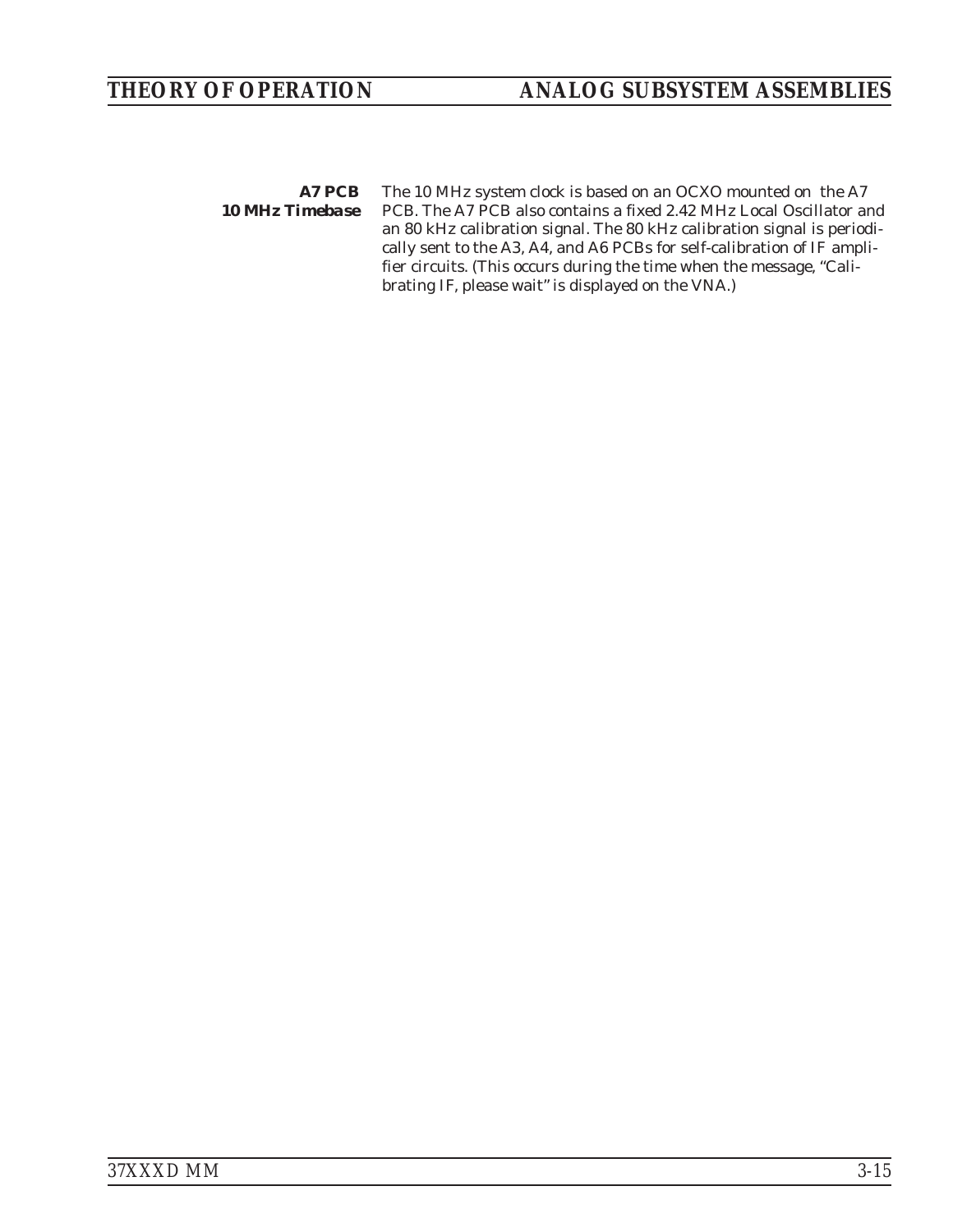**A7 PCB 10 MHz Timebase**

The 10 MHz system clock is based on an OCXO mounted on the A7 PCB. The A7 PCB also contains a fixed 2.42 MHz Local Oscillator and an 80 kHz calibration signal. The 80 kHz calibration signal is periodically sent to the A3, A4, and A6 PCBs for self-calibration of IF amplifier circuits. (This occurs during the time when the message, “Calibrating IF, please wait” is displayed on the VNA.)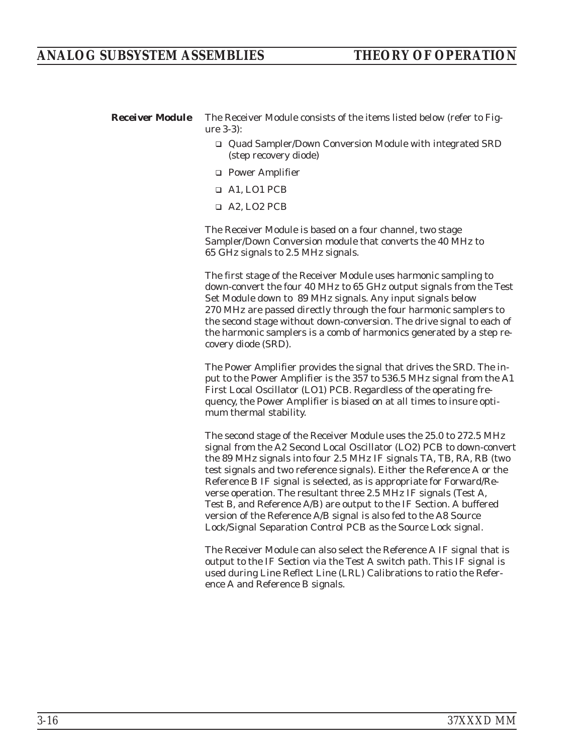### Receiver Module

The Receiver Module consists of the items listed below (refer to Figure 3-3):

- Quad Sampler/Down Conversion Module with integrated SRD (step recovery diode)
- Power Amplifier
- A1, LO1 PCB
- A2, LO2 PCB

The Receiver Module is based on a four channel, two stage Sampler/Down Conversion module that converts the 40 MHz to 65 GHz signals to 2.5 MHz signals.

The first stage of the Receiver Module uses harmonic sampling to down-convert the four 40 MHz to 65 GHz output signals from the Test Set Module down to 89 MHz signals. Any input signals below 270 MHz are passed directly through the four harmonic samplers to the second stage without down-conversion. The drive signal to each of the harmonic samplers is a comb of harmonics generated by a step recovery diode (SRD).

The Power Amplifier provides the signal that drives the SRD. The input to the Power Amplifier is the 357 to 536.5 MHz signal from the A1 First Local Oscillator (LO1) PCB. Regardless of the operating frequency, the Power Amplifier is biased on at all times to insure optimum thermal stability.

The second stage of the Receiver Module uses the 25.0 to 272.5 MHz signal from the A2 Second Local Oscillator (LO2) PCB to down-convert the 89 MHz signals into four 2.5 MHz IF signals TA, TB, RA, RB (two test signals and two reference signals). Either the Reference A or the Reference B IF signal is selected, as is appropriate for Forward/Reverse operation. The resultant three 2.5 MHz IF signals (Test A, Test B, and Reference A/B) are output to the IF Section. A buffered version of the Reference A/B signal is also fed to the A8 Source Lock/Signal Separation Control PCB as the Source Lock signal.

The Receiver Module can also select the Reference A IF signal that is output to the IF Section via the Test A switch path. This IF signal is used during Line Reflect Line (LRL) Calibrations to ratio the Reference A and Reference B signals.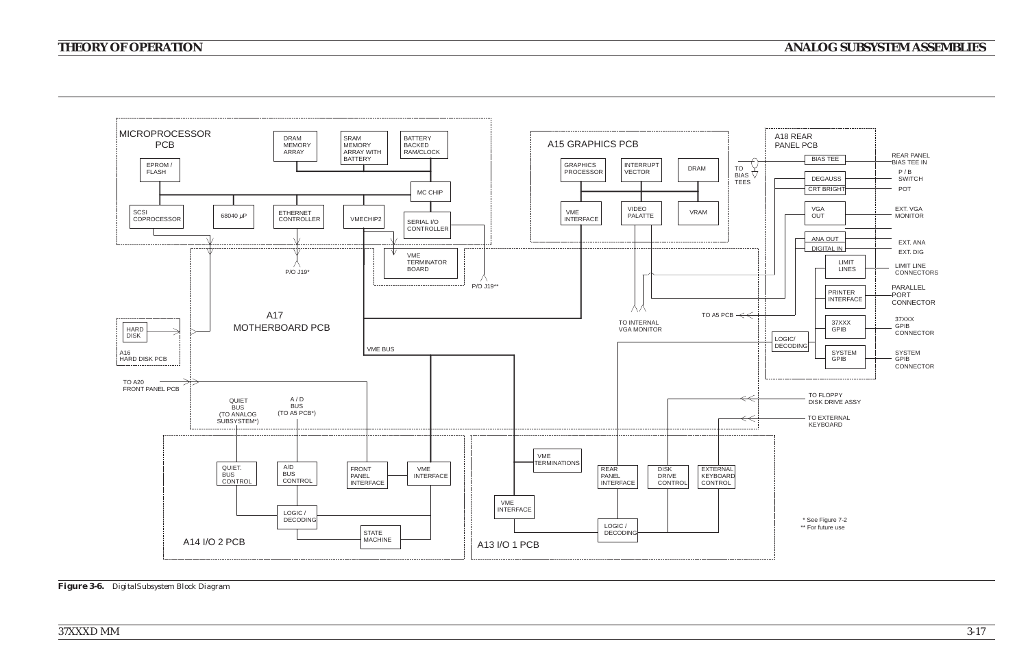MICROPROCESSOR PCB

EPROM / FLASH

DRAM MEMORY ARRAY

SRAM MEMORY ARRAY WITH BATTERY

BATTERY BACKED RAM/CLOCK

MC CHIP

SCSI COPROCESSOR

68040 $\mu P$

ETHERNET CONTROLLER

VMECHIP2

SERIAL I/O CONTROLLER

VME TERMINATOR BOARD

P/O J19*

P/O J19**

A15 GRAPHICS PCB

GRAPHICS PROCESSOR

INTERRUPT VECTOR

DRAM

VME INTERFACE

VIDEO PALATTE

VRAM

A18 REAR PANEL PCB

TO BIAS TEES

BIAS TEE — REAR PANEL BIAS TEE IN

DEGAUSS — P / B SWITCH

CRT BRIGHT — POT

VGA OUT — EXT. VGA MONITOR

ANA OUT — EXT. ANA

DIGITAL IN — EXT. DIG

LIMIT LINES — LIMIT LINE CONNECTORS

PRINTER INTERFACE — PARALLEL PORT CONNECTOR

37XXX GPIB — 37XXX GPIB CONNECTOR

SYSTEM GPIB — SYSTEM GPIB CONNECTOR

LOGIC/ DECODING

TO A5 PCB

TO INTERNAL VGA MONITOR

A17 MOTHERBOARD PCB

HARD DISK

A16 HARD DISK PCB

TO A20 FRONT PANEL PCB

VME BUS

QUIET BUS (TO ANALOG SUBSYSTEM*)

A / D BUS (TO A5 PCB*)

TO FLOPPY DISK DRIVE ASSY

TO EXTERNAL KEYBOARD

A14 I/O 2 PCB

QUIET. BUS CONTROL

A/D BUS CONTROL

FRONT PANEL INTERFACE

VME INTERFACE

LOGIC / DECODING

STATE MACHINE

A13 I/O 1 PCB

VME TERMINATIONS

VME INTERFACE

REAR PANEL INTERFACE

DISK DRIVE CONTROL

EXTERNAL KEYBOARD CONTROL

LOGIC / DECODING

* See Figure 7-2

** For future use

***Figure 3-6.*** *Digital Subsystem Block Diagram*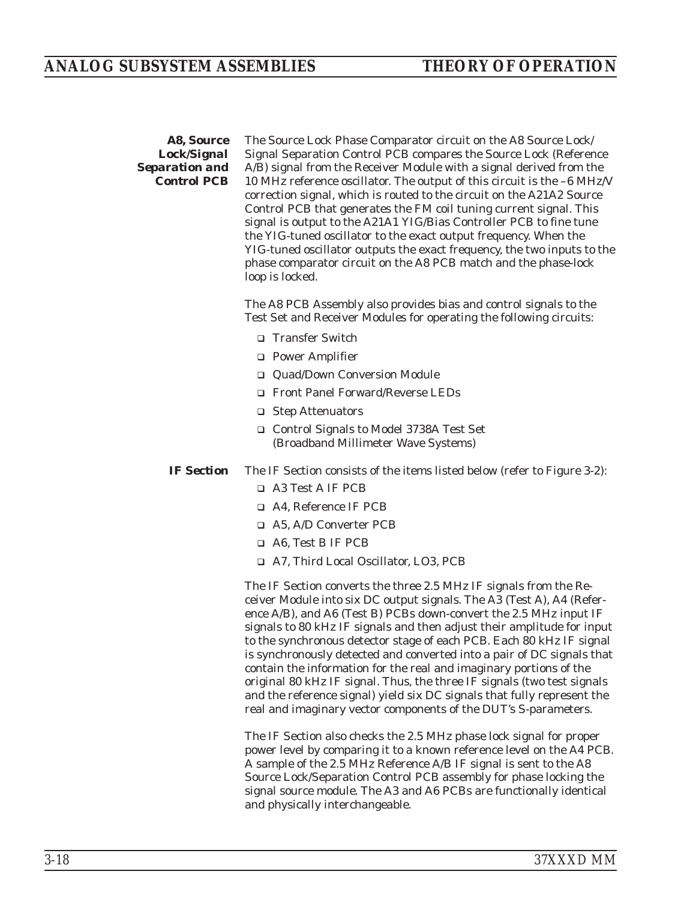### A8, Source Lock/Signal Separation and Control PCB

The Source Lock Phase Comparator circuit on the A8 Source Lock/ Signal Separation Control PCB compares the Source Lock (Reference A/B) signal from the Receiver Module with a signal derived from the 10 MHz reference oscillator. The output of this circuit is the –6 MHz/V correction signal, which is routed to the circuit on the A21A2 Source Control PCB that generates the FM coil tuning current signal. This signal is output to the A21A1 YIG/Bias Controller PCB to fine tune the YIG-tuned oscillator to the exact output frequency. When the YIG-tuned oscillator outputs the exact frequency, the two inputs to the phase comparator circuit on the A8 PCB match and the phase-lock loop is locked.

The A8 PCB Assembly also provides bias and control signals to the Test Set and Receiver Modules for operating the following circuits:

- Transfer Switch
- Power Amplifier
- Quad/Down Conversion Module
- Front Panel Forward/Reverse LEDs
- Step Attenuators
- Control Signals to Model 3738A Test Set (Broadband Millimeter Wave Systems)

### IF Section

The IF Section consists of the items listed below (refer to Figure 3-2):

- A3 Test A IF PCB
- A4, Reference IF PCB
- A5, A/D Converter PCB
- A6, Test B IF PCB
- A7, Third Local Oscillator, LO3, PCB

The IF Section converts the three 2.5 MHz IF signals from the Receiver Module into six DC output signals. The A3 (Test A), A4 (Reference A/B), and A6 (Test B) PCBs down-convert the 2.5 MHz input IF signals to 80 kHz IF signals and then adjust their amplitude for input to the synchronous detector stage of each PCB. Each 80 kHz IF signal is synchronously detected and converted into a pair of DC signals that contain the information for the real and imaginary portions of the original 80 kHz IF signal. Thus, the three IF signals (two test signals and the reference signal) yield six DC signals that fully represent the real and imaginary vector components of the DUT's S-parameters.

The IF Section also checks the 2.5 MHz phase lock signal for proper power level by comparing it to a known reference level on the A4 PCB. A sample of the 2.5 MHz Reference A/B IF signal is sent to the A8 Source Lock/Separation Control PCB assembly for phase locking the signal source module. The A3 and A6 PCBs are functionally identical and physically interchangeable.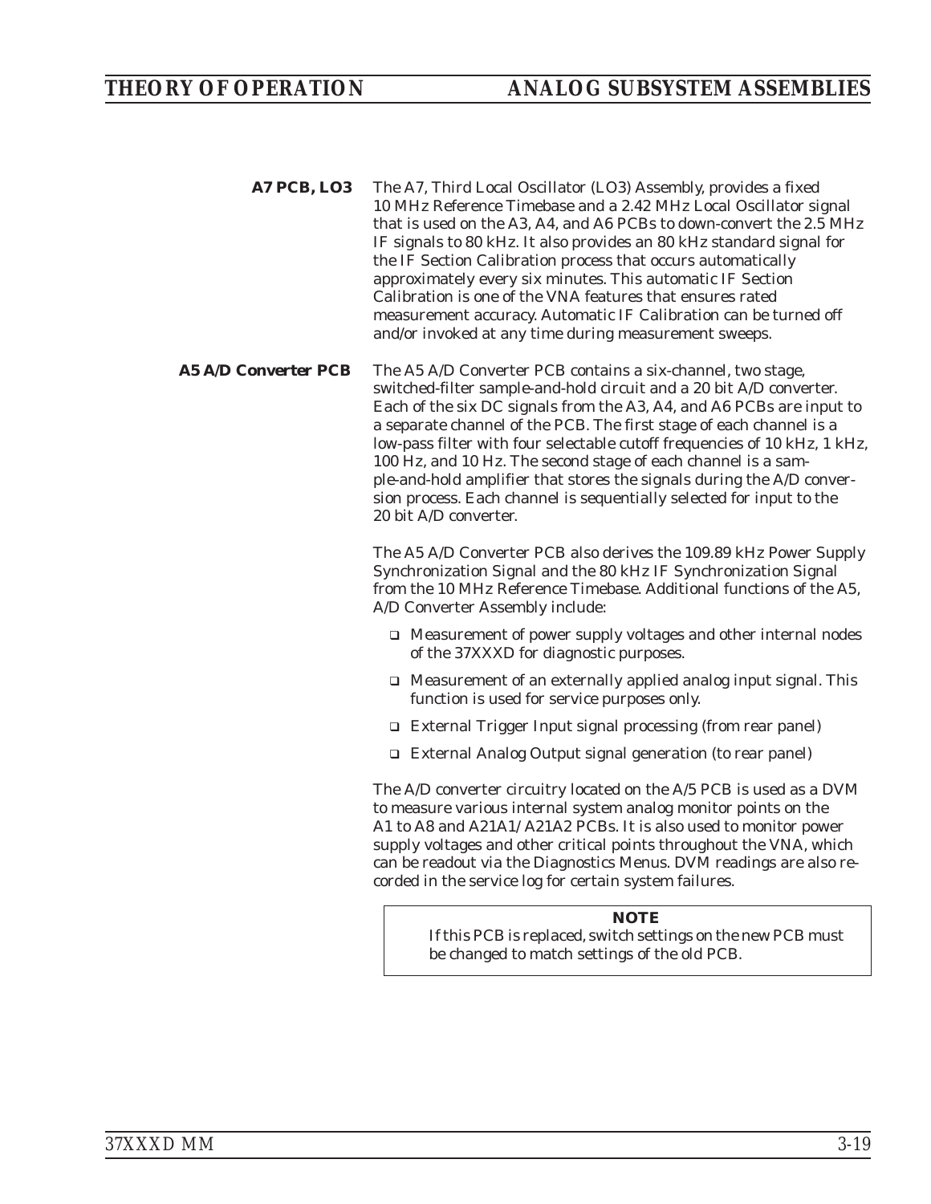### A7 PCB, LO3

The A7, Third Local Oscillator (LO3) Assembly, provides a fixed 10 MHz Reference Timebase and a 2.42 MHz Local Oscillator signal that is used on the A3, A4, and A6 PCBs to down-convert the 2.5 MHz IF signals to 80 kHz. It also provides an 80 kHz standard signal for the IF Section Calibration process that occurs automatically approximately every six minutes. This automatic IF Section Calibration is one of the VNA features that ensures rated measurement accuracy. Automatic IF Calibration can be turned off and/or invoked at any time during measurement sweeps.

### A5 A/D Converter PCB

The A5 A/D Converter PCB contains a six-channel, two stage, switched-filter sample-and-hold circuit and a 20 bit A/D converter. Each of the six DC signals from the A3, A4, and A6 PCBs are input to a separate channel of the PCB. The first stage of each channel is a low-pass filter with four selectable cutoff frequencies of 10 kHz, 1 kHz, 100 Hz, and 10 Hz. The second stage of each channel is a sample-and-hold amplifier that stores the signals during the A/D conversion process. Each channel is sequentially selected for input to the 20 bit A/D converter.

The A5 A/D Converter PCB also derives the 109.89 kHz Power Supply Synchronization Signal and the 80 kHz IF Synchronization Signal from the 10 MHz Reference Timebase. Additional functions of the A5, A/D Converter Assembly include:

- Measurement of power supply voltages and other internal nodes of the 37XXXD for diagnostic purposes.
- Measurement of an externally applied analog input signal. This function is used for service purposes only.
- External Trigger Input signal processing (from rear panel)
- External Analog Output signal generation (to rear panel)

The A/D converter circuitry located on the A/5 PCB is used as a DVM to measure various internal system analog monitor points on the A1 to A8 and A21A1/A21A2 PCBs. It is also used to monitor power supply voltages and other critical points throughout the VNA, which can be readout via the Diagnostics Menus. DVM readings are also recorded in the service log for certain system failures.

> **NOTE**
> If this PCB is replaced, switch settings on the new PCB must be changed to match settings of the old PCB.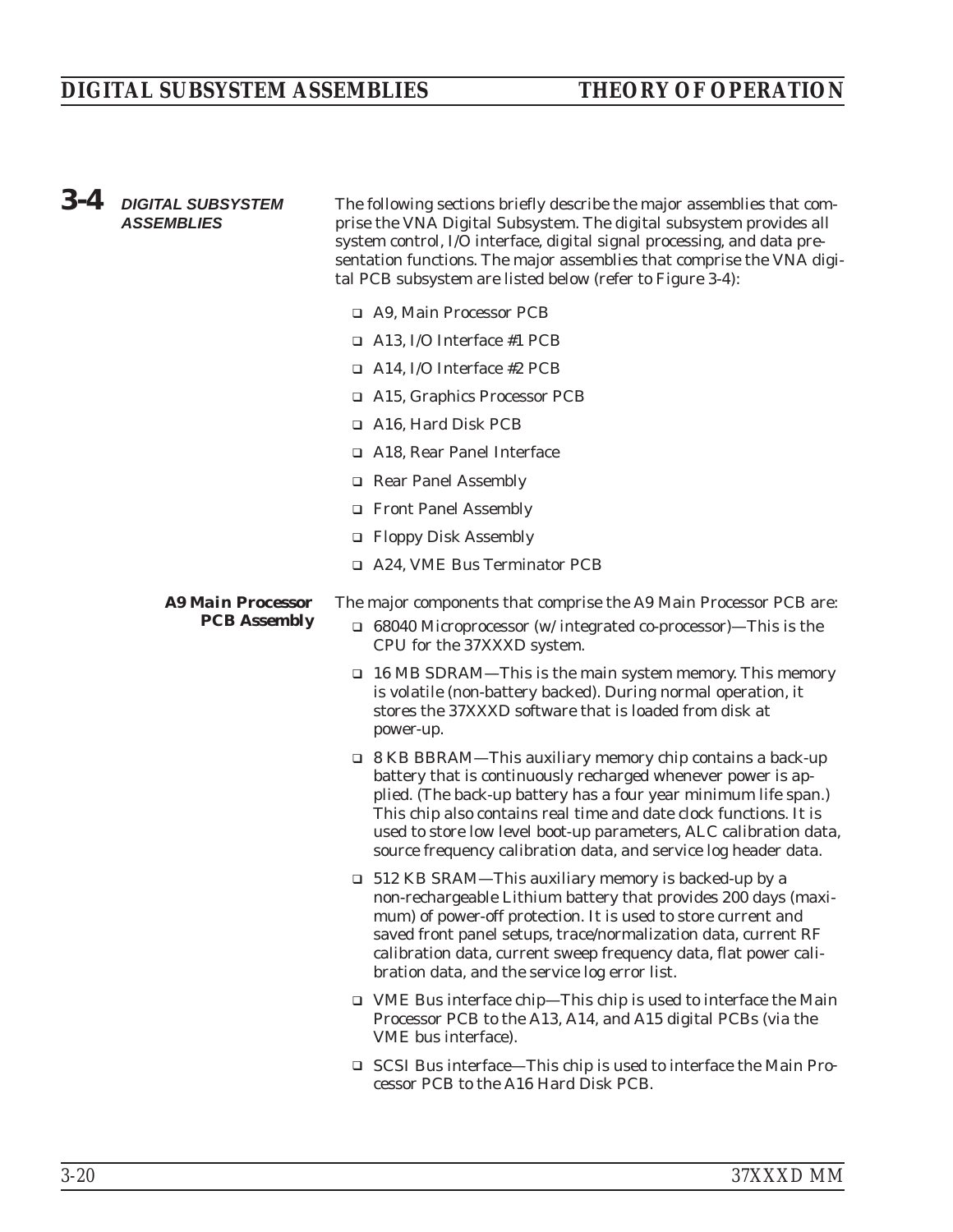## 3-4 DIGITAL SUBSYSTEM ASSEMBLIES

The following sections briefly describe the major assemblies that comprise the VNA Digital Subsystem. The digital subsystem provides all system control, I/O interface, digital signal processing, and data presentation functions. The major assemblies that comprise the VNA digital PCB subsystem are listed below (refer to Figure 3-4):

- A9, Main Processor PCB
- A13, I/O Interface #1 PCB
- A14, I/O Interface #2 PCB
- A15, Graphics Processor PCB
- A16, Hard Disk PCB
- A18, Rear Panel Interface
- Rear Panel Assembly
- Front Panel Assembly
- Floppy Disk Assembly
- A24, VME Bus Terminator PCB

### A9 Main Processor PCB Assembly

The major components that comprise the A9 Main Processor PCB are:

- 68040 Microprocessor (w/ integrated co-processor)—This is the CPU for the 37XXXD system.
- 16 MB SDRAM—This is the main system memory. This memory is volatile (non-battery backed). During normal operation, it stores the 37XXXD software that is loaded from disk at power-up.
- 8 KB BBRAM—This auxiliary memory chip contains a back-up battery that is continuously recharged whenever power is applied. (The back-up battery has a four year minimum life span.) This chip also contains real time and date clock functions. It is used to store low level boot-up parameters, ALC calibration data, source frequency calibration data, and service log header data.
- 512 KB SRAM—This auxiliary memory is backed-up by a non-rechargeable Lithium battery that provides 200 days (maximum) of power-off protection. It is used to store current and saved front panel setups, trace/normalization data, current RF calibration data, current sweep frequency data, flat power calibration data, and the service log error list.
- VME Bus interface chip—This chip is used to interface the Main Processor PCB to the A13, A14, and A15 digital PCBs (via the VME bus interface).
- SCSI Bus interface—This chip is used to interface the Main Processor PCB to the A16 Hard Disk PCB.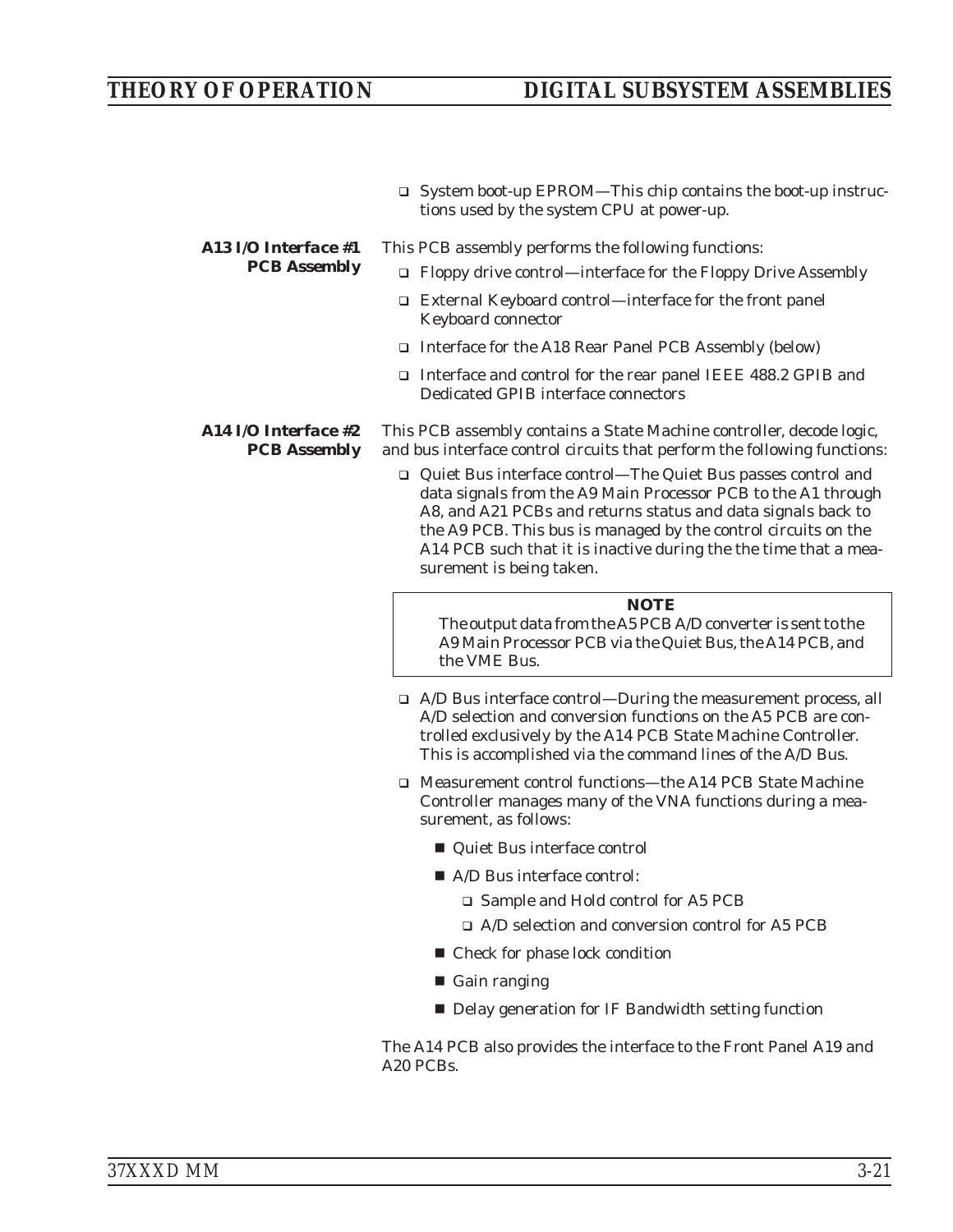- System boot-up EPROM—This chip contains the boot-up instructions used by the system CPU at power-up.

### A13 I/O Interface #1 PCB Assembly

This PCB assembly performs the following functions:

- Floppy drive control—interface for the Floppy Drive Assembly
- External Keyboard control—interface for the front panel Keyboard connector
- Interface for the A18 Rear Panel PCB Assembly (below)
- Interface and control for the rear panel IEEE 488.2 GPIB and Dedicated GPIB interface connectors

### A14 I/O Interface #2 PCB Assembly

This PCB assembly contains a State Machine controller, decode logic, and bus interface control circuits that perform the following functions:

- Quiet Bus interface control—The Quiet Bus passes control and data signals from the A9 Main Processor PCB to the A1 through A8, and A21 PCBs and returns status and data signals back to the A9 PCB. This bus is managed by the control circuits on the A14 PCB such that it is inactive during the the time that a measurement is being taken.

> **NOTE**
> The output data from the A5 PCB A/D converter is sent to the A9 Main Processor PCB via the Quiet Bus, the A14 PCB, and the VME Bus.

- A/D Bus interface control—During the measurement process, all A/D selection and conversion functions on the A5 PCB are controlled exclusively by the A14 PCB State Machine Controller. This is accomplished via the command lines of the A/D Bus.
- Measurement control functions—the A14 PCB State Machine Controller manages many of the VNA functions during a measurement, as follows:
  - Quiet Bus interface control
  - A/D Bus interface control:
    - Sample and Hold control for A5 PCB
    - A/D selection and conversion control for A5 PCB
  - Check for phase lock condition
  - Gain ranging
  - Delay generation for IF Bandwidth setting function

The A14 PCB also provides the interface to the Front Panel A19 and A20 PCBs.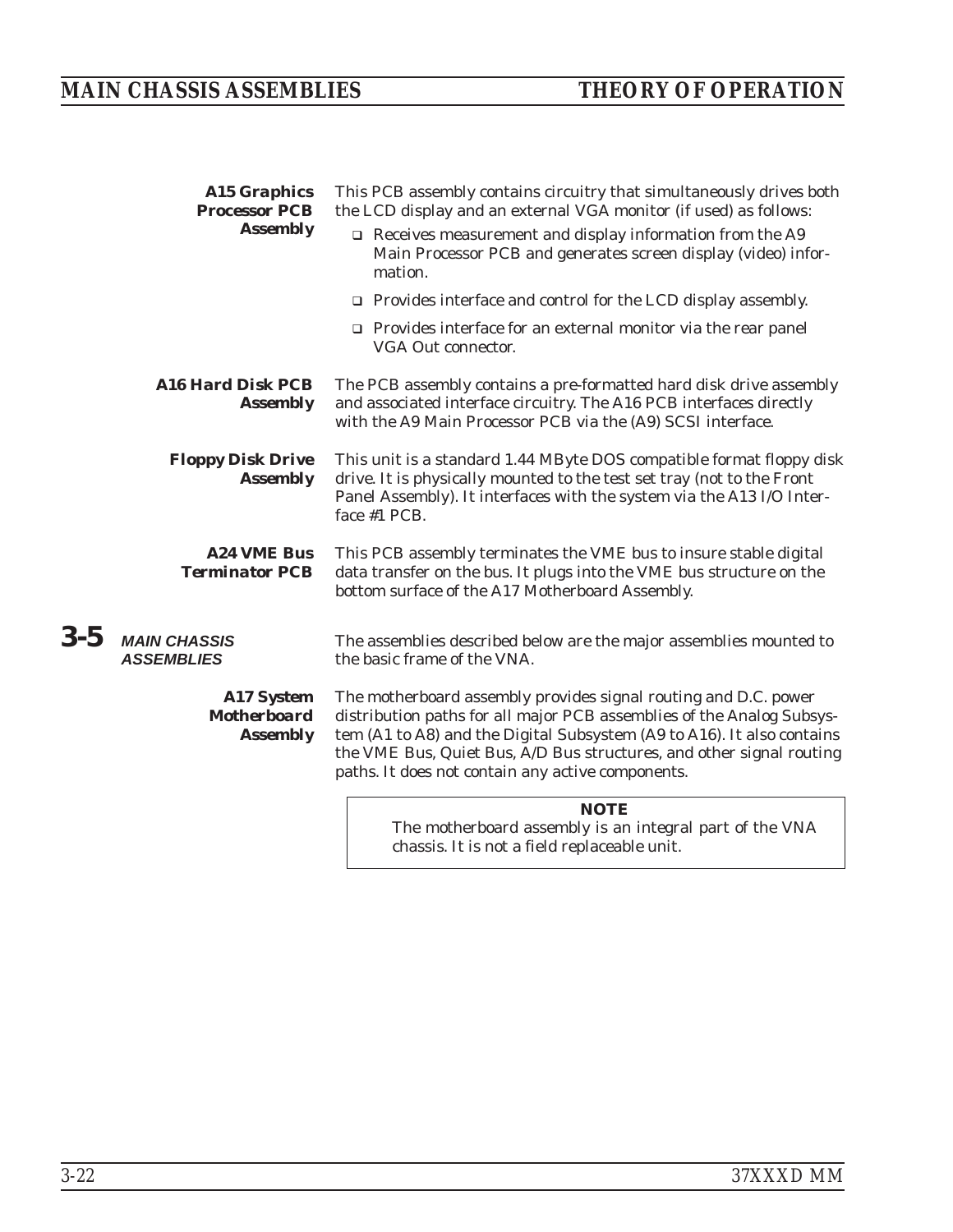**A15 Graphics Processor PCB Assembly**

This PCB assembly contains circuitry that simultaneously drives both the LCD display and an external VGA monitor (if used) as follows:

- Receives measurement and display information from the A9 Main Processor PCB and generates screen display (video) information.
- Provides interface and control for the LCD display assembly.
- Provides interface for an external monitor via the rear panel VGA Out connector.

**A16 Hard Disk PCB Assembly**

The PCB assembly contains a pre-formatted hard disk drive assembly and associated interface circuitry. The A16 PCB interfaces directly with the A9 Main Processor PCB via the (A9) SCSI interface.

**Floppy Disk Drive Assembly**

This unit is a standard 1.44 MByte DOS compatible format floppy disk drive. It is physically mounted to the test set tray (not to the Front Panel Assembly). It interfaces with the system via the A13 I/O Interface #1 PCB.

**A24 VME Bus Terminator PCB**

This PCB assembly terminates the VME bus to insure stable digital data transfer on the bus. It plugs into the VME bus structure on the bottom surface of the A17 Motherboard Assembly.

## 3-5 MAIN CHASSIS ASSEMBLIES

The assemblies described below are the major assemblies mounted to the basic frame of the VNA.

**A17 System Motherboard Assembly**

The motherboard assembly provides signal routing and D.C. power distribution paths for all major PCB assemblies of the Analog Subsystem (A1 to A8) and the Digital Subsystem (A9 to A16). It also contains the VME Bus, Quiet Bus, A/D Bus structures, and other signal routing paths. It does not contain any active components.

> **NOTE**
> The motherboard assembly is an integral part of the VNA chassis. It is not a field replaceable unit.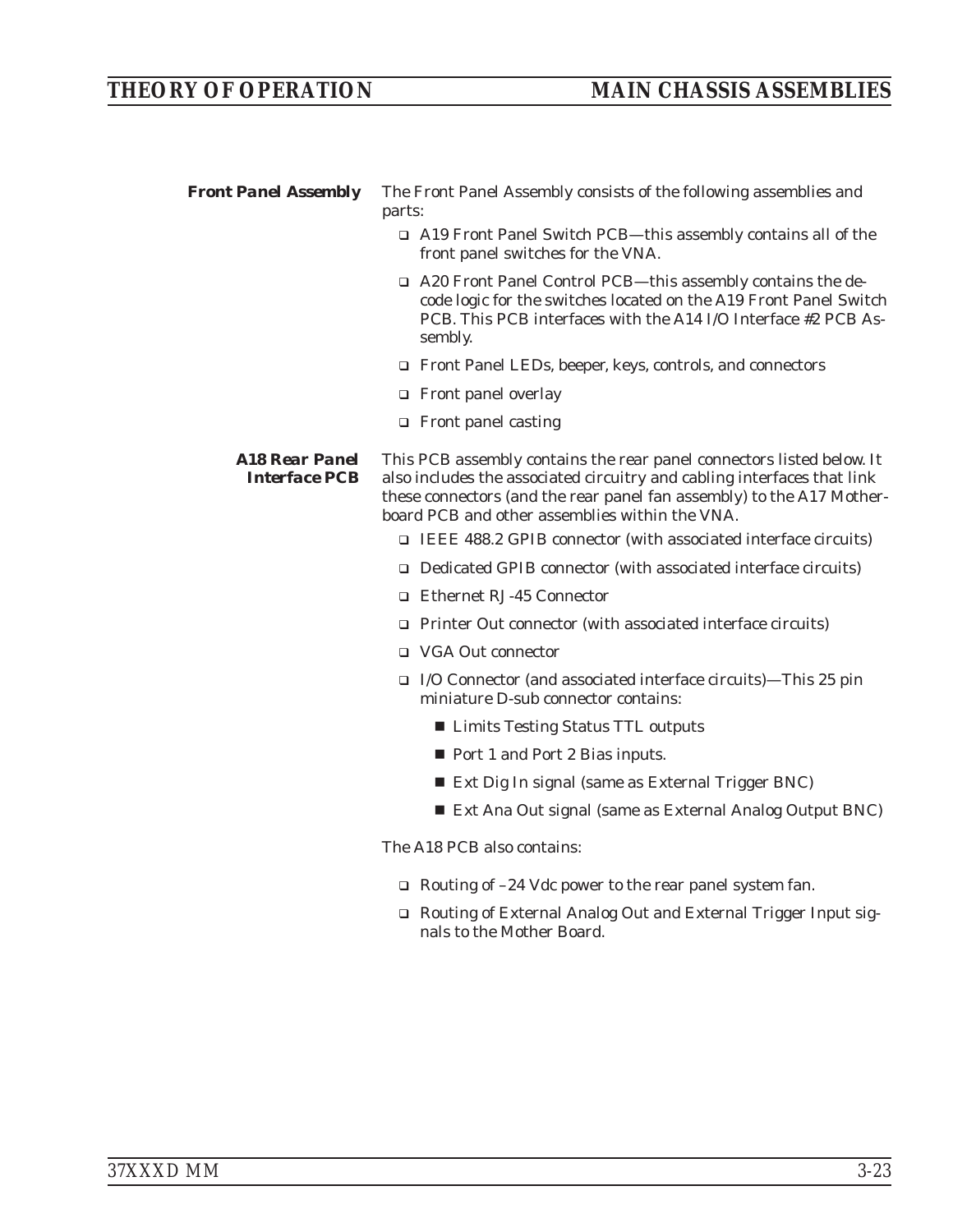### Front Panel Assembly

The Front Panel Assembly consists of the following assemblies and parts:

- A19 Front Panel Switch PCB—this assembly contains all of the front panel switches for the VNA.
- A20 Front Panel Control PCB—this assembly contains the decode logic for the switches located on the A19 Front Panel Switch PCB. This PCB interfaces with the A14 I/O Interface #2 PCB Assembly.
- Front Panel LEDs, beeper, keys, controls, and connectors
- Front panel overlay
- Front panel casting

### A18 Rear Panel Interface PCB

This PCB assembly contains the rear panel connectors listed below. It also includes the associated circuitry and cabling interfaces that link these connectors (and the rear panel fan assembly) to the A17 Motherboard PCB and other assemblies within the VNA.

- IEEE 488.2 GPIB connector (with associated interface circuits)
- Dedicated GPIB connector (with associated interface circuits)
- Ethernet RJ-45 Connector
- Printer Out connector (with associated interface circuits)
- VGA Out connector
- I/O Connector (and associated interface circuits)—This 25 pin miniature D-sub connector contains:
  - Limits Testing Status TTL outputs
  - Port 1 and Port 2 Bias inputs.
  - Ext Dig In signal (same as External Trigger BNC)
  - Ext Ana Out signal (same as External Analog Output BNC)

The A18 PCB also contains:

- Routing of –24 Vdc power to the rear panel system fan.
- Routing of External Analog Out and External Trigger Input signals to the Mother Board.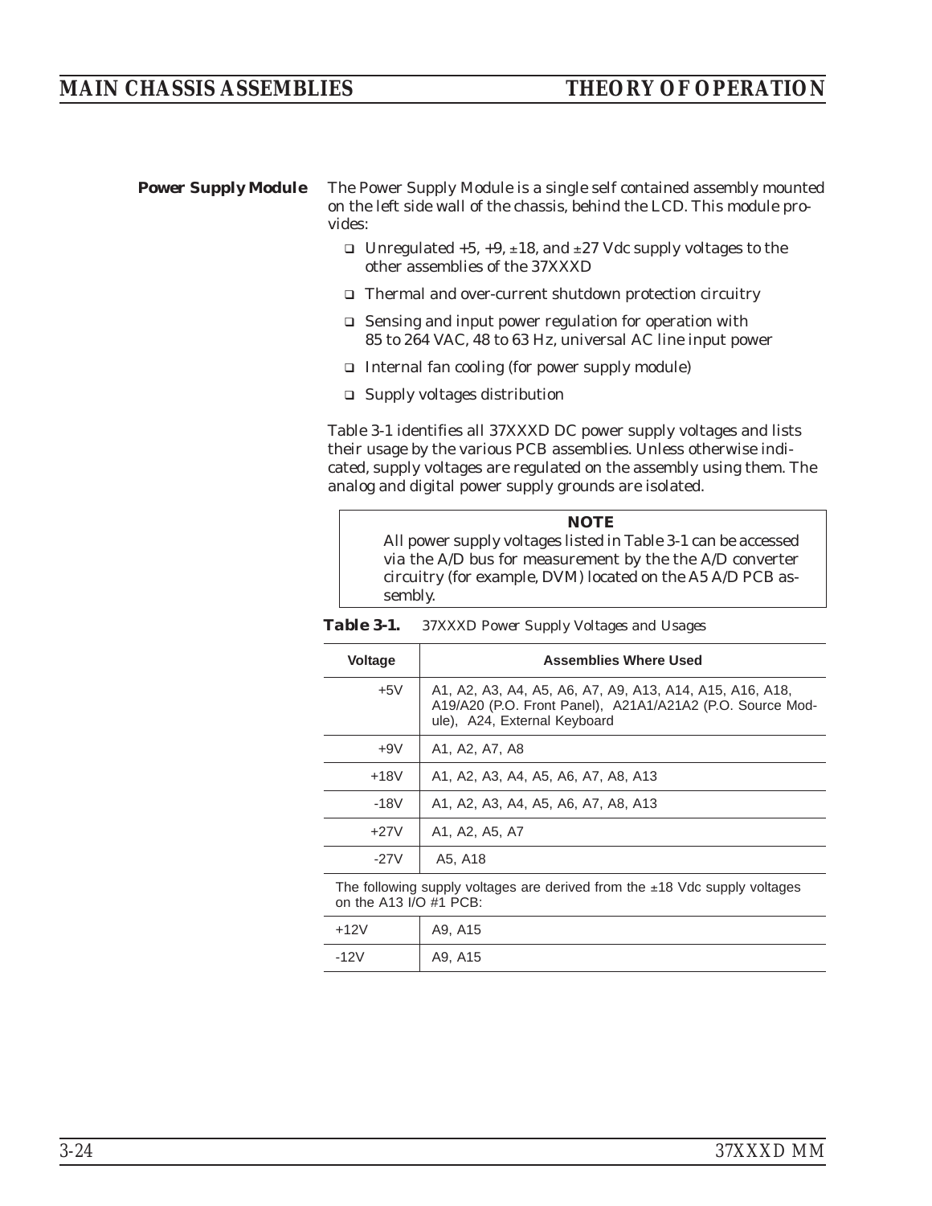## Power Supply Module

The Power Supply Module is a single self contained assembly mounted on the left side wall of the chassis, behind the LCD. This module provides:

- Unregulated +5, +9, ±18, and ±27 Vdc supply voltages to the other assemblies of the 37XXXD
- Thermal and over-current shutdown protection circuitry
- Sensing and input power regulation for operation with 85 to 264 VAC, 48 to 63 Hz, universal AC line input power
- Internal fan cooling (for power supply module)
- Supply voltages distribution

Table 3-1 identifies all 37XXXD DC power supply voltages and lists their usage by the various PCB assemblies. Unless otherwise indicated, supply voltages are regulated on the assembly using them. The analog and digital power supply grounds are isolated.

> **NOTE**
> All power supply voltages listed in Table 3-1 can be accessed via the A/D bus for measurement by the the A/D converter circuitry (for example, DVM) located on the A5 A/D PCB assembly.

**Table 3-1.** *37XXXD Power Supply Voltages and Usages*

| Voltage | Assemblies Where Used |
|---|---|
| +5V | A1, A2, A3, A4, A5, A6, A7, A9, A13, A14, A15, A16, A18, A19/A20 (P.O. Front Panel), A21A1/A21A2 (P.O. Source Module), A24, External Keyboard |
| +9V | A1, A2, A7, A8 |
| +18V | A1, A2, A3, A4, A5, A6, A7, A8, A13 |
| -18V | A1, A2, A3, A4, A5, A6, A7, A8, A13 |
| +27V | A1, A2, A5, A7 |
| -27V | A5, A18 |
| The following supply voltages are derived from the ±18 Vdc supply voltages on the A13 I/O #1 PCB: | |
| +12V | A9, A15 |
| -12V | A9, A15 |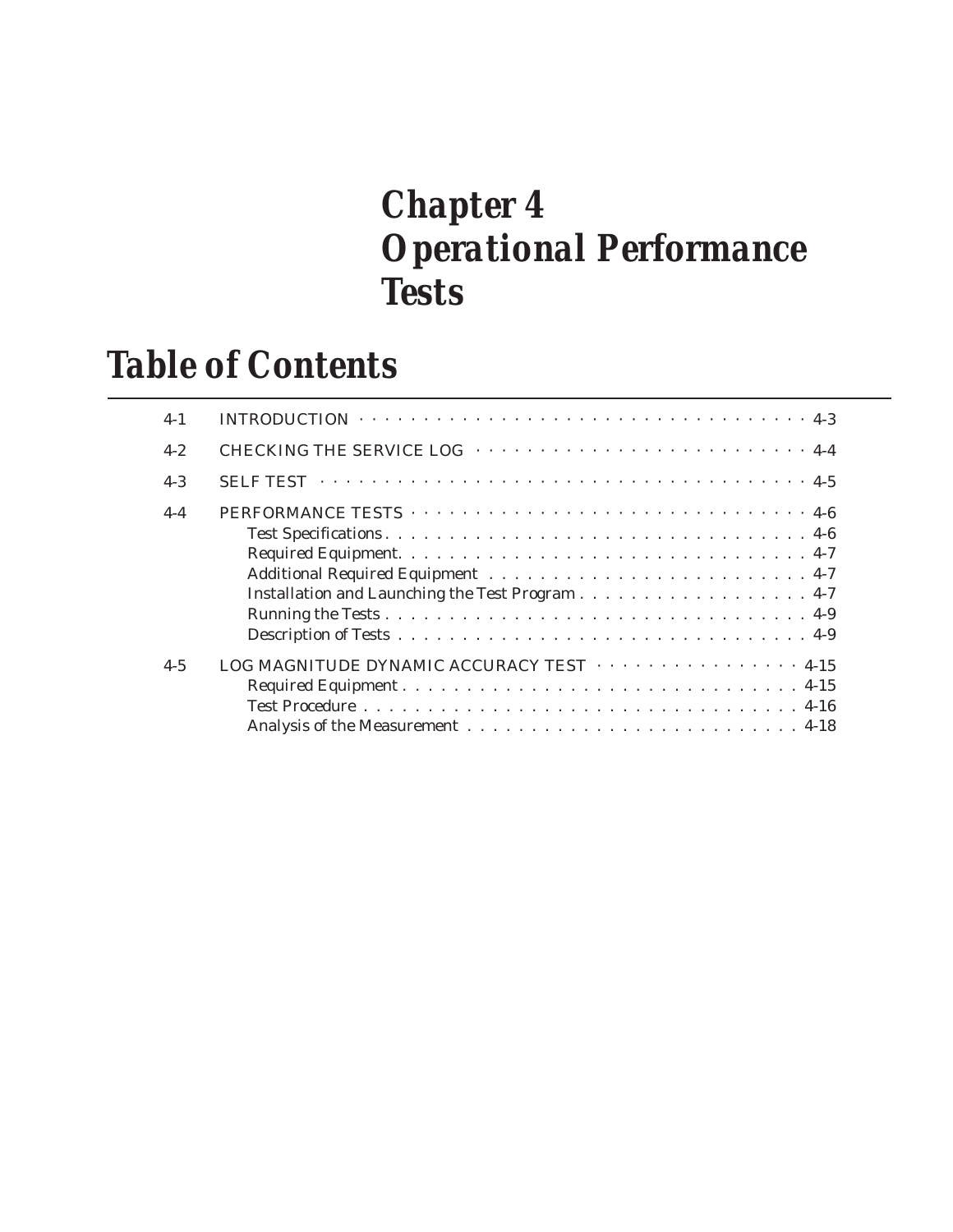# Chapter 4 Operational Performance Tests

## Table of Contents

| | | |
|---|---|---|
| 4-1 | INTRODUCTION | 4-3 |
| 4-2 | CHECKING THE SERVICE LOG | 4-4 |
| 4-3 | SELF TEST | 4-5 |
| 4-4 | PERFORMANCE TESTS | 4-6 |
| | Test Specifications | 4-6 |
| | Required Equipment. | 4-7 |
| | Additional Required Equipment | 4-7 |
| | Installation and Launching the Test Program | 4-7 |
| | Running the Tests | 4-9 |
| | Description of Tests | 4-9 |
| 4-5 | LOG MAGNITUDE DYNAMIC ACCURACY TEST | 4-15 |
| | Required Equipment | 4-15 |
| | Test Procedure | 4-16 |
| | Analysis of the Measurement | 4-18 |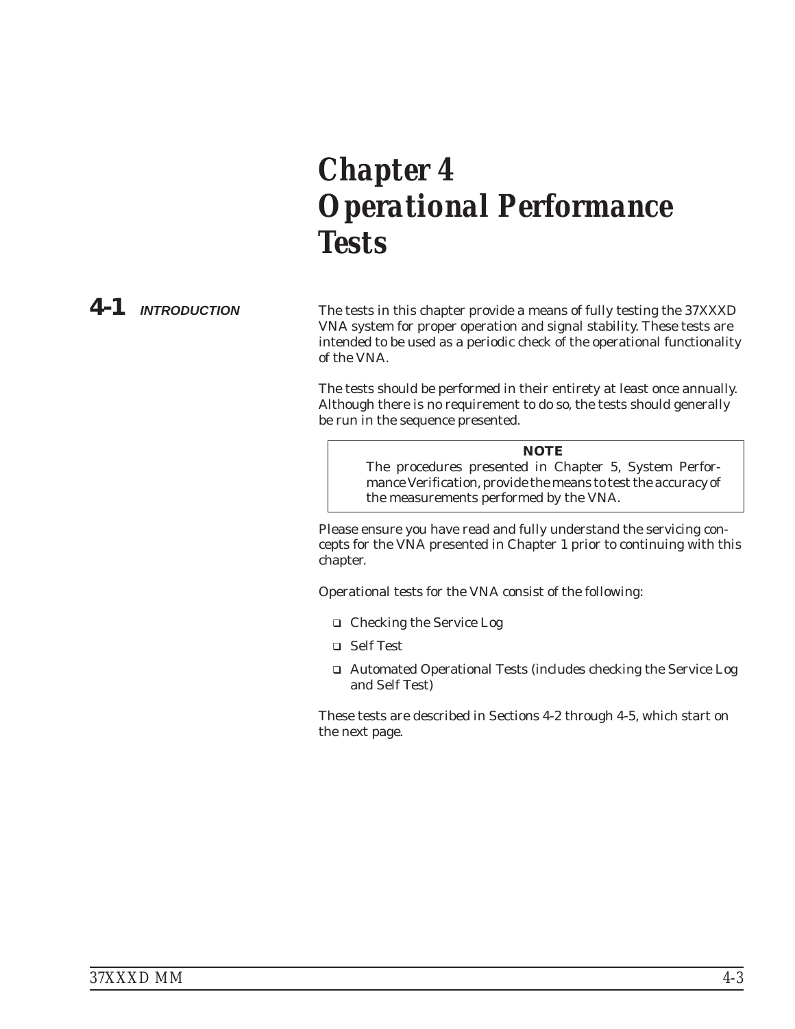# Chapter 4 Operational Performance Tests

## 4-1 INTRODUCTION

The tests in this chapter provide a means of fully testing the 37XXXD VNA system for proper operation and signal stability. These tests are intended to be used as a periodic check of the operational functionality of the VNA.

The tests should be performed in their entirety at least once annually. Although there is no requirement to do so, the tests should generally be run in the sequence presented.

> **NOTE**
> The procedures presented in Chapter 5, System Performance Verification, provide the means to test the accuracy of the measurements performed by the VNA.

Please ensure you have read and fully understand the servicing concepts for the VNA presented in Chapter 1 prior to continuing with this chapter.

Operational tests for the VNA consist of the following:

- Checking the Service Log
- Self Test
- Automated Operational Tests (includes checking the Service Log and Self Test)

These tests are described in Sections 4-2 through 4-5, which start on the next page.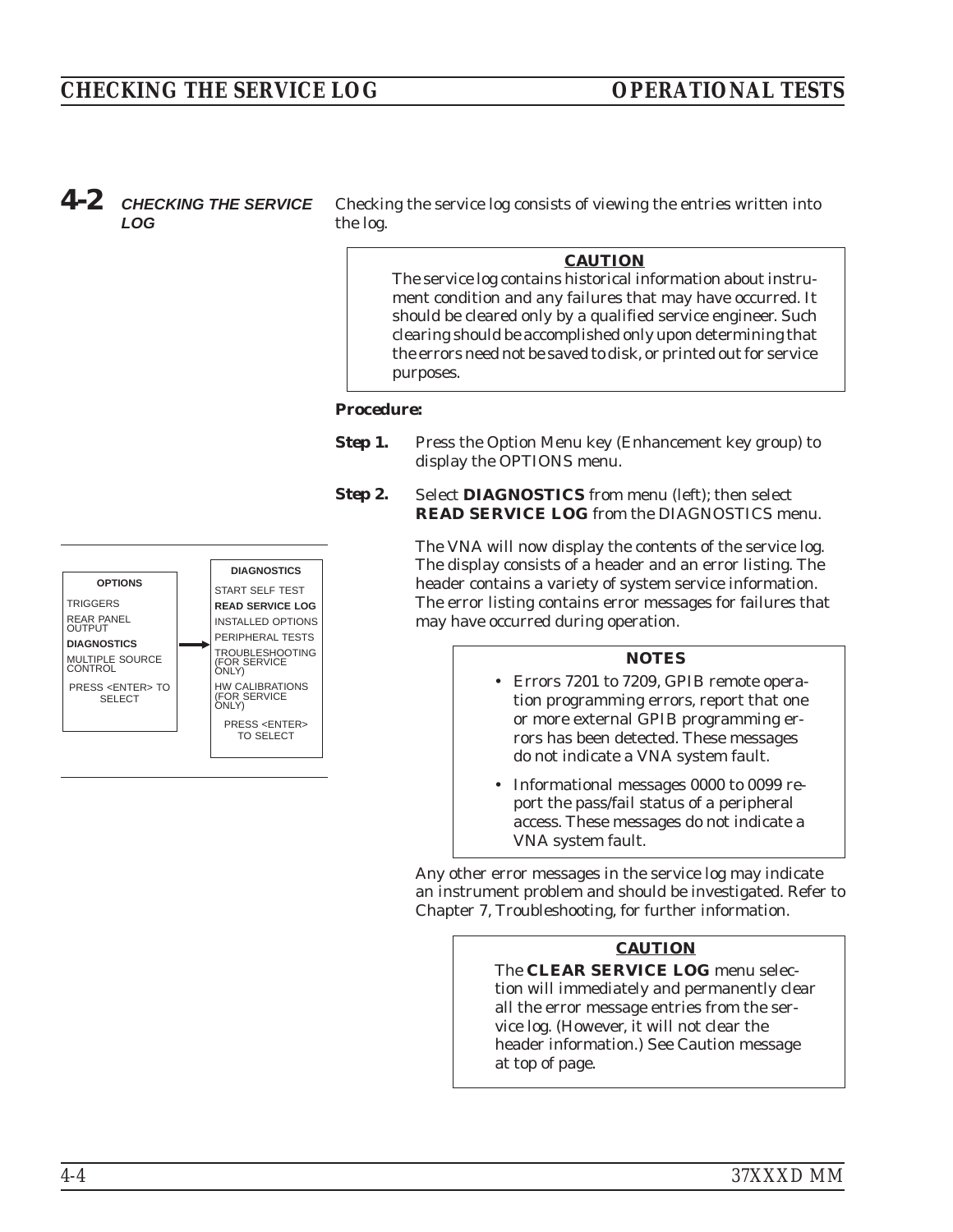## 4-2 CHECKING THE SERVICE LOG

Checking the service log consists of viewing the entries written into the log.

> **CAUTION**
>
> The service log contains historical information about instrument condition and any failures that may have occurred. It should be cleared only by a qualified service engineer. Such clearing should be accomplished only upon determining that the errors need not be saved to disk, or printed out for service purposes.

**Procedure:**

**Step 1.** Press the Option Menu key (Enhancement key group) to display the OPTIONS menu.

**Step 2.** Select **DIAGNOSTICS** from menu (left); then select **READ SERVICE LOG** from the DIAGNOSTICS menu.

| OPTIONS | | DIAGNOSTICS |
|---|---|---|
| TRIGGERS | | START SELF TEST |
| REAR PANEL OUTPUT | | **READ SERVICE LOG** |
| **DIAGNOSTICS** | → | INSTALLED OPTIONS |
| MULTIPLE SOURCE CONTROL | | PERIPHERAL TESTS |
| PRESS <ENTER> TO SELECT | | TROUBLESHOOTING (FOR SERVICE ONLY) |
| | | HW CALIBRATIONS (FOR SERVICE ONLY) |
| | | PRESS <ENTER> TO SELECT |

The VNA will now display the contents of the service log. The display consists of a header and an error listing. The header contains a variety of system service information. The error listing contains error messages for failures that may have occurred during operation.

> **NOTES**
>
> - Errors 7201 to 7209, GPIB remote operation programming errors, report that one or more external GPIB programming errors has been detected. These messages do not indicate a VNA system fault.
> - Informational messages 0000 to 0099 report the pass/fail status of a peripheral access. These messages do not indicate a VNA system fault.

Any other error messages in the service log may indicate an instrument problem and should be investigated. Refer to Chapter 7, Troubleshooting, for further information.

> **CAUTION**
>
> The **CLEAR SERVICE LOG** menu selection will immediately and permanently clear all the error message entries from the service log. (However, it will not clear the header information.) See Caution message at top of page.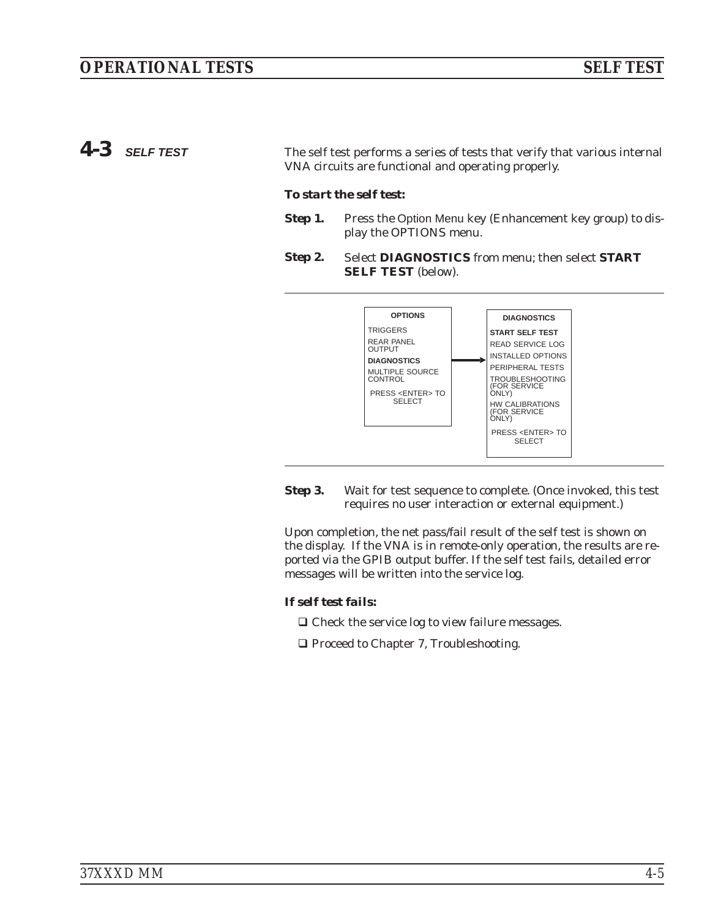## 4-3 SELF TEST

The self test performs a series of tests that verify that various internal VNA circuits are functional and operating properly.

***To start the self test:***

**Step 1.** Press the Option Menu key (Enhancement key group) to display the OPTIONS menu.

**Step 2.** Select **DIAGNOSTICS** from menu; then select **START SELF TEST** (below).

| OPTIONS |
|---|
| TRIGGERS |
| REAR PANEL OUTPUT |
| **DIAGNOSTICS** |
| MULTIPLE SOURCE CONTROL |
| PRESS <ENTER> TO SELECT |

→

| DIAGNOSTICS |
|---|
| **START SELF TEST** |
| READ SERVICE LOG |
| INSTALLED OPTIONS |
| PERIPHERAL TESTS |
| TROUBLESHOOTING (FOR SERVICE ONLY) |
| HW CALIBRATIONS (FOR SERVICE ONLY) |
| PRESS <ENTER> TO SELECT |

**Step 3.** Wait for test sequence to complete. (Once invoked, this test requires no user interaction or external equipment.)

Upon completion, the net pass/fail result of the self test is shown on the display. If the VNA is in remote-only operation, the results are reported via the GPIB output buffer. If the self test fails, detailed error messages will be written into the service log.

***If self test fails:***

- ❑ Check the service log to view failure messages.
- ❑ Proceed to Chapter 7, Troubleshooting.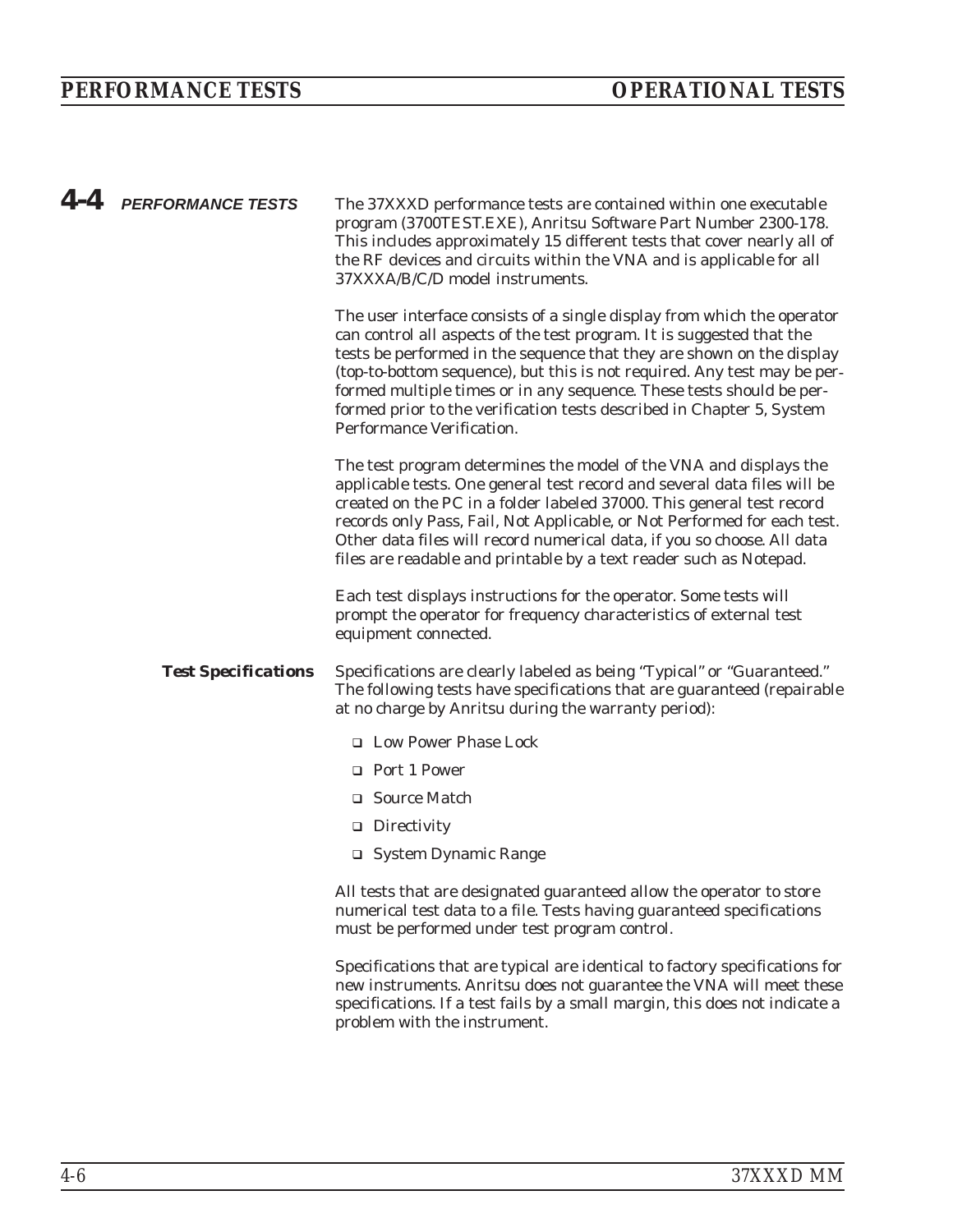## 4-4 PERFORMANCE TESTS

The 37XXXD performance tests are contained within one executable program (3700TEST.EXE), Anritsu Software Part Number 2300-178. This includes approximately 15 different tests that cover nearly all of the RF devices and circuits within the VNA and is applicable for all 37XXXA/B/C/D model instruments.

The user interface consists of a single display from which the operator can control all aspects of the test program. It is suggested that the tests be performed in the sequence that they are shown on the display (top-to-bottom sequence), but this is not required. Any test may be performed multiple times or in any sequence. These tests should be performed prior to the verification tests described in Chapter 5, System Performance Verification.

The test program determines the model of the VNA and displays the applicable tests. One general test record and several data files will be created on the PC in a folder labeled 37000. This general test record records only Pass, Fail, Not Applicable, or Not Performed for each test. Other data files will record numerical data, if you so choose. All data files are readable and printable by a text reader such as Notepad.

Each test displays instructions for the operator. Some tests will prompt the operator for frequency characteristics of external test equipment connected.

### Test Specifications

Specifications are clearly labeled as being "Typical" or "Guaranteed." The following tests have specifications that are guaranteed (repairable at no charge by Anritsu during the warranty period):

- Low Power Phase Lock
- Port 1 Power
- Source Match
- Directivity
- System Dynamic Range

All tests that are designated guaranteed allow the operator to store numerical test data to a file. Tests having guaranteed specifications must be performed under test program control.

Specifications that are typical are identical to factory specifications for new instruments. Anritsu does not guarantee the VNA will meet these specifications. If a test fails by a small margin, this does not indicate a problem with the instrument.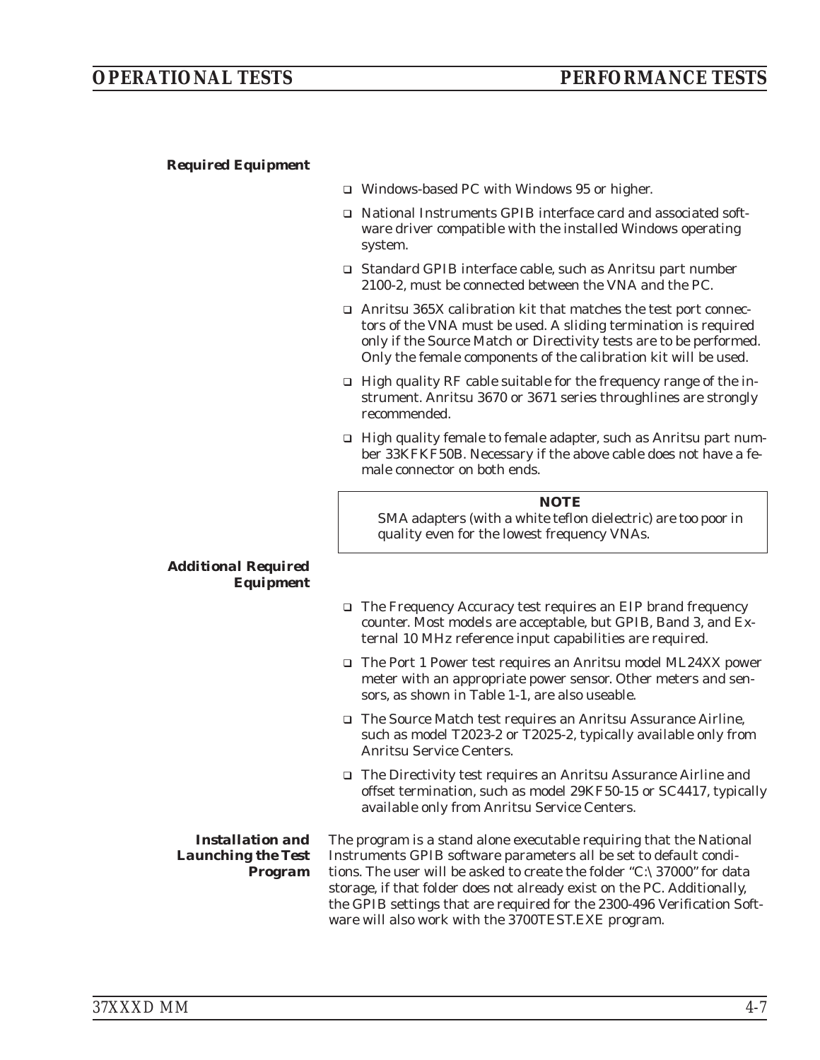### Required Equipment

- Windows-based PC with Windows 95 or higher.
- National Instruments GPIB interface card and associated software driver compatible with the installed Windows operating system.
- Standard GPIB interface cable, such as Anritsu part number 2100-2, must be connected between the VNA and the PC.
- Anritsu 365X calibration kit that matches the test port connectors of the VNA must be used. A sliding termination is required only if the Source Match or Directivity tests are to be performed. Only the female components of the calibration kit will be used.
- High quality RF cable suitable for the frequency range of the instrument. Anritsu 3670 or 3671 series throughlines are strongly recommended.
- High quality female to female adapter, such as Anritsu part number 33KFKF50B. Necessary if the above cable does not have a female connector on both ends.

> **NOTE**
> SMA adapters (with a white teflon dielectric) are too poor in quality even for the lowest frequency VNAs.

### Additional Required Equipment

- The Frequency Accuracy test requires an EIP brand frequency counter. Most models are acceptable, but GPIB, Band 3, and External 10 MHz reference input capabilities are required.
- The Port 1 Power test requires an Anritsu model ML24XX power meter with an appropriate power sensor. Other meters and sensors, as shown in Table 1-1, are also useable.
- The Source Match test requires an Anritsu Assurance Airline, such as model T2023-2 or T2025-2, typically available only from Anritsu Service Centers.
- The Directivity test requires an Anritsu Assurance Airline and offset termination, such as model 29KF50-15 or SC4417, typically available only from Anritsu Service Centers.

### Installation and Launching the Test Program

The program is a stand alone executable requiring that the National Instruments GPIB software parameters all be set to default conditions. The user will be asked to create the folder "C:\ 37000" for data storage, if that folder does not already exist on the PC. Additionally, the GPIB settings that are required for the 2300-496 Verification Software will also work with the 3700TEST.EXE program.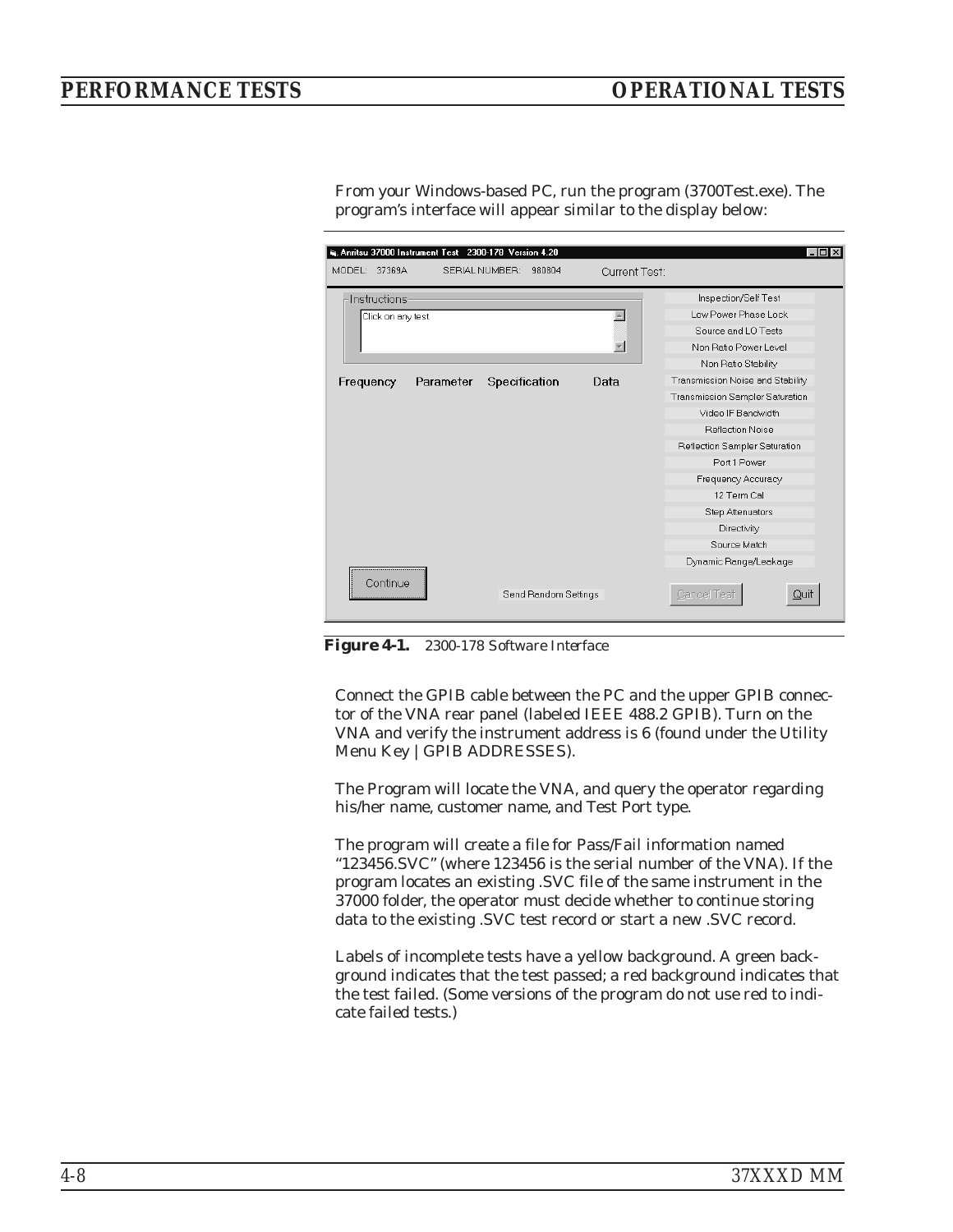From your Windows-based PC, run the program (3700Test.exe). The program's interface will appear similar to the display below:

**Figure 4-1.** 2300-178 Software Interface

Connect the GPIB cable between the PC and the upper GPIB connector of the VNA rear panel (labeled IEEE 488.2 GPIB). Turn on the VNA and verify the instrument address is 6 (found under the Utility Menu Key | GPIB ADDRESSES).

The Program will locate the VNA, and query the operator regarding his/her name, customer name, and Test Port type.

The program will create a file for Pass/Fail information named "123456.SVC" (where 123456 is the serial number of the VNA). If the program locates an existing .SVC file of the same instrument in the 37000 folder, the operator must decide whether to continue storing data to the existing .SVC test record or start a new .SVC record.

Labels of incomplete tests have a yellow background. A green background indicates that the test passed; a red background indicates that the test failed. (Some versions of the program do not use red to indicate failed tests.)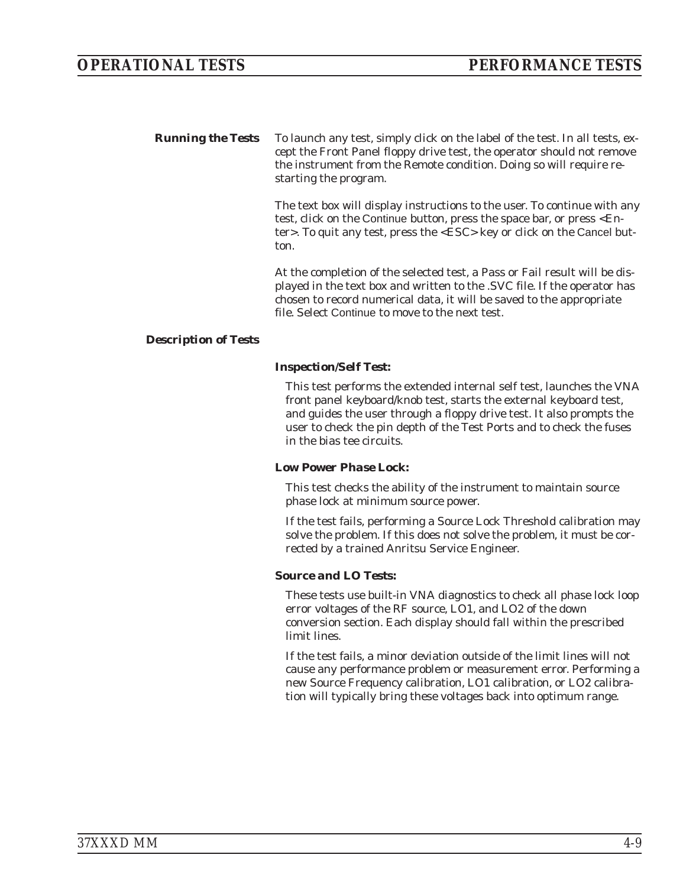### Running the Tests

To launch any test, simply click on the label of the test. In all tests, except the Front Panel floppy drive test, the operator should not remove the instrument from the Remote condition. Doing so will require restarting the program.

The text box will display instructions to the user. To continue with any test, click on the Continue button, press the space bar, or press <Enter>. To quit any test, press the <ESC> key or click on the Cancel button.

At the completion of the selected test, a Pass or Fail result will be displayed in the text box and written to the .SVC file. If the operator has chosen to record numerical data, it will be saved to the appropriate file. Select Continue to move to the next test.

### Description of Tests

#### Inspection/Self Test:

This test performs the extended internal self test, launches the VNA front panel keyboard/knob test, starts the external keyboard test, and guides the user through a floppy drive test. It also prompts the user to check the pin depth of the Test Ports and to check the fuses in the bias tee circuits.

#### Low Power Phase Lock:

This test checks the ability of the instrument to maintain source phase lock at minimum source power.

If the test fails, performing a Source Lock Threshold calibration may solve the problem. If this does not solve the problem, it must be corrected by a trained Anritsu Service Engineer.

#### Source and LO Tests:

These tests use built-in VNA diagnostics to check all phase lock loop error voltages of the RF source, LO1, and LO2 of the down conversion section. Each display should fall within the prescribed limit lines.

If the test fails, a minor deviation outside of the limit lines will not cause any performance problem or measurement error. Performing a new Source Frequency calibration, LO1 calibration, or LO2 calibration will typically bring these voltages back into optimum range.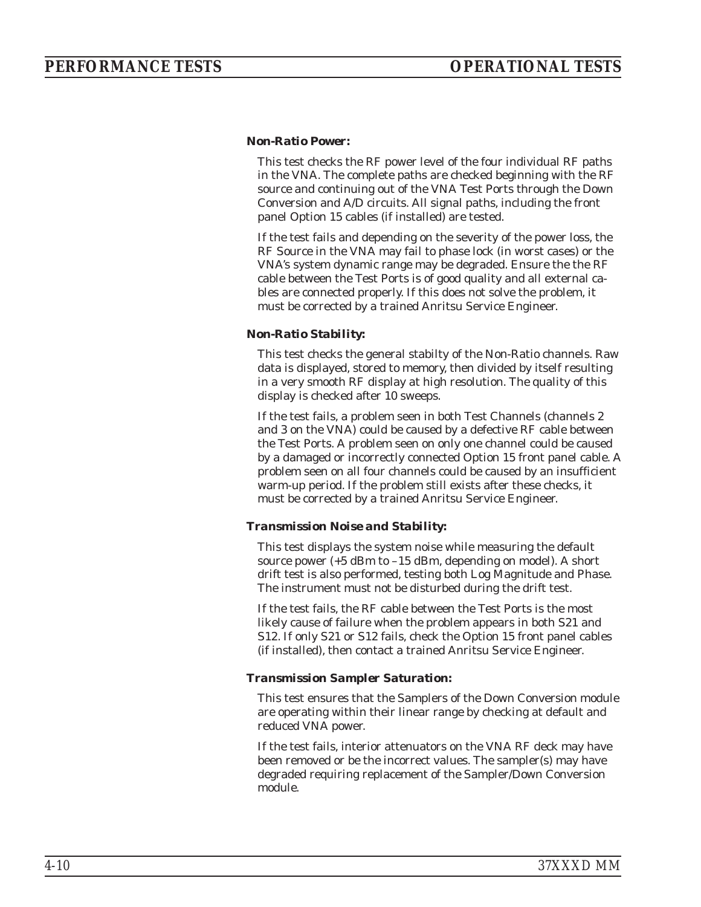### Non-Ratio Power:

This test checks the RF power level of the four individual RF paths in the VNA. The complete paths are checked beginning with the RF source and continuing out of the VNA Test Ports through the Down Conversion and A/D circuits. All signal paths, including the front panel Option 15 cables (if installed) are tested.

If the test fails and depending on the severity of the power loss, the RF Source in the VNA may fail to phase lock (in worst cases) or the VNA's system dynamic range may be degraded. Ensure the the RF cable between the Test Ports is of good quality and all external cables are connected properly. If this does not solve the problem, it must be corrected by a trained Anritsu Service Engineer.

### Non-Ratio Stability:

This test checks the general stabilty of the Non-Ratio channels. Raw data is displayed, stored to memory, then divided by itself resulting in a very smooth RF display at high resolution. The quality of this display is checked after 10 sweeps.

If the test fails, a problem seen in both Test Channels (channels 2 and 3 on the VNA) could be caused by a defective RF cable between the Test Ports. A problem seen on only one channel could be caused by a damaged or incorrectly connected Option 15 front panel cable. A problem seen on all four channels could be caused by an insufficient warm-up period. If the problem still exists after these checks, it must be corrected by a trained Anritsu Service Engineer.

### Transmission Noise and Stability:

This test displays the system noise while measuring the default source power (+5 dBm to –15 dBm, depending on model). A short drift test is also performed, testing both Log Magnitude and Phase. The instrument must not be disturbed during the drift test.

If the test fails, the RF cable between the Test Ports is the most likely cause of failure when the problem appears in both S21 and S12. If only S21 or S12 fails, check the Option 15 front panel cables (if installed), then contact a trained Anritsu Service Engineer.

### Transmission Sampler Saturation:

This test ensures that the Samplers of the Down Conversion module are operating within their linear range by checking at default and reduced VNA power.

If the test fails, interior attenuators on the VNA RF deck may have been removed or be the incorrect values. The sampler(s) may have degraded requiring replacement of the Sampler/Down Conversion module.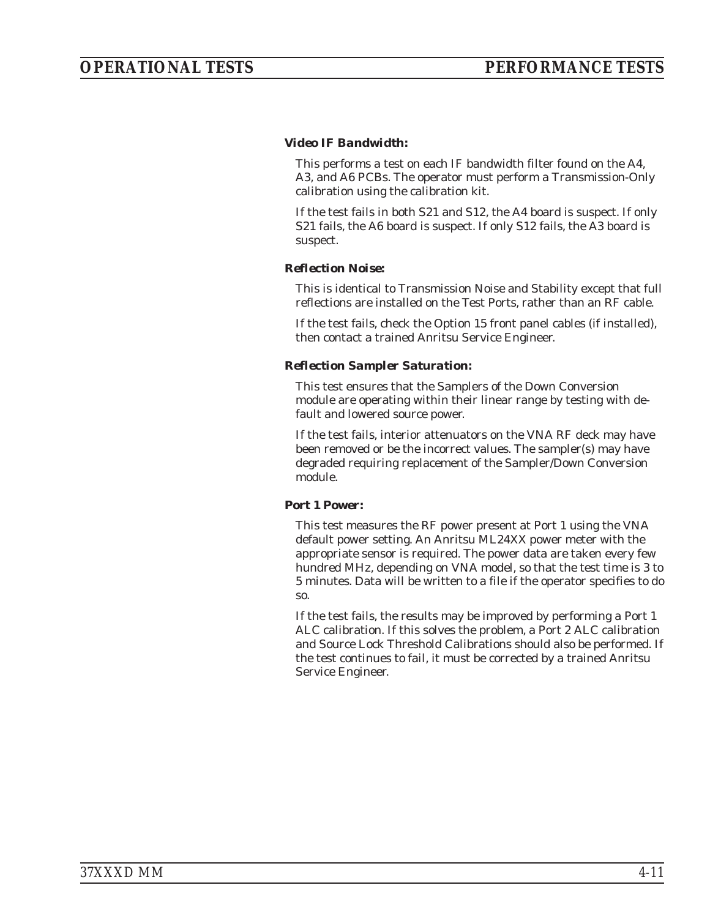### Video IF Bandwidth:

This performs a test on each IF bandwidth filter found on the A4, A3, and A6 PCBs. The operator must perform a Transmission-Only calibration using the calibration kit.

If the test fails in both S21 and S12, the A4 board is suspect. If only S21 fails, the A6 board is suspect. If only S12 fails, the A3 board is suspect.

### Reflection Noise:

This is identical to Transmission Noise and Stability except that full reflections are installed on the Test Ports, rather than an RF cable.

If the test fails, check the Option 15 front panel cables (if installed), then contact a trained Anritsu Service Engineer.

### Reflection Sampler Saturation:

This test ensures that the Samplers of the Down Conversion module are operating within their linear range by testing with default and lowered source power.

If the test fails, interior attenuators on the VNA RF deck may have been removed or be the incorrect values. The sampler(s) may have degraded requiring replacement of the Sampler/Down Conversion module.

### Port 1 Power:

This test measures the RF power present at Port 1 using the VNA default power setting. An Anritsu ML24XX power meter with the appropriate sensor is required. The power data are taken every few hundred MHz, depending on VNA model, so that the test time is 3 to 5 minutes. Data will be written to a file if the operator specifies to do so.

If the test fails, the results may be improved by performing a Port 1 ALC calibration. If this solves the problem, a Port 2 ALC calibration and Source Lock Threshold Calibrations should also be performed. If the test continues to fail, it must be corrected by a trained Anritsu Service Engineer.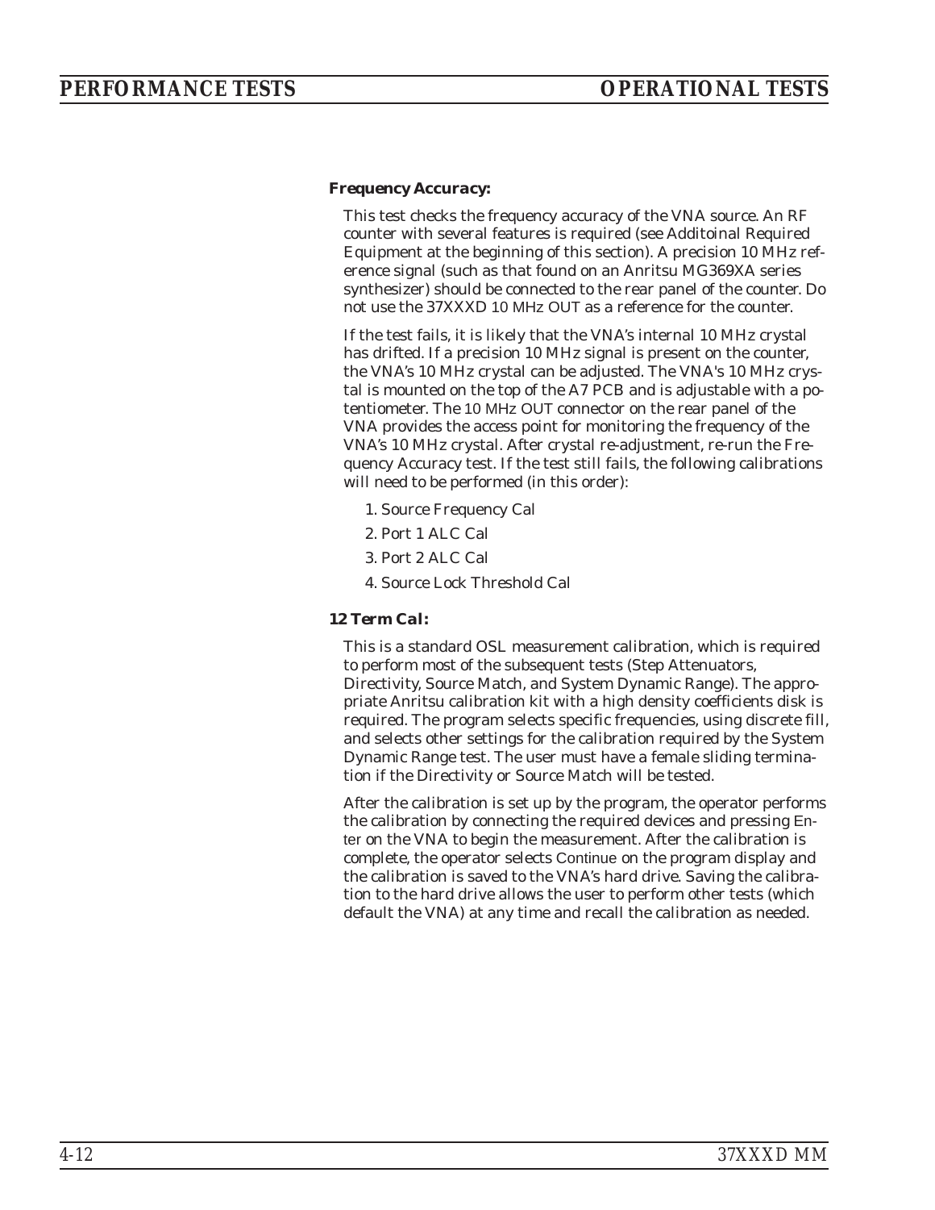### Frequency Accuracy:

This test checks the frequency accuracy of the VNA source. An RF counter with several features is required (see Additoinal Required Equipment at the beginning of this section). A precision 10 MHz reference signal (such as that found on an Anritsu MG369XA series synthesizer) should be connected to the rear panel of the counter. Do not use the 37XXXD 10 MHz OUT as a reference for the counter.

If the test fails, it is likely that the VNA's internal 10 MHz crystal has drifted. If a precision 10 MHz signal is present on the counter, the VNA's 10 MHz crystal can be adjusted. The VNA's 10 MHz crystal is mounted on the top of the A7 PCB and is adjustable with a potentiometer. The 10 MHz OUT connector on the rear panel of the VNA provides the access point for monitoring the frequency of the VNA's 10 MHz crystal. After crystal re-adjustment, re-run the Frequency Accuracy test. If the test still fails, the following calibrations will need to be performed (in this order):

1. Source Frequency Cal
2. Port 1 ALC Cal
3. Port 2 ALC Cal
4. Source Lock Threshold Cal

### 12 Term Cal:

This is a standard OSL measurement calibration, which is required to perform most of the subsequent tests (Step Attenuators, Directivity, Source Match, and System Dynamic Range). The appropriate Anritsu calibration kit with a high density coefficients disk is required. The program selects specific frequencies, using discrete fill, and selects other settings for the calibration required by the System Dynamic Range test. The user must have a female sliding termination if the Directivity or Source Match will be tested.

After the calibration is set up by the program, the operator performs the calibration by connecting the required devices and pressing Enter on the VNA to begin the measurement. After the calibration is complete, the operator selects Continue on the program display and the calibration is saved to the VNA's hard drive. Saving the calibration to the hard drive allows the user to perform other tests (which default the VNA) at any time and recall the calibration as needed.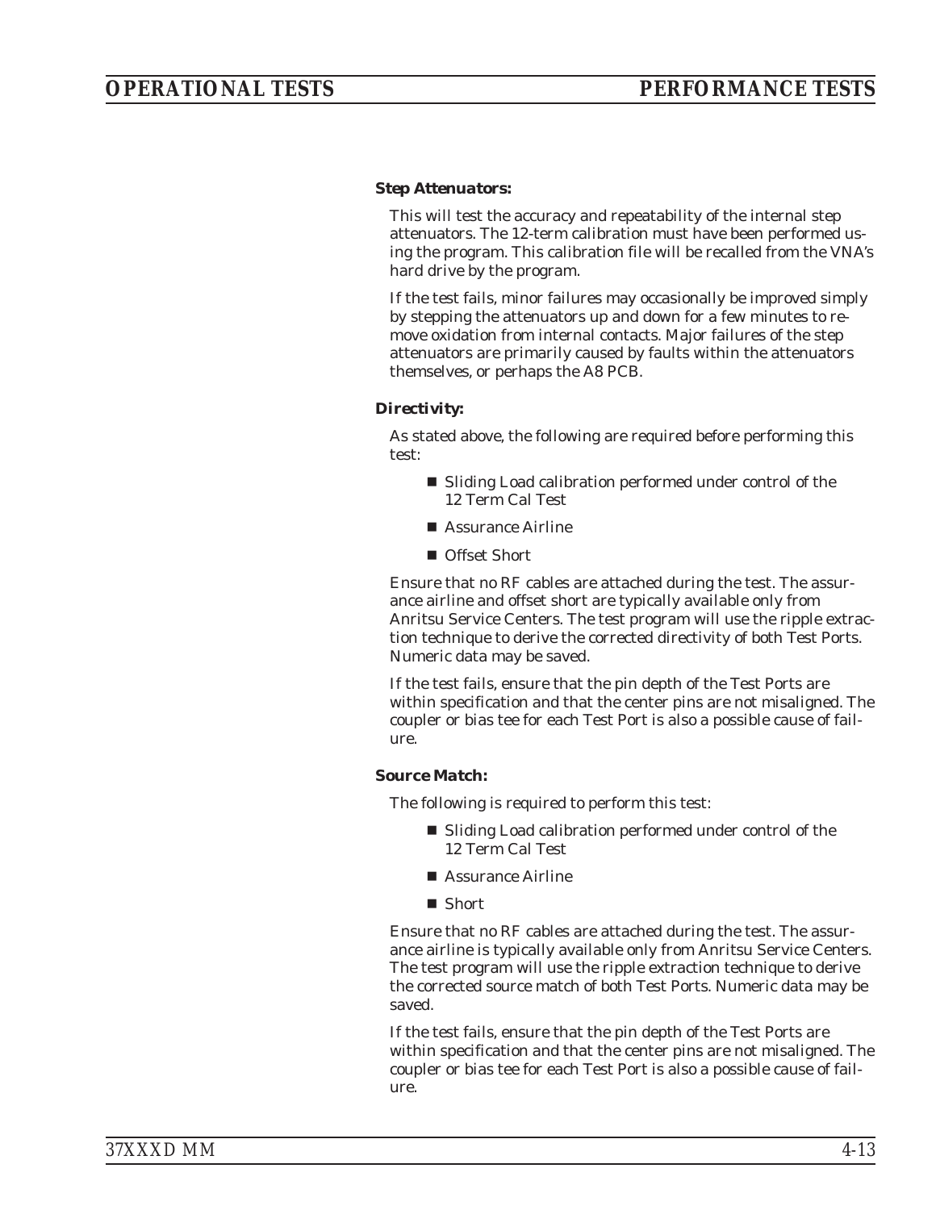**Step Attenuators:**

This will test the accuracy and repeatability of the internal step attenuators. The 12-term calibration must have been performed using the program. This calibration file will be recalled from the VNA's hard drive by the program.

If the test fails, minor failures may occasionally be improved simply by stepping the attenuators up and down for a few minutes to remove oxidation from internal contacts. Major failures of the step attenuators are primarily caused by faults within the attenuators themselves, or perhaps the A8 PCB.

**Directivity:**

As stated above, the following are required before performing this test:

- Sliding Load calibration performed under control of the 12 Term Cal Test
- Assurance Airline
- Offset Short

Ensure that no RF cables are attached during the test. The assurance airline and offset short are typically available only from Anritsu Service Centers. The test program will use the ripple extraction technique to derive the corrected directivity of both Test Ports. Numeric data may be saved.

If the test fails, ensure that the pin depth of the Test Ports are within specification and that the center pins are not misaligned. The coupler or bias tee for each Test Port is also a possible cause of failure.

**Source Match:**

The following is required to perform this test:

- Sliding Load calibration performed under control of the 12 Term Cal Test
- Assurance Airline
- Short

Ensure that no RF cables are attached during the test. The assurance airline is typically available only from Anritsu Service Centers. The test program will use the ripple extraction technique to derive the corrected source match of both Test Ports. Numeric data may be saved.

If the test fails, ensure that the pin depth of the Test Ports are within specification and that the center pins are not misaligned. The coupler or bias tee for each Test Port is also a possible cause of failure.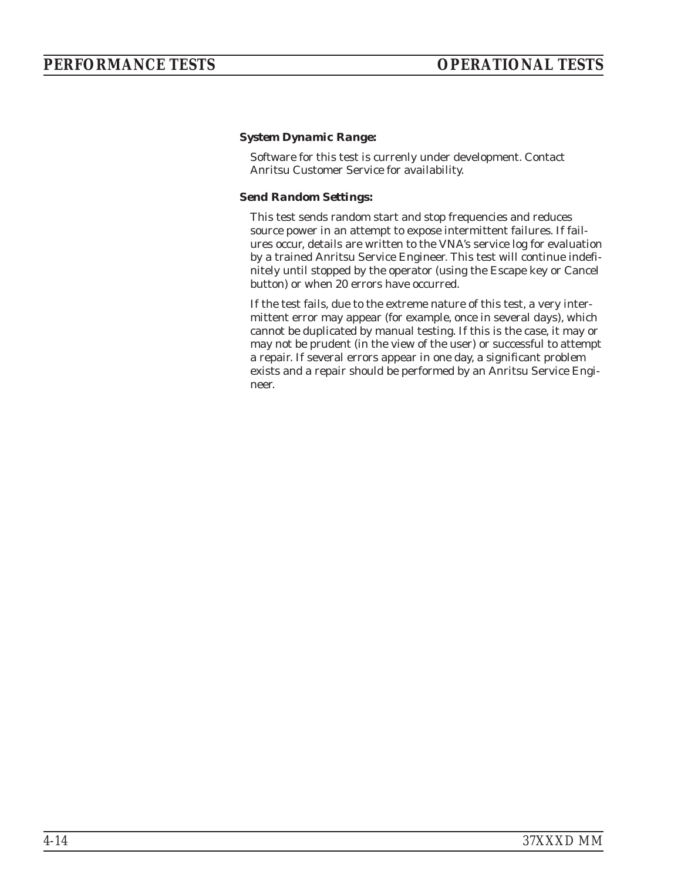**System Dynamic Range:**

Software for this test is currenly under development. Contact Anritsu Customer Service for availability.

**Send Random Settings:**

This test sends random start and stop frequencies and reduces source power in an attempt to expose intermittent failures. If failures occur, details are written to the VNA's service log for evaluation by a trained Anritsu Service Engineer. This test will continue indefinitely until stopped by the operator (using the Escape key or Cancel button) or when 20 errors have occurred.

If the test fails, due to the extreme nature of this test, a very intermittent error may appear (for example, once in several days), which cannot be duplicated by manual testing. If this is the case, it may or may not be prudent (in the view of the user) or successful to attempt a repair. If several errors appear in one day, a significant problem exists and a repair should be performed by an Anritsu Service Engineer.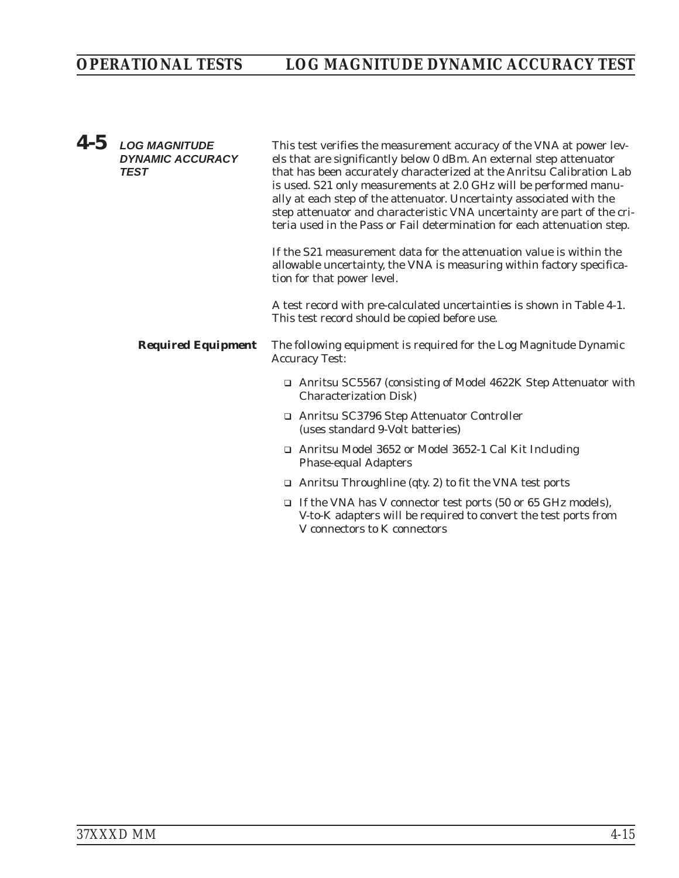## 4-5 LOG MAGNITUDE DYNAMIC ACCURACY TEST

This test verifies the measurement accuracy of the VNA at power levels that are significantly below 0 dBm. An external step attenuator that has been accurately characterized at the Anritsu Calibration Lab is used. S21 only measurements at 2.0 GHz will be performed manually at each step of the attenuator. Uncertainty associated with the step attenuator and characteristic VNA uncertainty are part of the criteria used in the Pass or Fail determination for each attenuation step.

If the S21 measurement data for the attenuation value is within the allowable uncertainty, the VNA is measuring within factory specification for that power level.

A test record with pre-calculated uncertainties is shown in Table 4-1. This test record should be copied before use.

### Required Equipment

The following equipment is required for the Log Magnitude Dynamic Accuracy Test:

- Anritsu SC5567 (consisting of Model 4622K Step Attenuator with Characterization Disk)
- Anritsu SC3796 Step Attenuator Controller (uses standard 9-Volt batteries)
- Anritsu Model 3652 or Model 3652-1 Cal Kit Including Phase-equal Adapters
- Anritsu Throughline (qty. 2) to fit the VNA test ports
- If the VNA has V connector test ports (50 or 65 GHz models), V-to-K adapters will be required to convert the test ports from V connectors to K connectors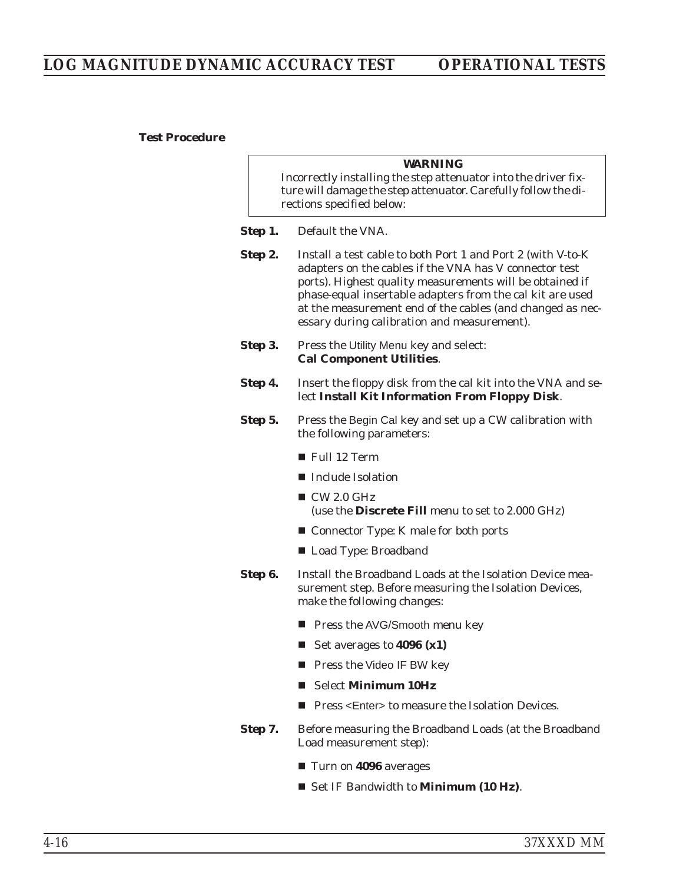**Test Procedure**

> **WARNING**
>
> *Incorrectly installing the step attenuator into the driver fixture will damage the step attenuator. Carefully follow the directions specified below:*

**Step 1.** Default the VNA.

**Step 2.** Install a test cable to both Port 1 and Port 2 (with V-to-K adapters on the cables if the VNA has V connector test ports). Highest quality measurements will be obtained if phase-equal insertable adapters from the cal kit are used at the measurement end of the cables (and changed as necessary during calibration and measurement).

**Step 3.** Press the Utility Menu key and select: **Cal Component Utilities**.

**Step 4.** Insert the floppy disk from the cal kit into the VNA and select **Install Kit Information From Floppy Disk**.

**Step 5.** Press the Begin Cal key and set up a CW calibration with the following parameters:

- Full 12 Term
- Include Isolation
- CW 2.0 GHz (use the **Discrete Fill** menu to set to 2.000 GHz)
- Connector Type: K male for both ports
- Load Type: Broadband

**Step 6.** Install the Broadband Loads at the Isolation Device measurement step. Before measuring the Isolation Devices, make the following changes:

- Press the AVG/Smooth menu key
- Set averages to **4096 (x1)**
- Press the Video IF BW key
- Select **Minimum 10Hz**
- Press <Enter> to measure the Isolation Devices.

**Step 7.** Before measuring the Broadband Loads (at the Broadband Load measurement step):

- Turn on **4096** averages
- Set IF Bandwidth to **Minimum (10 Hz)**.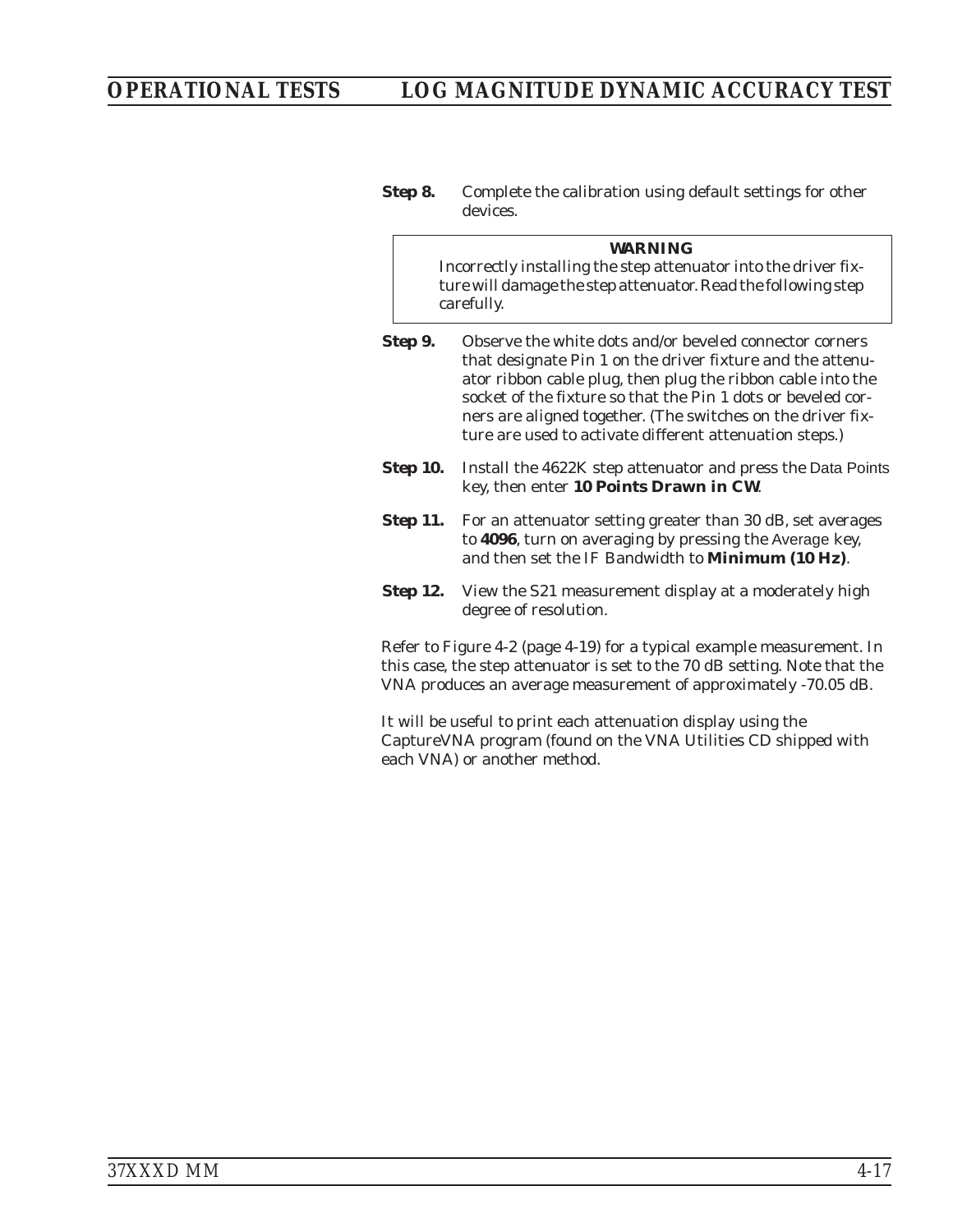**Step 8.** Complete the calibration using default settings for other devices.

> **WARNING**
>
> Incorrectly installing the step attenuator into the driver fixture will damage the step attenuator. Read the following step carefully.

**Step 9.** Observe the white dots and/or beveled connector corners that designate Pin 1 on the driver fixture and the attenuator ribbon cable plug, then plug the ribbon cable into the socket of the fixture so that the Pin 1 dots or beveled corners are aligned together. (The switches on the driver fixture are used to activate different attenuation steps.)

**Step 10.** Install the 4622K step attenuator and press the Data Points key, then enter **10 Points Drawn in CW**.

**Step 11.** For an attenuator setting greater than 30 dB, set averages to **4096**, turn on averaging by pressing the Average key, and then set the IF Bandwidth to **Minimum (10 Hz)**.

**Step 12.** View the S21 measurement display at a moderately high degree of resolution.

Refer to Figure 4-2 (page 4-19) for a typical example measurement. In this case, the step attenuator is set to the 70 dB setting. Note that the VNA produces an average measurement of approximately -70.05 dB.

It will be useful to print each attenuation display using the CaptureVNA program (found on the VNA Utilities CD shipped with each VNA) or another method.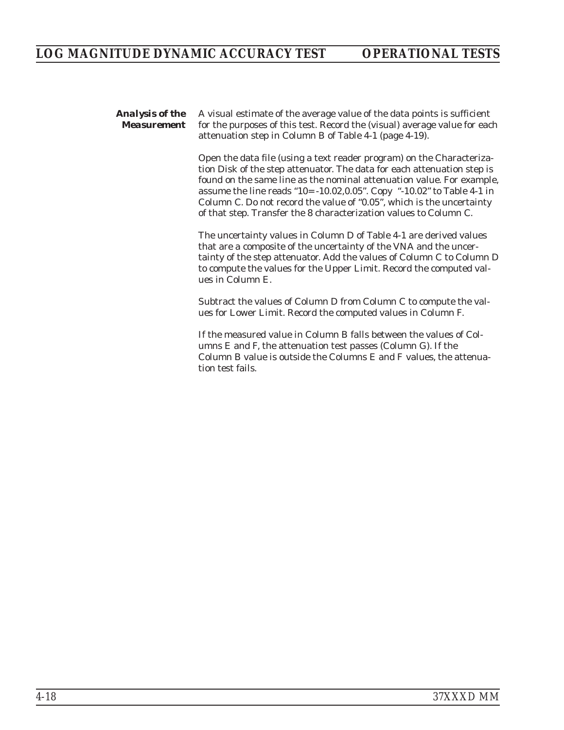### Analysis of the Measurement

A visual estimate of the average value of the data points is sufficient for the purposes of this test. Record the (visual) average value for each attenuation step in Column B of Table 4-1 (page 4-19).

Open the data file (using a text reader program) on the Characterization Disk of the step attenuator. The data for each attenuation step is found on the same line as the nominal attenuation value. For example, assume the line reads "10= -10.02,0.05". Copy "-10.02" to Table 4-1 in Column C. Do not record the value of "0.05", which is the uncertainty of that step. Transfer the 8 characterization values to Column C.

The uncertainty values in Column D of Table 4-1 are derived values that are a composite of the uncertainty of the VNA and the uncertainty of the step attenuator. Add the values of Column C to Column D to compute the values for the Upper Limit. Record the computed values in Column E.

Subtract the values of Column D from Column C to compute the values for Lower Limit. Record the computed values in Column F.

If the measured value in Column B falls between the values of Columns E and F, the attenuation test passes (Column G). If the Column B value is outside the Columns E and F values, the attenuation test fails.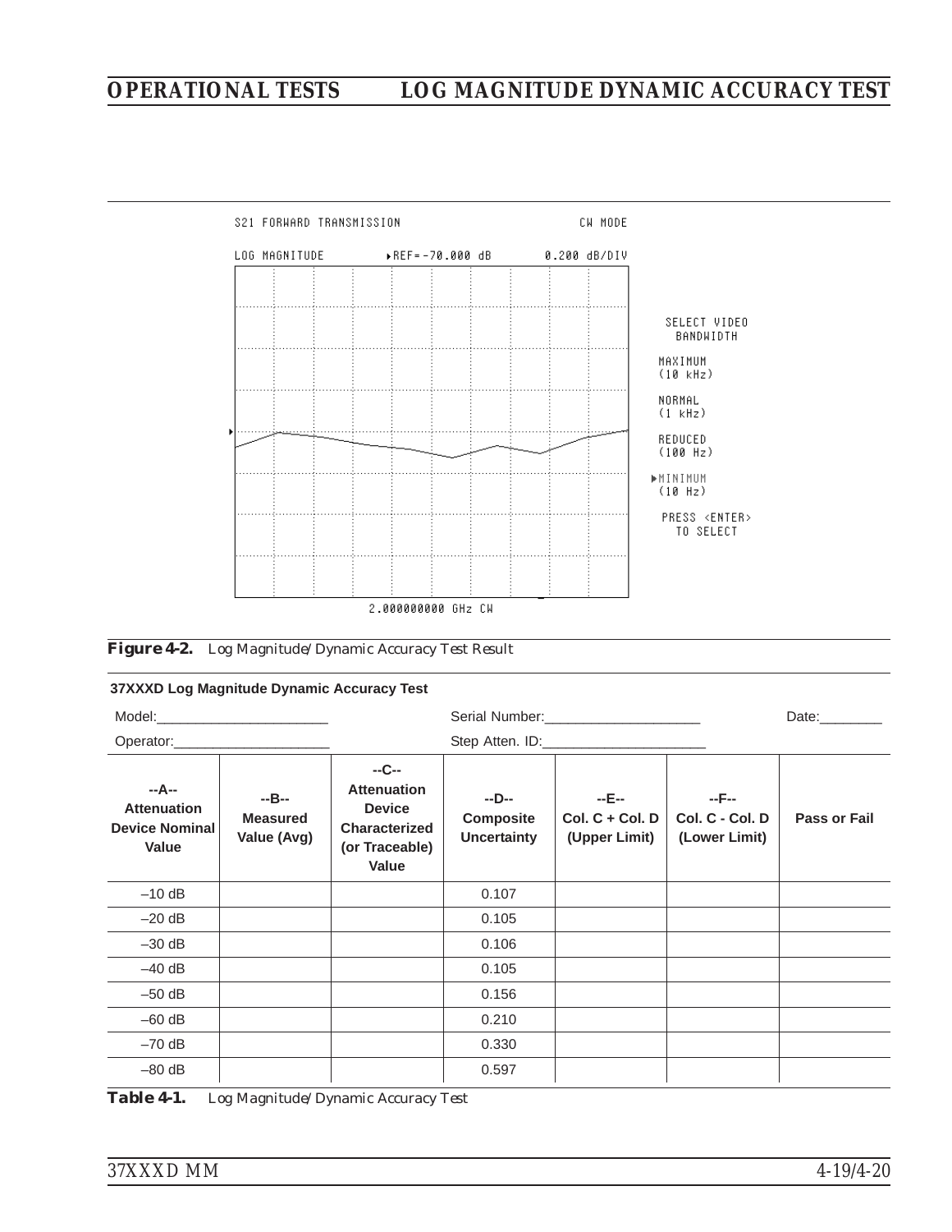S21 FORWARD TRANSMISSION CW MODE

LOG MAGNITUDE ▸REF=-70.000 dB 0.200 dB/DIV

SELECT VIDEO BANDWIDTH

MAXIMUM (10 kHz)

NORMAL (1 kHz)

REDUCED (100 Hz)

▸MINIMUM (10 Hz)

PRESS <ENTER> TO SELECT

2.000000000 GHz CW

***Figure 4-2.*** *Log Magnitude/Dynamic Accuracy Test Result*

**37XXXD Log Magnitude Dynamic Accuracy Test**

Model:______________________ Serial Number:____________________ Date:________

Operator:____________________ Step Atten. ID:_____________________

| --A-- Attenuation Device Nominal Value | --B-- Measured Value (Avg) | --C-- Attenuation Device Characterized (or Traceable) Value | --D-- Composite Uncertainty | --E-- Col. C + Col. D (Upper Limit) | --F-- Col. C - Col. D (Lower Limit) | Pass or Fail |
|---|---|---|---|---|---|---|
| –10 dB | | | 0.107 | | | |
| –20 dB | | | 0.105 | | | |
| –30 dB | | | 0.106 | | | |
| –40 dB | | | 0.105 | | | |
| –50 dB | | | 0.156 | | | |
| –60 dB | | | 0.210 | | | |
| –70 dB | | | 0.330 | | | |
| –80 dB | | | 0.597 | | | |

***Table 4-1.*** *Log Magnitude/Dynamic Accuracy Test*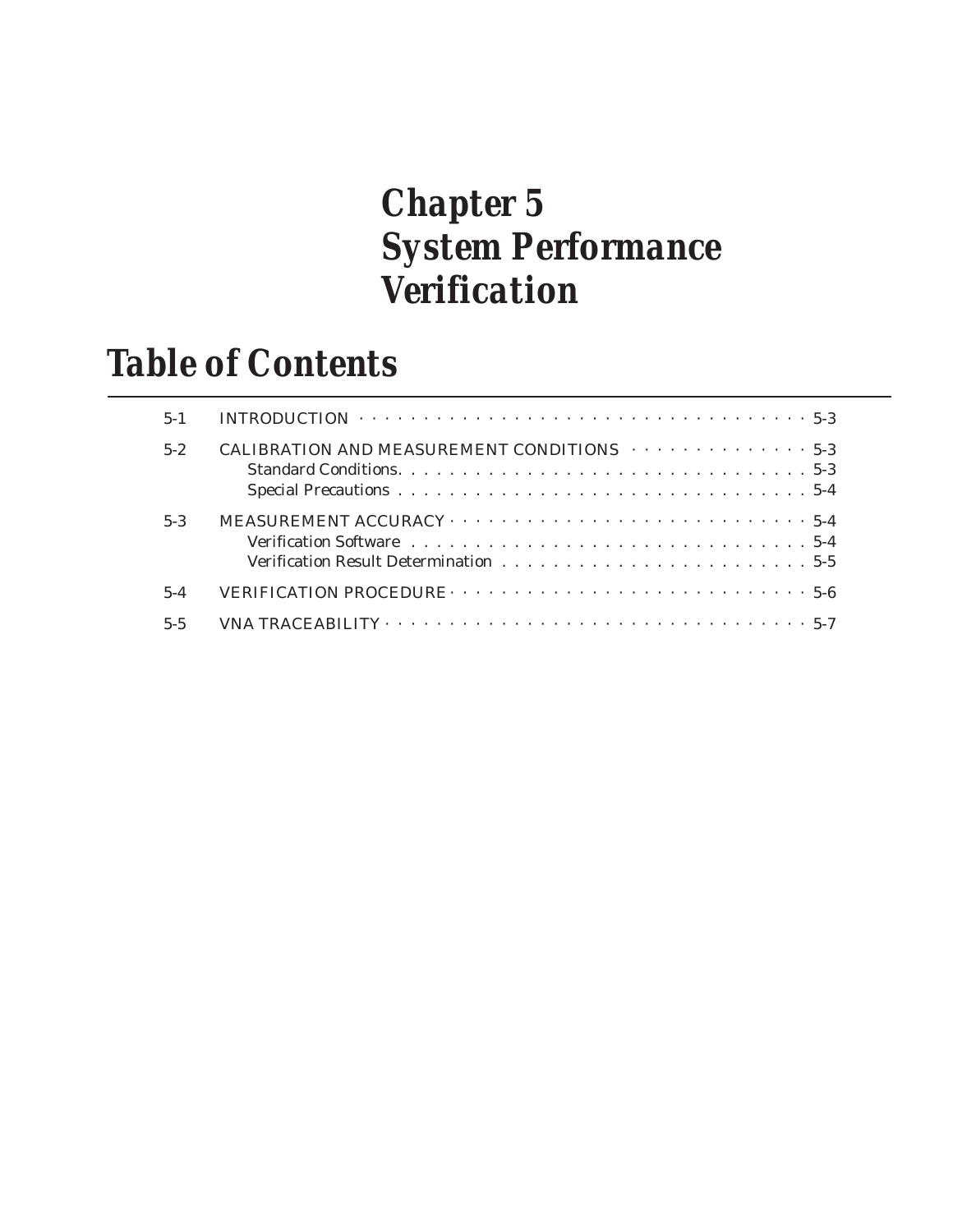# Chapter 5 System Performance Verification

## Table of Contents

| | | |
|---|---|---|
| 5-1 | INTRODUCTION | 5-3 |
| 5-2 | CALIBRATION AND MEASUREMENT CONDITIONS | 5-3 |
| | Standard Conditions. | 5-3 |
| | Special Precautions | 5-4 |
| 5-3 | MEASUREMENT ACCURACY | 5-4 |
| | Verification Software | 5-4 |
| | Verification Result Determination | 5-5 |
| 5-4 | VERIFICATION PROCEDURE | 5-6 |
| 5-5 | VNA TRACEABILITY | 5-7 |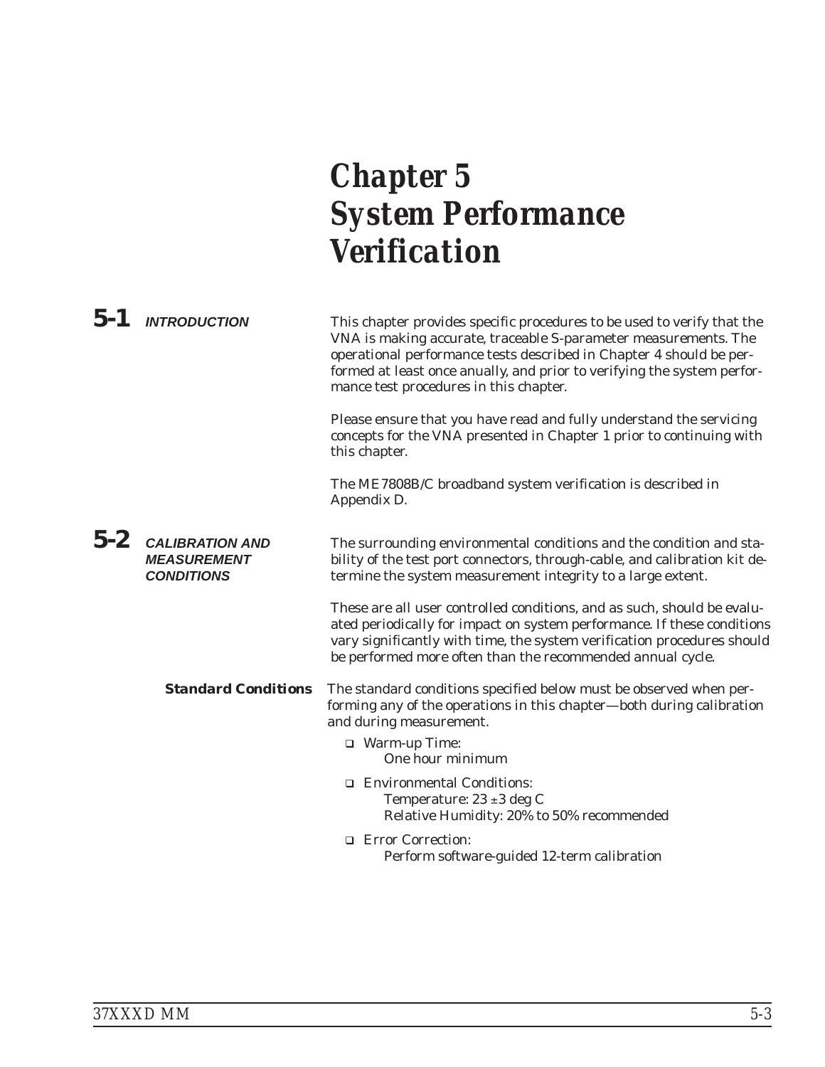# Chapter 5 System Performance Verification

## 5-1 INTRODUCTION

This chapter provides specific procedures to be used to verify that the VNA is making accurate, traceable S-parameter measurements. The operational performance tests described in Chapter 4 should be performed at least once anually, and prior to verifying the system performance test procedures in this chapter.

Please ensure that you have read and fully understand the servicing concepts for the VNA presented in Chapter 1 prior to continuing with this chapter.

The ME7808B/C broadband system verification is described in Appendix D.

## 5-2 CALIBRATION AND MEASUREMENT CONDITIONS

The surrounding environmental conditions and the condition and stability of the test port connectors, through-cable, and calibration kit determine the system measurement integrity to a large extent.

These are all user controlled conditions, and as such, should be evaluated periodically for impact on system performance. If these conditions vary significantly with time, the system verification procedures should be performed more often than the recommended annual cycle.

### Standard Conditions

The standard conditions specified below must be observed when performing any of the operations in this chapter—both during calibration and during measurement.

- Warm-up Time:
  One hour minimum
- Environmental Conditions:
  Temperature: 23 ±3 deg C
  Relative Humidity: 20% to 50% recommended
- Error Correction:
  Perform software-guided 12-term calibration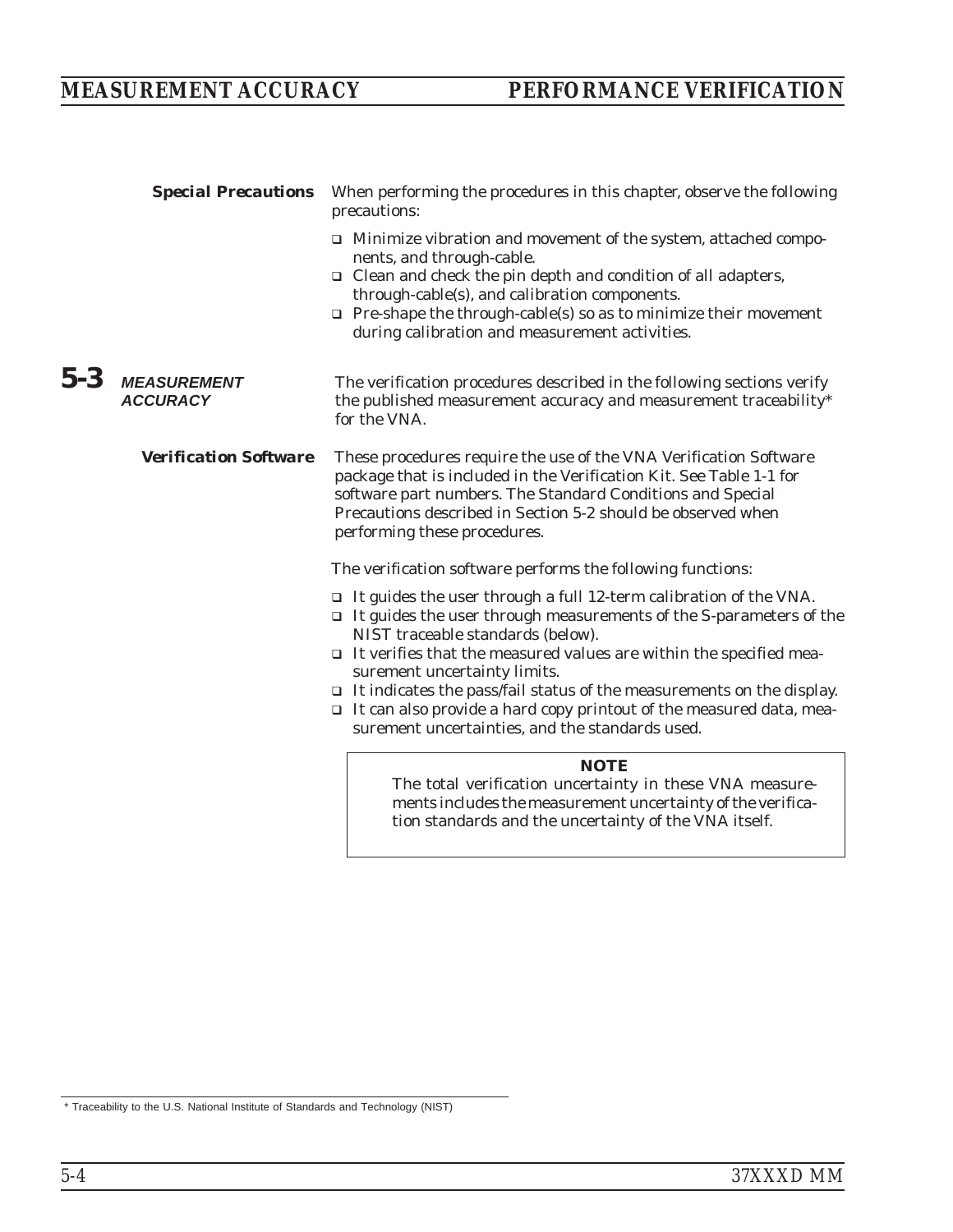### Special Precautions

When performing the procedures in this chapter, observe the following precautions:

- Minimize vibration and movement of the system, attached components, and through-cable.
- Clean and check the pin depth and condition of all adapters, through-cable(s), and calibration components.
- Pre-shape the through-cable(s) so as to minimize their movement during calibration and measurement activities.

## 5-3 MEASUREMENT ACCURACY

The verification procedures described in the following sections verify the published measurement accuracy and measurement traceability* for the VNA.

### Verification Software

These procedures require the use of the VNA Verification Software package that is included in the Verification Kit. See Table 1-1 for software part numbers. The Standard Conditions and Special Precautions described in Section 5-2 should be observed when performing these procedures.

The verification software performs the following functions:

- It guides the user through a full 12-term calibration of the VNA.
- It guides the user through measurements of the S-parameters of the NIST traceable standards (below).
- It verifies that the measured values are within the specified measurement uncertainty limits.
- It indicates the pass/fail status of the measurements on the display.
- It can also provide a hard copy printout of the measured data, measurement uncertainties, and the standards used.

> **NOTE**
>
> The total verification uncertainty in these VNA measurements includes the measurement uncertainty of the verification standards and the uncertainty of the VNA itself.

\* Traceability to the U.S. National Institute of Standards and Technology (NIST)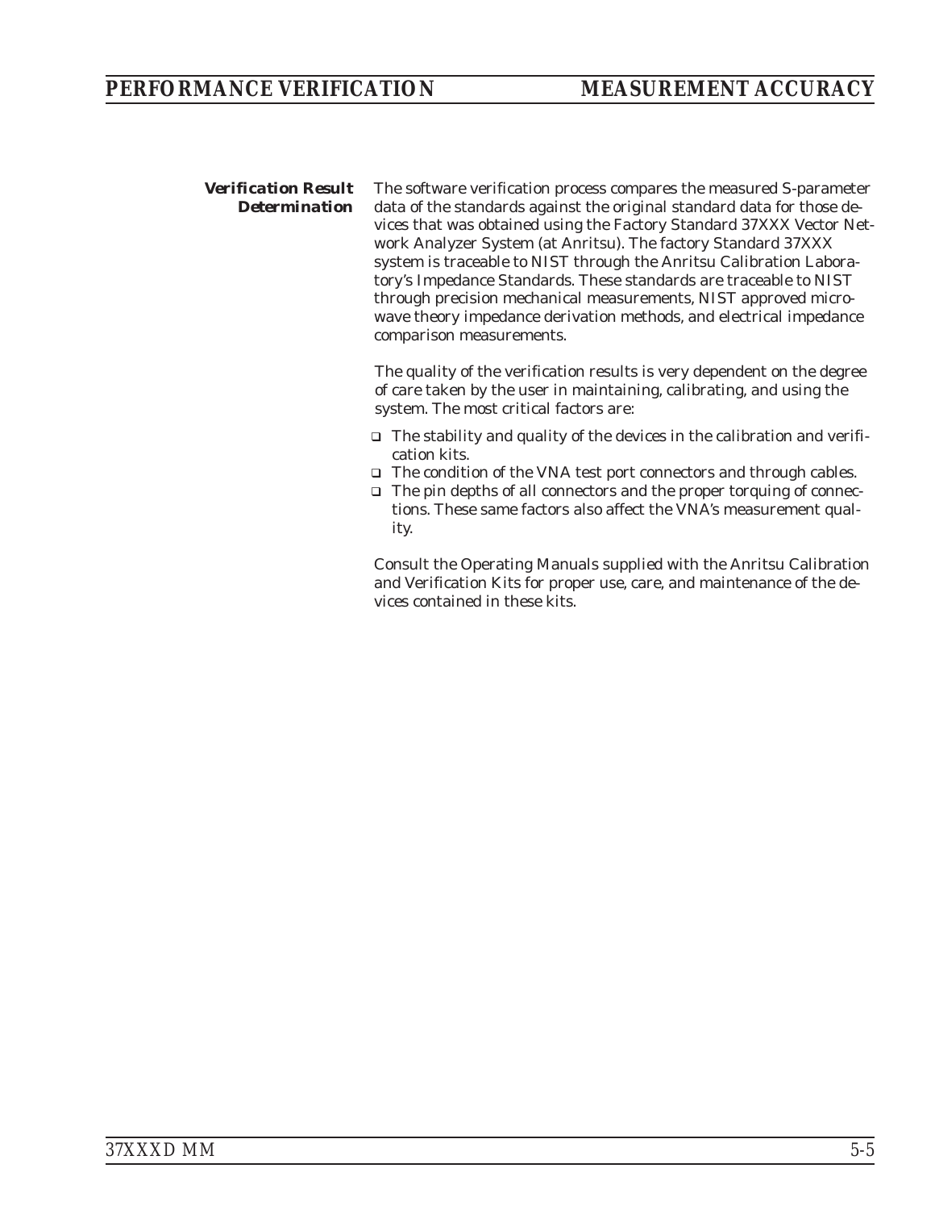### *Verification Result Determination*

The software verification process compares the measured S-parameter data of the standards against the original standard data for those devices that was obtained using the Factory Standard 37XXX Vector Network Analyzer System (at Anritsu). The factory Standard 37XXX system is traceable to NIST through the Anritsu Calibration Laboratory's Impedance Standards. These standards are traceable to NIST through precision mechanical measurements, NIST approved microwave theory impedance derivation methods, and electrical impedance comparison measurements.

The quality of the verification results is very dependent on the degree of care taken by the user in maintaining, calibrating, and using the system. The most critical factors are:

- The stability and quality of the devices in the calibration and verification kits.
- The condition of the VNA test port connectors and through cables.
- The pin depths of all connectors and the proper torquing of connections. These same factors also affect the VNA's measurement quality.

Consult the Operating Manuals supplied with the Anritsu Calibration and Verification Kits for proper use, care, and maintenance of the devices contained in these kits.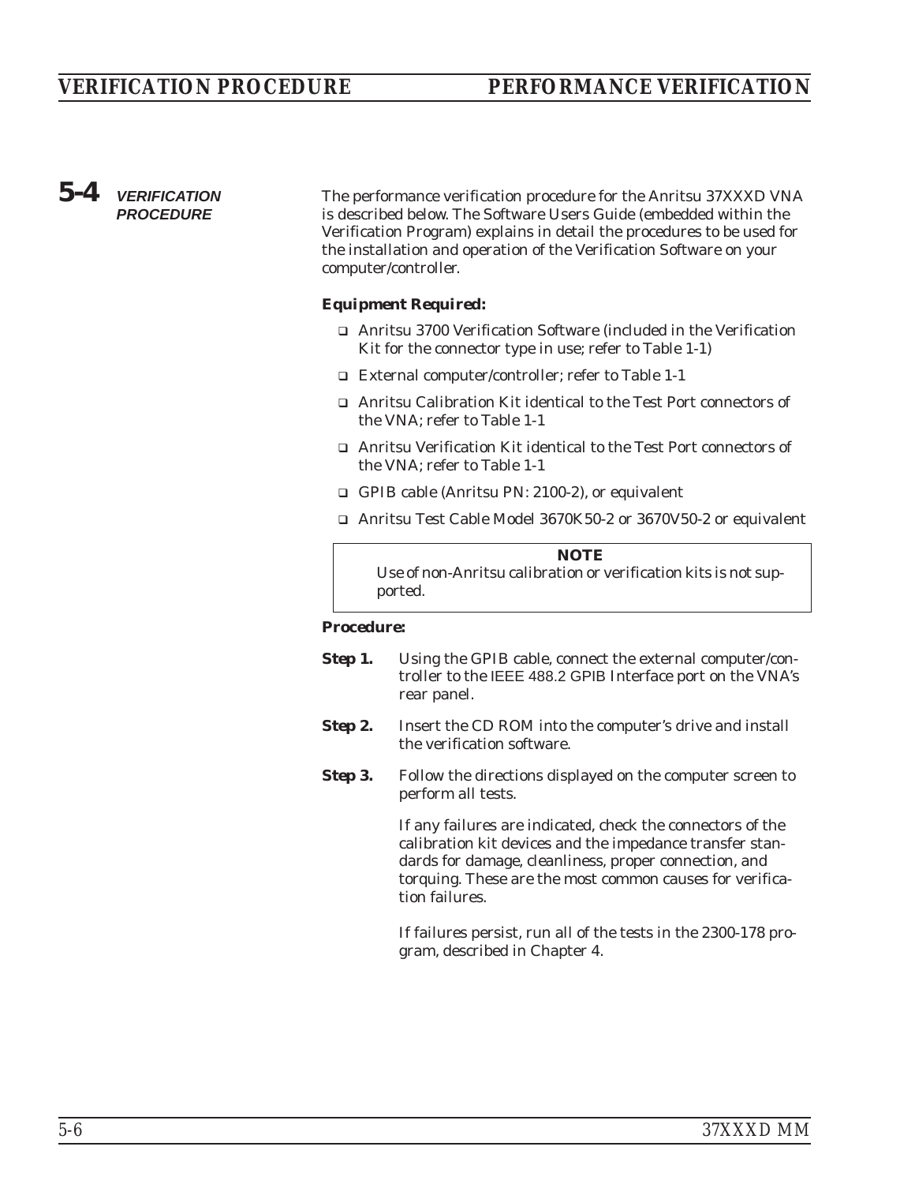## 5-4 VERIFICATION PROCEDURE

The performance verification procedure for the Anritsu 37XXXD VNA is described below. The Software Users Guide (embedded within the Verification Program) explains in detail the procedures to be used for the installation and operation of the Verification Software on your computer/controller.

**Equipment Required:**

- Anritsu 3700 Verification Software (included in the Verification Kit for the connector type in use; refer to Table 1-1)
- External computer/controller; refer to Table 1-1
- Anritsu Calibration Kit identical to the Test Port connectors of the VNA; refer to Table 1-1
- Anritsu Verification Kit identical to the Test Port connectors of the VNA; refer to Table 1-1
- GPIB cable (Anritsu PN: 2100-2), or equivalent
- Anritsu Test Cable Model 3670K50-2 or 3670V50-2 or equivalent

> **NOTE**
> Use of non-Anritsu calibration or verification kits is not supported.

**Procedure:**

**Step 1.** Using the GPIB cable, connect the external computer/controller to the IEEE 488.2 GPIB Interface port on the VNA's rear panel.

**Step 2.** Insert the CD ROM into the computer's drive and install the verification software.

**Step 3.** Follow the directions displayed on the computer screen to perform all tests.

If any failures are indicated, check the connectors of the calibration kit devices and the impedance transfer standards for damage, cleanliness, proper connection, and torquing. These are the most common causes for verification failures.

If failures persist, run all of the tests in the 2300-178 program, described in Chapter 4.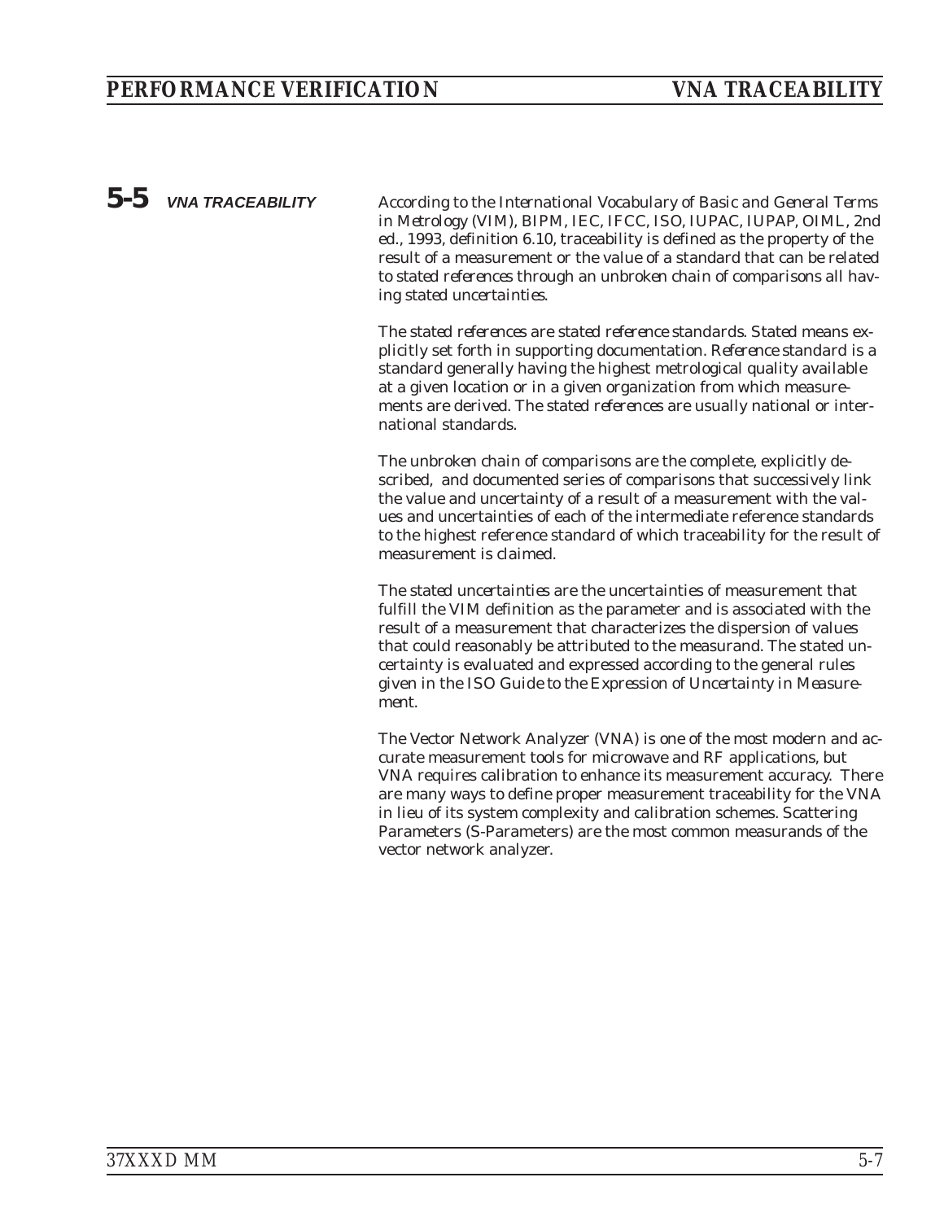## 5-5 *VNA TRACEABILITY*

According to the *International Vocabulary of Basic and General Terms in Metrology* (VIM), BIPM, IEC, IFCC, ISO, IUPAC, IUPAP, OIML, 2nd ed., 1993, definition 6.10, traceability is defined as the property of the result of a measurement or the value of a standard that can be related to *stated references* through an *unbroken chain of comparisons* all having *stated uncertainties.*

The *stated references* are stated *reference standards*. Stated means explicitly set forth in supporting documentation. *Reference standard* is a standard generally having the highest metrological quality available at a given location or in a given organization from which measurements are derived. The *stated references* are usually national or international standards.

The *unbroken chain of comparisons* are the complete, explicitly described, and documented series of comparisons that successively link the value and uncertainty of a result of a measurement with the values and uncertainties of each of the intermediate reference standards to the highest reference standard of which traceability for the result of measurement is claimed.

The *stated uncertainties* are the uncertainties of measurement that fulfill the VIM definition as the parameter and is associated with the result of a measurement that characterizes the dispersion of values that could reasonably be attributed to the measurand. The stated uncertainty is evaluated and expressed according to the general rules given in the ISO *Guide to the Expression of Uncertainty in Measurement*.

The Vector Network Analyzer (VNA) is one of the most modern and accurate measurement tools for microwave and RF applications, but VNA requires calibration to enhance its measurement accuracy. There are many ways to define proper measurement traceability for the VNA in lieu of its system complexity and calibration schemes. Scattering Parameters (S-Parameters) are the most common measurands of the vector network analyzer.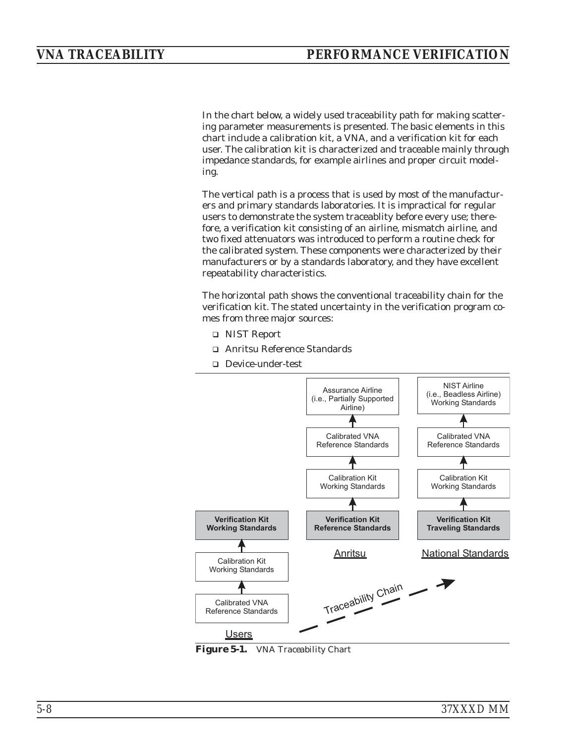In the chart below, a widely used traceability path for making scattering parameter measurements is presented. The basic elements in this chart include a calibration kit, a VNA, and a verification kit for each user. The calibration kit is characterized and traceable mainly through impedance standards, for example airlines and proper circuit modeling.

The vertical path is a process that is used by most of the manufacturers and primary standards laboratories. It is impractical for regular users to demonstrate the system traceablity before every use; therefore, a verification kit consisting of an airline, mismatch airline, and two fixed attenuators was introduced to perform a routine check for the calibrated system. These components were characterized by their manufacturers or by a standards laboratory, and they have excellent repeatability characteristics.

The horizontal path shows the conventional traceability chain for the verification kit. The stated uncertainty in the verification program comes from three major sources:

- NIST Report
- Anritsu Reference Standards
- Device-under-test

| Users | Anritsu | National Standards |
|---|---|---|
| | Assurance Airline (i.e., Partially Supported Airline) | NIST Airline (i.e., Beadless Airline) Working Standards |
| | ↑ Calibrated VNA Reference Standards | ↑ Calibrated VNA Reference Standards |
| | ↑ Calibration Kit Working Standards | ↑ Calibration Kit Working Standards |
| **Verification Kit Working Standards** | ↑ **Verification Kit Reference Standards** | ↑ **Verification Kit Traveling Standards** |
| ↑ Calibration Kit Working Standards | | |
| ↑ Calibrated VNA Reference Standards | | |

Traceability Chain: Users → Anritsu → National Standards

**Figure 5-1.** *VNA Traceability Chart*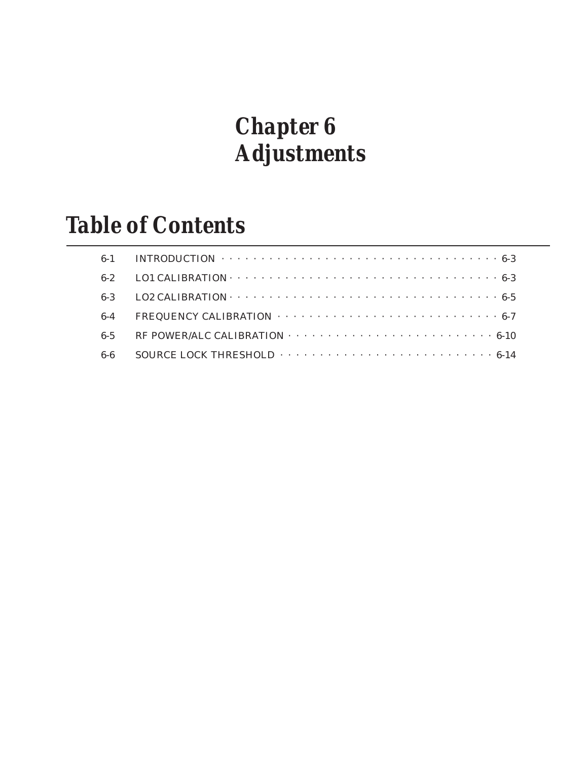# Chapter 6
# Adjustments

## Table of Contents

| | | |
|---|---|---|
| 6-1 | INTRODUCTION | 6-3 |
| 6-2 | LO1 CALIBRATION | 6-3 |
| 6-3 | LO2 CALIBRATION | 6-5 |
| 6-4 | FREQUENCY CALIBRATION | 6-7 |
| 6-5 | RF POWER/ALC CALIBRATION | 6-10 |
| 6-6 | SOURCE LOCK THRESHOLD | 6-14 |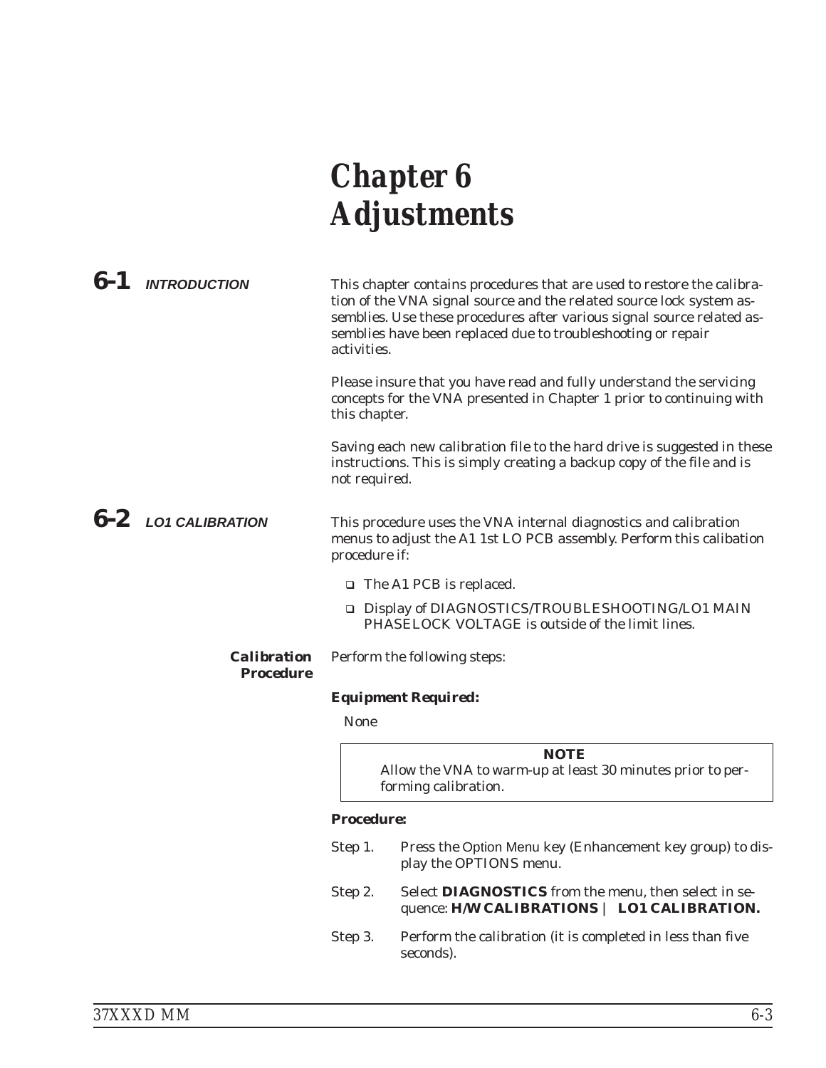# Chapter 6 Adjustments

## 6-1 INTRODUCTION

This chapter contains procedures that are used to restore the calibration of the VNA signal source and the related source lock system assemblies. Use these procedures after various signal source related assemblies have been replaced due to troubleshooting or repair activities.

Please insure that you have read and fully understand the servicing concepts for the VNA presented in Chapter 1 prior to continuing with this chapter.

Saving each new calibration file to the hard drive is suggested in these instructions. This is simply creating a backup copy of the file and is not required.

## 6-2 LO1 CALIBRATION

This procedure uses the VNA internal diagnostics and calibration menus to adjust the A1 1st LO PCB assembly. Perform this calibation procedure if:

- The A1 PCB is replaced.
- Display of DIAGNOSTICS/TROUBLESHOOTING/LO1 MAIN PHASELOCK VOLTAGE is outside of the limit lines.

### Calibration Procedure

Perform the following steps:

**Equipment Required:**

None

> **NOTE**
> Allow the VNA to warm-up at least 30 minutes prior to performing calibration.

**Procedure:**

Step 1. Press the Option Menu key (Enhancement key group) to display the OPTIONS menu.

Step 2. Select **DIAGNOSTICS** from the menu, then select in sequence: **H/W CALIBRATIONS | LO1 CALIBRATION.**

Step 3. Perform the calibration (it is completed in less than five seconds).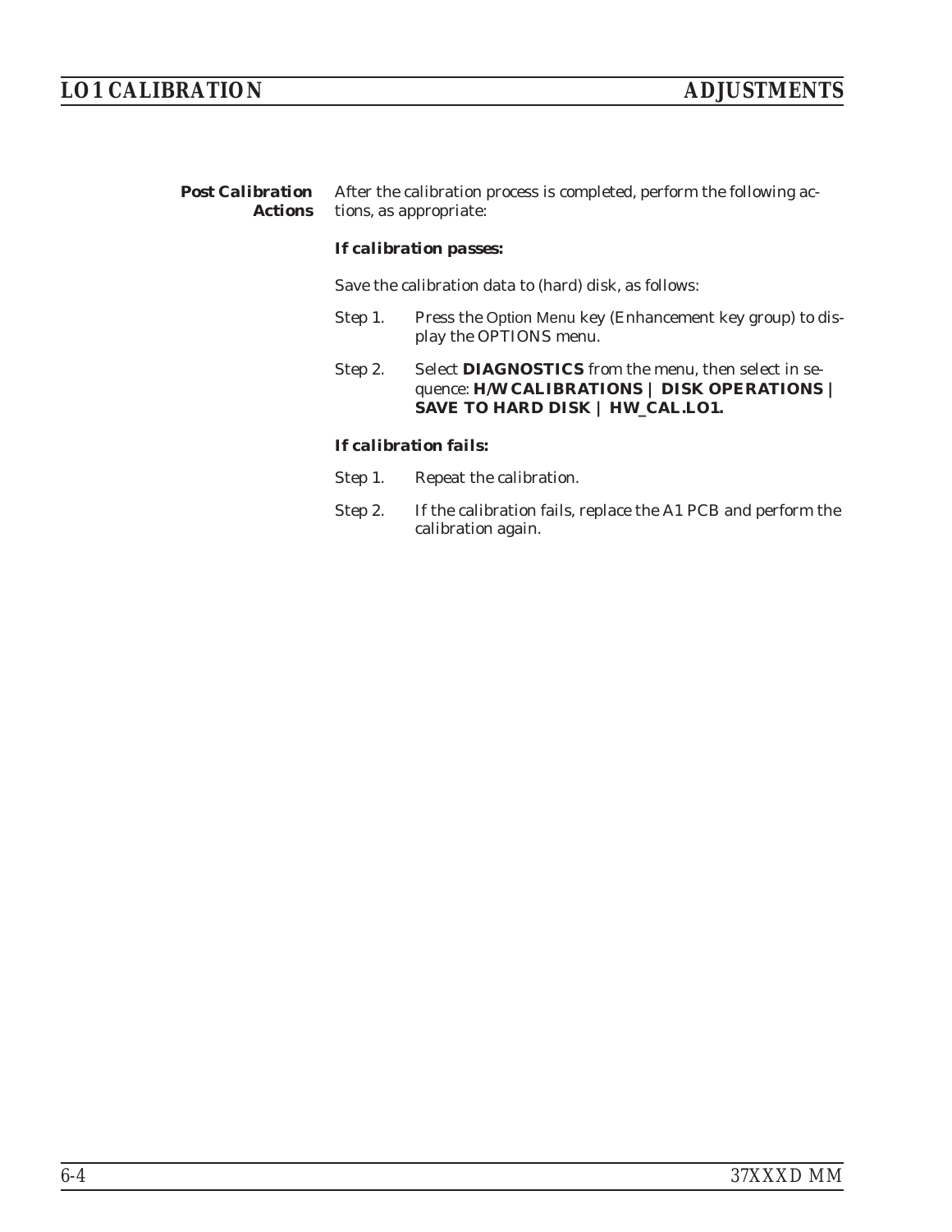**Post Calibration Actions**

After the calibration process is completed, perform the following actions, as appropriate:

***If calibration passes:***

Save the calibration data to (hard) disk, as follows:

Step 1. Press the Option Menu key (Enhancement key group) to display the OPTIONS menu.

Step 2. Select **DIAGNOSTICS** from the menu, then select in sequence: **H/W CALIBRATIONS | DISK OPERATIONS | SAVE TO HARD DISK | HW_CAL.LO1.**

***If calibration fails:***

Step 1. Repeat the calibration.

Step 2. If the calibration fails, replace the A1 PCB and perform the calibration again.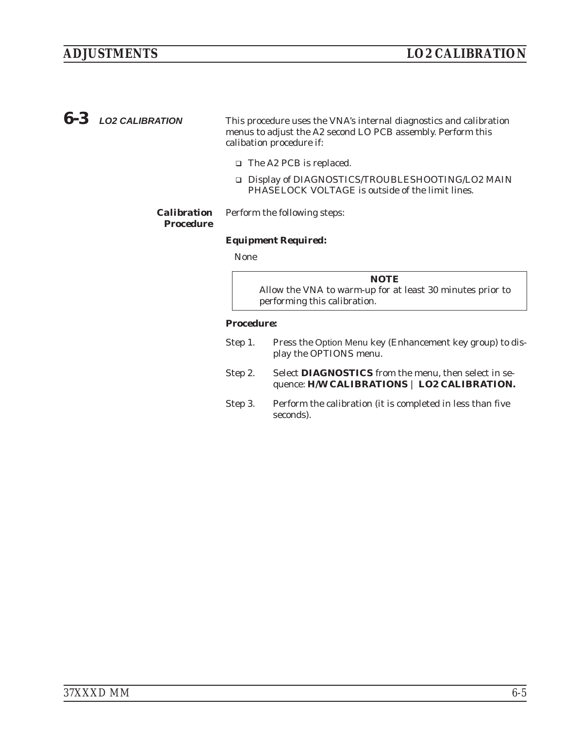## 6-3 LO2 CALIBRATION

This procedure uses the VNA's internal diagnostics and calibration menus to adjust the A2 second LO PCB assembly. Perform this calibation procedure if:

- The A2 PCB is replaced.
- Display of DIAGNOSTICS/TROUBLESHOOTING/LO2 MAIN PHASELOCK VOLTAGE is outside of the limit lines.

### *Calibration Procedure*

Perform the following steps:

***Equipment Required:***

None

> **NOTE**
> Allow the VNA to warm-up for at least 30 minutes prior to performing this calibration.

***Procedure:***

Step 1. Press the Option Menu key (Enhancement key group) to display the OPTIONS menu.

Step 2. Select **DIAGNOSTICS** from the menu, then select in sequence: **H/W CALIBRATIONS | LO2 CALIBRATION.**

Step 3. Perform the calibration (it is completed in less than five seconds).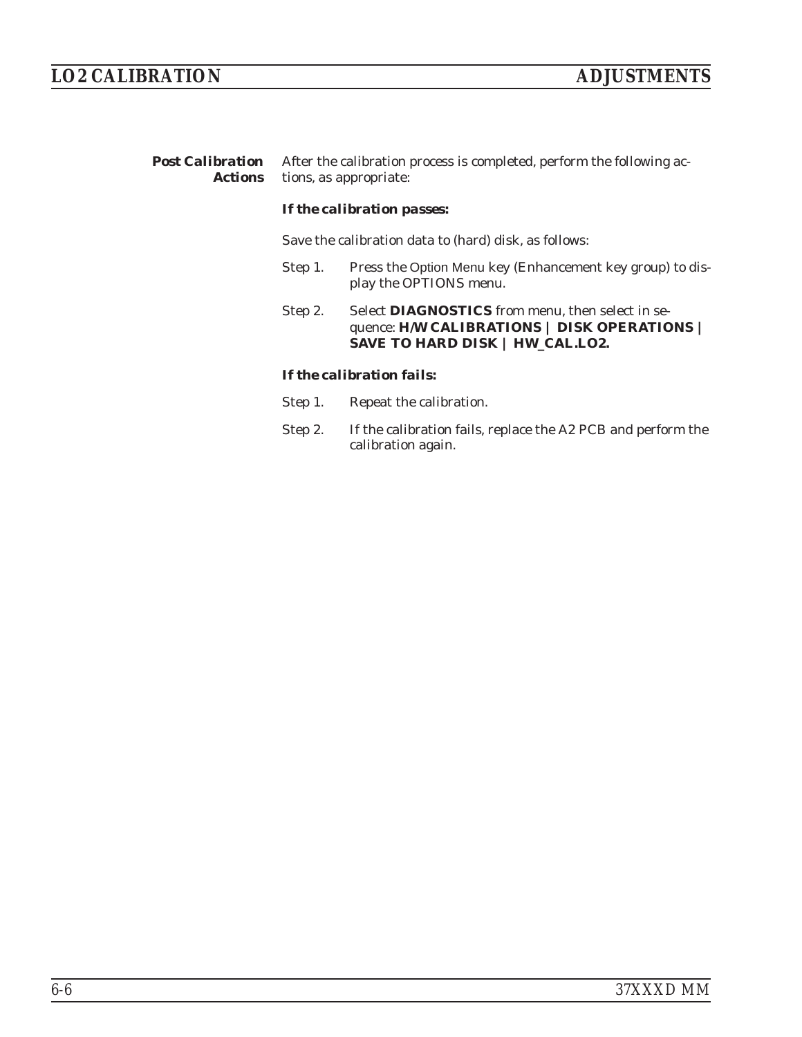### Post Calibration Actions

After the calibration process is completed, perform the following actions, as appropriate:

**If the calibration passes:**

Save the calibration data to (hard) disk, as follows:

Step 1. Press the Option Menu key (Enhancement key group) to display the OPTIONS menu.

Step 2. Select **DIAGNOSTICS** from menu, then select in sequence: **H/W CALIBRATIONS | DISK OPERATIONS | SAVE TO HARD DISK | HW_CAL.LO2.**

**If the calibration fails:**

Step 1. Repeat the calibration.

Step 2. If the calibration fails, replace the A2 PCB and perform the calibration again.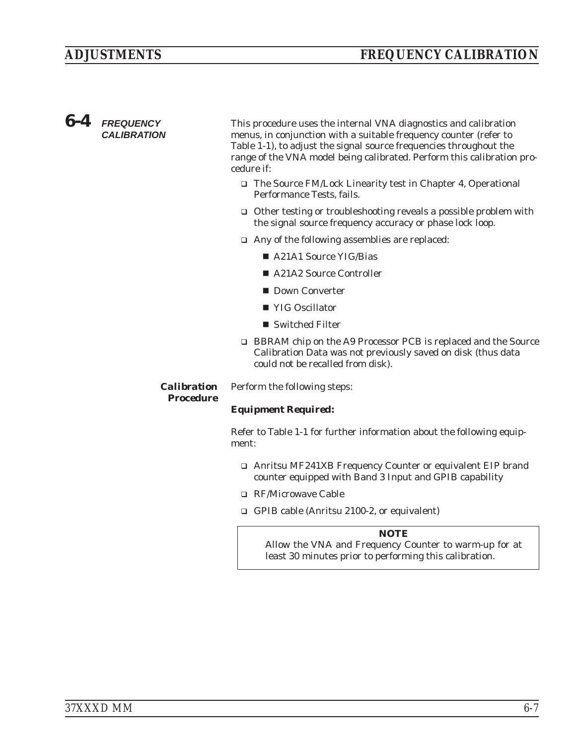## 6-4 FREQUENCY CALIBRATION

This procedure uses the internal VNA diagnostics and calibration menus, in conjunction with a suitable frequency counter (refer to Table 1-1), to adjust the signal source frequencies throughout the range of the VNA model being calibrated. Perform this calibration procedure if:

- The Source FM/Lock Linearity test in Chapter 4, Operational Performance Tests, fails.
- Other testing or troubleshooting reveals a possible problem with the signal source frequency accuracy or phase lock loop.
- Any of the following assemblies are replaced:
  - A21A1 Source YIG/Bias
  - A21A2 Source Controller
  - Down Converter
  - YIG Oscillator
  - Switched Filter
- BBRAM chip on the A9 Processor PCB is replaced and the Source Calibration Data was not previously saved on disk (thus data could not be recalled from disk).

### Calibration Procedure

Perform the following steps:

**Equipment Required:**

Refer to Table 1-1 for further information about the following equipment:

- Anritsu MF241XB Frequency Counter or equivalent EIP brand counter equipped with Band 3 Input and GPIB capability
- RF/Microwave Cable
- GPIB cable (Anritsu 2100-2, or equivalent)

> **NOTE**
> Allow the VNA and Frequency Counter to warm-up for at least 30 minutes prior to performing this calibration.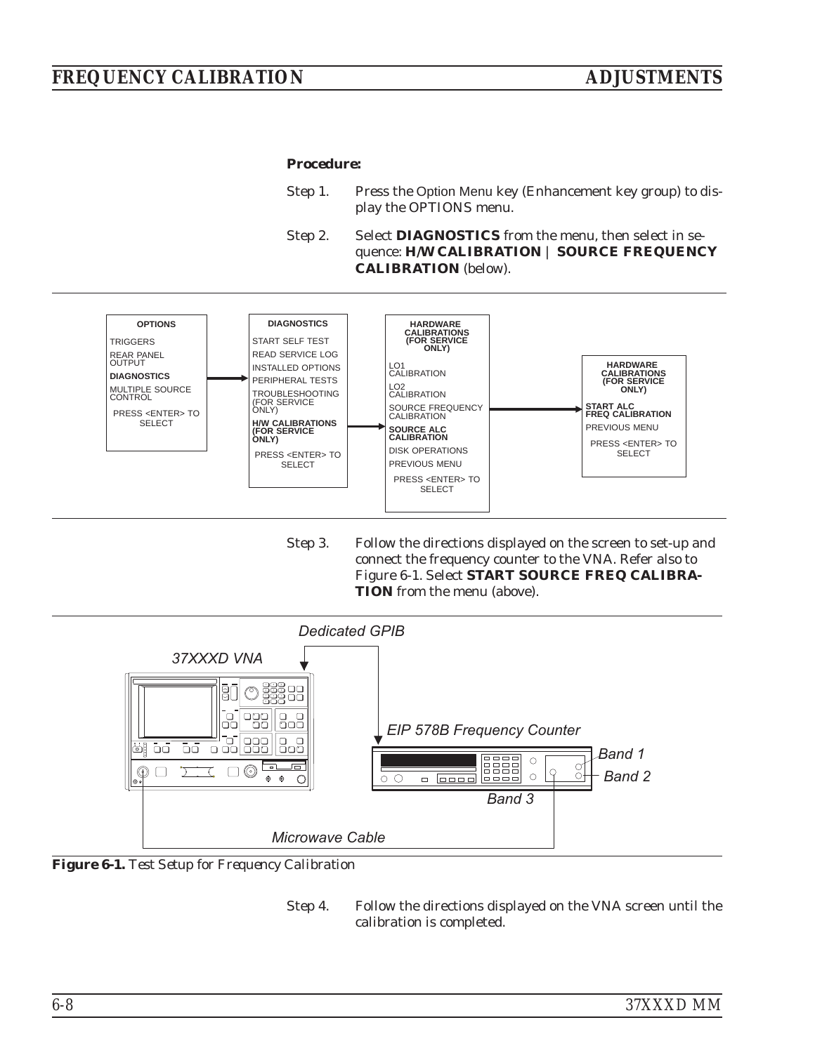**Procedure:**

Step 1. Press the Option Menu key (Enhancement key group) to display the OPTIONS menu.

Step 2. Select **DIAGNOSTICS** from the menu, then select in sequence: **H/W CALIBRATION** | **SOURCE FREQUENCY CALIBRATION** (below).

**OPTIONS**
- TRIGGERS
- REAR PANEL OUTPUT
- **DIAGNOSTICS**
- MULTIPLE SOURCE CONTROL
- PRESS <ENTER> TO SELECT

**DIAGNOSTICS**
- START SELF TEST
- READ SERVICE LOG
- INSTALLED OPTIONS
- PERIPHERAL TESTS
- TROUBLESHOOTING (FOR SERVICE ONLY)
- **H/W CALIBRATIONS (FOR SERVICE ONLY)**
- PRESS <ENTER> TO SELECT

**HARDWARE CALIBRATIONS (FOR SERVICE ONLY)**
- LO1 CALIBRATION
- LO2 CALIBRATION
- SOURCE FREQUENCY CALIBRATION
- **SOURCE ALC CALIBRATION**
- DISK OPERATIONS
- PREVIOUS MENU
- PRESS <ENTER> TO SELECT

**HARDWARE CALIBRATIONS (FOR SERVICE ONLY)**
- **START ALC FREQ CALIBRATION**
- PREVIOUS MENU
- PRESS <ENTER> TO SELECT

Step 3. Follow the directions displayed on the screen to set-up and connect the frequency counter to the VNA. Refer also to Figure 6-1. Select **START SOURCE FREQ CALIBRATION** from the menu (above).

*Dedicated GPIB*

*37XXXD VNA*

*EIP 578B Frequency Counter*

*Band 1*

*Band 2*

*Band 3*

*Microwave Cable*

***Figure 6-1.*** *Test Setup for Frequency Calibration*

Step 4. Follow the directions displayed on the VNA screen until the calibration is completed.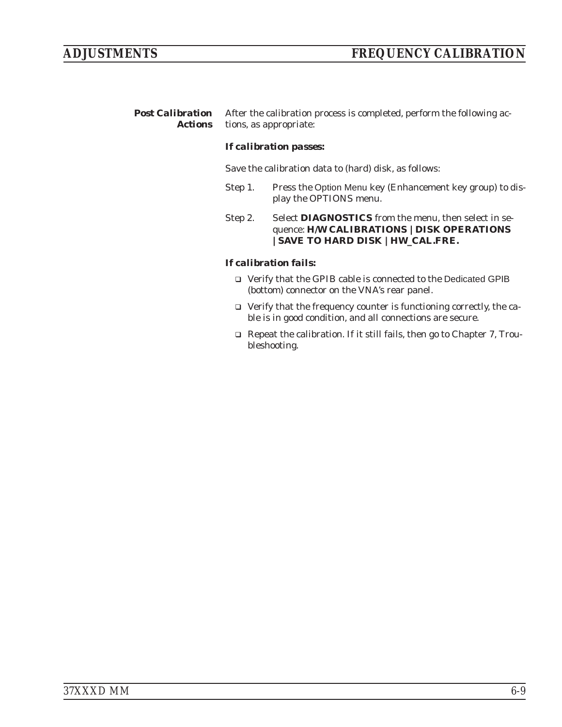**Post Calibration Actions**

After the calibration process is completed, perform the following actions, as appropriate:

***If calibration passes:***

Save the calibration data to (hard) disk, as follows:

Step 1. Press the Option Menu key (Enhancement key group) to display the OPTIONS menu.

Step 2. Select **DIAGNOSTICS** from the menu, then select in sequence: **H/W CALIBRATIONS | DISK OPERATIONS | SAVE TO HARD DISK | HW_CAL.FRE.**

***If calibration fails:***

- Verify that the GPIB cable is connected to the Dedicated GPIB (bottom) connector on the VNA's rear panel.
- Verify that the frequency counter is functioning correctly, the cable is in good condition, and all connections are secure.
- Repeat the calibration. If it still fails, then go to Chapter 7, Troubleshooting.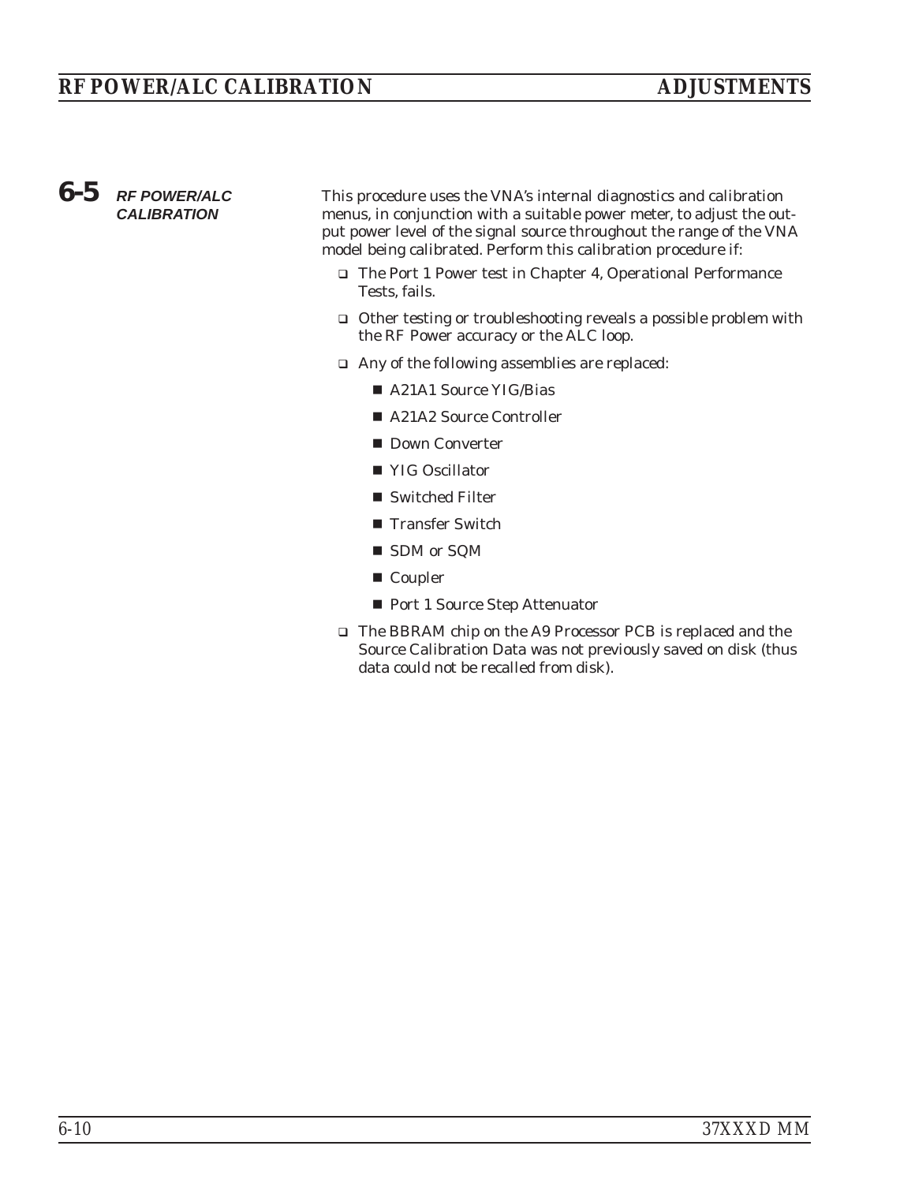## 6-5 RF POWER/ALC CALIBRATION

This procedure uses the VNA's internal diagnostics and calibration menus, in conjunction with a suitable power meter, to adjust the output power level of the signal source throughout the range of the VNA model being calibrated. Perform this calibration procedure if:

- The Port 1 Power test in Chapter 4, Operational Performance Tests, fails.
- Other testing or troubleshooting reveals a possible problem with the RF Power accuracy or the ALC loop.
- Any of the following assemblies are replaced:
  - A21A1 Source YIG/Bias
  - A21A2 Source Controller
  - Down Converter
  - YIG Oscillator
  - Switched Filter
  - Transfer Switch
  - SDM or SQM
  - Coupler
  - Port 1 Source Step Attenuator
- The BBRAM chip on the A9 Processor PCB is replaced and the Source Calibration Data was not previously saved on disk (thus data could not be recalled from disk).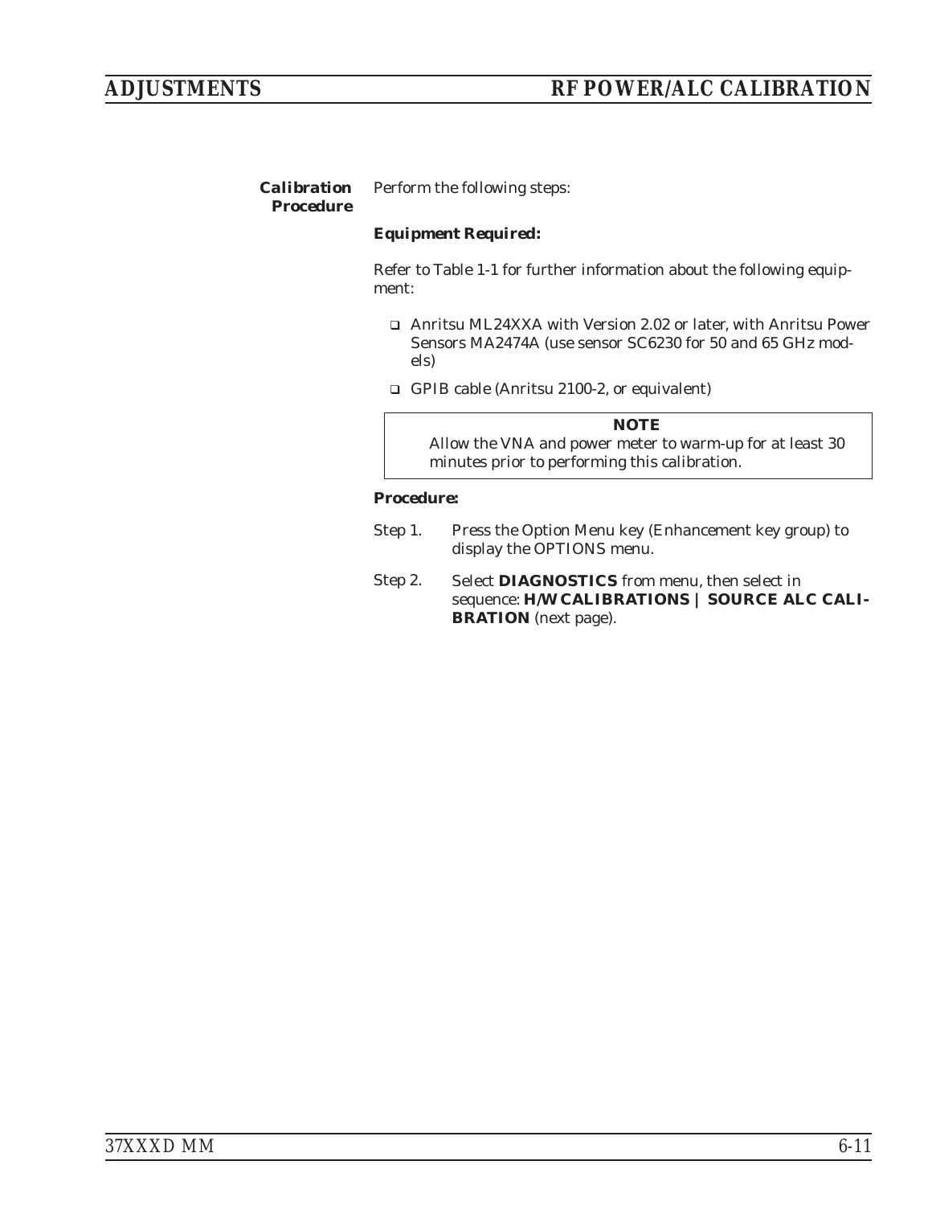### Calibration Procedure

Perform the following steps:

**Equipment Required:**

Refer to Table 1-1 for further information about the following equipment:

- Anritsu ML24XXA with Version 2.02 or later, with Anritsu Power Sensors MA2474A (use sensor SC6230 for 50 and 65 GHz models)
- GPIB cable (Anritsu 2100-2, or equivalent)

> **NOTE**
> Allow the VNA and power meter to warm-up for at least 30 minutes prior to performing this calibration.

**Procedure:**

Step 1. Press the Option Menu key (Enhancement key group) to display the OPTIONS menu.

Step 2. Select **DIAGNOSTICS** from menu, then select in sequence: **H/W CALIBRATIONS | SOURCE ALC CALIBRATION** (next page).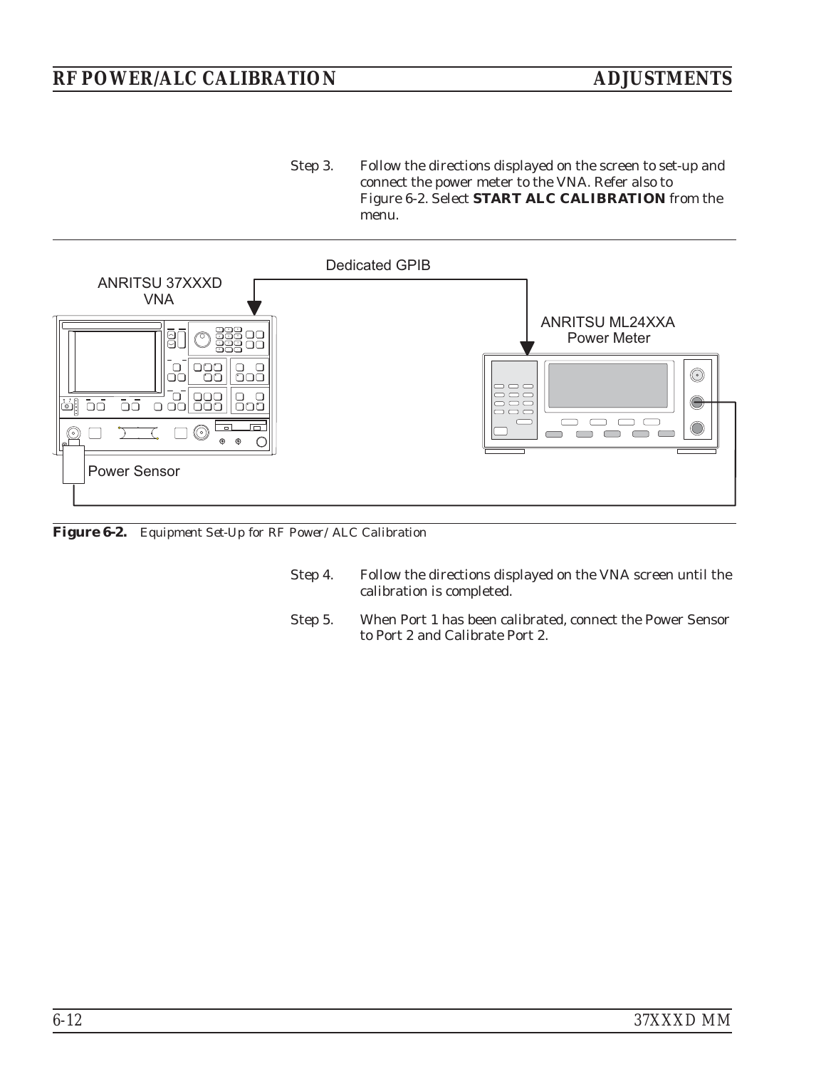Step 3. Follow the directions displayed on the screen to set-up and connect the power meter to the VNA. Refer also to Figure 6-2. Select **START ALC CALIBRATION** from the menu.

Dedicated GPIB

ANRITSU 37XXXD VNA

ANRITSU ML24XXA Power Meter

Power Sensor

***Figure 6-2.*** *Equipment Set-Up for RF Power/ALC Calibration*

Step 4. Follow the directions displayed on the VNA screen until the calibration is completed.

Step 5. When Port 1 has been calibrated, connect the Power Sensor to Port 2 and Calibrate Port 2.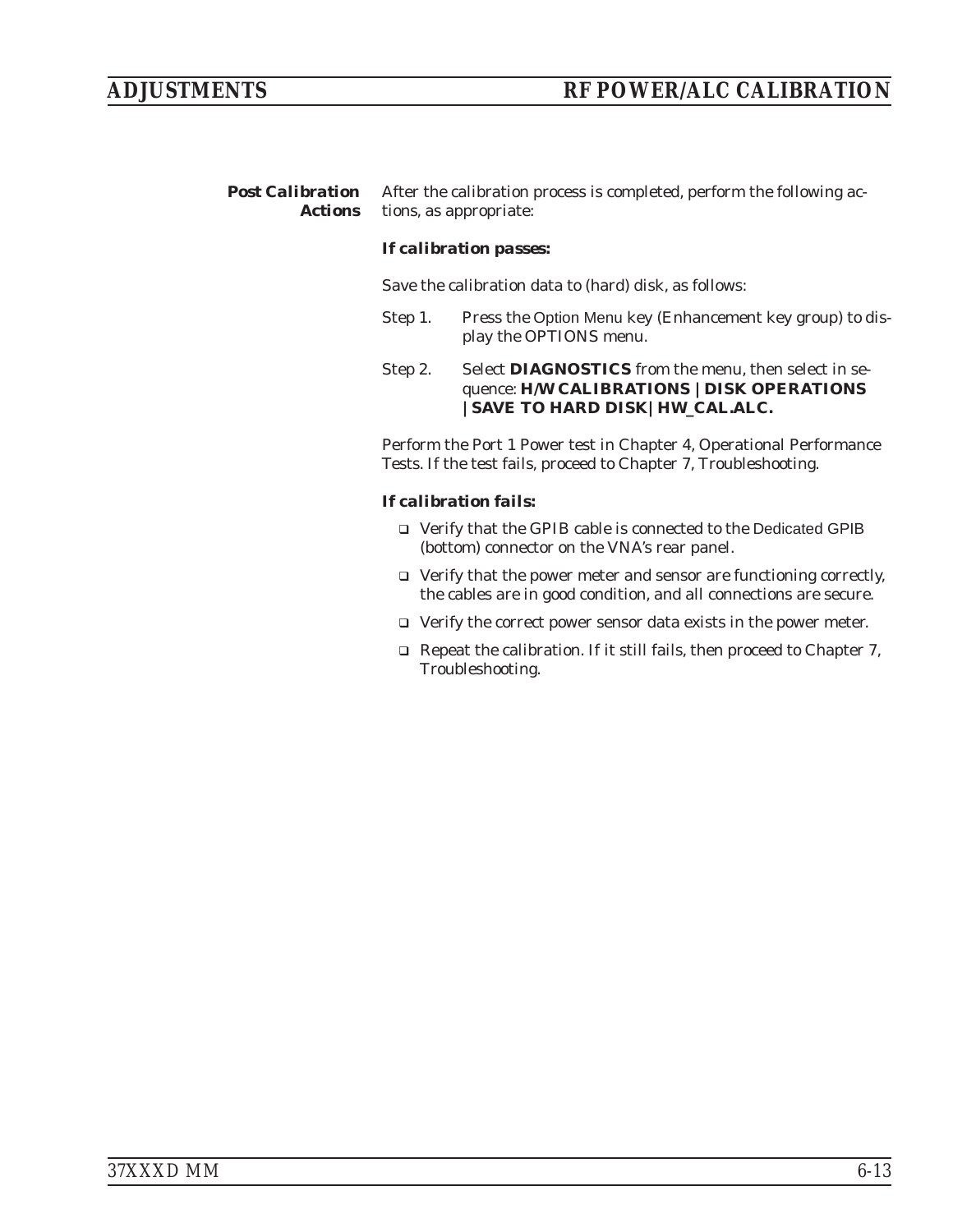### Post Calibration Actions

After the calibration process is completed, perform the following actions, as appropriate:

***If calibration passes:***

Save the calibration data to (hard) disk, as follows:

Step 1. Press the Option Menu key (Enhancement key group) to display the OPTIONS menu.

Step 2. Select **DIAGNOSTICS** from the menu, then select in sequence: **H/W CALIBRATIONS | DISK OPERATIONS | SAVE TO HARD DISK | HW_CAL.ALC.**

Perform the Port 1 Power test in Chapter 4, Operational Performance Tests. If the test fails, proceed to Chapter 7, Troubleshooting.

***If calibration fails:***

- Verify that the GPIB cable is connected to the Dedicated GPIB (bottom) connector on the VNA's rear panel.
- Verify that the power meter and sensor are functioning correctly, the cables are in good condition, and all connections are secure.
- Verify the correct power sensor data exists in the power meter.
- Repeat the calibration. If it still fails, then proceed to Chapter 7, Troubleshooting.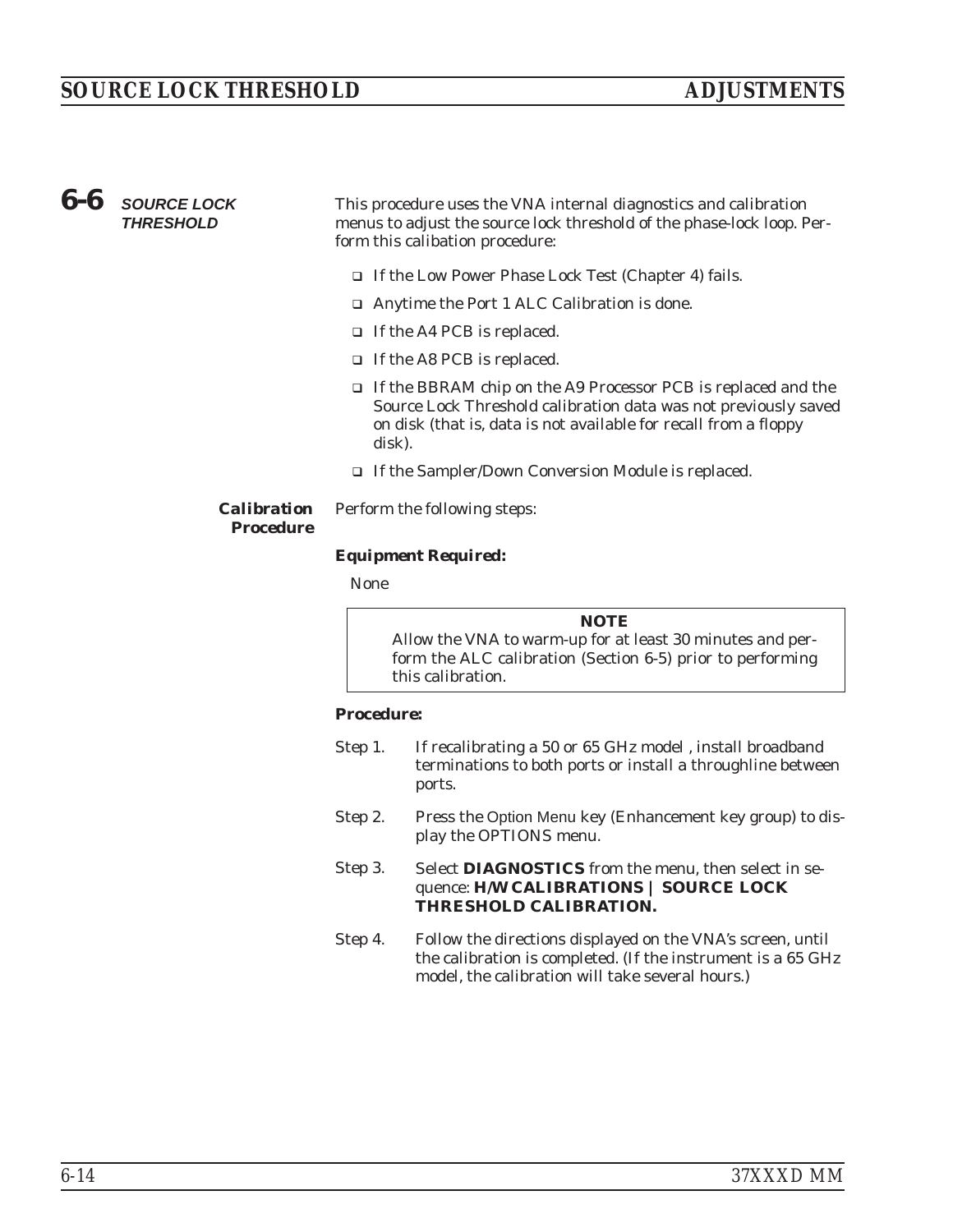## 6-6 SOURCE LOCK THRESHOLD

This procedure uses the VNA internal diagnostics and calibration menus to adjust the source lock threshold of the phase-lock loop. Perform this calibation procedure:

- If the Low Power Phase Lock Test (Chapter 4) fails.
- Anytime the Port 1 ALC Calibration is done.
- If the A4 PCB is replaced.
- If the A8 PCB is replaced.
- If the BBRAM chip on the A9 Processor PCB is replaced and the Source Lock Threshold calibration data was not previously saved on disk (that is, data is not available for recall from a floppy disk).
- If the Sampler/Down Conversion Module is replaced.

### Calibration Procedure

Perform the following steps:

**Equipment Required:**

None

> **NOTE**
> Allow the VNA to warm-up for at least 30 minutes and perform the ALC calibration (Section 6-5) prior to performing this calibration.

**Procedure:**

Step 1. If recalibrating a 50 or 65 GHz model , install broadband terminations to both ports or install a throughline between ports.

Step 2. Press the Option Menu key (Enhancement key group) to display the OPTIONS menu.

Step 3. Select **DIAGNOSTICS** from the menu, then select in sequence: **H/W CALIBRATIONS | SOURCE LOCK THRESHOLD CALIBRATION.**

Step 4. Follow the directions displayed on the VNA's screen, until the calibration is completed. (If the instrument is a 65 GHz model, the calibration will take several hours.)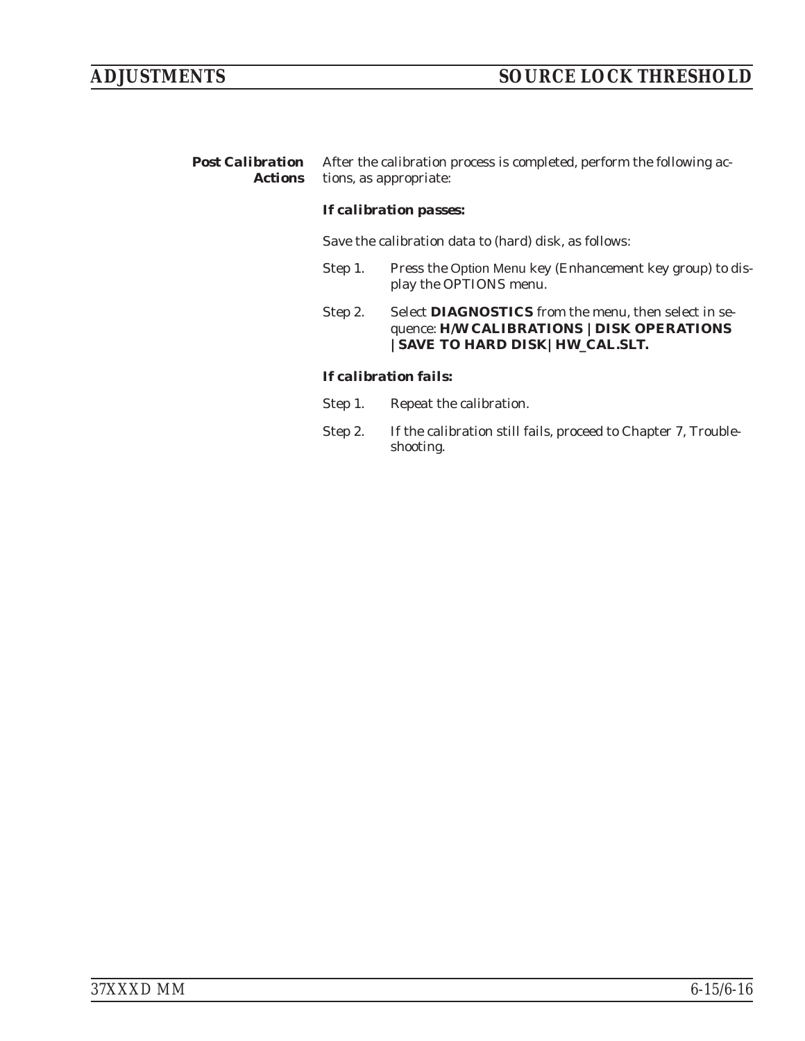### Post Calibration Actions

After the calibration process is completed, perform the following actions, as appropriate:

***If calibration passes:***

Save the calibration data to (hard) disk, as follows:

Step 1. Press the Option Menu key (Enhancement key group) to display the OPTIONS menu.

Step 2. Select **DIAGNOSTICS** from the menu, then select in sequence: **H/W CALIBRATIONS | DISK OPERATIONS | SAVE TO HARD DISK | HW_CAL.SLT.**

***If calibration fails:***

Step 1. Repeat the calibration.

Step 2. If the calibration still fails, proceed to Chapter 7, Troubleshooting.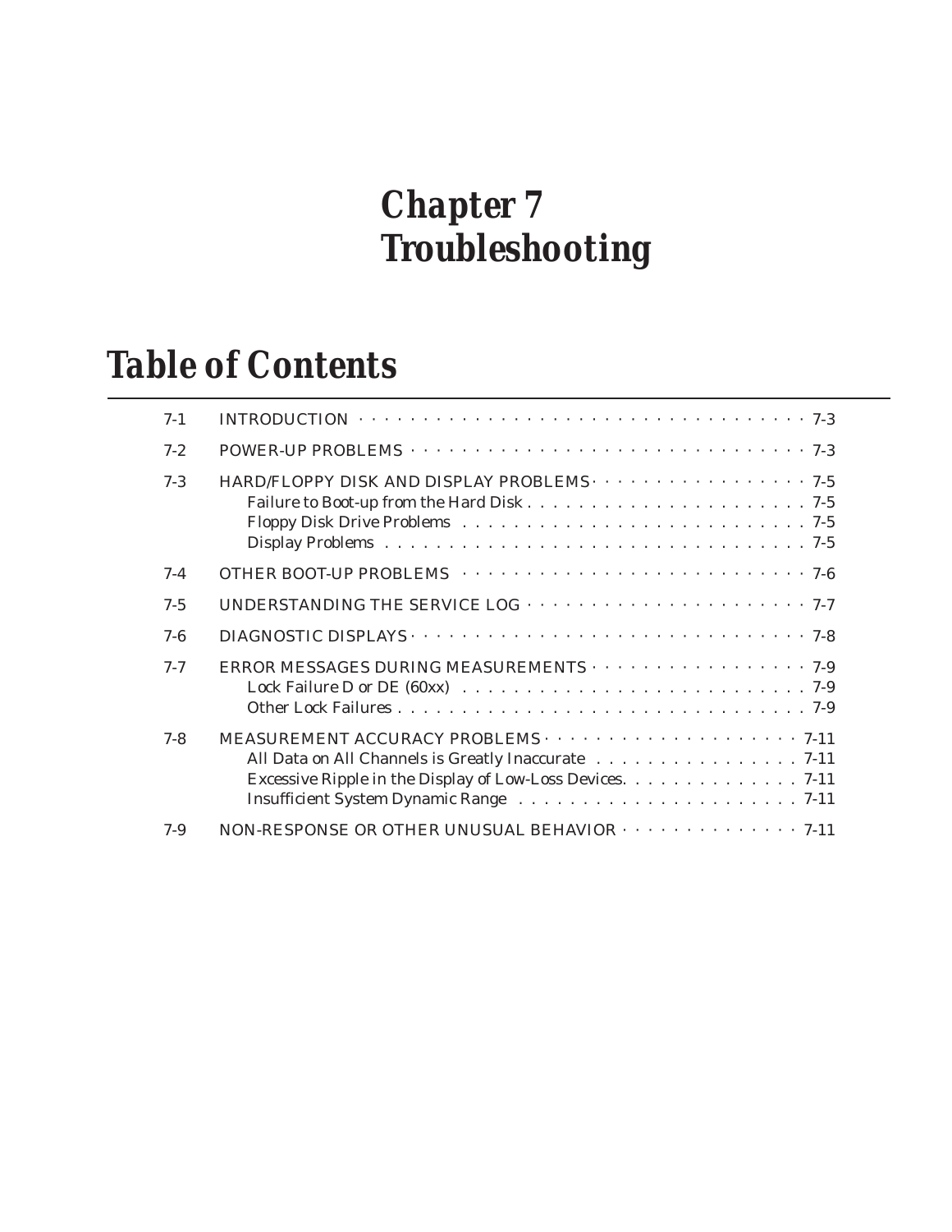# Chapter 7
# Troubleshooting

## Table of Contents

| | | |
|---|---|---|
| 7-1 | INTRODUCTION | 7-3 |
| 7-2 | POWER-UP PROBLEMS | 7-3 |
| 7-3 | HARD/FLOPPY DISK AND DISPLAY PROBLEMS | 7-5 |
| | Failure to Boot-up from the Hard Disk | 7-5 |
| | Floppy Disk Drive Problems | 7-5 |
| | Display Problems | 7-5 |
| 7-4 | OTHER BOOT-UP PROBLEMS | 7-6 |
| 7-5 | UNDERSTANDING THE SERVICE LOG | 7-7 |
| 7-6 | DIAGNOSTIC DISPLAYS | 7-8 |
| 7-7 | ERROR MESSAGES DURING MEASUREMENTS | 7-9 |
| | Lock Failure D or DE (60xx) | 7-9 |
| | Other Lock Failures | 7-9 |
| 7-8 | MEASUREMENT ACCURACY PROBLEMS | 7-11 |
| | All Data on All Channels is Greatly Inaccurate | 7-11 |
| | Excessive Ripple in the Display of Low-Loss Devices | 7-11 |
| | Insufficient System Dynamic Range | 7-11 |
| 7-9 | NON-RESPONSE OR OTHER UNUSUAL BEHAVIOR | 7-11 |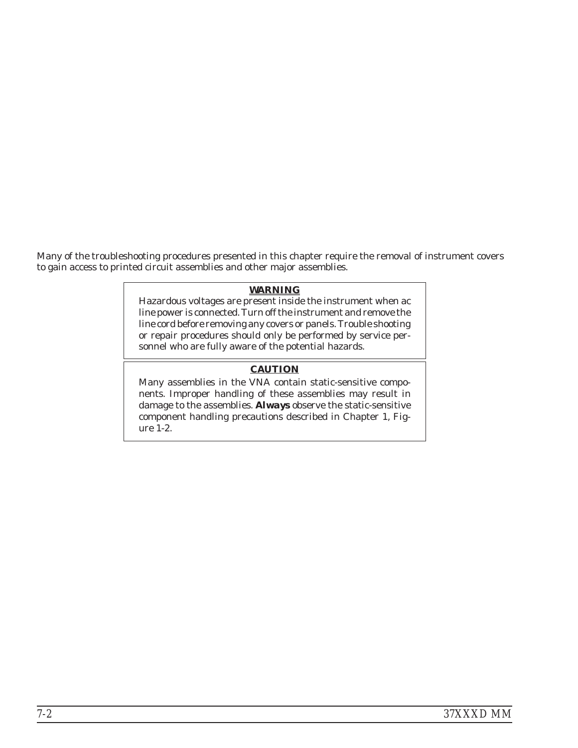Many of the troubleshooting procedures presented in this chapter require the removal of instrument covers to gain access to printed circuit assemblies and other major assemblies.

> **WARNING**
>
> Hazardous voltages are present inside the instrument when ac line power is connected. Turn off the instrument and remove the line cord before removing any covers or panels. Trouble shooting or repair procedures should only be performed by service personnel who are fully aware of the potential hazards.

> **CAUTION**
>
> Many assemblies in the VNA contain static-sensitive components. Improper handling of these assemblies may result in damage to the assemblies. ***Always*** observe the static-sensitive component handling precautions described in Chapter 1, Figure 1-2.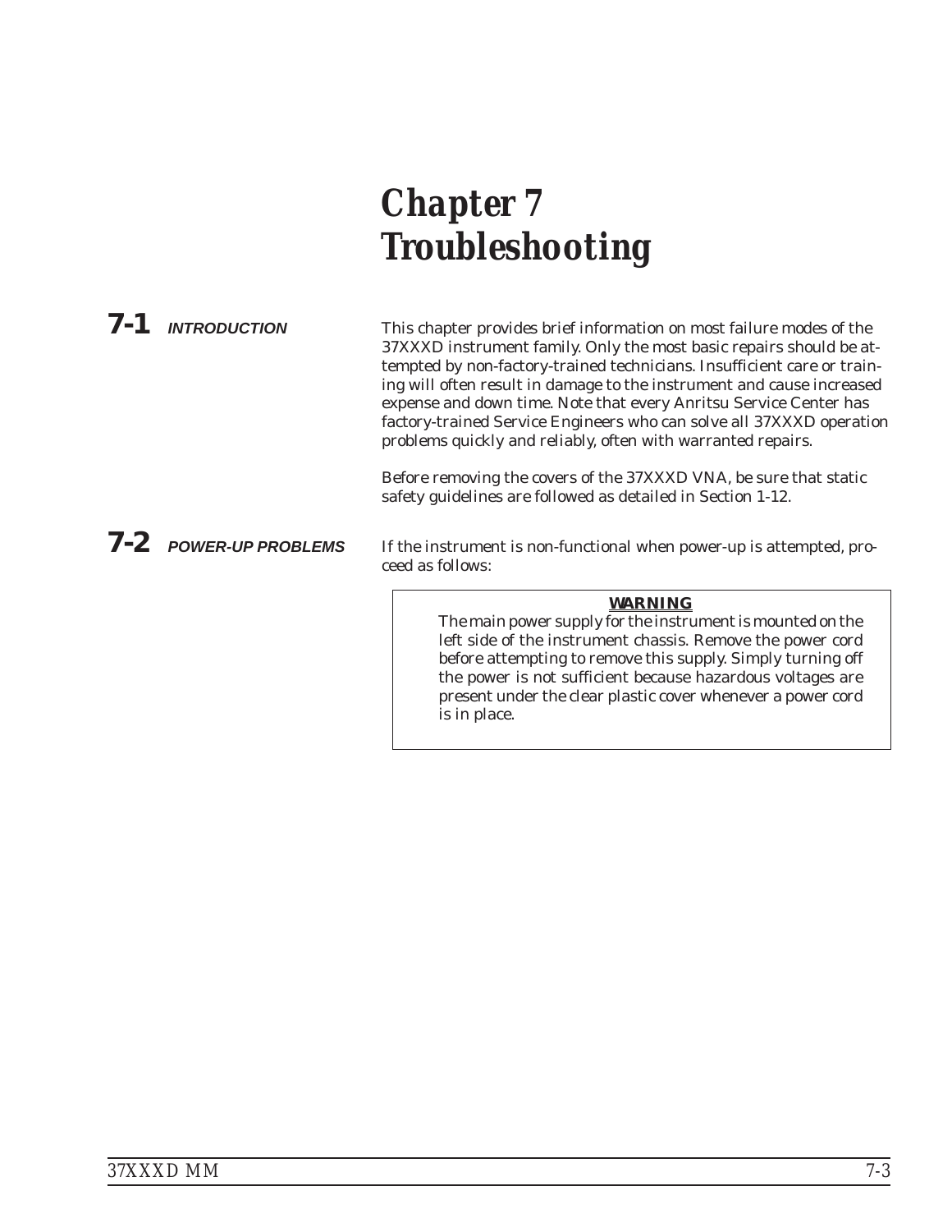# Chapter 7 Troubleshooting

## 7-1 INTRODUCTION

This chapter provides brief information on most failure modes of the 37XXXD instrument family. Only the most basic repairs should be attempted by non-factory-trained technicians. Insufficient care or training will often result in damage to the instrument and cause increased expense and down time. Note that every Anritsu Service Center has factory-trained Service Engineers who can solve all 37XXXD operation problems quickly and reliably, often with warranted repairs.

Before removing the covers of the 37XXXD VNA, be sure that static safety guidelines are followed as detailed in Section 1-12.

## 7-2 POWER-UP PROBLEMS

If the instrument is non-functional when power-up is attempted, proceed as follows:

> **WARNING**
>
> The main power supply for the instrument is mounted on the left side of the instrument chassis. Remove the power cord before attempting to remove this supply. Simply turning off the power is not sufficient because hazardous voltages are present under the clear plastic cover whenever a power cord is in place.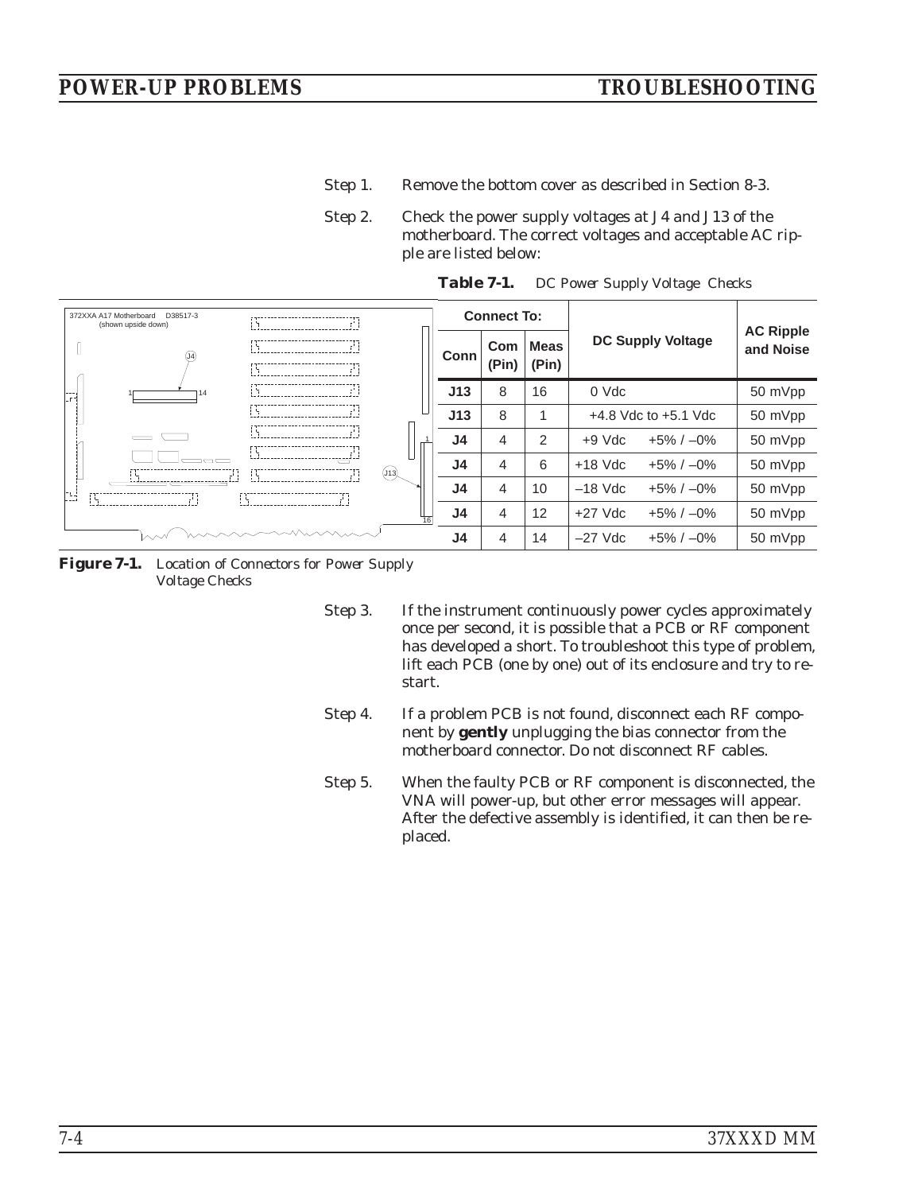Step 1. Remove the bottom cover as described in Section 8-3.

Step 2. Check the power supply voltages at J4 and J13 of the motherboard. The correct voltages and acceptable AC ripple are listed below:

**Table 7-1.** *DC Power Supply Voltage Checks*

| Connect To: | | | DC Supply Voltage | | AC Ripple and Noise |
|---|---|---|---|---|---|
| **Conn** | **Com (Pin)** | **Meas (Pin)** | | | |
| **J13** | 8 | 16 | 0 Vdc | | 50 mVpp |
| **J13** | 8 | 1 | +4.8 Vdc to +5.1 Vdc | | 50 mVpp |
| **J4** | 4 | 2 | +9 Vdc | +5% / –0% | 50 mVpp |
| **J4** | 4 | 6 | +18 Vdc | +5% / –0% | 50 mVpp |
| **J4** | 4 | 10 | –18 Vdc | +5% / –0% | 50 mVpp |
| **J4** | 4 | 12 | +27 Vdc | +5% / –0% | 50 mVpp |
| **J4** | 4 | 14 | –27 Vdc | +5% / –0% | 50 mVpp |

372XXA A17 Motherboard D38517-3 (shown upside down)

**Figure 7-1.** *Location of Connectors for Power Supply Voltage Checks*

Step 3. If the instrument continuously power cycles approximately once per second, it is possible that a PCB or RF component has developed a short. To troubleshoot this type of problem, lift each PCB (one by one) out of its enclosure and try to restart.

Step 4. If a problem PCB is not found, disconnect each RF component by **gently** unplugging the bias connector from the motherboard connector. Do not disconnect RF cables.

Step 5. When the faulty PCB or RF component is disconnected, the VNA will power-up, but other error messages will appear. After the defective assembly is identified, it can then be replaced.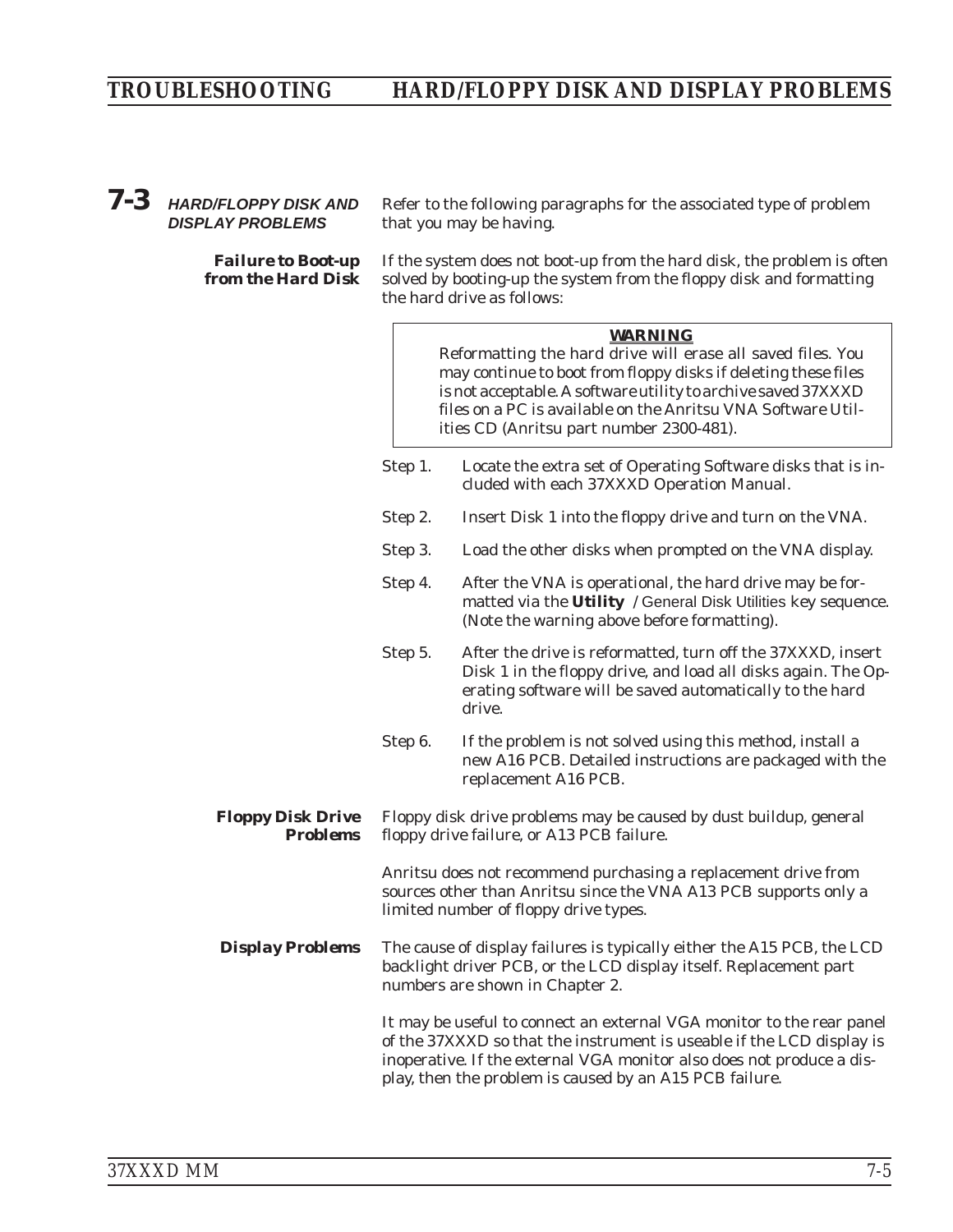## 7-3 HARD/FLOPPY DISK AND DISPLAY PROBLEMS

Refer to the following paragraphs for the associated type of problem that you may be having.

### Failure to Boot-up from the Hard Disk

If the system does not boot-up from the hard disk, the problem is often solved by booting-up the system from the floppy disk and formatting the hard drive as follows:

> **WARNING**
>
> Reformatting the hard drive will erase all saved files. You may continue to boot from floppy disks if deleting these files is not acceptable. A software utility to archive saved 37XXXD files on a PC is available on the Anritsu VNA Software Utilities CD (Anritsu part number 2300-481).

Step 1. Locate the extra set of Operating Software disks that is included with each 37XXXD Operation Manual.

Step 2. Insert Disk 1 into the floppy drive and turn on the VNA.

Step 3. Load the other disks when prompted on the VNA display.

Step 4. After the VNA is operational, the hard drive may be formatted via the **Utility** / General Disk Utilities key sequence. (Note the warning above before formatting).

Step 5. After the drive is reformatted, turn off the 37XXXD, insert Disk 1 in the floppy drive, and load all disks again. The Operating software will be saved automatically to the hard drive.

Step 6. If the problem is not solved using this method, install a new A16 PCB. Detailed instructions are packaged with the replacement A16 PCB.

### Floppy Disk Drive Problems

Floppy disk drive problems may be caused by dust buildup, general floppy drive failure, or A13 PCB failure.

Anritsu does not recommend purchasing a replacement drive from sources other than Anritsu since the VNA A13 PCB supports only a limited number of floppy drive types.

### Display Problems

The cause of display failures is typically either the A15 PCB, the LCD backlight driver PCB, or the LCD display itself. Replacement part numbers are shown in Chapter 2.

It may be useful to connect an external VGA monitor to the rear panel of the 37XXXD so that the instrument is useable if the LCD display is inoperative. If the external VGA monitor also does not produce a display, then the problem is caused by an A15 PCB failure.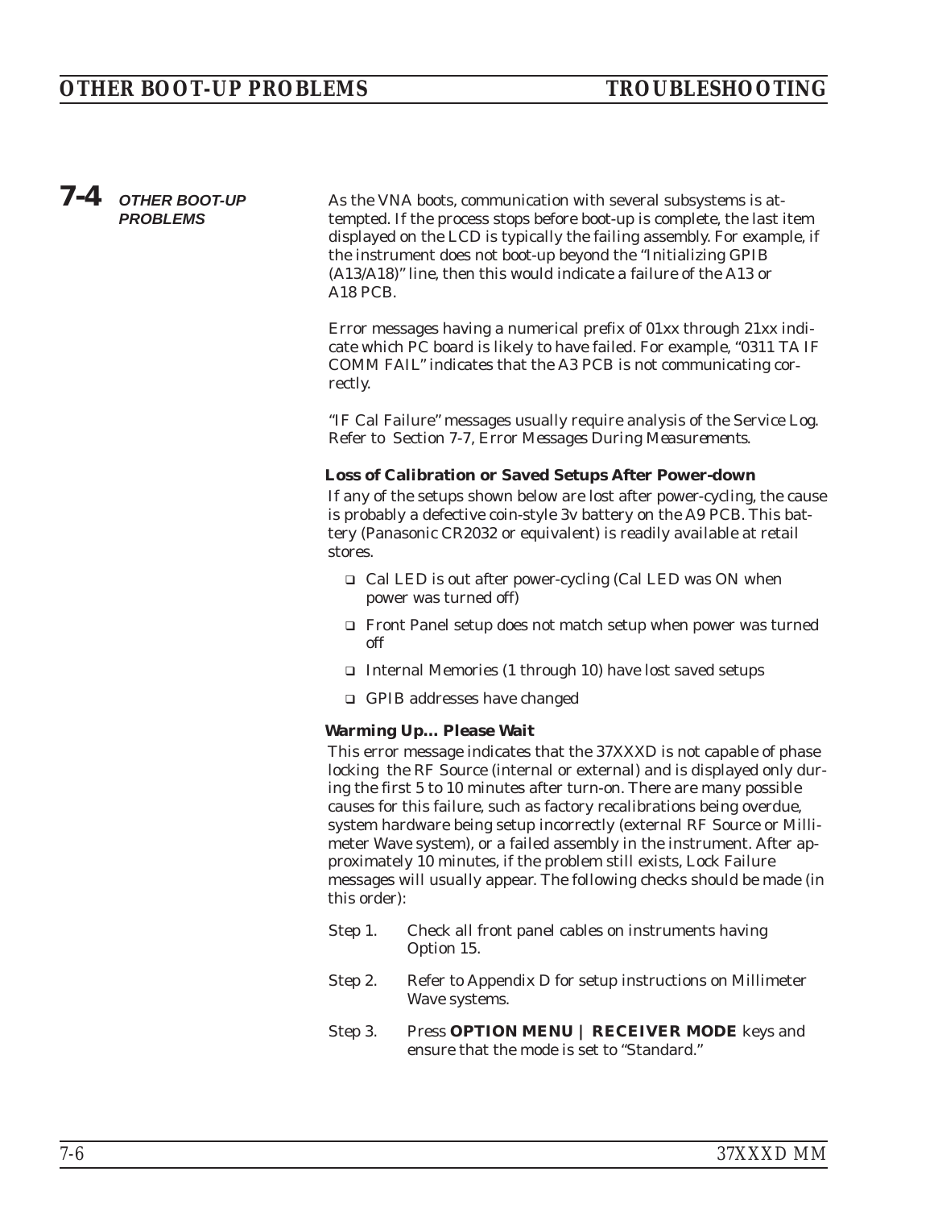## 7-4 OTHER BOOT-UP PROBLEMS

As the VNA boots, communication with several subsystems is attempted. If the process stops before boot-up is complete, the last item displayed on the LCD is typically the failing assembly. For example, if the instrument does not boot-up beyond the "Initializing GPIB (A13/A18)" line, then this would indicate a failure of the A13 or A18 PCB.

Error messages having a numerical prefix of 01xx through 21xx indicate which PC board is likely to have failed. For example, "0311 TA IF COMM FAIL" indicates that the A3 PCB is not communicating correctly.

"IF Cal Failure" messages usually require analysis of the Service Log. Refer to Section 7-7, *Error Messages During Measurements*.

### Loss of Calibration or Saved Setups After Power-down

If any of the setups shown below are lost after power-cycling, the cause is probably a defective coin-style 3v battery on the A9 PCB. This battery (Panasonic CR2032 or equivalent) is readily available at retail stores.

- Cal LED is out after power-cycling (Cal LED was ON when power was turned off)
- Front Panel setup does not match setup when power was turned off
- Internal Memories (1 through 10) have lost saved setups
- GPIB addresses have changed

### Warming Up... Please Wait

This error message indicates that the 37XXXD is not capable of phase locking the RF Source (internal or external) and is displayed only during the first 5 to 10 minutes after turn-on. There are many possible causes for this failure, such as factory recalibrations being overdue, system hardware being setup incorrectly (external RF Source or Millimeter Wave system), or a failed assembly in the instrument. After approximately 10 minutes, if the problem still exists, Lock Failure messages will usually appear. The following checks should be made (in this order):

Step 1. Check all front panel cables on instruments having Option 15.

Step 2. Refer to Appendix D for setup instructions on Millimeter Wave systems.

Step 3. Press **OPTION MENU | RECEIVER MODE** keys and ensure that the mode is set to "Standard."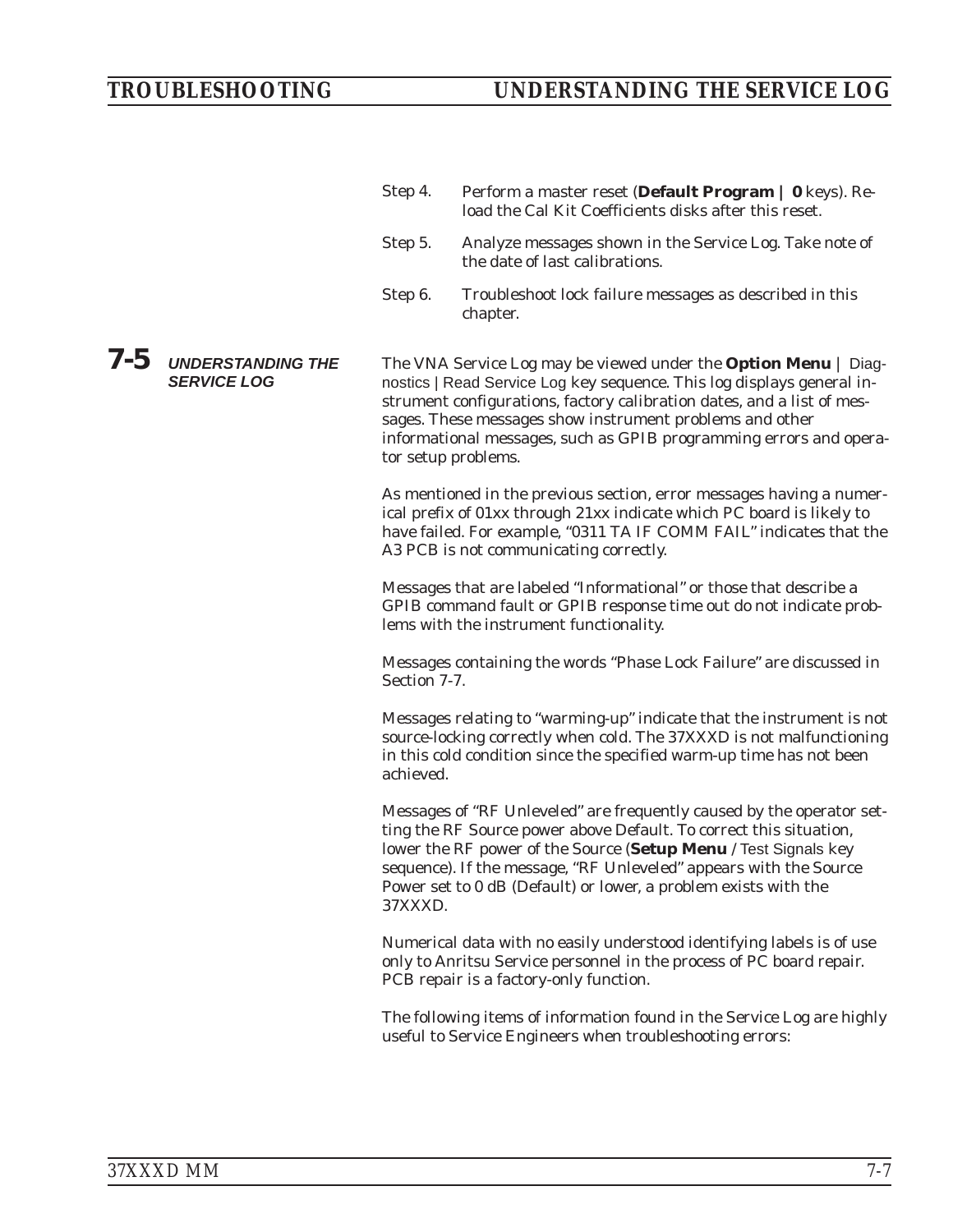Step 4. Perform a master reset (**Default Program | 0** keys). Reload the Cal Kit Coefficients disks after this reset.

Step 5. Analyze messages shown in the Service Log. Take note of the date of last calibrations.

Step 6. Troubleshoot lock failure messages as described in this chapter.

## 7-5 UNDERSTANDING THE SERVICE LOG

The VNA Service Log may be viewed under the **Option Menu** | Diagnostics | Read Service Log key sequence. This log displays general instrument configurations, factory calibration dates, and a list of messages. These messages show instrument problems and other informational messages, such as GPIB programming errors and operator setup problems.

As mentioned in the previous section, error messages having a numerical prefix of 01xx through 21xx indicate which PC board is likely to have failed. For example, "0311 TA IF COMM FAIL" indicates that the A3 PCB is not communicating correctly.

Messages that are labeled "Informational" or those that describe a GPIB command fault or GPIB response time out do not indicate problems with the instrument functionality.

Messages containing the words "Phase Lock Failure" are discussed in Section 7-7.

Messages relating to "warming-up" indicate that the instrument is not source-locking correctly when cold. The 37XXXD is not malfunctioning in this cold condition since the specified warm-up time has not been achieved.

Messages of "RF Unleveled" are frequently caused by the operator setting the RF Source power above Default. To correct this situation, lower the RF power of the Source (**Setup Menu** / Test Signals key sequence). If the message, "RF Unleveled" appears with the Source Power set to 0 dB (Default) or lower, a problem exists with the 37XXXD.

Numerical data with no easily understood identifying labels is of use only to Anritsu Service personnel in the process of PC board repair. PCB repair is a factory-only function.

The following items of information found in the Service Log are highly useful to Service Engineers when troubleshooting errors: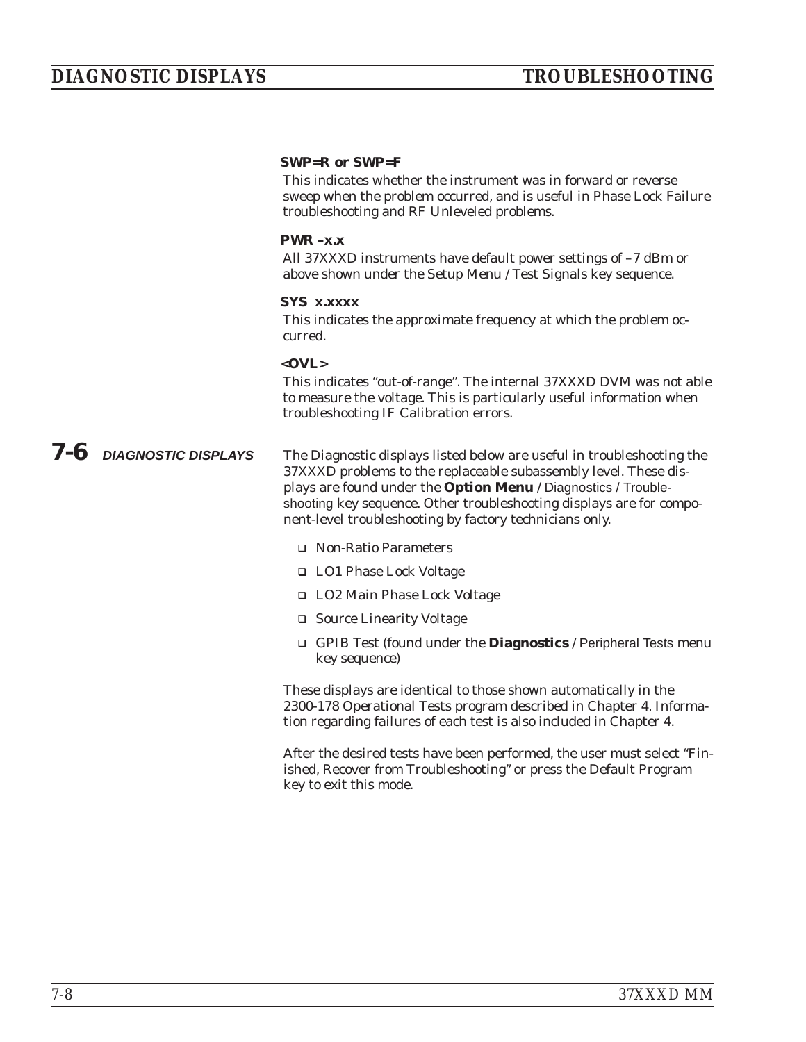**SWP=R or SWP=F**

This indicates whether the instrument was in forward or reverse sweep when the problem occurred, and is useful in Phase Lock Failure troubleshooting and RF Unleveled problems.

**PWR –x.x**

All 37XXXD instruments have default power settings of –7 dBm or above shown under the Setup Menu / Test Signals key sequence.

**SYS x.xxxx**

This indicates the approximate frequency at which the problem occurred.

**<OVL>**

This indicates "out-of-range". The internal 37XXXD DVM was not able to measure the voltage. This is particularly useful information when troubleshooting IF Calibration errors.

## 7-6 DIAGNOSTIC DISPLAYS

The Diagnostic displays listed below are useful in troubleshooting the 37XXXD problems to the replaceable subassembly level. These displays are found under the **Option Menu** / Diagnostics / Troubleshooting key sequence. Other troubleshooting displays are for component-level troubleshooting by factory technicians only.

- Non-Ratio Parameters
- LO1 Phase Lock Voltage
- LO2 Main Phase Lock Voltage
- Source Linearity Voltage
- GPIB Test (found under the **Diagnostics** / Peripheral Tests menu key sequence)

These displays are identical to those shown automatically in the 2300-178 Operational Tests program described in Chapter 4. Information regarding failures of each test is also included in Chapter 4.

After the desired tests have been performed, the user must select "Finished, Recover from Troubleshooting" or press the Default Program key to exit this mode.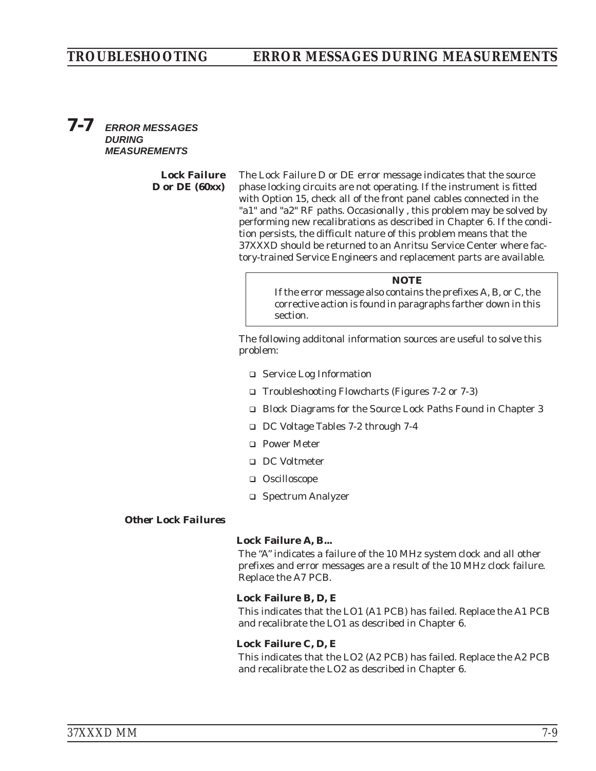## 7-7 *ERROR MESSAGES DURING MEASUREMENTS*

**Lock Failure D or DE (60xx)**

The Lock Failure D or DE error message indicates that the source phase locking circuits are not operating. If the instrument is fitted with Option 15, check all of the front panel cables connected in the "a1" and "a2" RF paths. Occasionally , this problem may be solved by performing new recalibrations as described in Chapter 6. If the condition persists, the difficult nature of this problem means that the 37XXXD should be returned to an Anritsu Service Center where factory-trained Service Engineers and replacement parts are available.

> **NOTE**
> If the error message also contains the prefixes A, B, or C, the corrective action is found in paragraphs farther down in this section.

The following additonal information sources are useful to solve this problem:

- Service Log Information
- Troubleshooting Flowcharts (Figures 7-2 or 7-3)
- Block Diagrams for the Source Lock Paths Found in Chapter 3
- DC Voltage Tables 7-2 through 7-4
- Power Meter
- DC Voltmeter
- Oscilloscope
- Spectrum Analyzer

***Other Lock Failures***

**Lock Failure A, B...**

The "A" indicates a failure of the 10 MHz system clock and all other prefixes and error messages are a result of the 10 MHz clock failure. Replace the A7 PCB.

**Lock Failure B, D, E**

This indicates that the LO1 (A1 PCB) has failed. Replace the A1 PCB and recalibrate the LO1 as described in Chapter 6.

**Lock Failure C, D, E**

This indicates that the LO2 (A2 PCB) has failed. Replace the A2 PCB and recalibrate the LO2 as described in Chapter 6.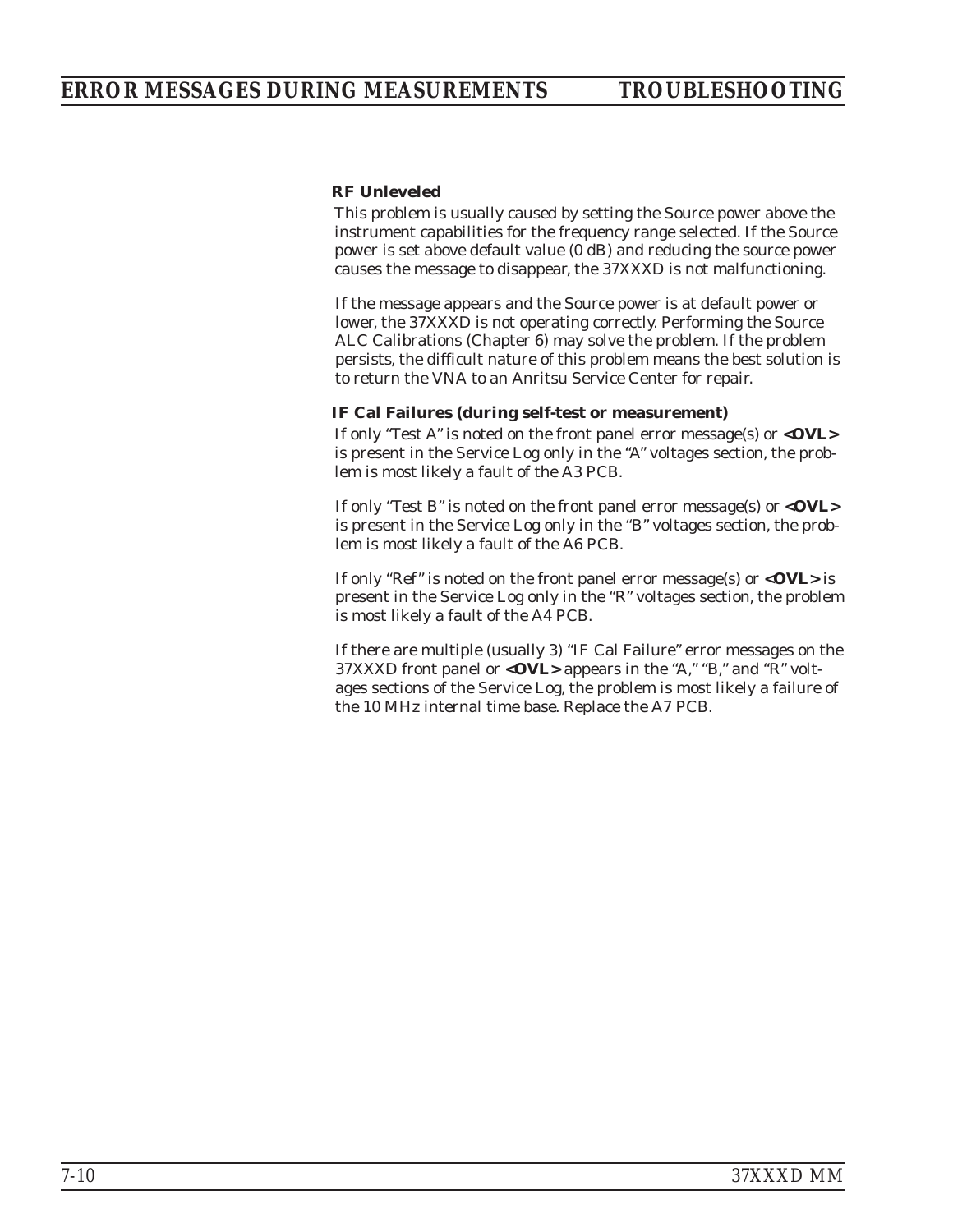### RF Unleveled

This problem is usually caused by setting the Source power above the instrument capabilities for the frequency range selected. If the Source power is set above default value (0 dB) and reducing the source power causes the message to disappear, the 37XXXD is not malfunctioning.

If the message appears and the Source power is at default power or lower, the 37XXXD is not operating correctly. Performing the Source ALC Calibrations (Chapter 6) may solve the problem. If the problem persists, the difficult nature of this problem means the best solution is to return the VNA to an Anritsu Service Center for repair.

### IF Cal Failures (during self-test or measurement)

If only "Test A" is noted on the front panel error message(s) or **<OVL>** is present in the Service Log only in the "A" voltages section, the problem is most likely a fault of the A3 PCB.

If only "Test B" is noted on the front panel error message(s) or **<OVL>** is present in the Service Log only in the "B" voltages section, the problem is most likely a fault of the A6 PCB.

If only "Ref" is noted on the front panel error message(s) or **<OVL>** is present in the Service Log only in the "R" voltages section, the problem is most likely a fault of the A4 PCB.

If there are multiple (usually 3) "IF Cal Failure" error messages on the 37XXXD front panel or **<OVL>** appears in the "A," "B," and "R" voltages sections of the Service Log, the problem is most likely a failure of the 10 MHz internal time base. Replace the A7 PCB.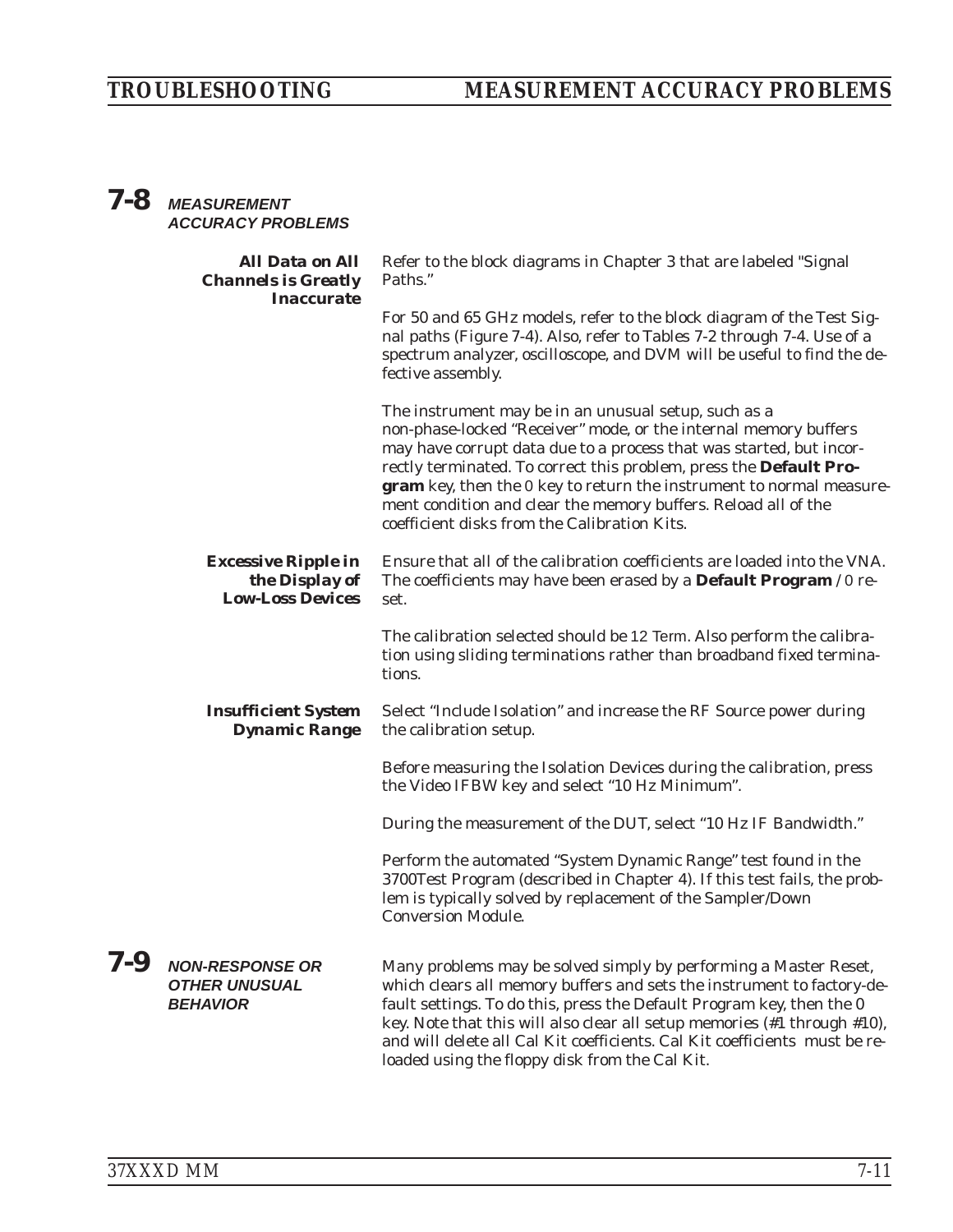## 7-8 MEASUREMENT ACCURACY PROBLEMS

**All Data on All Channels is Greatly Inaccurate**

Refer to the block diagrams in Chapter 3 that are labeled "Signal Paths."

For 50 and 65 GHz models, refer to the block diagram of the Test Signal paths (Figure 7-4). Also, refer to Tables 7-2 through 7-4. Use of a spectrum analyzer, oscilloscope, and DVM will be useful to find the defective assembly.

The instrument may be in an unusual setup, such as a non-phase-locked "Receiver" mode, or the internal memory buffers may have corrupt data due to a process that was started, but incorrectly terminated. To correct this problem, press the **Default Program** key, then the 0 key to return the instrument to normal measurement condition and clear the memory buffers. Reload all of the coefficient disks from the Calibration Kits.

**Excessive Ripple in the Display of Low-Loss Devices**

Ensure that all of the calibration coefficients are loaded into the VNA. The coefficients may have been erased by a **Default Program** / 0 reset.

The calibration selected should be 12 Term. Also perform the calibration using sliding terminations rather than broadband fixed terminations.

**Insufficient System Dynamic Range**

Select "Include Isolation" and increase the RF Source power during the calibration setup.

Before measuring the Isolation Devices during the calibration, press the Video IFBW key and select "10 Hz Minimum".

During the measurement of the DUT, select "10 Hz IF Bandwidth."

Perform the automated "System Dynamic Range" test found in the 3700Test Program (described in Chapter 4). If this test fails, the problem is typically solved by replacement of the Sampler/Down Conversion Module.

## 7-9 NON-RESPONSE OR OTHER UNUSUAL BEHAVIOR

Many problems may be solved simply by performing a Master Reset, which clears all memory buffers and sets the instrument to factory-default settings. To do this, press the Default Program key, then the 0 key. Note that this will also clear all setup memories (#1 through #10), and will delete all Cal Kit coefficients. Cal Kit coefficients must be reloaded using the floppy disk from the Cal Kit.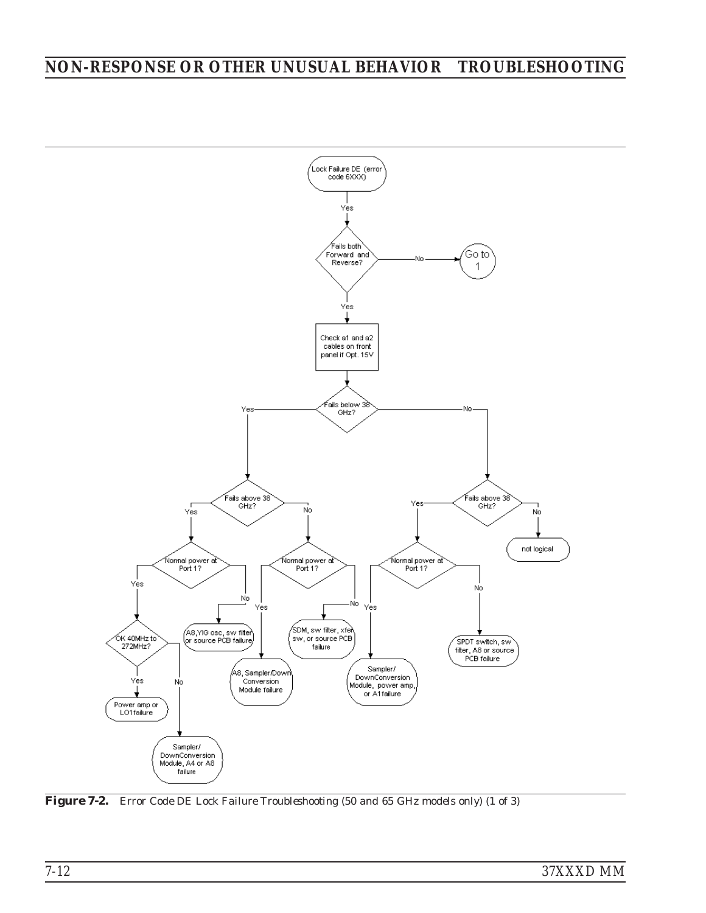Lock Failure DE (error code 6XXX)

Yes

Fails both Forward and Reverse?

No — Go to 1

Yes

Check a1 and a2 cables on front panel if Opt. 15V

Fails below 38 GHz?

Yes

Fails above 38 GHz?

Yes

Normal power at Port 1?

Yes

OK 40MHz to 272MHz?

Yes

Power amp or LO1 failure

No

Sampler/ DownConversion Module, A4 or A8 failure

No

A8, YIG osc, sw filter or source PCB failure

No

Normal power at Port 1?

Yes

A8, Sampler/Down Conversion Module failure

No

SDM, sw filter, xfer sw, or source PCB failure

No

Fails above 38 GHz?

Yes

Normal power at Port 1?

Yes

Sampler/ DownConversion Module, power amp, or A1 failure

No

SPDT switch, sw filter, A8 or source PCB failure

No

not logical

**Figure 7-2.** *Error Code DE Lock Failure Troubleshooting (50 and 65 GHz models only) (1 of 3)*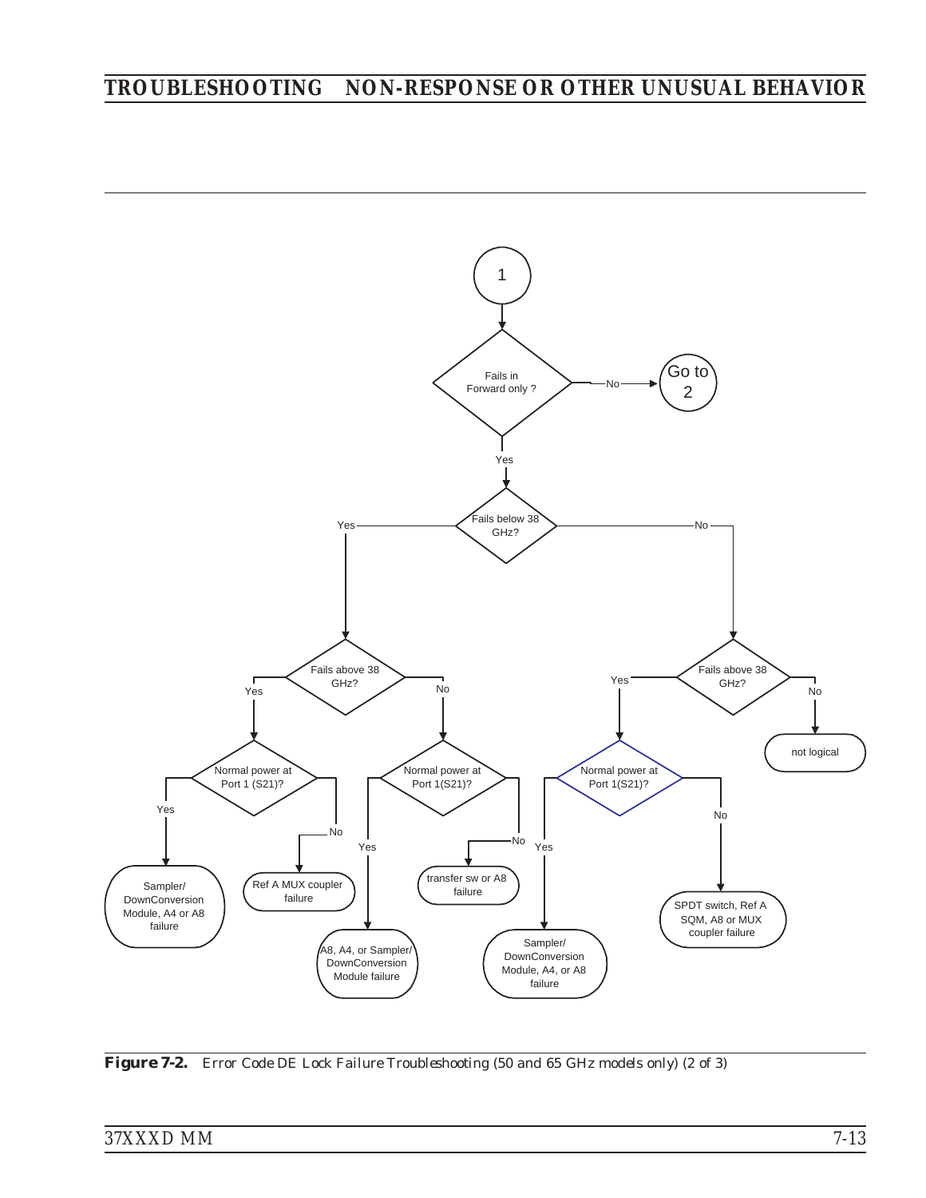- **1**
  - Fails in Forward only?
    - No → Go to 2
    - Yes → Fails below 38 GHz?
      - Yes → Fails above 38 GHz?
        - Yes → Normal power at Port 1 (S21)?
          - Yes → Sampler/DownConversion Module, A4 or A8 failure
          - No → Ref A MUX coupler failure
        - No → Normal power at Port 1(S21)?
          - Yes → A8, A4, or Sampler/DownConversion Module failure
          - No → transfer sw or A8 failure
      - No → Fails above 38 GHz?
        - Yes → Normal power at Port 1(S21)?
          - Yes → Sampler/DownConversion Module, A4, or A8 failure
          - No → SPDT switch, Ref A SQM, A8 or MUX coupler failure
        - No → not logical

**Figure 7-2.** Error Code DE Lock Failure Troubleshooting (50 and 65 GHz models only) (2 of 3)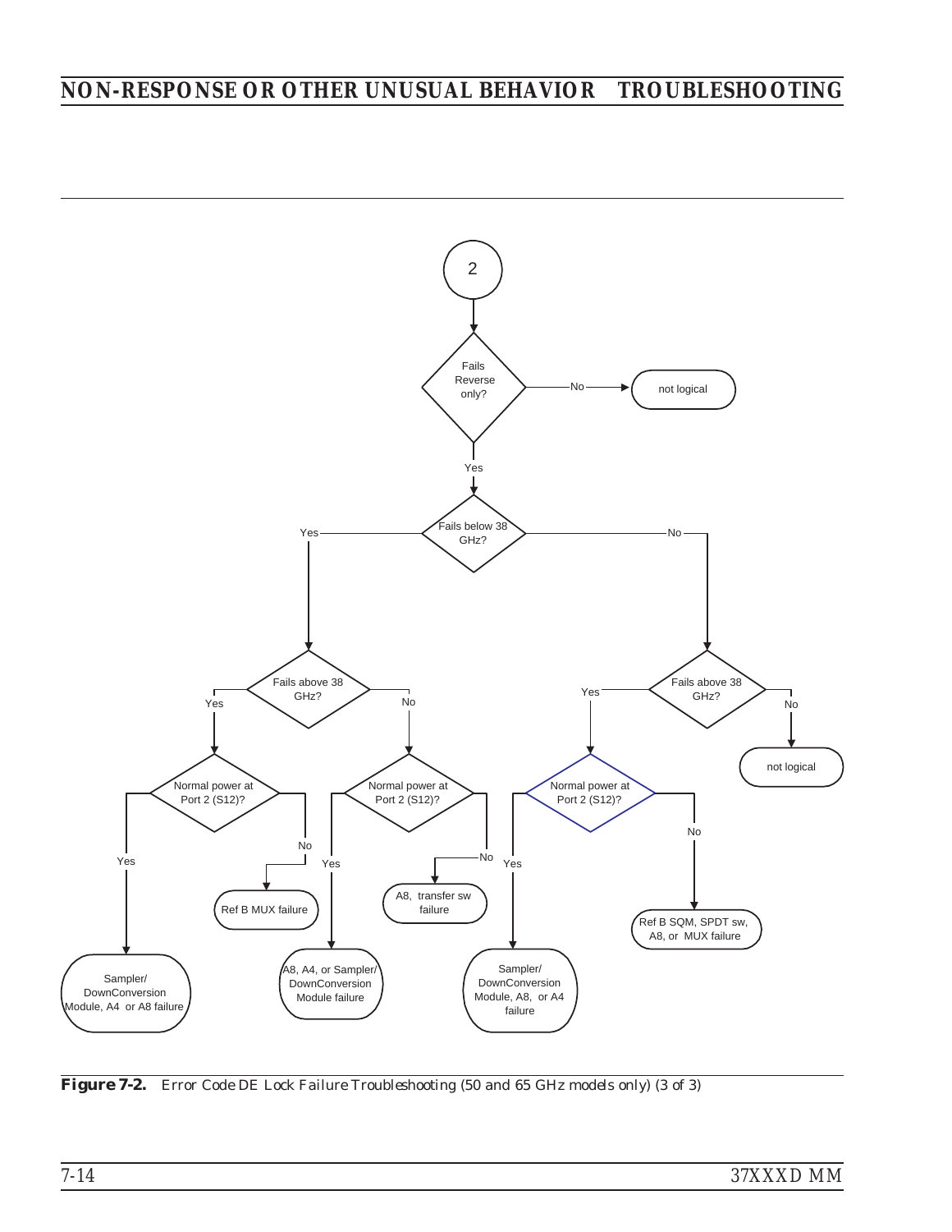## NON-RESPONSE OR OTHER UNUSUAL BEHAVIOR TROUBLESHOOTING

2

Fails Reverse only?

No → not logical

Yes

Fails below 38 GHz?

Yes → Fails above 38 GHz?

- Yes → Normal power at Port 2 (S12)?
  - Yes → Sampler/ DownConversion Module, A4 or A8 failure
  - No → Ref B MUX failure
- No → Normal power at Port 2 (S12)?
  - Yes → A8, A4, or Sampler/ DownConversion Module failure
  - No → A8, transfer sw failure

No → Fails above 38 GHz?

- Yes → Normal power at Port 2 (S12)?
  - Yes → Sampler/ DownConversion Module, A8, or A4 failure
  - No → Ref B SQM, SPDT sw, A8, or MUX failure
- No → not logical

**Figure 7-2.** *Error Code DE Lock Failure Troubleshooting (50 and 65 GHz models only) (3 of 3)*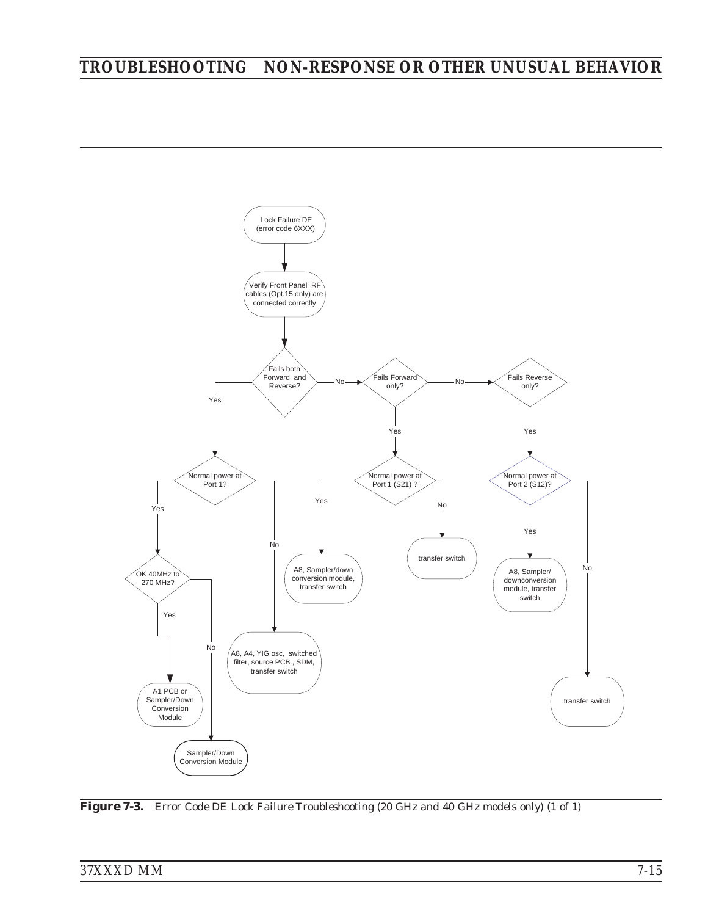Lock Failure DE (error code 6XXX)

Verify Front Panel RF cables (Opt.15 only) are connected correctly

Fails both Forward and Reverse?

- Yes → Normal power at Port 1?
  - Yes → OK 40MHz to 270 MHz?
    - Yes → A1 PCB or Sampler/Down Conversion Module
    - No → Sampler/Down Conversion Module
  - No → A8, A4, YIG osc, switched filter, source PCB , SDM, transfer switch
- No → Fails Forward only?
  - Yes → Normal power at Port 1 (S21) ?
    - Yes → A8, Sampler/down conversion module, transfer switch
    - No → transfer switch
  - No → Fails Reverse only?
    - Yes → Normal power at Port 2 (S12)?
      - Yes → A8, Sampler/ downconversion module, transfer switch
      - No → transfer switch

**Figure 7-3.** *Error Code DE Lock Failure Troubleshooting (20 GHz and 40 GHz models only) (1 of 1)*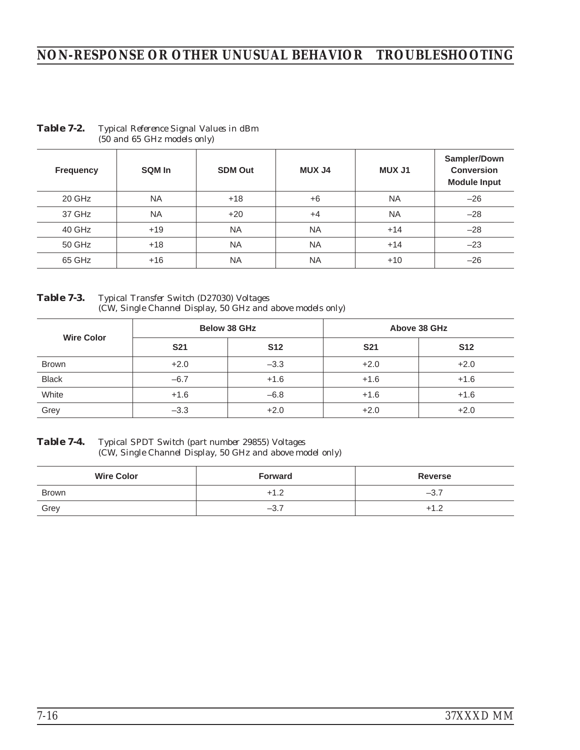**Table 7-2.** *Typical Reference Signal Values in dBm (50 and 65 GHz models only)*

| Frequency | SQM In | SDM Out | MUX J4 | MUX J1 | Sampler/Down Conversion Module Input |
|---|---|---|---|---|---|
| 20 GHz | NA | +18 | +6 | NA | –26 |
| 37 GHz | NA | +20 | +4 | NA | –28 |
| 40 GHz | +19 | NA | NA | +14 | –28 |
| 50 GHz | +18 | NA | NA | +14 | –23 |
| 65 GHz | +16 | NA | NA | +10 | –26 |

**Table 7-3.** *Typical Transfer Switch (D27030) Voltages (CW, Single Channel Display, 50 GHz and above models only)*

| Wire Color | Below 38 GHz | | Above 38 GHz | |
|---|---|---|---|---|
| | S21 | S12 | S21 | S12 |
| Brown | +2.0 | –3.3 | +2.0 | +2.0 |
| Black | –6.7 | +1.6 | +1.6 | +1.6 |
| White | +1.6 | –6.8 | +1.6 | +1.6 |
| Grey | –3.3 | +2.0 | +2.0 | +2.0 |

**Table 7-4.** *Typical SPDT Switch (part number 29855) Voltages (CW, Single Channel Display, 50 GHz and above model only)*

| Wire Color | Forward | Reverse |
|---|---|---|
| Brown | +1.2 | –3.7 |
| Grey | –3.7 | +1.2 |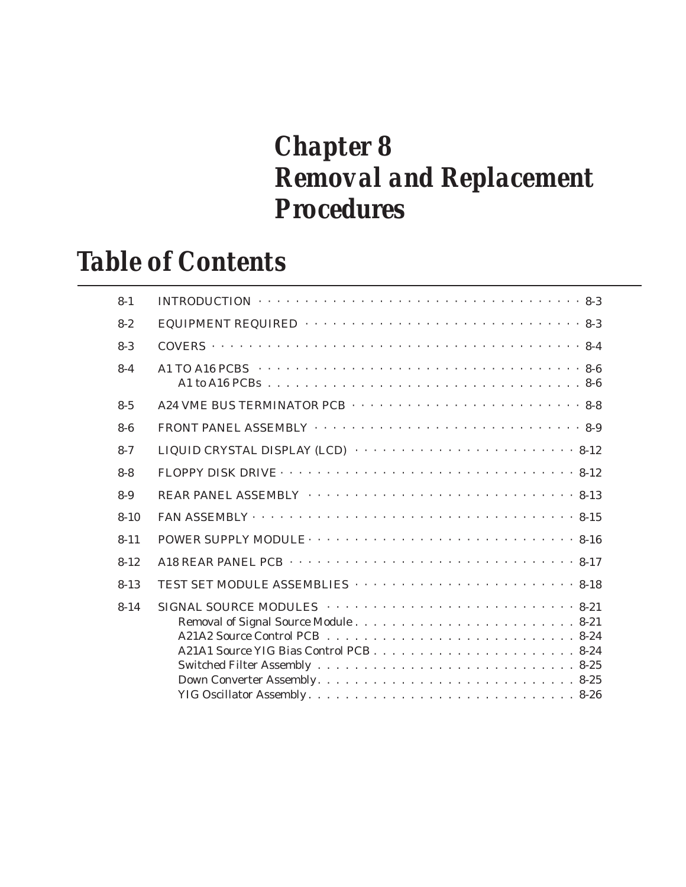# Chapter 8
# Removal and Replacement Procedures

## Table of Contents

| | | |
|---|---|---|
| 8-1 | INTRODUCTION | 8-3 |
| 8-2 | EQUIPMENT REQUIRED | 8-3 |
| 8-3 | COVERS | 8-4 |
| 8-4 | A1 TO A16 PCBS | 8-6 |
| | A1 to A16 PCBs | 8-6 |
| 8-5 | A24 VME BUS TERMINATOR PCB | 8-8 |
| 8-6 | FRONT PANEL ASSEMBLY | 8-9 |
| 8-7 | LIQUID CRYSTAL DISPLAY (LCD) | 8-12 |
| 8-8 | FLOPPY DISK DRIVE | 8-12 |
| 8-9 | REAR PANEL ASSEMBLY | 8-13 |
| 8-10 | FAN ASSEMBLY | 8-15 |
| 8-11 | POWER SUPPLY MODULE | 8-16 |
| 8-12 | A18 REAR PANEL PCB | 8-17 |
| 8-13 | TEST SET MODULE ASSEMBLIES | 8-18 |
| 8-14 | SIGNAL SOURCE MODULES | 8-21 |
| | Removal of Signal Source Module | 8-21 |
| | A21A2 Source Control PCB | 8-24 |
| | A21A1 Source YIG Bias Control PCB | 8-24 |
| | Switched Filter Assembly | 8-25 |
| | Down Converter Assembly | 8-25 |
| | YIG Oscillator Assembly | 8-26 |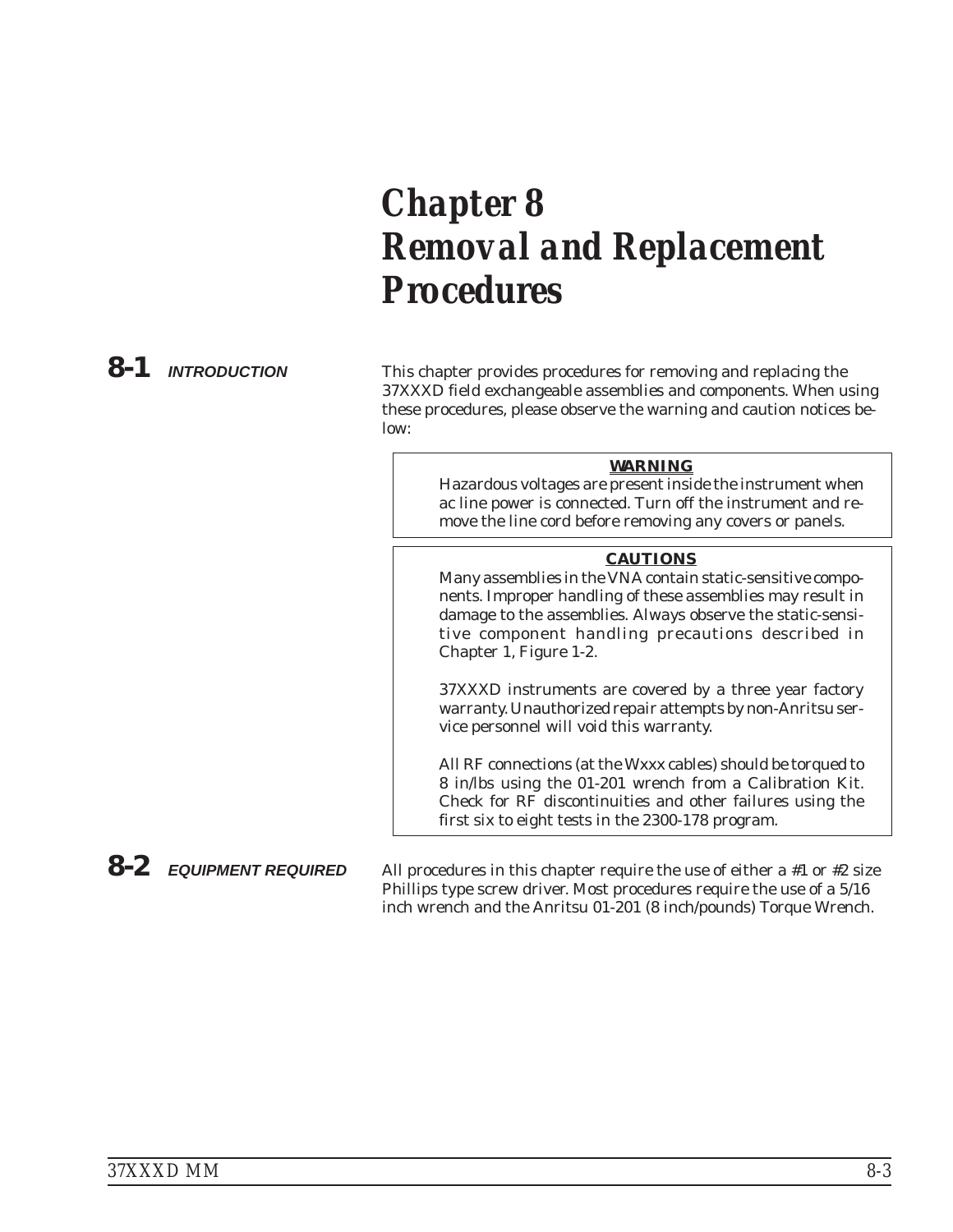# Chapter 8 Removal and Replacement Procedures

## 8-1 INTRODUCTION

This chapter provides procedures for removing and replacing the 37XXXD field exchangeable assemblies and components. When using these procedures, please observe the warning and caution notices below:

> **WARNING**
>
> Hazardous voltages are present inside the instrument when ac line power is connected. Turn off the instrument and remove the line cord before removing any covers or panels.

> **CAUTIONS**
>
> Many assemblies in the VNA contain static-sensitive components. Improper handling of these assemblies may result in damage to the assemblies. Always observe the static-sensitive component handling precautions described in Chapter 1, Figure 1-2.
>
> 37XXXD instruments are covered by a three year factory warranty. Unauthorized repair attempts by non-Anritsu service personnel will void this warranty.
>
> All RF connections (at the Wxxx cables) should be torqued to 8 in/lbs using the 01-201 wrench from a Calibration Kit. Check for RF discontinuities and other failures using the first six to eight tests in the 2300-178 program.

## 8-2 EQUIPMENT REQUIRED

All procedures in this chapter require the use of either a #1 or #2 size Phillips type screw driver. Most procedures require the use of a 5/16 inch wrench and the Anritsu 01-201 (8 inch/pounds) Torque Wrench.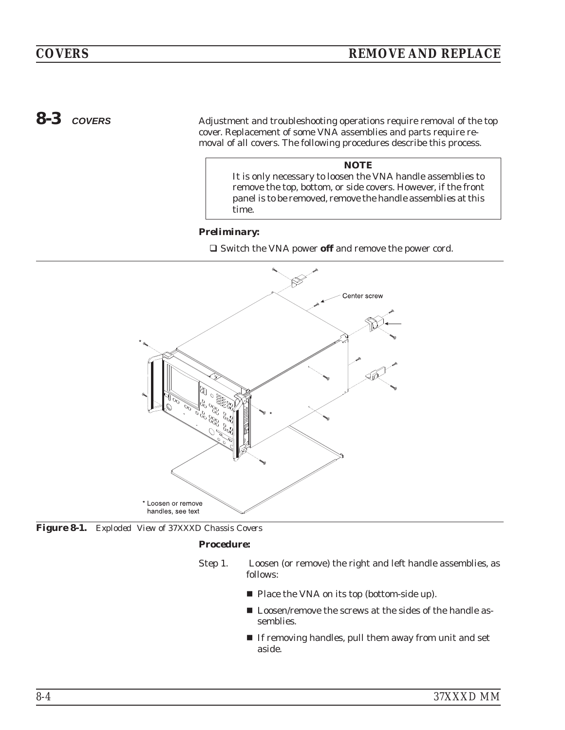## 8-3 COVERS

Adjustment and troubleshooting operations require removal of the top cover. Replacement of some VNA assemblies and parts require removal of all covers. The following procedures describe this process.

> **NOTE**
> It is only necessary to loosen the VNA handle assemblies to remove the top, bottom, or side covers. However, if the front panel is to be removed, remove the handle assemblies at this time.

***Preliminary:***

- ❑ Switch the VNA power **off** and remove the power cord.

Center screw

\* Loosen or remove handles, see text

***Figure 8-1.*** *Exploded View of 37XXXD Chassis Covers*

***Procedure:***

Step 1. Loosen (or remove) the right and left handle assemblies, as follows:

- Place the VNA on its top (bottom-side up).
- Loosen/remove the screws at the sides of the handle assemblies.
- If removing handles, pull them away from unit and set aside.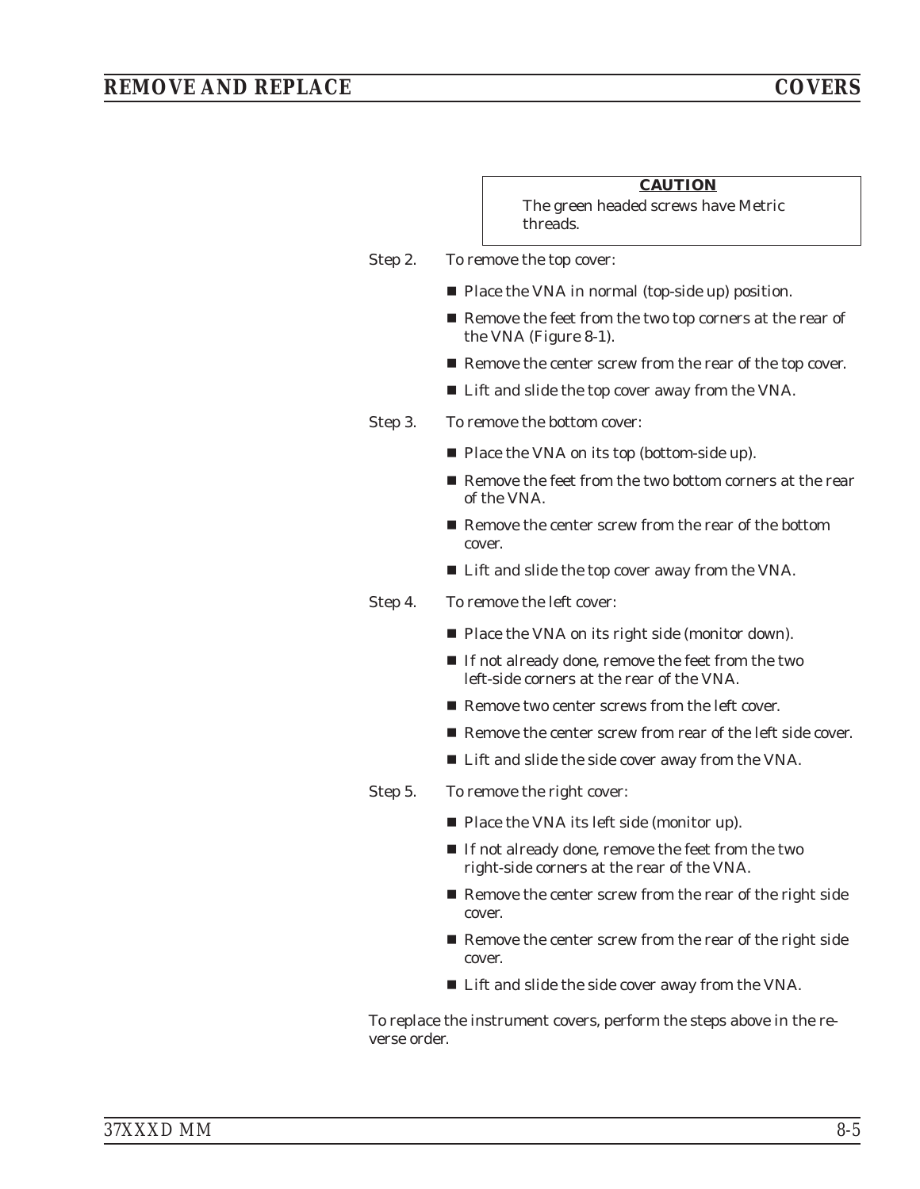**CAUTION**

The green headed screws have Metric threads.

Step 2. To remove the top cover:

- Place the VNA in normal (top-side up) position.
- Remove the feet from the two top corners at the rear of the VNA (Figure 8-1).
- Remove the center screw from the rear of the top cover.
- Lift and slide the top cover away from the VNA.

Step 3. To remove the bottom cover:

- Place the VNA on its top (bottom-side up).
- Remove the feet from the two bottom corners at the rear of the VNA.
- Remove the center screw from the rear of the bottom cover.
- Lift and slide the top cover away from the VNA.

Step 4. To remove the left cover:

- Place the VNA on its right side (monitor down).
- If not already done, remove the feet from the two left-side corners at the rear of the VNA.
- Remove two center screws from the left cover.
- Remove the center screw from rear of the left side cover.
- Lift and slide the side cover away from the VNA.

Step 5. To remove the right cover:

- Place the VNA its left side (monitor up).
- If not already done, remove the feet from the two right-side corners at the rear of the VNA.
- Remove the center screw from the rear of the right side cover.
- Remove the center screw from the rear of the right side cover.
- Lift and slide the side cover away from the VNA.

To replace the instrument covers, perform the steps above in the reverse order.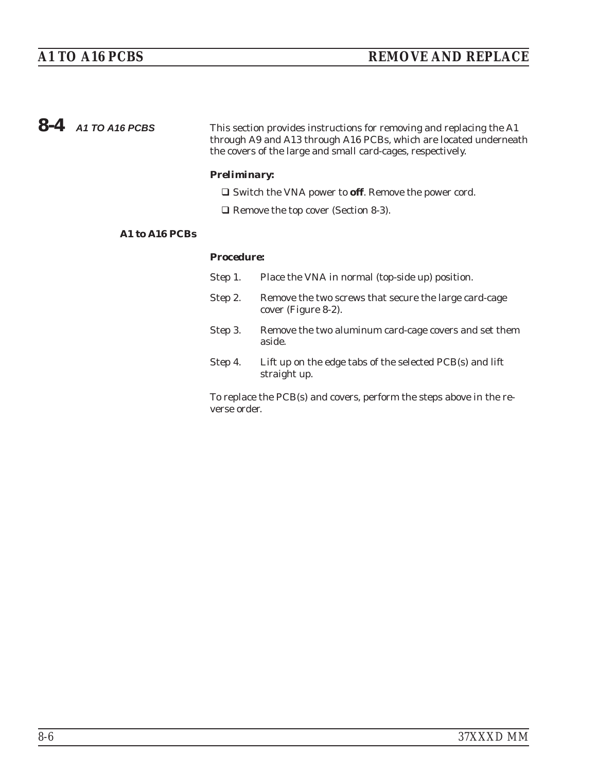## 8-4 A1 TO A16 PCBS

This section provides instructions for removing and replacing the A1 through A9 and A13 through A16 PCBs, which are located underneath the covers of the large and small card-cages, respectively.

***Preliminary:***

- ❑ Switch the VNA power to **off**. Remove the power cord.
- ❑ Remove the top cover (Section 8-3).

### A1 to A16 PCBs

***Procedure:***

Step 1. Place the VNA in normal (top-side up) position.

Step 2. Remove the two screws that secure the large card-cage cover (Figure 8-2).

Step 3. Remove the two aluminum card-cage covers and set them aside.

Step 4. Lift up on the edge tabs of the selected PCB(s) and lift straight up.

To replace the PCB(s) and covers, perform the steps above in the reverse order.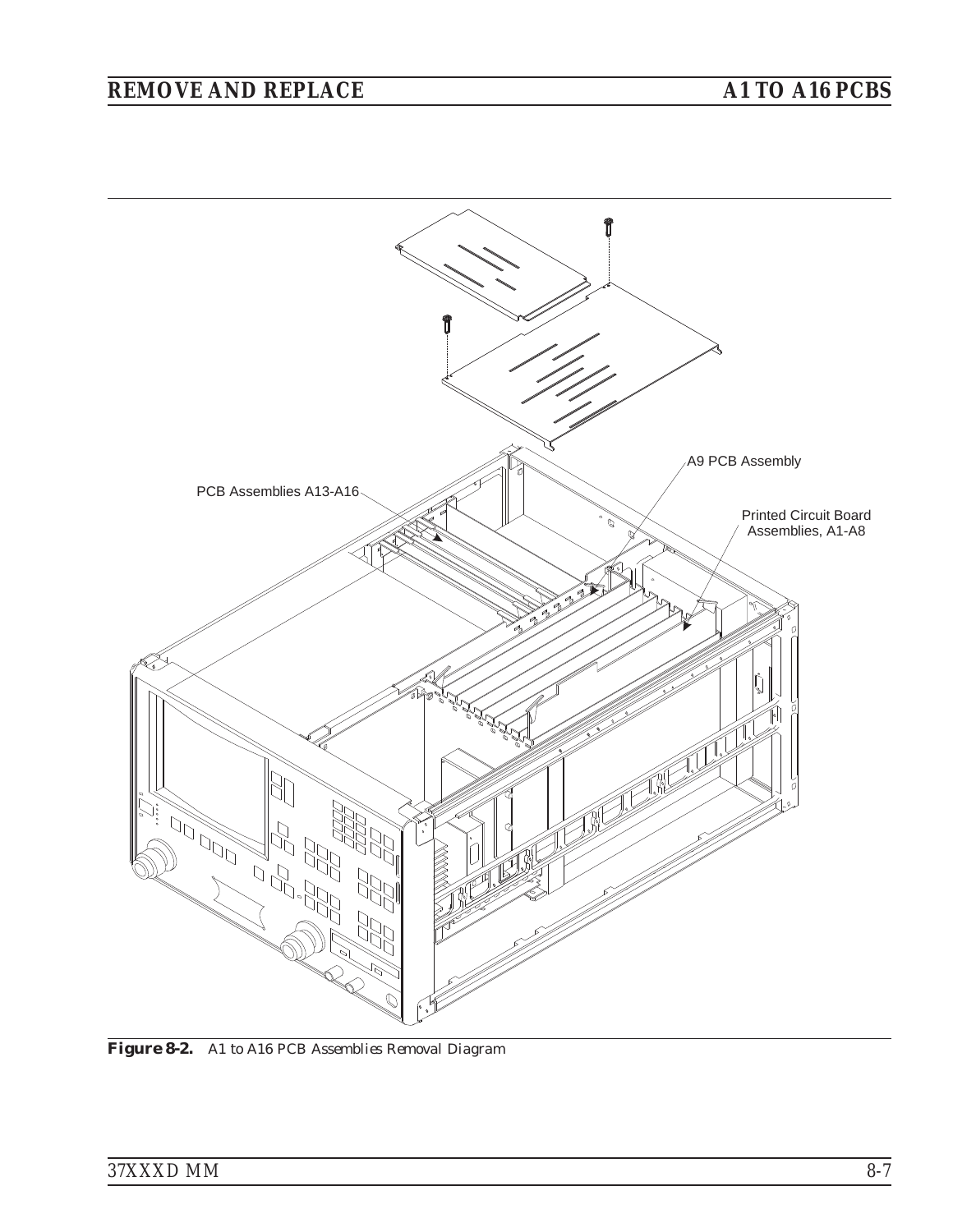PCB Assemblies A13-A16

A9 PCB Assembly

Printed Circuit Board Assemblies, A1-A8

**Figure 8-2.** *A1 to A16 PCB Assemblies Removal Diagram*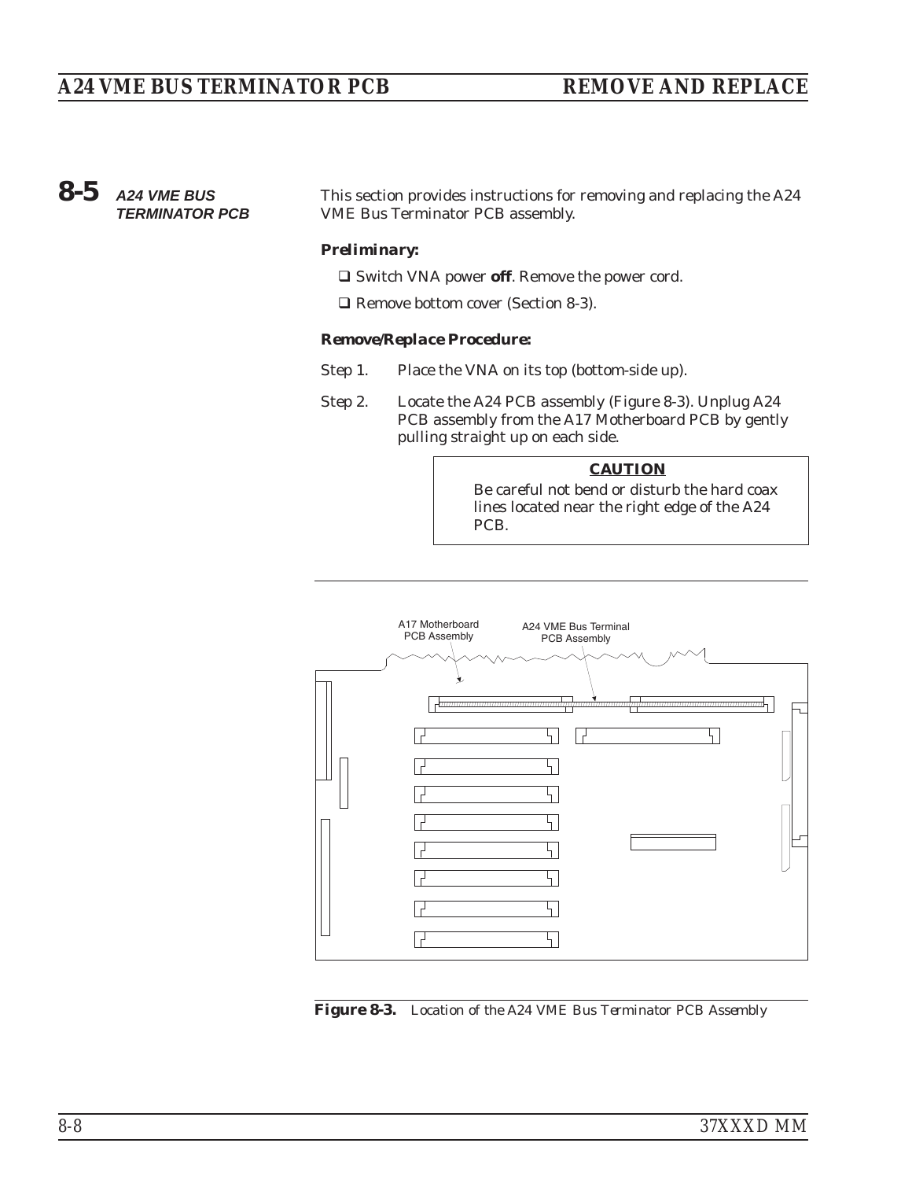## 8-5 A24 VME BUS TERMINATOR PCB

This section provides instructions for removing and replacing the A24 VME Bus Terminator PCB assembly.

**Preliminary:**

- ❑ Switch VNA power **off**. Remove the power cord.
- ❑ Remove bottom cover (Section 8-3).

**Remove/Replace Procedure:**

Step 1. Place the VNA on its top (bottom-side up).

Step 2. Locate the A24 PCB assembly (Figure 8-3). Unplug A24 PCB assembly from the A17 Motherboard PCB by gently pulling straight up on each side.

> **CAUTION**
>
> Be careful not bend or disturb the hard coax lines located near the right edge of the A24 PCB.

A17 Motherboard PCB Assembly

A24 VME Bus Terminal PCB Assembly

**Figure 8-3.** *Location of the A24 VME Bus Terminator PCB Assembly*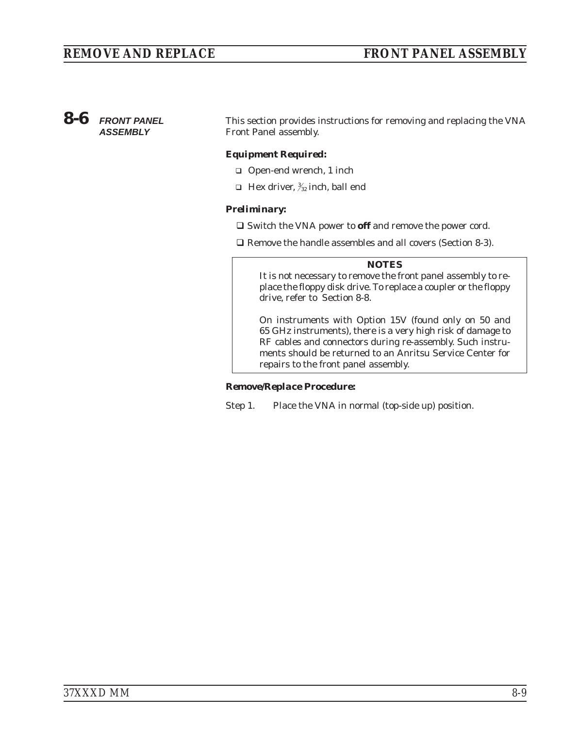## 8-6 FRONT PANEL ASSEMBLY

This section provides instructions for removing and replacing the VNA Front Panel assembly.

**Equipment Required:**

- Open-end wrench, 1 inch
- Hex driver, 3/32 inch, ball end

**Preliminary:**

- Switch the VNA power to **off** and remove the power cord.
- Remove the handle assembles and all covers (Section 8-3).

> **NOTES**
>
> It is not necessary to remove the front panel assembly to replace the floppy disk drive. To replace a coupler or the floppy drive, refer to Section 8-8.
>
> On instruments with Option 15V (found only on 50 and 65 GHz instruments), there is a very high risk of damage to RF cables and connectors during re-assembly. Such instruments should be returned to an Anritsu Service Center for repairs to the front panel assembly.

**Remove/Replace Procedure:**

Step 1. Place the VNA in normal (top-side up) position.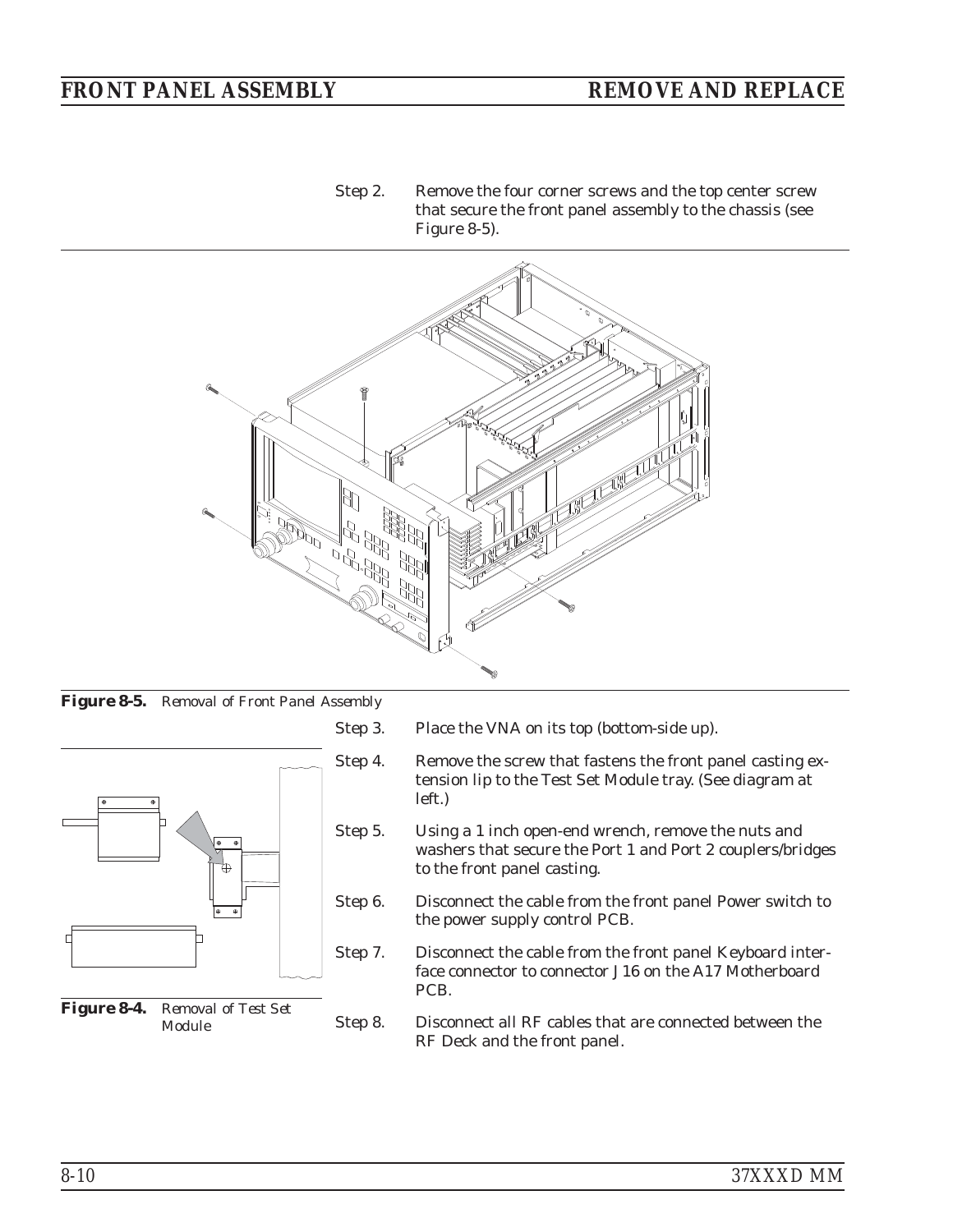Step 2. Remove the four corner screws and the top center screw that secure the front panel assembly to the chassis (see Figure 8-5).

**Figure 8-5.** *Removal of Front Panel Assembly*

Step 3. Place the VNA on its top (bottom-side up).

Step 4. Remove the screw that fastens the front panel casting extension lip to the Test Set Module tray. (See diagram at left.)

Step 5. Using a 1 inch open-end wrench, remove the nuts and washers that secure the Port 1 and Port 2 couplers/bridges to the front panel casting.

Step 6. Disconnect the cable from the front panel Power switch to the power supply control PCB.

Step 7. Disconnect the cable from the front panel Keyboard interface connector to connector J16 on the A17 Motherboard PCB.

Step 8. Disconnect all RF cables that are connected between the RF Deck and the front panel.

**Figure 8-4.** *Removal of Test Set Module*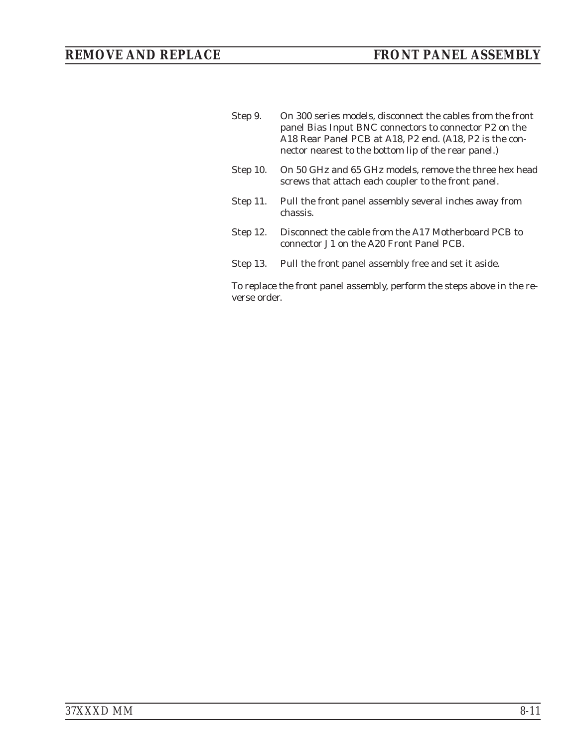Step 9. On 300 series models, disconnect the cables from the front panel Bias Input BNC connectors to connector P2 on the A18 Rear Panel PCB at A18, P2 end. (A18, P2 is the connector nearest to the bottom lip of the rear panel.)

Step 10. On 50 GHz and 65 GHz models, remove the three hex head screws that attach each coupler to the front panel.

Step 11. Pull the front panel assembly several inches away from chassis.

Step 12. Disconnect the cable from the A17 Motherboard PCB to connector J1 on the A20 Front Panel PCB.

Step 13. Pull the front panel assembly free and set it aside.

To replace the front panel assembly, perform the steps above in the reverse order.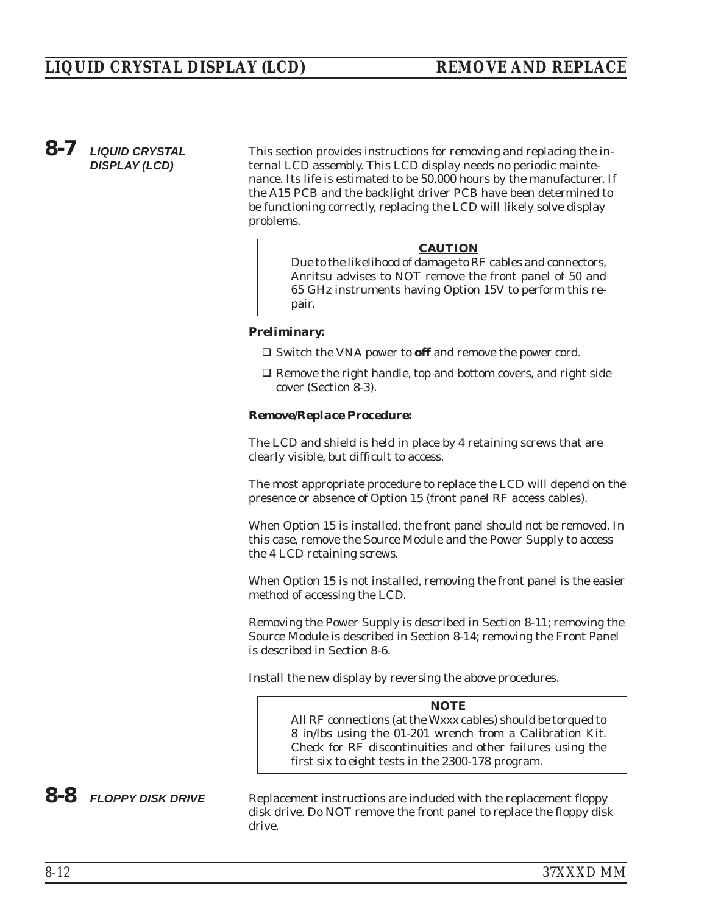## 8-7 LIQUID CRYSTAL DISPLAY (LCD)

This section provides instructions for removing and replacing the internal LCD assembly. This LCD display needs no periodic maintenance. Its life is estimated to be 50,000 hours by the manufacturer. If the A15 PCB and the backlight driver PCB have been determined to be functioning correctly, replacing the LCD will likely solve display problems.

> **CAUTION**
>
> Due to the likelihood of damage to RF cables and connectors, Anritsu advises to NOT remove the front panel of 50 and 65 GHz instruments having Option 15V to perform this repair.

***Preliminary:***

- ❑ Switch the VNA power to **off** and remove the power cord.
- ❑ Remove the right handle, top and bottom covers, and right side cover (Section 8-3).

***Remove/Replace Procedure:***

The LCD and shield is held in place by 4 retaining screws that are clearly visible, but difficult to access.

The most appropriate procedure to replace the LCD will depend on the presence or absence of Option 15 (front panel RF access cables).

When Option 15 is installed, the front panel should not be removed. In this case, remove the Source Module and the Power Supply to access the 4 LCD retaining screws.

When Option 15 is not installed, removing the front panel is the easier method of accessing the LCD.

Removing the Power Supply is described in Section 8-11; removing the Source Module is described in Section 8-14; removing the Front Panel is described in Section 8-6.

Install the new display by reversing the above procedures.

> **NOTE**
>
> All RF connections (at the Wxxx cables) should be torqued to 8 in/lbs using the 01-201 wrench from a Calibration Kit. Check for RF discontinuities and other failures using the first six to eight tests in the 2300-178 program.

## 8-8 FLOPPY DISK DRIVE

Replacement instructions are included with the replacement floppy disk drive. Do NOT remove the front panel to replace the floppy disk drive.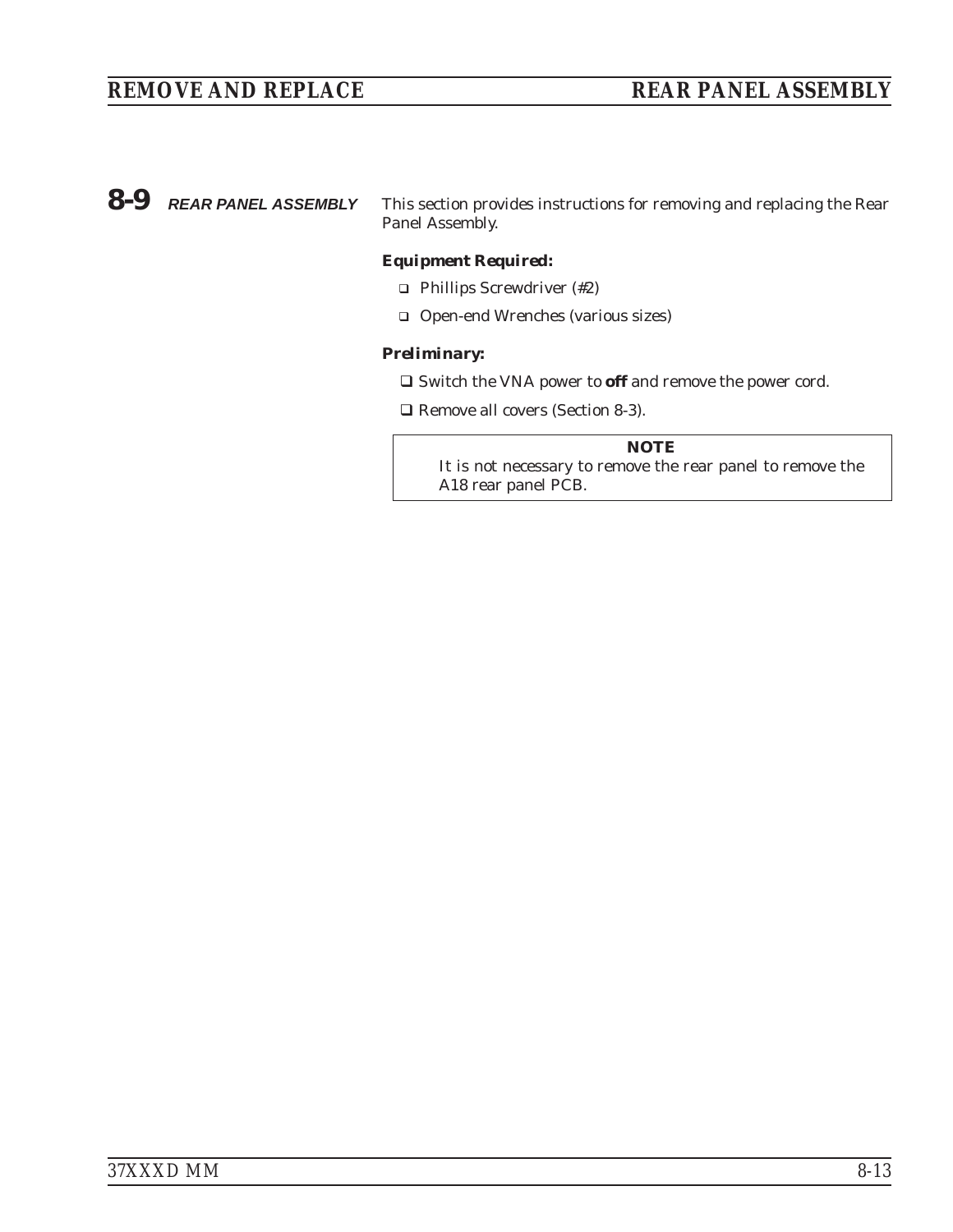## 8-9 REAR PANEL ASSEMBLY

This section provides instructions for removing and replacing the Rear Panel Assembly.

**Equipment Required:**

- Phillips Screwdriver (#2)
- Open-end Wrenches (various sizes)

**Preliminary:**

- Switch the VNA power to **off** and remove the power cord.
- Remove all covers (Section 8-3).

> **NOTE**
> It is not necessary to remove the rear panel to remove the A18 rear panel PCB.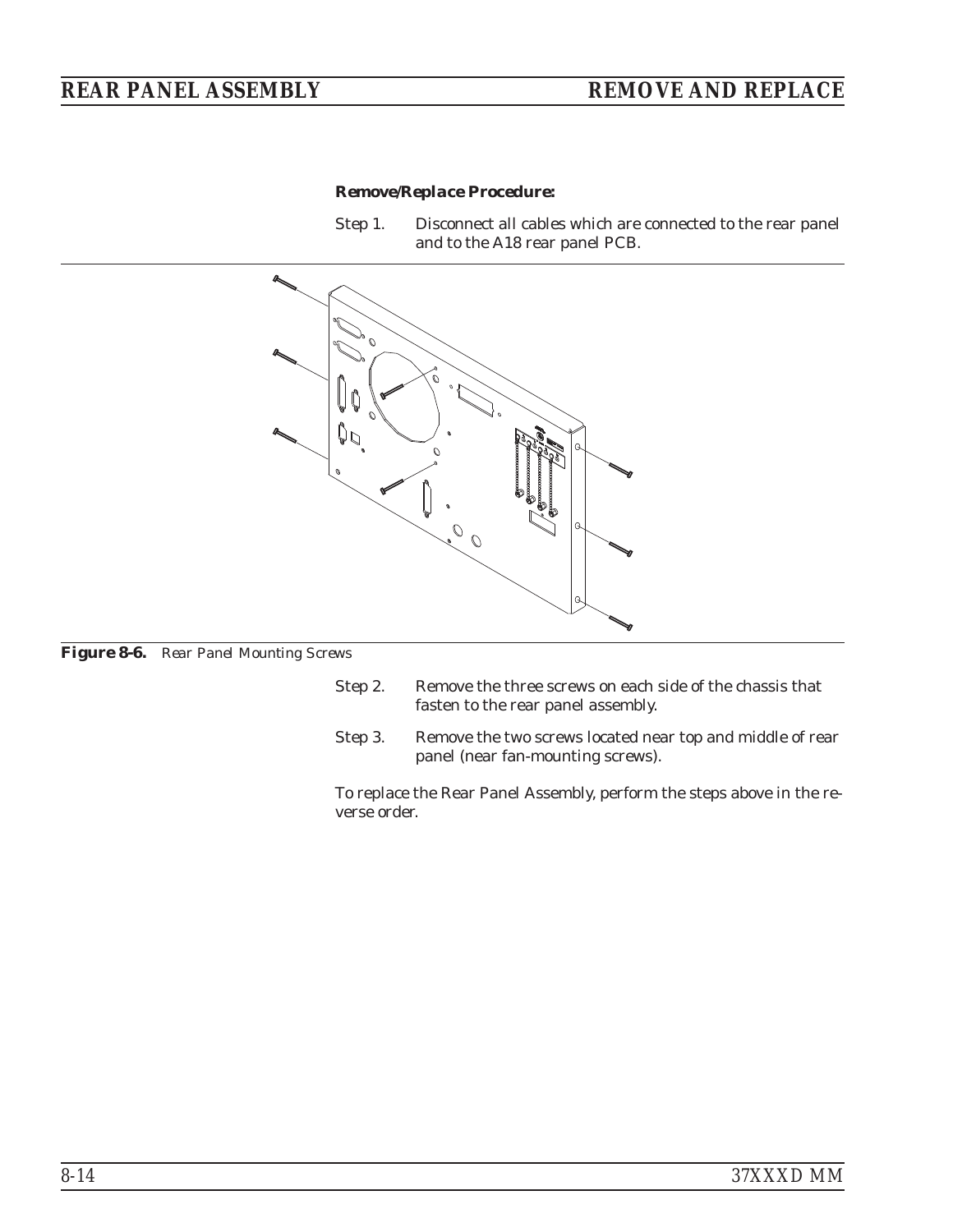**Remove/Replace Procedure:**

Step 1. Disconnect all cables which are connected to the rear panel and to the A18 rear panel PCB.

***Figure 8-6.*** *Rear Panel Mounting Screws*

Step 2. Remove the three screws on each side of the chassis that fasten to the rear panel assembly.

Step 3. Remove the two screws located near top and middle of rear panel (near fan-mounting screws).

To replace the Rear Panel Assembly, perform the steps above in the reverse order.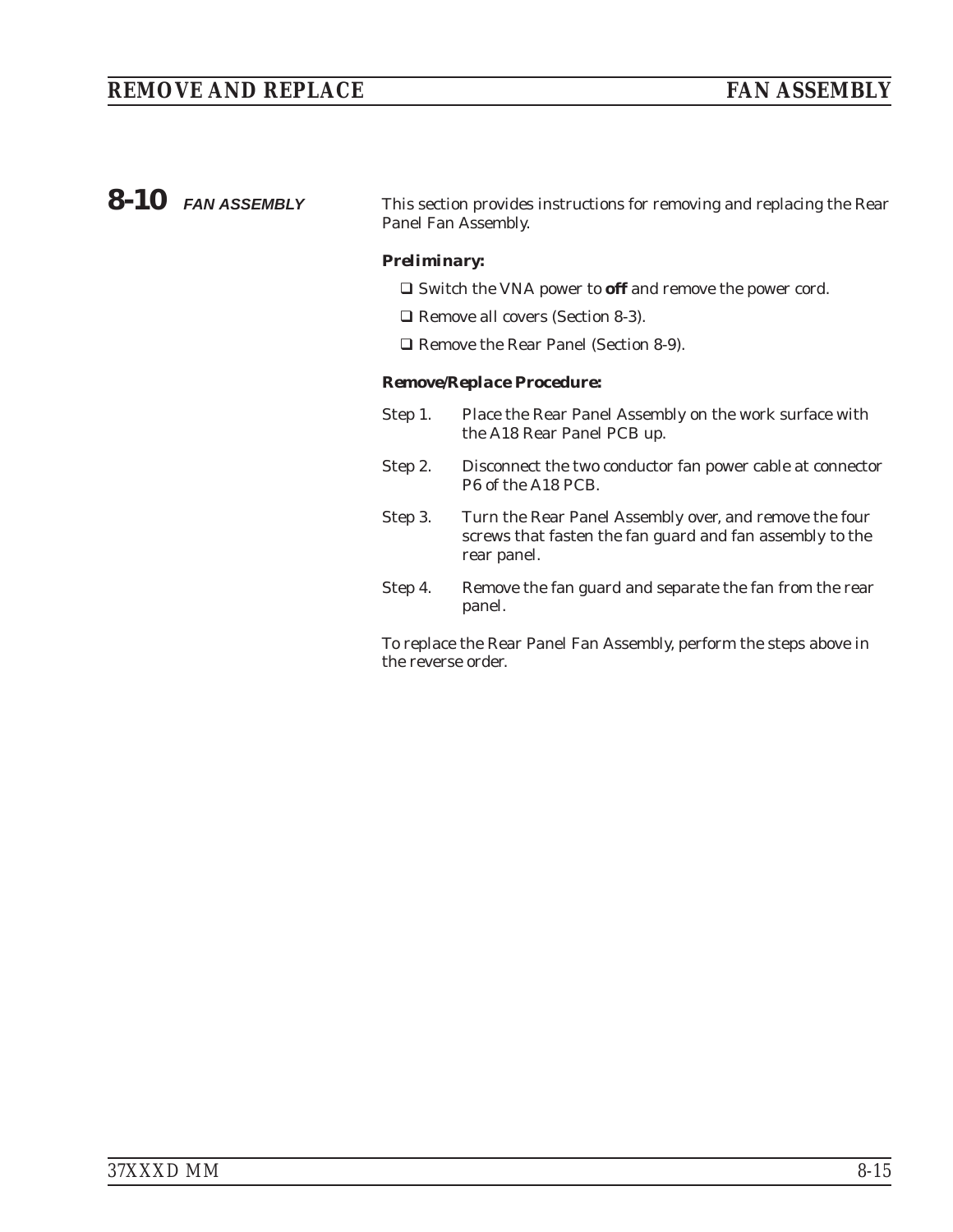## 8-10 *FAN ASSEMBLY*

This section provides instructions for removing and replacing the Rear Panel Fan Assembly.

***Preliminary:***

- ❑ Switch the VNA power to **off** and remove the power cord.
- ❑ Remove all covers (Section 8-3).
- ❑ Remove the Rear Panel (Section 8-9).

***Remove/Replace Procedure:***

Step 1. Place the Rear Panel Assembly on the work surface with the A18 Rear Panel PCB up.

Step 2. Disconnect the two conductor fan power cable at connector P6 of the A18 PCB.

Step 3. Turn the Rear Panel Assembly over, and remove the four screws that fasten the fan guard and fan assembly to the rear panel.

Step 4. Remove the fan guard and separate the fan from the rear panel.

To replace the Rear Panel Fan Assembly, perform the steps above in the reverse order.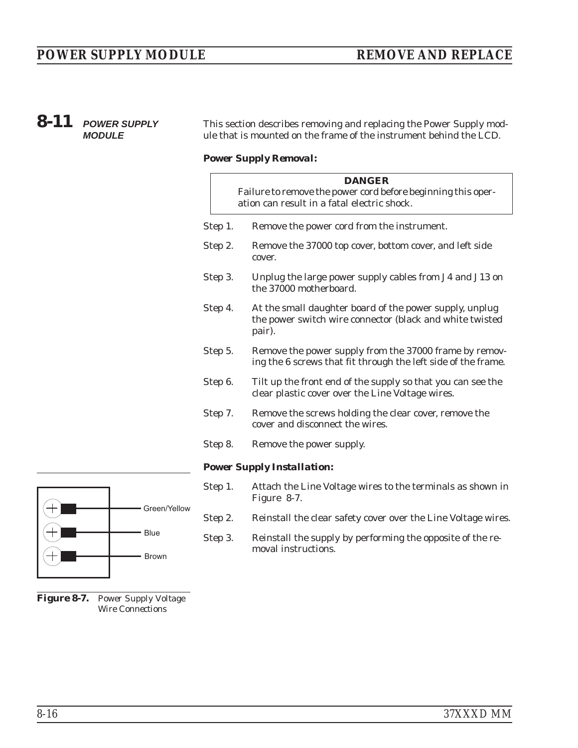## 8-11 POWER SUPPLY MODULE

This section describes removing and replacing the Power Supply module that is mounted on the frame of the instrument behind the LCD.

***Power Supply Removal:***

> **DANGER**
> Failure to remove the power cord before beginning this operation can result in a fatal electric shock.

Step 1. Remove the power cord from the instrument.

Step 2. Remove the 37000 top cover, bottom cover, and left side cover.

Step 3. Unplug the large power supply cables from J4 and J13 on the 37000 motherboard.

Step 4. At the small daughter board of the power supply, unplug the power switch wire connector (black and white twisted pair).

Step 5. Remove the power supply from the 37000 frame by removing the 6 screws that fit through the left side of the frame.

Step 6. Tilt up the front end of the supply so that you can see the clear plastic cover over the Line Voltage wires.

Step 7. Remove the screws holding the clear cover, remove the cover and disconnect the wires.

Step 8. Remove the power supply.

***Power Supply Installation:***

Step 1. Attach the Line Voltage wires to the terminals as shown in Figure 8-7.

Step 2. Reinstall the clear safety cover over the Line Voltage wires.

Step 3. Reinstall the supply by performing the opposite of the removal instructions.

Green/Yellow

Blue

Brown

**Figure 8-7.** *Power Supply Voltage Wire Connections*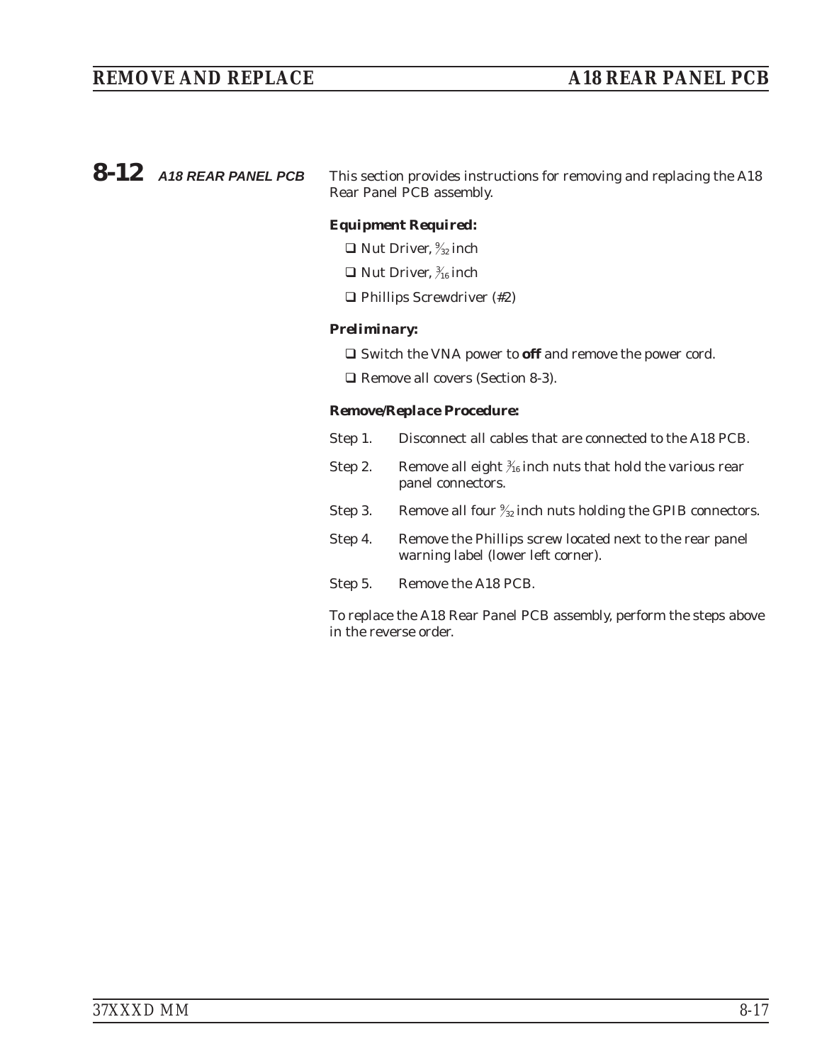## 8-12 A18 REAR PANEL PCB

This section provides instructions for removing and replacing the A18 Rear Panel PCB assembly.

***Equipment Required:***

- ❑ Nut Driver, 9/32 inch
- ❑ Nut Driver, 3/16 inch
- ❑ Phillips Screwdriver (#2)

***Preliminary:***

- ❑ Switch the VNA power to **off** and remove the power cord.
- ❑ Remove all covers (Section 8-3).

***Remove/Replace Procedure:***

Step 1. Disconnect all cables that are connected to the A18 PCB.

Step 2. Remove all eight 3/16 inch nuts that hold the various rear panel connectors.

Step 3. Remove all four 9/32 inch nuts holding the GPIB connectors.

Step 4. Remove the Phillips screw located next to the rear panel warning label (lower left corner).

Step 5. Remove the A18 PCB.

To replace the A18 Rear Panel PCB assembly, perform the steps above in the reverse order.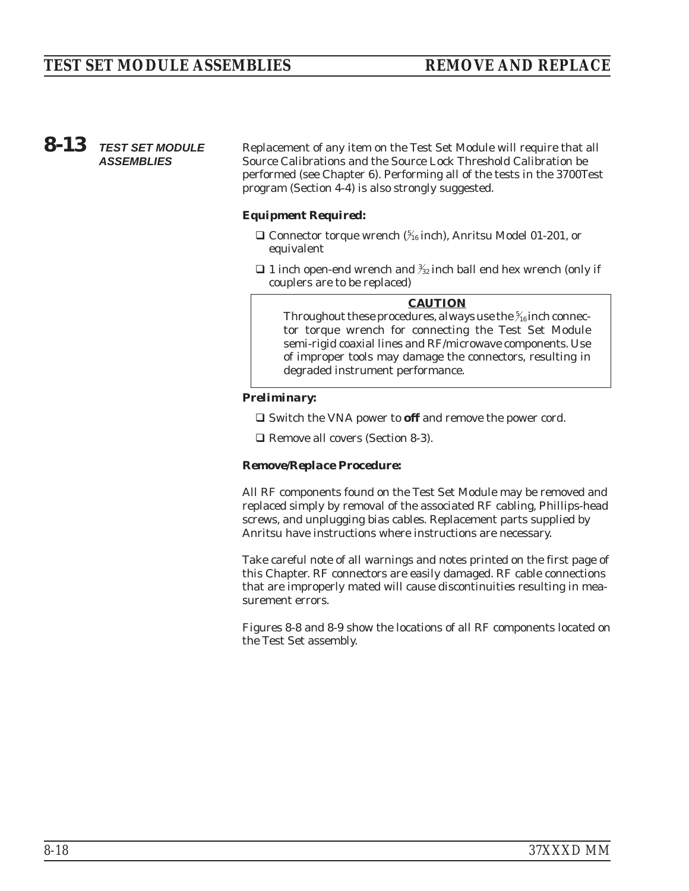## 8-13 TEST SET MODULE ASSEMBLIES

Replacement of any item on the Test Set Module will require that all Source Calibrations and the Source Lock Threshold Calibration be performed (see Chapter 6). Performing all of the tests in the 3700Test program (Section 4-4) is also strongly suggested.

### *Equipment Required:*

- ❑ Connector torque wrench (5⁄16 inch), Anritsu Model 01-201, or equivalent
- ❑ 1 inch open-end wrench and 3⁄32 inch ball end hex wrench (only if couplers are to be replaced)

> **CAUTION**
>
> Throughout these procedures, always use the 5⁄16 inch connector torque wrench for connecting the Test Set Module semi-rigid coaxial lines and RF/microwave components. Use of improper tools may damage the connectors, resulting in degraded instrument performance.

### *Preliminary:*

- ❑ Switch the VNA power to **off** and remove the power cord.
- ❑ Remove all covers (Section 8-3).

### *Remove/Replace Procedure:*

All RF components found on the Test Set Module may be removed and replaced simply by removal of the associated RF cabling, Phillips-head screws, and unplugging bias cables. Replacement parts supplied by Anritsu have instructions where instructions are necessary.

Take careful note of all warnings and notes printed on the first page of this Chapter. RF connectors are easily damaged. RF cable connections that are improperly mated will cause discontinuities resulting in measurement errors.

Figures 8-8 and 8-9 show the locations of all RF components located on the Test Set assembly.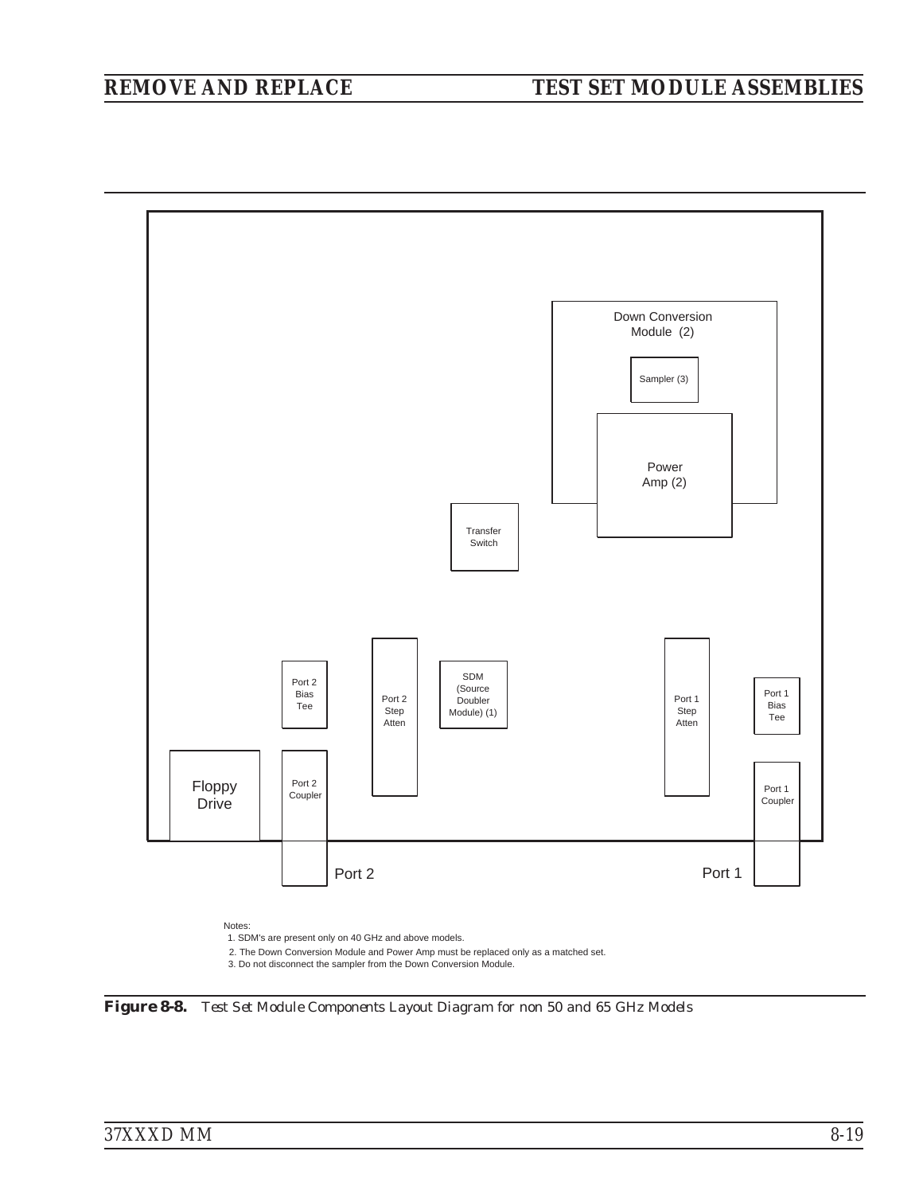Down Conversion Module (2)

Sampler (3)

Power Amp (2)

Transfer Switch

Port 2 Bias Tee

Port 2 Step Atten

SDM (Source Doubler Module) (1)

Port 1 Step Atten

Port 1 Bias Tee

Floppy Drive

Port 2 Coupler

Port 1 Coupler

Port 2

Port 1

Notes:

1. SDM's are present only on 40 GHz and above models.
2. The Down Conversion Module and Power Amp must be replaced only as a matched set.
3. Do not disconnect the sampler from the Down Conversion Module.

**Figure 8-8.** *Test Set Module Components Layout Diagram for non 50 and 65 GHz Models*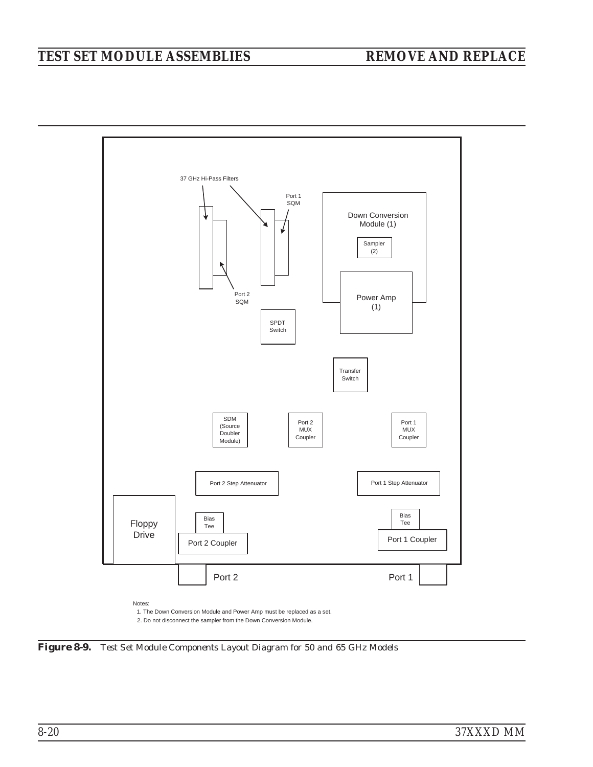37 GHz Hi-Pass Filters

Port 1 SQM

Down Conversion Module (1)

Sampler (2)

Port 2 SQM

Power Amp (1)

SPDT Switch

Transfer Switch

SDM (Source Doubler Module)

Port 2 MUX Coupler

Port 1 MUX Coupler

Port 2 Step Attenuator

Port 1 Step Attenuator

Floppy Drive

Bias Tee

Port 2 Coupler

Bias Tee

Port 1 Coupler

Port 2

Port 1

Notes:

1. The Down Conversion Module and Power Amp must be replaced as a set.
2. Do not disconnect the sampler from the Down Conversion Module.

**Figure 8-9.** *Test Set Module Components Layout Diagram for 50 and 65 GHz Models*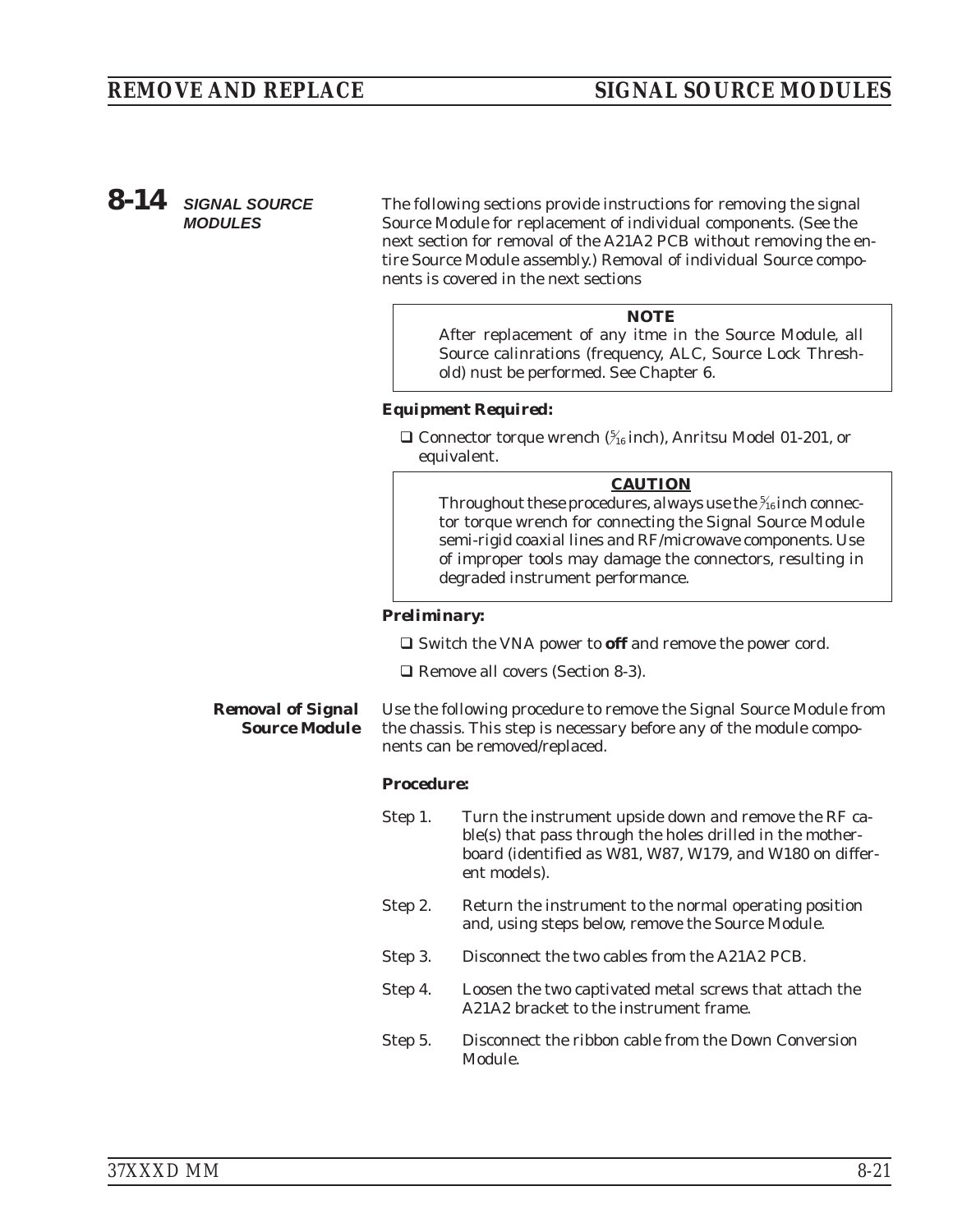## 8-14 SIGNAL SOURCE MODULES

The following sections provide instructions for removing the signal Source Module for replacement of individual components. (See the next section for removal of the A21A2 PCB without removing the entire Source Module assembly.) Removal of individual Source components is covered in the next sections

> **NOTE**
>
> After replacement of any itme in the Source Module, all Source calinrations (frequency, ALC, Source Lock Threshold) nust be performed. See Chapter 6.

***Equipment Required:***

- ☐ Connector torque wrench (5⁄16 inch), Anritsu Model 01-201, or equivalent.

> **CAUTION**
>
> Throughout these procedures, always use the 5⁄16 inch connector torque wrench for connecting the Signal Source Module semi-rigid coaxial lines and RF/microwave components. Use of improper tools may damage the connectors, resulting in degraded instrument performance.

***Preliminary:***

- ☐ Switch the VNA power to **off** and remove the power cord.
- ☐ Remove all covers (Section 8-3).

### Removal of Signal Source Module

Use the following procedure to remove the Signal Source Module from the chassis. This step is necessary before any of the module components can be removed/replaced.

***Procedure:***

Step 1. Turn the instrument upside down and remove the RF cable(s) that pass through the holes drilled in the motherboard (identified as W81, W87, W179, and W180 on different models).

Step 2. Return the instrument to the normal operating position and, using steps below, remove the Source Module.

Step 3. Disconnect the two cables from the A21A2 PCB.

Step 4. Loosen the two captivated metal screws that attach the A21A2 bracket to the instrument frame.

Step 5. Disconnect the ribbon cable from the Down Conversion Module.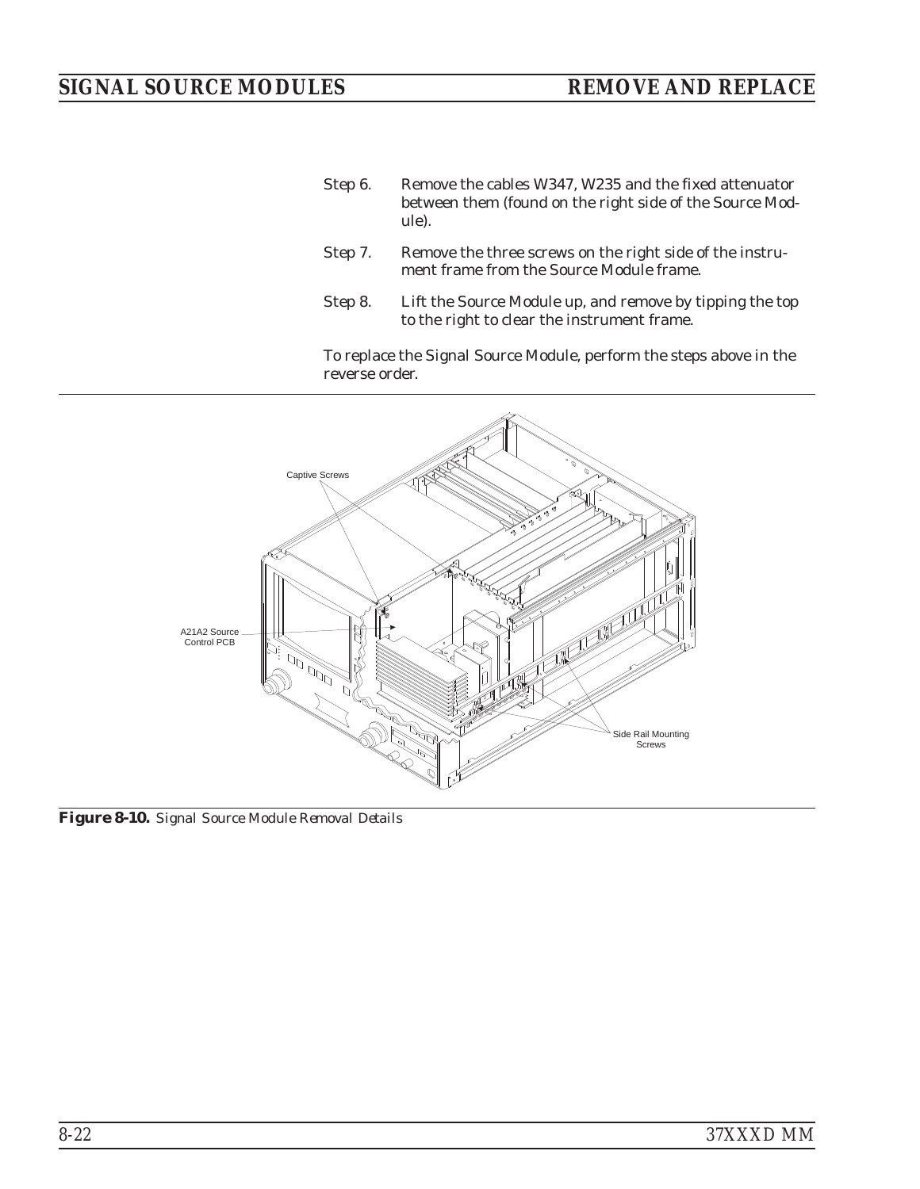Step 6. Remove the cables W347, W235 and the fixed attenuator between them (found on the right side of the Source Module).

Step 7. Remove the three screws on the right side of the instrument frame from the Source Module frame.

Step 8. Lift the Source Module up, and remove by tipping the top to the right to clear the instrument frame.

To replace the Signal Source Module, perform the steps above in the reverse order.

Captive Screws

A21A2 Source Control PCB

Side Rail Mounting Screws

**Figure 8-10.** *Signal Source Module Removal Details*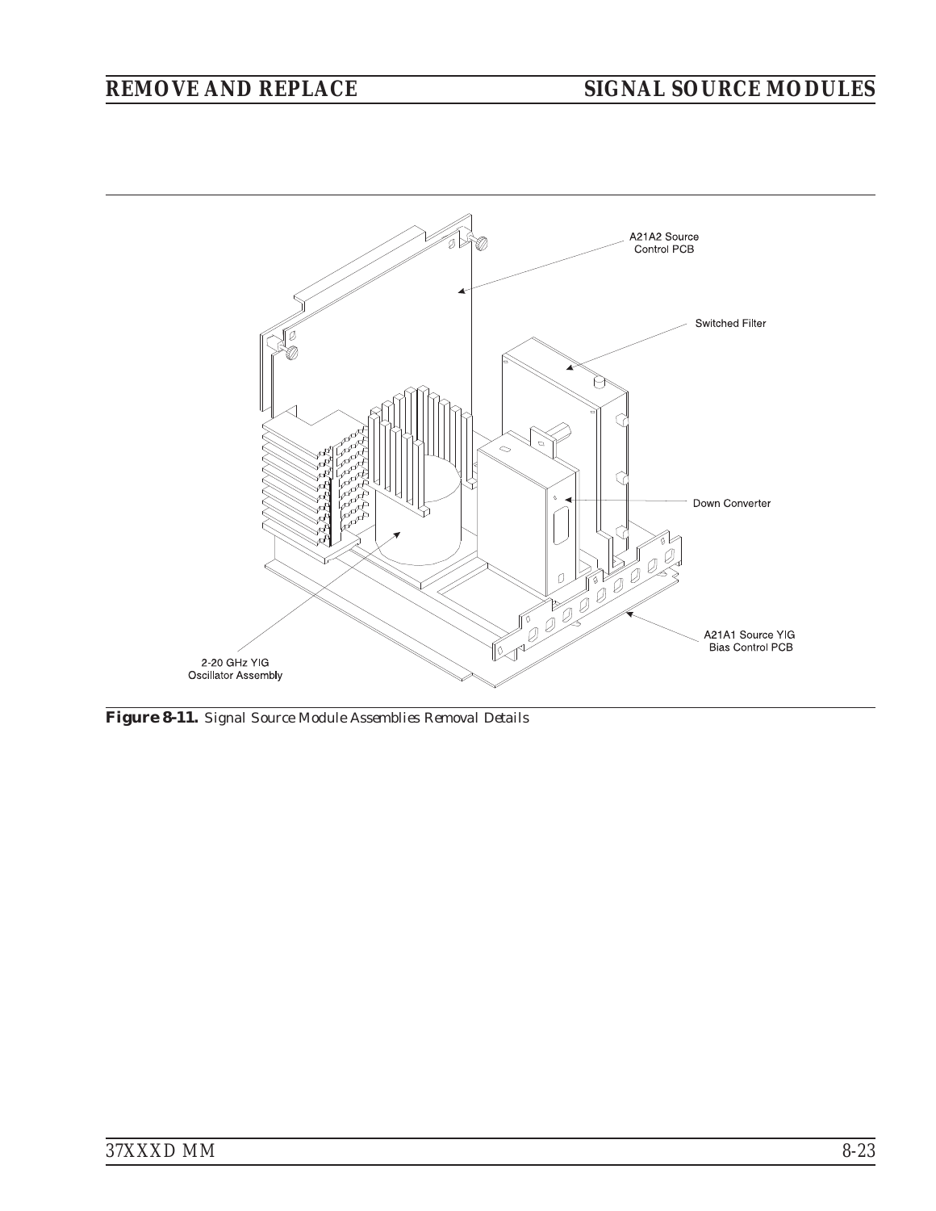A21A2 Source Control PCB

Switched Filter

Down Converter

A21A1 Source YIG Bias Control PCB

2-20 GHz YIG Oscillator Assembly

***Figure 8-11.*** *Signal Source Module Assemblies Removal Details*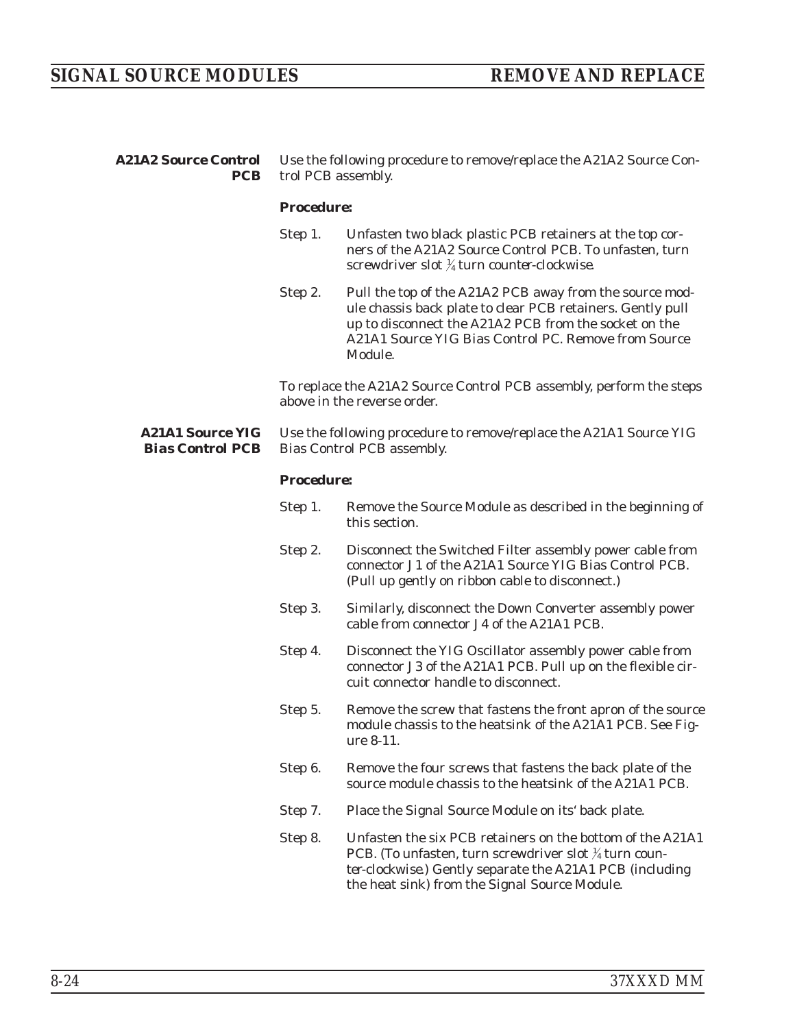## A21A2 Source Control PCB

Use the following procedure to remove/replace the A21A2 Source Control PCB assembly.

***Procedure:***

Step 1. Unfasten two black plastic PCB retainers at the top corners of the A21A2 Source Control PCB. To unfasten, turn screwdriver slot ¼ turn counter-clockwise.

Step 2. Pull the top of the A21A2 PCB away from the source module chassis back plate to clear PCB retainers. Gently pull up to disconnect the A21A2 PCB from the socket on the A21A1 Source YIG Bias Control PC. Remove from Source Module.

To replace the A21A2 Source Control PCB assembly, perform the steps above in the reverse order.

## A21A1 Source YIG Bias Control PCB

Use the following procedure to remove/replace the A21A1 Source YIG Bias Control PCB assembly.

***Procedure:***

Step 1. Remove the Source Module as described in the beginning of this section.

Step 2. Disconnect the Switched Filter assembly power cable from connector J1 of the A21A1 Source YIG Bias Control PCB. (Pull up gently on ribbon cable to disconnect.)

Step 3. Similarly, disconnect the Down Converter assembly power cable from connector J4 of the A21A1 PCB.

Step 4. Disconnect the YIG Oscillator assembly power cable from connector J3 of the A21A1 PCB. Pull up on the flexible circuit connector handle to disconnect.

Step 5. Remove the screw that fastens the front apron of the source module chassis to the heatsink of the A21A1 PCB. See Figure 8-11.

Step 6. Remove the four screws that fastens the back plate of the source module chassis to the heatsink of the A21A1 PCB.

Step 7. Place the Signal Source Module on its' back plate.

Step 8. Unfasten the six PCB retainers on the bottom of the A21A1 PCB. (To unfasten, turn screwdriver slot ¼ turn counter-clockwise.) Gently separate the A21A1 PCB (including the heat sink) from the Signal Source Module.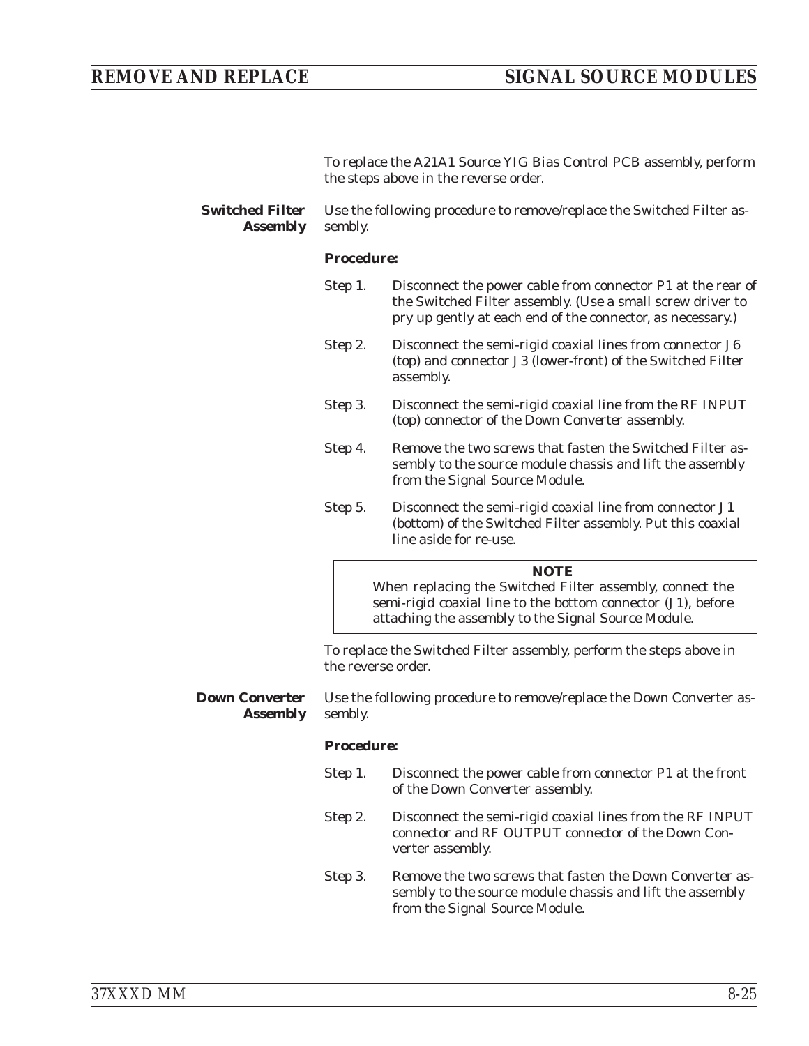To replace the A21A1 Source YIG Bias Control PCB assembly, perform the steps above in the reverse order.

### Switched Filter Assembly

Use the following procedure to remove/replace the Switched Filter assembly.

**Procedure:**

Step 1. Disconnect the power cable from connector P1 at the rear of the Switched Filter assembly. (Use a small screw driver to pry up gently at each end of the connector, as necessary.)

Step 2. Disconnect the semi-rigid coaxial lines from connector J6 (top) and connector J3 (lower-front) of the Switched Filter assembly.

Step 3. Disconnect the semi-rigid coaxial line from the RF INPUT (top) connector of the Down Converter assembly.

Step 4. Remove the two screws that fasten the Switched Filter assembly to the source module chassis and lift the assembly from the Signal Source Module.

Step 5. Disconnect the semi-rigid coaxial line from connector J1 (bottom) of the Switched Filter assembly. Put this coaxial line aside for re-use.

> **NOTE**
> When replacing the Switched Filter assembly, connect the semi-rigid coaxial line to the bottom connector (J1), before attaching the assembly to the Signal Source Module.

To replace the Switched Filter assembly, perform the steps above in the reverse order.

### Down Converter Assembly

Use the following procedure to remove/replace the Down Converter assembly.

**Procedure:**

Step 1. Disconnect the power cable from connector P1 at the front of the Down Converter assembly.

Step 2. Disconnect the semi-rigid coaxial lines from the RF INPUT connector and RF OUTPUT connector of the Down Converter assembly.

Step 3. Remove the two screws that fasten the Down Converter assembly to the source module chassis and lift the assembly from the Signal Source Module.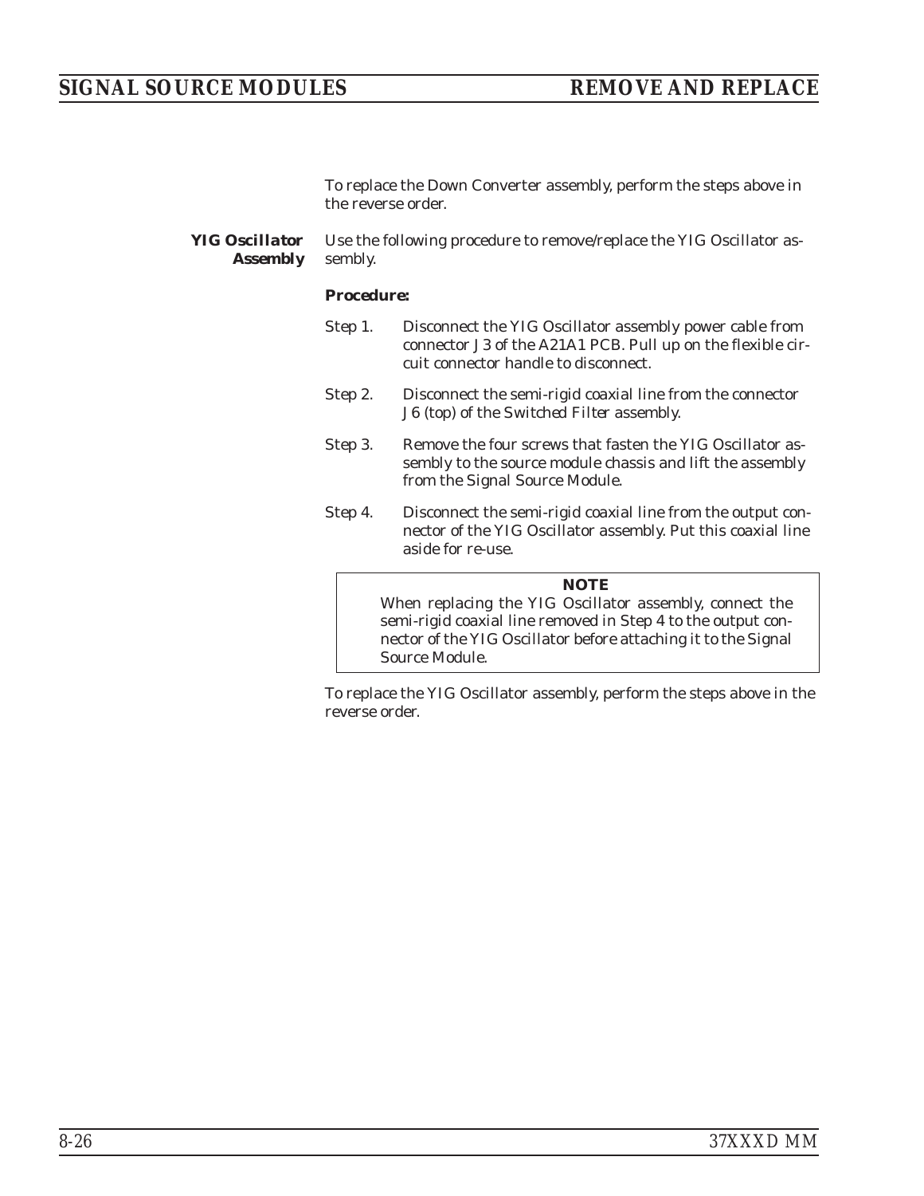To replace the Down Converter assembly, perform the steps above in the reverse order.

### YIG Oscillator Assembly

Use the following procedure to remove/replace the YIG Oscillator assembly.

***Procedure:***

Step 1. Disconnect the YIG Oscillator assembly power cable from connector J3 of the A21A1 PCB. Pull up on the flexible circuit connector handle to disconnect.

Step 2. Disconnect the semi-rigid coaxial line from the connector J6 (top) of the Switched Filter assembly.

Step 3. Remove the four screws that fasten the YIG Oscillator assembly to the source module chassis and lift the assembly from the Signal Source Module.

Step 4. Disconnect the semi-rigid coaxial line from the output connector of the YIG Oscillator assembly. Put this coaxial line aside for re-use.

> **NOTE**
>
> When replacing the YIG Oscillator assembly, connect the semi-rigid coaxial line removed in Step 4 to the output connector of the YIG Oscillator before attaching it to the Signal Source Module.

To replace the YIG Oscillator assembly, perform the steps above in the reverse order.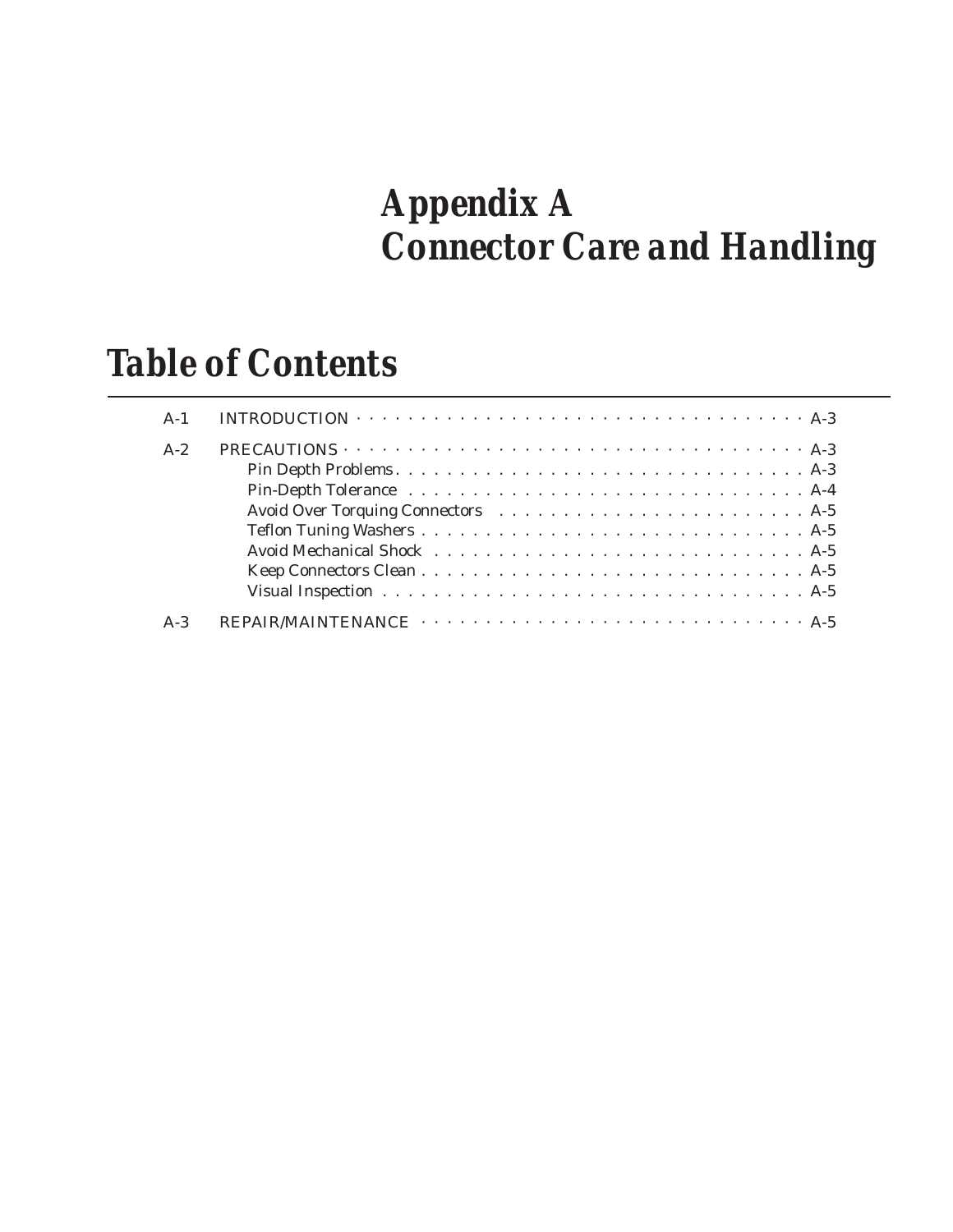# *Appendix A*
# *Connector Care and Handling*

## *Table of Contents*

| | | |
|---|---|---|
| A-1 | INTRODUCTION | A-3 |
| A-2 | PRECAUTIONS | A-3 |
| | Pin Depth Problems | A-3 |
| | Pin-Depth Tolerance | A-4 |
| | Avoid Over Torquing Connectors | A-5 |
| | Teflon Tuning Washers | A-5 |
| | Avoid Mechanical Shock | A-5 |
| | Keep Connectors Clean | A-5 |
| | Visual Inspection | A-5 |
| A-3 | REPAIR/MAINTENANCE | A-5 |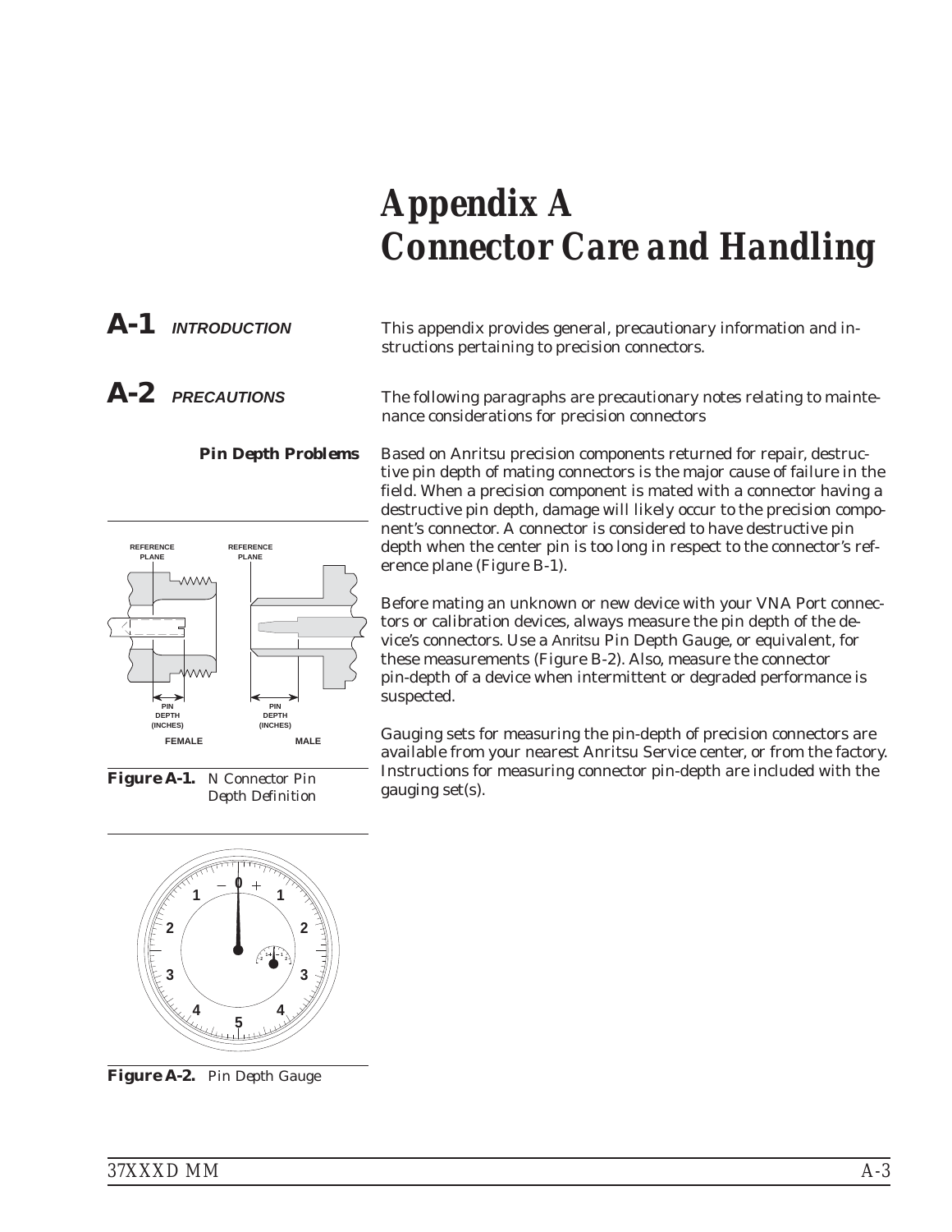# Appendix A
# Connector Care and Handling

## A-1 INTRODUCTION

This appendix provides general, precautionary information and instructions pertaining to precision connectors.

## A-2 PRECAUTIONS

The following paragraphs are precautionary notes relating to maintenance considerations for precision connectors

### Pin Depth Problems

Based on Anritsu precision components returned for repair, destructive pin depth of mating connectors is the major cause of failure in the field. When a precision component is mated with a connector having a destructive pin depth, damage will likely occur to the precision component's connector. A connector is considered to have destructive pin depth when the center pin is too long in respect to the connector's reference plane (Figure B-1).

Before mating an unknown or new device with your VNA Port connectors or calibration devices, always measure the pin depth of the device's connectors. Use a Anritsu Pin Depth Gauge, or equivalent, for these measurements (Figure B-2). Also, measure the connector pin-depth of a device when intermittent or degraded performance is suspected.

Gauging sets for measuring the pin-depth of precision connectors are available from your nearest Anritsu Service center, or from the factory. Instructions for measuring connector pin-depth are included with the gauging set(s).

**Figure A-1.** N Connector Pin Depth Definition

**Figure A-2.** Pin Depth Gauge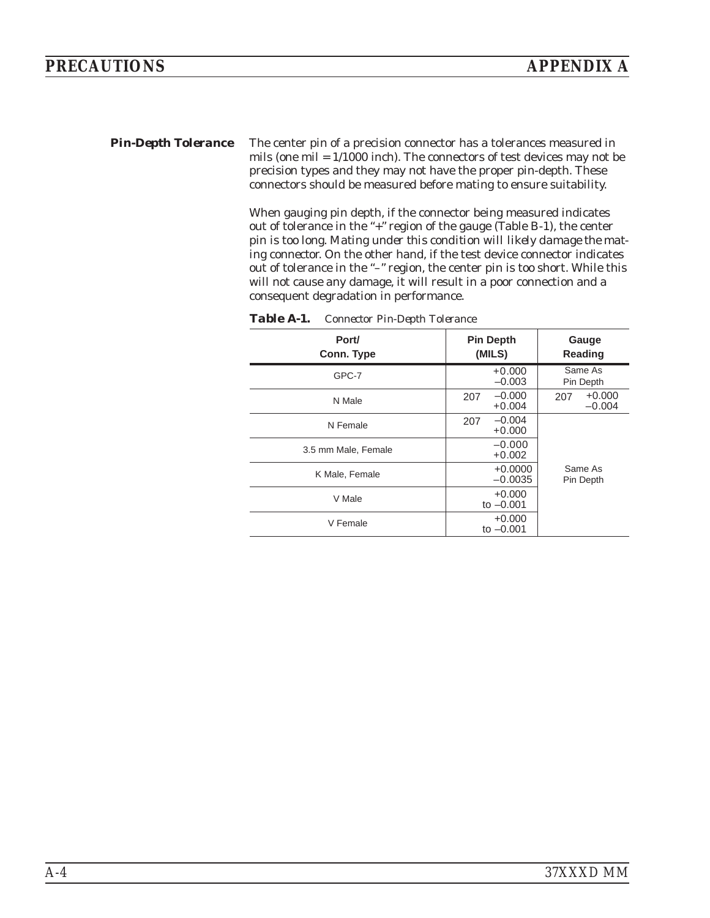### Pin-Depth Tolerance

The center pin of a precision connector has a tolerances measured in mils (one mil = 1/1000 inch). The connectors of test devices may not be precision types and they may not have the proper pin-depth. These connectors should be measured before mating to ensure suitability.

When gauging pin depth, if the connector being measured indicates out of tolerance in the "+" region of the gauge (Table B-1), the center pin is too long. Mating under this condition will likely damage the mating connector. On the other hand, if the test device connector indicates out of tolerance in the "–" region, the center pin is too short. While this will not cause any damage, it will result in a poor connection and a consequent degradation in performance.

**Table A-1.** *Connector Pin-Depth Tolerance*

| Port/ Conn. Type | Pin Depth (MILS) | Gauge Reading |
|---|---|---|
| GPC-7 | +0.000 –0.003 | Same As Pin Depth |
| N Male | 207 –0.000 +0.004 | 207 +0.000 –0.004 |
| N Female | 207 –0.004 +0.000 | Same As Pin Depth |
| 3.5 mm Male, Female | –0.000 +0.002 | Same As Pin Depth |
| K Male, Female | +0.0000 –0.0035 | Same As Pin Depth |
| V Male | +0.000 to –0.001 | Same As Pin Depth |
| V Female | +0.000 to –0.001 | Same As Pin Depth |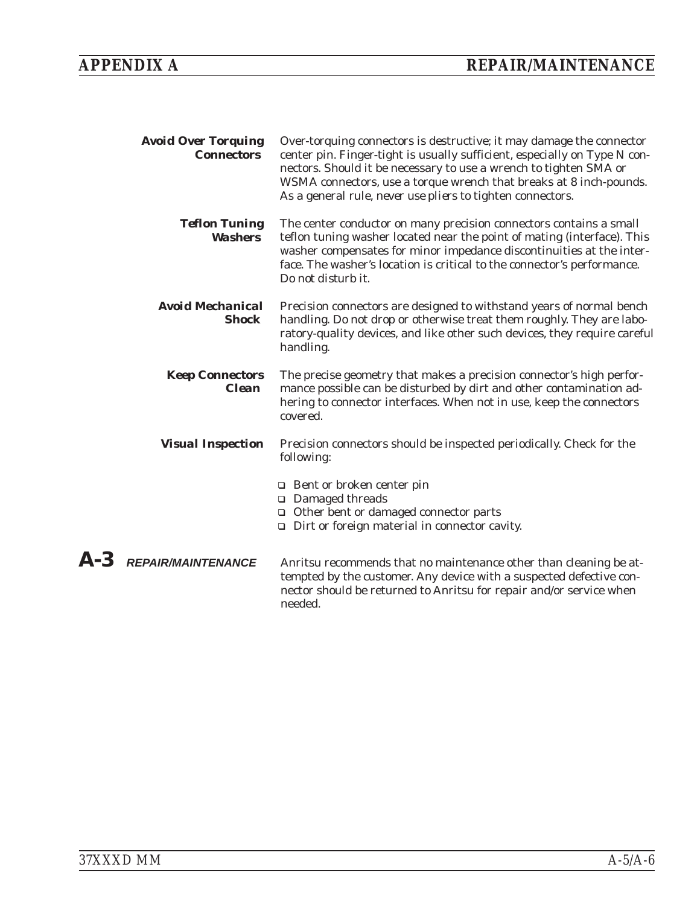**Avoid Over Torquing Connectors**

Over-torquing connectors is destructive; it may damage the connector center pin. Finger-tight is usually sufficient, especially on Type N connectors. Should it be necessary to use a wrench to tighten SMA or WSMA connectors, use a torque wrench that breaks at 8 inch-pounds. As a general rule, never use pliers to tighten connectors.

**Teflon Tuning Washers**

The center conductor on many precision connectors contains a small teflon tuning washer located near the point of mating (interface). This washer compensates for minor impedance discontinuities at the interface. The washer's location is critical to the connector's performance. Do not disturb it.

**Avoid Mechanical Shock**

Precision connectors are designed to withstand years of normal bench handling. Do not drop or otherwise treat them roughly. They are laboratory-quality devices, and like other such devices, they require careful handling.

**Keep Connectors Clean**

The precise geometry that makes a precision connector's high performance possible can be disturbed by dirt and other contamination adhering to connector interfaces. When not in use, keep the connectors covered.

**Visual Inspection**

Precision connectors should be inspected periodically. Check for the following:

- Bent or broken center pin
- Damaged threads
- Other bent or damaged connector parts
- Dirt or foreign material in connector cavity.

## A-3 REPAIR/MAINTENANCE

Anritsu recommends that no maintenance other than cleaning be attempted by the customer. Any device with a suspected defective connector should be returned to Anritsu for repair and/or service when needed.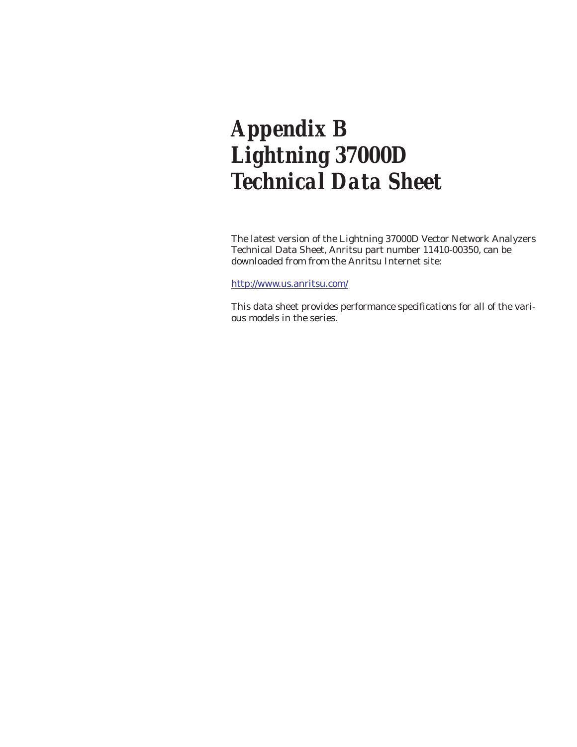# *Appendix B Lightning 37000D Technical Data Sheet*

The latest version of the Lightning 37000D Vector Network Analyzers Technical Data Sheet, Anritsu part number 11410-00350, can be downloaded from from the Anritsu Internet site:

http://www.us.anritsu.com/

This data sheet provides performance specifications for all of the various models in the series.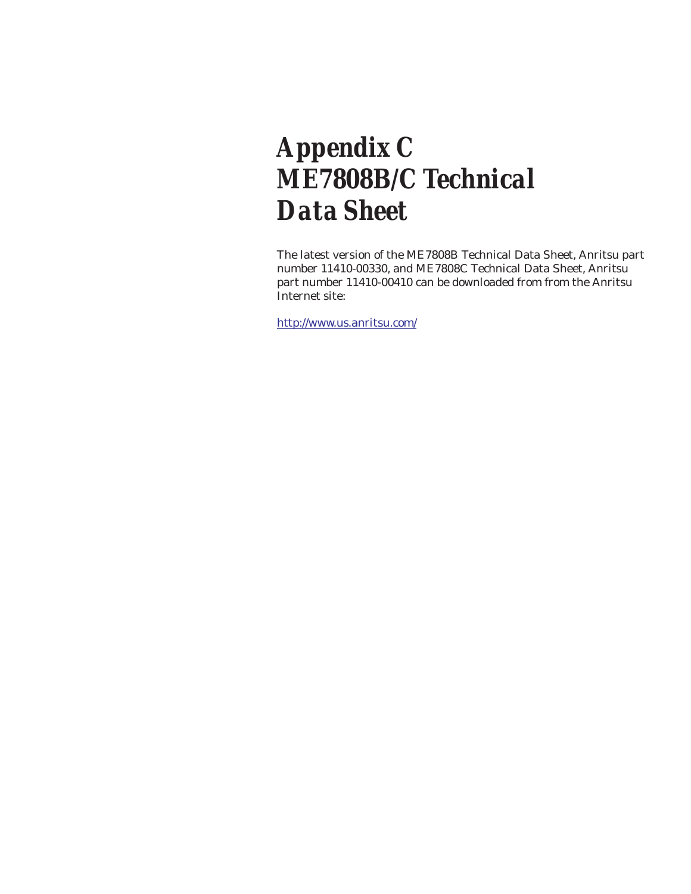# Appendix C ME7808B/C Technical Data Sheet

The latest version of the ME7808B Technical Data Sheet, Anritsu part number 11410-00330, and ME7808C Technical Data Sheet, Anritsu part number 11410-00410 can be downloaded from from the Anritsu Internet site:

http://www.us.anritsu.com/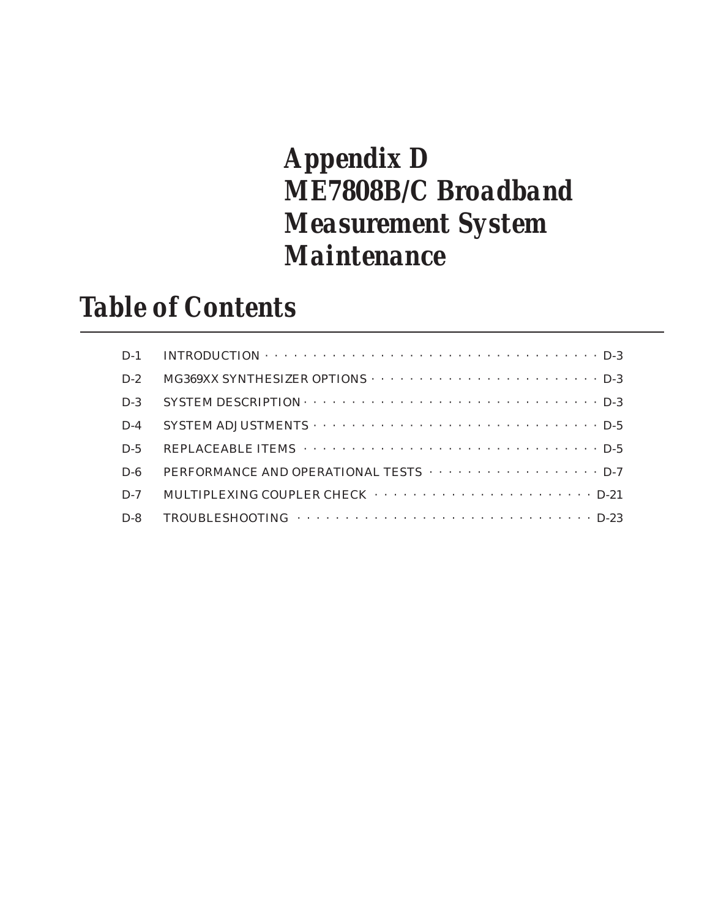# Appendix D ME7808B/C Broadband Measurement System Maintenance

## Table of Contents

| | | |
|---|---|---|
| D-1 | INTRODUCTION | D-3 |
| D-2 | MG369XX SYNTHESIZER OPTIONS | D-3 |
| D-3 | SYSTEM DESCRIPTION | D-3 |
| D-4 | SYSTEM ADJUSTMENTS | D-5 |
| D-5 | REPLACEABLE ITEMS | D-5 |
| D-6 | PERFORMANCE AND OPERATIONAL TESTS | D-7 |
| D-7 | MULTIPLEXING COUPLER CHECK | D-21 |
| D-8 | TROUBLESHOOTING | D-23 |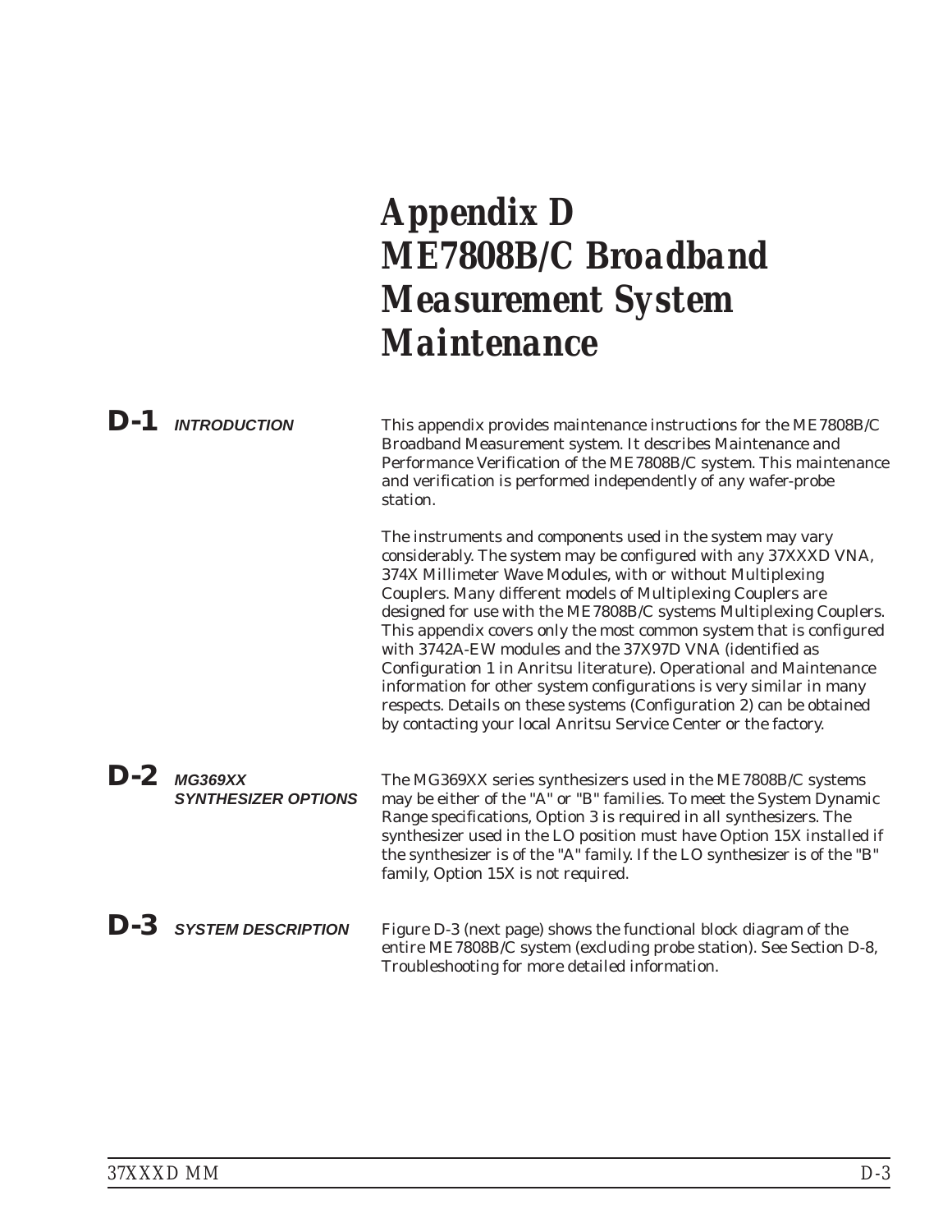# Appendix D ME7808B/C Broadband Measurement System Maintenance

## D-1 INTRODUCTION

This appendix provides maintenance instructions for the ME7808B/C Broadband Measurement system. It describes Maintenance and Performance Verification of the ME7808B/C system. This maintenance and verification is performed independently of any wafer-probe station.

The instruments and components used in the system may vary considerably. The system may be configured with any 37XXXD VNA, 374X Millimeter Wave Modules, with or without Multiplexing Couplers. Many different models of Multiplexing Couplers are designed for use with the ME7808B/C systems Multiplexing Couplers. This appendix covers only the most common system that is configured with 3742A-EW modules and the 37X97D VNA (identified as Configuration 1 in Anritsu literature). Operational and Maintenance information for other system configurations is very similar in many respects. Details on these systems (Configuration 2) can be obtained by contacting your local Anritsu Service Center or the factory.

## D-2 MG369XX SYNTHESIZER OPTIONS

The MG369XX series synthesizers used in the ME7808B/C systems may be either of the "A" or "B" families. To meet the System Dynamic Range specifications, Option 3 is required in all synthesizers. The synthesizer used in the LO position must have Option 15X installed if the synthesizer is of the "A" family. If the LO synthesizer is of the "B" family, Option 15X is not required.

## D-3 SYSTEM DESCRIPTION

Figure D-3 (next page) shows the functional block diagram of the entire ME7808B/C system (excluding probe station). See Section D-8, Troubleshooting for more detailed information.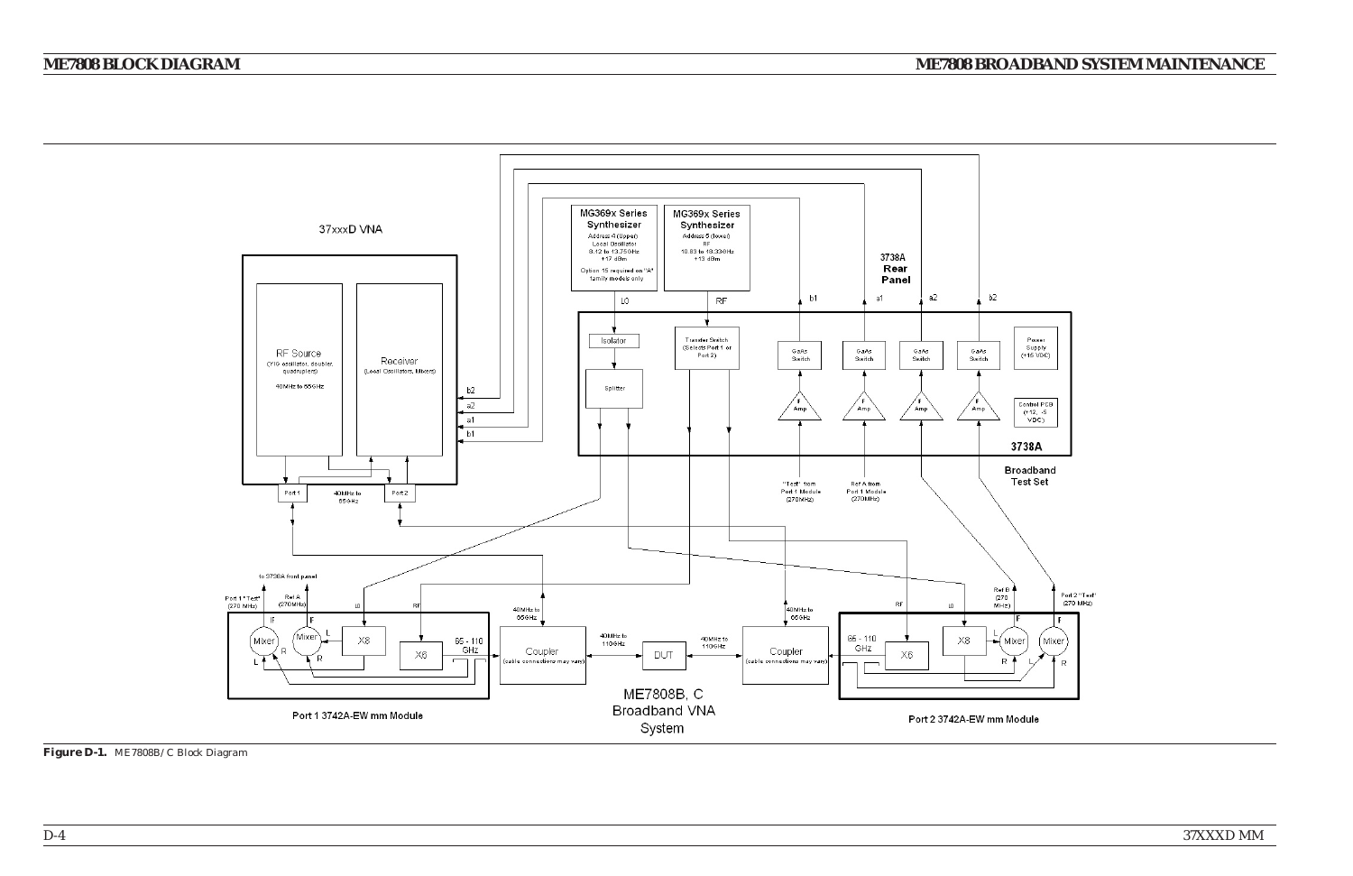37xxxD VNA

RF Source
(YIG oscillator, doubler, quadruplers)
40MHz to 65GHz

Receiver
(Local Oscillators, Mixers)

b2
a2
a1
b1

Port 1
40MHz to 65GHz
Port 2

MG369x Series Synthesizer
Address 4 (Upper)
Local Oscillator
8.12 to 13.75GHz
+17 dBm
Option 15 required on "A" family models only

MG369x Series Synthesizer
Address 5 (lower)
RF
10.83 to 18.33GHz
+13 dBm

LO

RF

3738A Rear Panel

b1 a1 a2 b2

Isolator

Splitter

Transfer Switch
(Selects Port 1 or Port 2)

GaAs Switch
GaAs Switch
GaAs Switch
GaAs Switch

IF Amp
IF Amp
IF Amp
IF Amp

Power Supply
(+15 VDC)

Control PCB
(+12, -5 VDC)

3738A

Broadband Test Set

"Test" from Port 1 Module (270MHz)

Ref A from Port 1 Module (270MHz)

to 3738A front panel

Port 1 "Test" (270 MHz)

Ref A (270MHz)

LO

RF

IF
IF

Mixer
Mixer
X8
X6

L R L R

65 - 110 GHz

40MHz to 65GHz

Coupler
(cable connections may vary)

40MHz to 110GHz

DUT

40MHz to 110GHz

Coupler
(cable connections may vary)

40MHz to 65GHz

RF

LO

Ref B (270 MHz)

Port 2 "Test" (270 MHz)

65 - 110 GHz

X6
X8
Mixer
Mixer

Port 1 3742A-EW mm Module

ME7808B, C
Broadband VNA
System

Port 2 3742A-EW mm Module

**Figure D-1.** ME7808B/C Block Diagram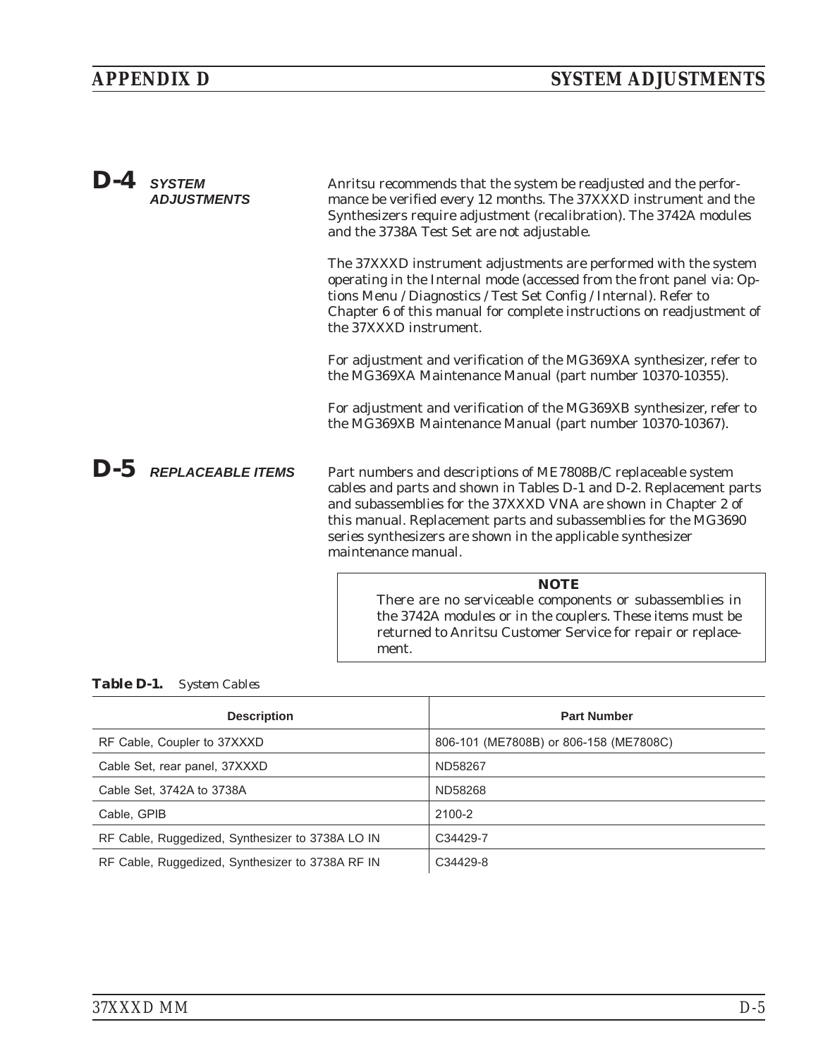## D-4 SYSTEM ADJUSTMENTS

Anritsu recommends that the system be readjusted and the performance be verified every 12 months. The 37XXXD instrument and the Synthesizers require adjustment (recalibration). The 3742A modules and the 3738A Test Set are not adjustable.

The 37XXXD instrument adjustments are performed with the system operating in the Internal mode (accessed from the front panel via: Options Menu / Diagnostics / Test Set Config / Internal). Refer to Chapter 6 of this manual for complete instructions on readjustment of the 37XXXD instrument.

For adjustment and verification of the MG369XA synthesizer, refer to the MG369XA Maintenance Manual (part number 10370-10355).

For adjustment and verification of the MG369XB synthesizer, refer to the MG369XB Maintenance Manual (part number 10370-10367).

## D-5 REPLACEABLE ITEMS

Part numbers and descriptions of ME7808B/C replaceable system cables and parts and shown in Tables D-1 and D-2. Replacement parts and subassemblies for the 37XXXD VNA are shown in Chapter 2 of this manual. Replacement parts and subassemblies for the MG3690 series synthesizers are shown in the applicable synthesizer maintenance manual.

> **NOTE**
> There are no serviceable components or subassemblies in the 3742A modules or in the couplers. These items must be returned to Anritsu Customer Service for repair or replacement.

**Table D-1.** *System Cables*

| Description | Part Number |
|---|---|
| RF Cable, Coupler to 37XXXD | 806-101 (ME7808B) or 806-158 (ME7808C) |
| Cable Set, rear panel, 37XXXD | ND58267 |
| Cable Set, 3742A to 3738A | ND58268 |
| Cable, GPIB | 2100-2 |
| RF Cable, Ruggedized, Synthesizer to 3738A LO IN | C34429-7 |
| RF Cable, Ruggedized, Synthesizer to 3738A RF IN | C34429-8 |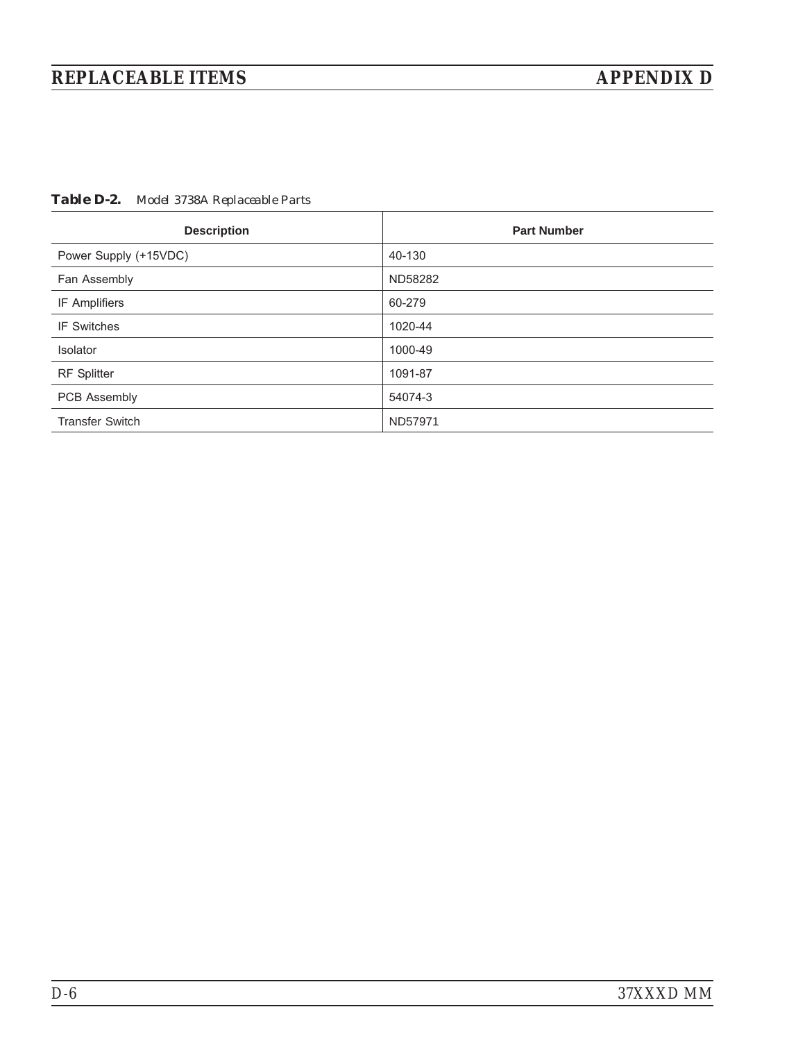**Table D-2.** *Model 3738A Replaceable Parts*

| Description | Part Number |
|---|---|
| Power Supply (+15VDC) | 40-130 |
| Fan Assembly | ND58282 |
| IF Amplifiers | 60-279 |
| IF Switches | 1020-44 |
| Isolator | 1000-49 |
| RF Splitter | 1091-87 |
| PCB Assembly | 54074-3 |
| Transfer Switch | ND57971 |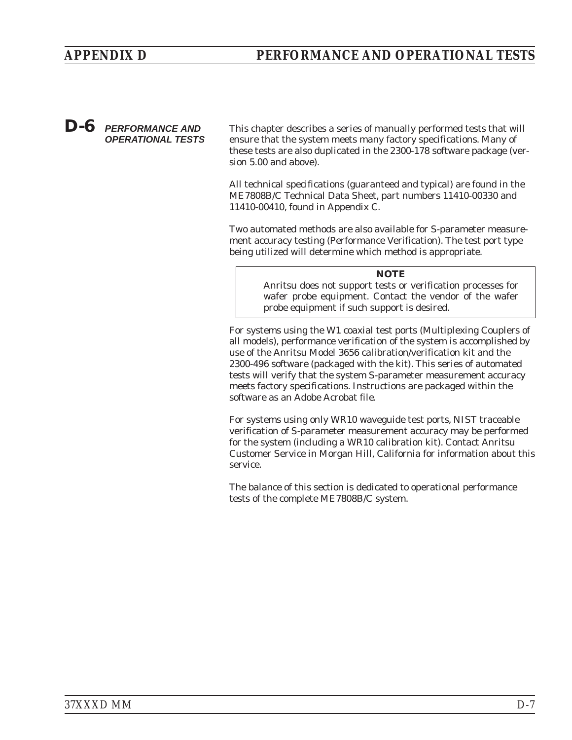## D-6 PERFORMANCE AND OPERATIONAL TESTS

This chapter describes a series of manually performed tests that will ensure that the system meets many factory specifications. Many of these tests are also duplicated in the 2300-178 software package (version 5.00 and above).

All technical specifications (guaranteed and typical) are found in the ME7808B/C Technical Data Sheet, part numbers 11410-00330 and 11410-00410, found in Appendix C.

Two automated methods are also available for S-parameter measurement accuracy testing (Performance Verification). The test port type being utilized will determine which method is appropriate.

> **NOTE**
>
> Anritsu does not support tests or verification processes for wafer probe equipment. Contact the vendor of the wafer probe equipment if such support is desired.

For systems using the W1 coaxial test ports (Multiplexing Couplers of all models), performance verification of the system is accomplished by use of the Anritsu Model 3656 calibration/verification kit and the 2300-496 software (packaged with the kit). This series of automated tests will verify that the system S-parameter measurement accuracy meets factory specifications. Instructions are packaged within the software as an Adobe Acrobat file.

For systems using only WR10 waveguide test ports, NIST traceable verification of S-parameter measurement accuracy may be performed for the system (including a WR10 calibration kit). Contact Anritsu Customer Service in Morgan Hill, California for information about this service.

The balance of this section is dedicated to operational performance tests of the complete ME7808B/C system.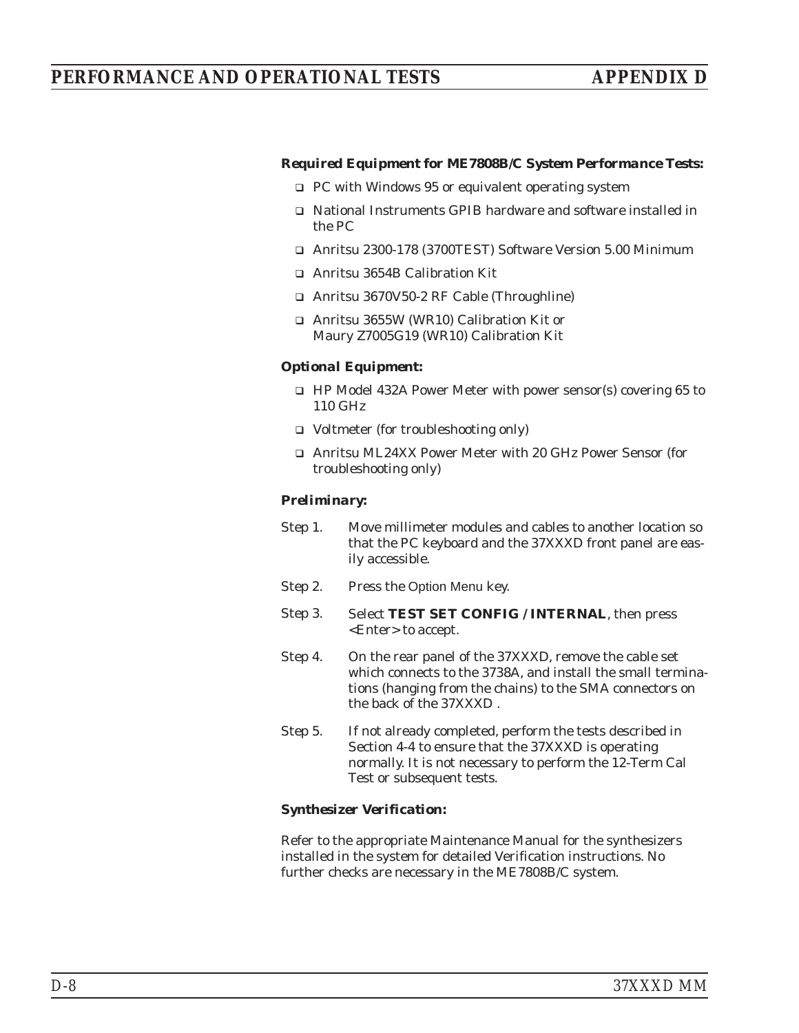***Required Equipment for ME7808B/C System Performance Tests:***

- PC with Windows 95 or equivalent operating system
- National Instruments GPIB hardware and software installed in the PC
- Anritsu 2300-178 (3700TEST) Software Version 5.00 Minimum
- Anritsu 3654B Calibration Kit
- Anritsu 3670V50-2 RF Cable (Throughline)
- Anritsu 3655W (WR10) Calibration Kit or Maury Z7005G19 (WR10) Calibration Kit

***Optional Equipment:***

- HP Model 432A Power Meter with power sensor(s) covering 65 to 110 GHz
- Voltmeter (for troubleshooting only)
- Anritsu ML24XX Power Meter with 20 GHz Power Sensor (for troubleshooting only)

***Preliminary:***

Step 1. Move millimeter modules and cables to another location so that the PC keyboard and the 37XXXD front panel are easily accessible.

Step 2. Press the Option Menu key.

Step 3. Select **TEST SET CONFIG / INTERNAL**, then press <Enter> to accept.

Step 4. On the rear panel of the 37XXXD, remove the cable set which connects to the 3738A, and install the small terminations (hanging from the chains) to the SMA connectors on the back of the 37XXXD .

Step 5. If not already completed, perform the tests described in Section 4-4 to ensure that the 37XXXD is operating normally. It is not necessary to perform the 12-Term Cal Test or subsequent tests.

***Synthesizer Verification:***

Refer to the appropriate Maintenance Manual for the synthesizers installed in the system for detailed Verification instructions. No further checks are necessary in the ME7808B/C system.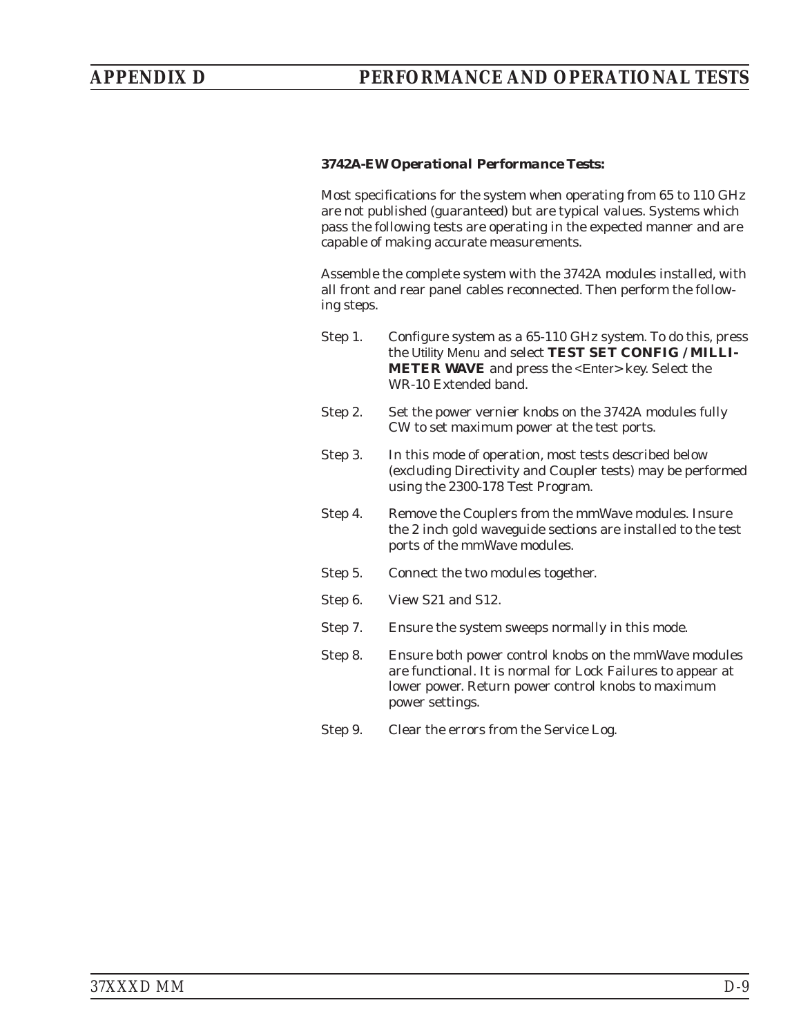### *3742A-EW Operational Performance Tests:*

Most specifications for the system when operating from 65 to 110 GHz are not published (guaranteed) but are typical values. Systems which pass the following tests are operating in the expected manner and are capable of making accurate measurements.

Assemble the complete system with the 3742A modules installed, with all front and rear panel cables reconnected. Then perform the following steps.

Step 1. Configure system as a 65-110 GHz system. To do this, press the Utility Menu and select **TEST SET CONFIG / MILLIMETER WAVE** and press the <Enter> key. Select the WR-10 Extended band.

Step 2. Set the power vernier knobs on the 3742A modules fully CW to set maximum power at the test ports.

Step 3. In this mode of operation, most tests described below (excluding Directivity and Coupler tests) may be performed using the 2300-178 Test Program.

Step 4. Remove the Couplers from the mmWave modules. Insure the 2 inch gold waveguide sections are installed to the test ports of the mmWave modules.

Step 5. Connect the two modules together.

Step 6. View S21 and S12.

Step 7. Ensure the system sweeps normally in this mode.

Step 8. Ensure both power control knobs on the mmWave modules are functional. It is normal for Lock Failures to appear at lower power. Return power control knobs to maximum power settings.

Step 9. Clear the errors from the Service Log.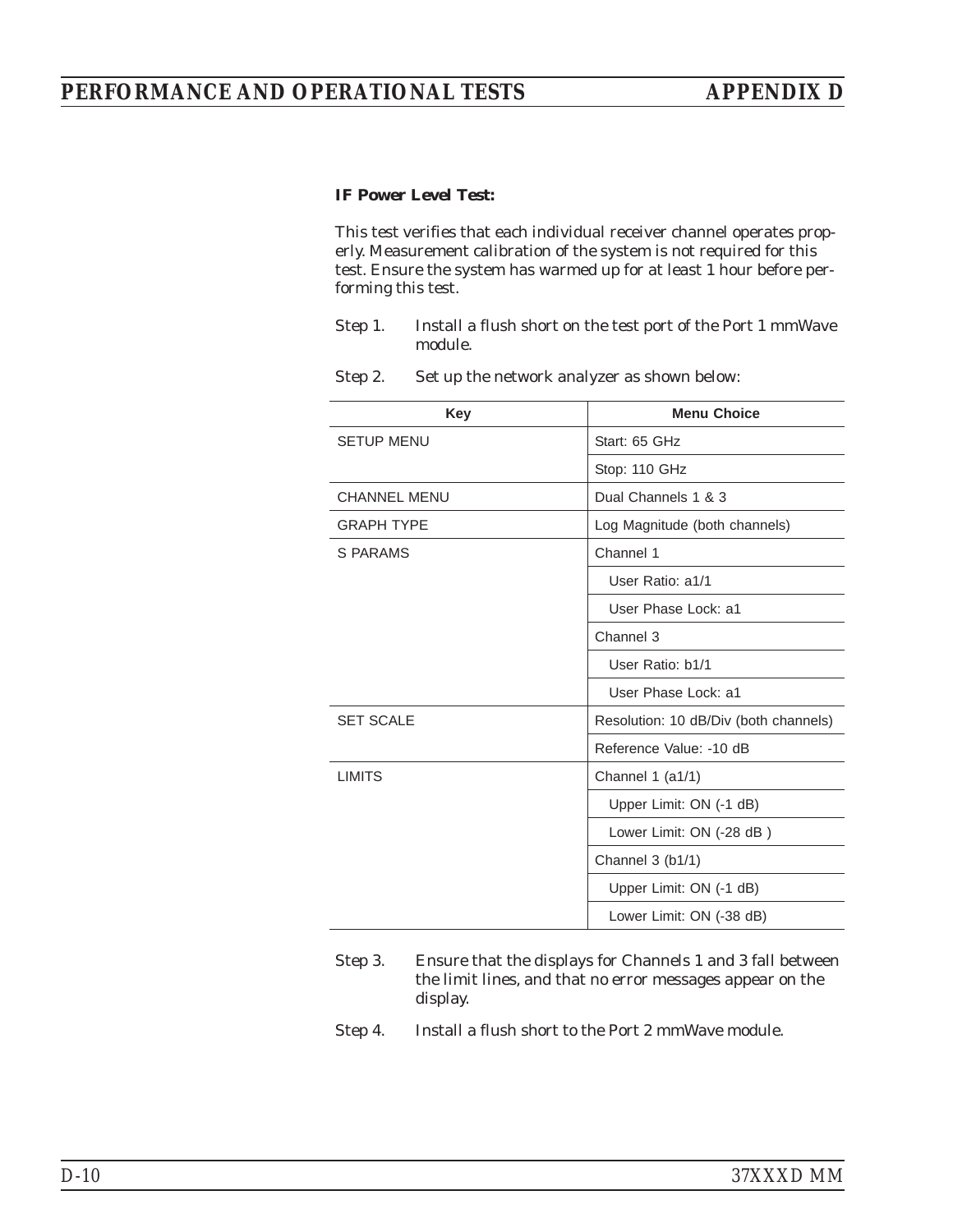**IF Power Level Test:**

This test verifies that each individual receiver channel operates properly. Measurement calibration of the system is not required for this test. Ensure the system has warmed up for at least 1 hour before performing this test.

Step 1. Install a flush short on the test port of the Port 1 mmWave module.

Step 2. Set up the network analyzer as shown below:

| Key | Menu Choice |
|---|---|
| SETUP MENU | Start: 65 GHz |
| | Stop: 110 GHz |
| CHANNEL MENU | Dual Channels 1 & 3 |
| GRAPH TYPE | Log Magnitude (both channels) |
| S PARAMS | Channel 1 |
| | User Ratio: a1/1 |
| | User Phase Lock: a1 |
| | Channel 3 |
| | User Ratio: b1/1 |
| | User Phase Lock: a1 |
| SET SCALE | Resolution: 10 dB/Div (both channels) |
| | Reference Value: -10 dB |
| LIMITS | Channel 1 (a1/1) |
| | Upper Limit: ON (-1 dB) |
| | Lower Limit: ON (-28 dB ) |
| | Channel 3 (b1/1) |
| | Upper Limit: ON (-1 dB) |
| | Lower Limit: ON (-38 dB) |

Step 3. Ensure that the displays for Channels 1 and 3 fall between the limit lines, and that no error messages appear on the display.

Step 4. Install a flush short to the Port 2 mmWave module.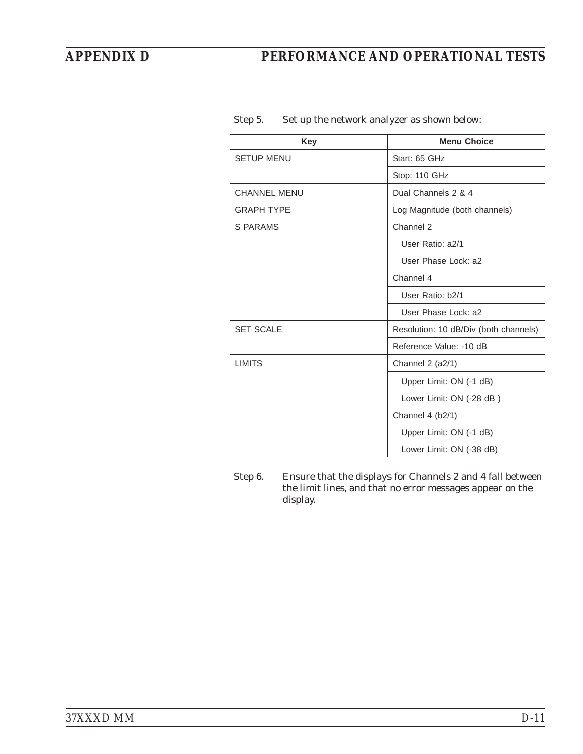Step 5. Set up the network analyzer as shown below:

| Key | Menu Choice |
|---|---|
| SETUP MENU | Start: 65 GHz |
| | Stop: 110 GHz |
| CHANNEL MENU | Dual Channels 2 & 4 |
| GRAPH TYPE | Log Magnitude (both channels) |
| S PARAMS | Channel 2 |
| | User Ratio: a2/1 |
| | User Phase Lock: a2 |
| | Channel 4 |
| | User Ratio: b2/1 |
| | User Phase Lock: a2 |
| SET SCALE | Resolution: 10 dB/Div (both channels) |
| | Reference Value: -10 dB |
| LIMITS | Channel 2 (a2/1) |
| | Upper Limit: ON (-1 dB) |
| | Lower Limit: ON (-28 dB ) |
| | Channel 4 (b2/1) |
| | Upper Limit: ON (-1 dB) |
| | Lower Limit: ON (-38 dB) |

Step 6. Ensure that the displays for Channels 2 and 4 fall between the limit lines, and that no error messages appear on the display.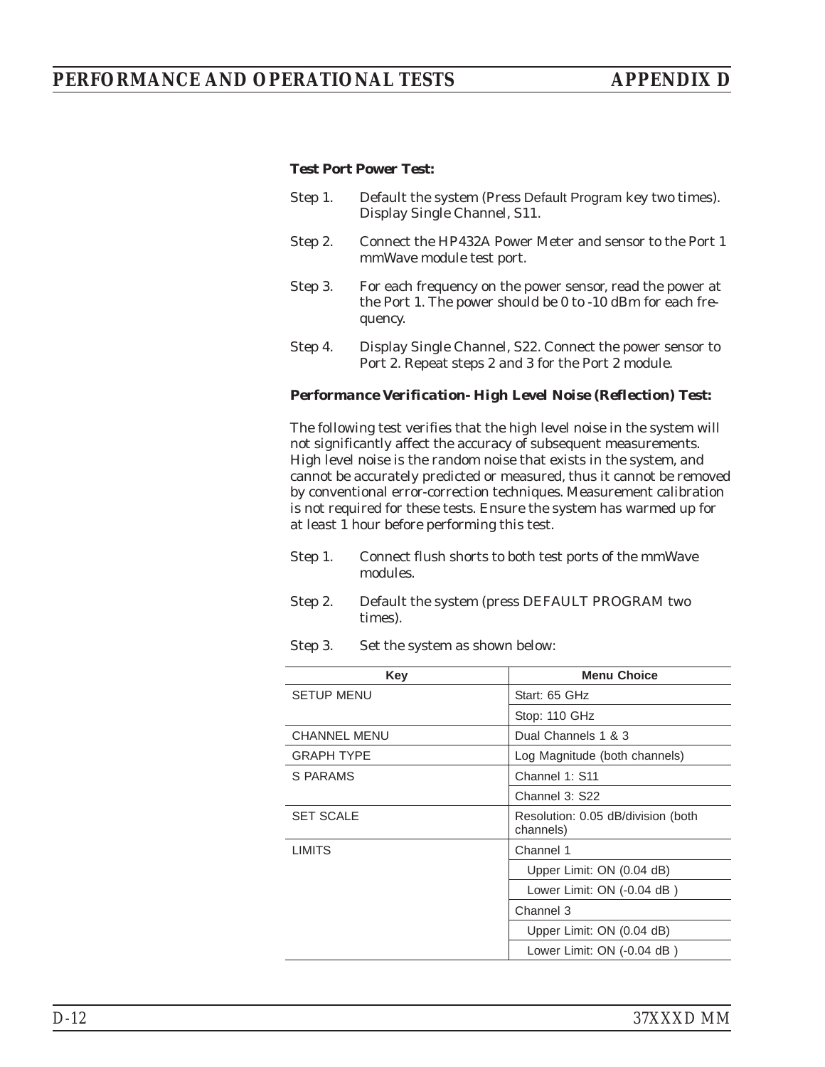**Test Port Power Test:**

Step 1. Default the system (Press Default Program key two times). Display Single Channel, S11.

Step 2. Connect the HP432A Power Meter and sensor to the Port 1 mmWave module test port.

Step 3. For each frequency on the power sensor, read the power at the Port 1. The power should be 0 to -10 dBm for each frequency.

Step 4. Display Single Channel, S22. Connect the power sensor to Port 2. Repeat steps 2 and 3 for the Port 2 module.

***Performance Verification- High Level Noise (Reflection) Test:***

The following test verifies that the high level noise in the system will not significantly affect the accuracy of subsequent measurements. High level noise is the random noise that exists in the system, and cannot be accurately predicted or measured, thus it cannot be removed by conventional error-correction techniques. Measurement calibration is not required for these tests. Ensure the system has warmed up for at least 1 hour before performing this test.

Step 1. Connect flush shorts to both test ports of the mmWave modules.

Step 2. Default the system (press DEFAULT PROGRAM two times).

Step 3. Set the system as shown below:

| Key | Menu Choice |
|---|---|
| SETUP MENU | Start: 65 GHz |
| | Stop: 110 GHz |
| CHANNEL MENU | Dual Channels 1 & 3 |
| GRAPH TYPE | Log Magnitude (both channels) |
| S PARAMS | Channel 1: S11 |
| | Channel 3: S22 |
| SET SCALE | Resolution: 0.05 dB/division (both channels) |
| LIMITS | Channel 1 |
| | Upper Limit: ON (0.04 dB) |
| | Lower Limit: ON (-0.04 dB ) |
| | Channel 3 |
| | Upper Limit: ON (0.04 dB) |
| | Lower Limit: ON (-0.04 dB ) |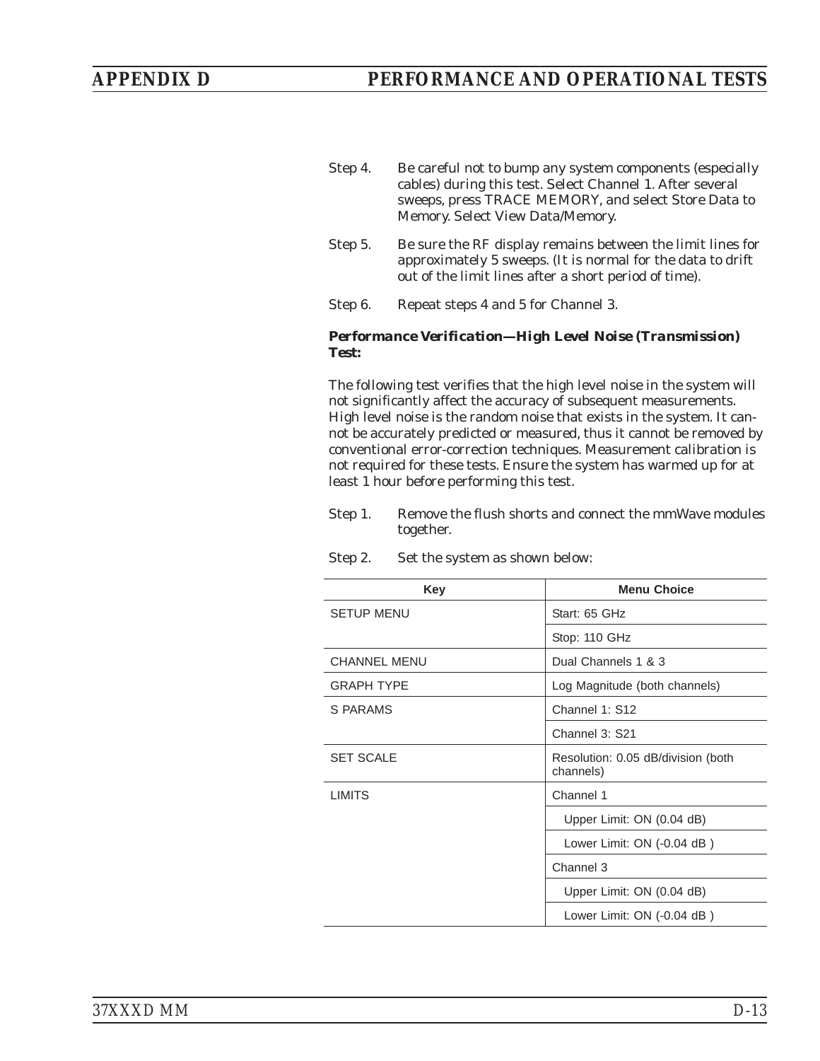Step 4. Be careful not to bump any system components (especially cables) during this test. Select Channel 1. After several sweeps, press TRACE MEMORY, and select Store Data to Memory. Select View Data/Memory.

Step 5. Be sure the RF display remains between the limit lines for approximately 5 sweeps. (It is normal for the data to drift out of the limit lines after a short period of time).

Step 6. Repeat steps 4 and 5 for Channel 3.

***Performance Verification—High Level Noise (Transmission) Test:***

The following test verifies that the high level noise in the system will not significantly affect the accuracy of subsequent measurements. High level noise is the random noise that exists in the system. It cannot be accurately predicted or measured, thus it cannot be removed by conventional error-correction techniques. Measurement calibration is not required for these tests. Ensure the system has warmed up for at least 1 hour before performing this test.

Step 1. Remove the flush shorts and connect the mmWave modules together.

Step 2. Set the system as shown below:

| Key | Menu Choice |
|---|---|
| SETUP MENU | Start: 65 GHz |
| | Stop: 110 GHz |
| CHANNEL MENU | Dual Channels 1 & 3 |
| GRAPH TYPE | Log Magnitude (both channels) |
| S PARAMS | Channel 1: S12 |
| | Channel 3: S21 |
| SET SCALE | Resolution: 0.05 dB/division (both channels) |
| LIMITS | Channel 1 |
| | Upper Limit: ON (0.04 dB) |
| | Lower Limit: ON (-0.04 dB ) |
| | Channel 3 |
| | Upper Limit: ON (0.04 dB) |
| | Lower Limit: ON (-0.04 dB ) |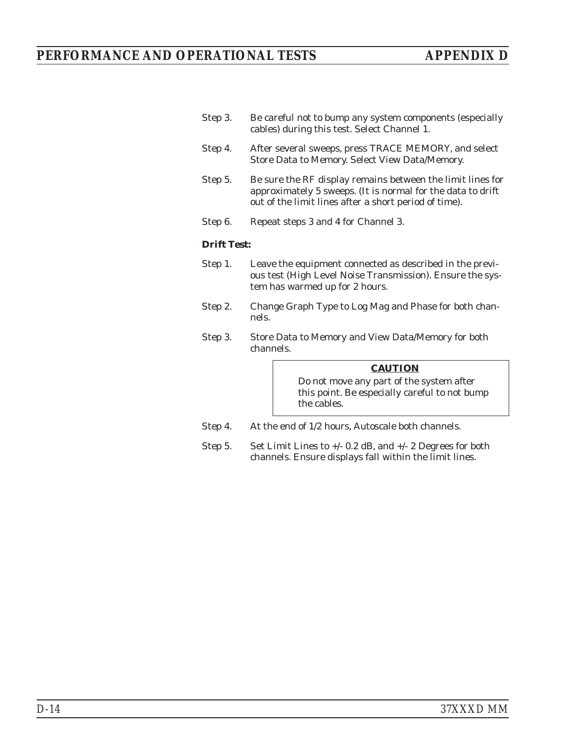Step 3. Be careful not to bump any system components (especially cables) during this test. Select Channel 1.

Step 4. After several sweeps, press TRACE MEMORY, and select Store Data to Memory. Select View Data/Memory.

Step 5. Be sure the RF display remains between the limit lines for approximately 5 sweeps. (It is normal for the data to drift out of the limit lines after a short period of time).

Step 6. Repeat steps 3 and 4 for Channel 3.

***Drift Test:***

Step 1. Leave the equipment connected as described in the previous test (High Level Noise Transmission). Ensure the system has warmed up for 2 hours.

Step 2. Change Graph Type to Log Mag and Phase for both channels.

Step 3. Store Data to Memory and View Data/Memory for both channels.

> **CAUTION**
>
> Do not move any part of the system after this point. Be especially careful to not bump the cables.

Step 4. At the end of 1/2 hours, Autoscale both channels.

Step 5. Set Limit Lines to +/- 0.2 dB, and +/- 2 Degrees for both channels. Ensure displays fall within the limit lines.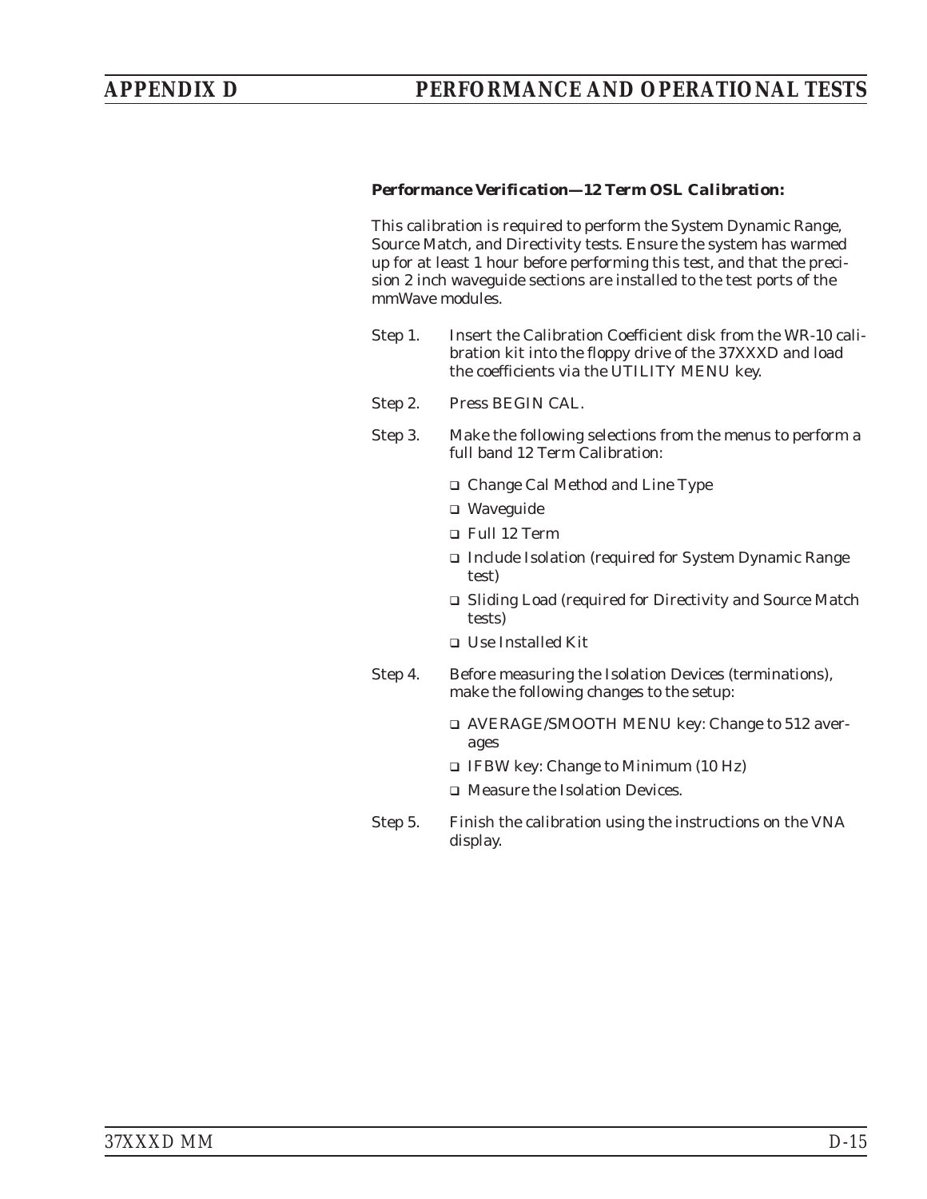***Performance Verification—12 Term OSL Calibration:***

This calibration is required to perform the System Dynamic Range, Source Match, and Directivity tests. Ensure the system has warmed up for at least 1 hour before performing this test, and that the precision 2 inch waveguide sections are installed to the test ports of the mmWave modules.

Step 1. Insert the Calibration Coefficient disk from the WR-10 calibration kit into the floppy drive of the 37XXXD and load the coefficients via the UTILITY MENU key.

Step 2. Press BEGIN CAL.

Step 3. Make the following selections from the menus to perform a full band 12 Term Calibration:

- Change Cal Method and Line Type
- Waveguide
- Full 12 Term
- Include Isolation (required for System Dynamic Range test)
- Sliding Load (required for Directivity and Source Match tests)
- Use Installed Kit

Step 4. Before measuring the Isolation Devices (terminations), make the following changes to the setup:

- AVERAGE/SMOOTH MENU key: Change to 512 averages
- IFBW key: Change to Minimum (10 Hz)
- Measure the Isolation Devices.

Step 5. Finish the calibration using the instructions on the VNA display.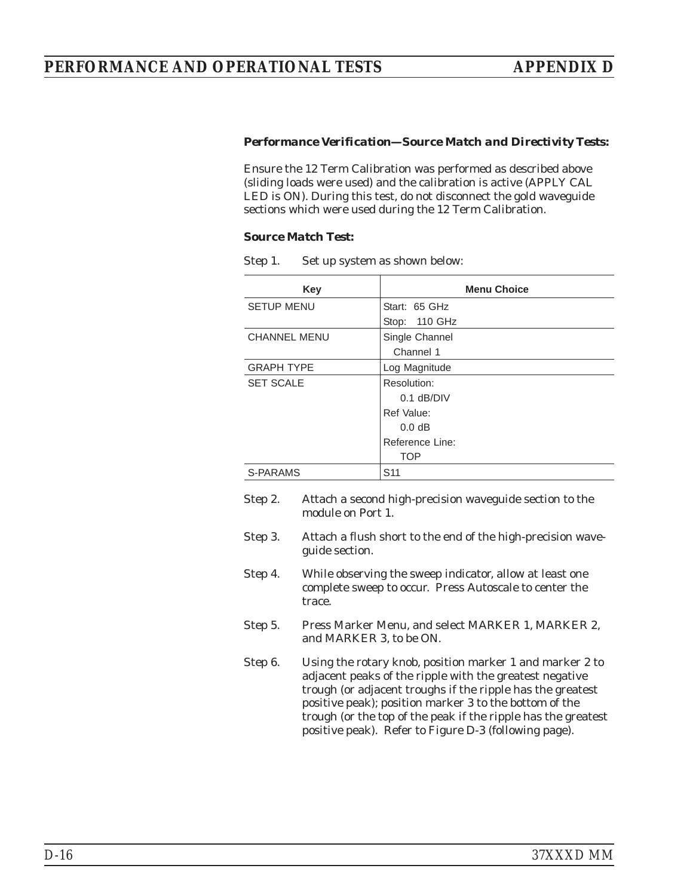**_Performance Verification—Source Match and Directivity Tests:_**

Ensure the 12 Term Calibration was performed as described above (sliding loads were used) and the calibration is active (APPLY CAL LED is ON). During this test, do not disconnect the gold waveguide sections which were used during the 12 Term Calibration.

**_Source Match Test:_**

Step 1. Set up system as shown below:

| Key | Menu Choice |
|---|---|
| SETUP MENU | Start: 65 GHz<br>Stop: 110 GHz |
| CHANNEL MENU | Single Channel<br>Channel 1 |
| GRAPH TYPE | Log Magnitude |
| SET SCALE | Resolution:<br>0.1 dB/DIV<br>Ref Value:<br>0.0 dB<br>Reference Line:<br>TOP |
| S-PARAMS | S11 |

Step 2. Attach a second high-precision waveguide section to the module on Port 1.

Step 3. Attach a flush short to the end of the high-precision waveguide section.

Step 4. While observing the sweep indicator, allow at least one complete sweep to occur. Press Autoscale to center the trace.

Step 5. Press Marker Menu, and select MARKER 1, MARKER 2, and MARKER 3, to be ON.

Step 6. Using the rotary knob, position marker 1 and marker 2 to adjacent peaks of the ripple with the greatest negative trough (or adjacent troughs if the ripple has the greatest positive peak); position marker 3 to the bottom of the trough (or the top of the peak if the ripple has the greatest positive peak). Refer to Figure D-3 (following page).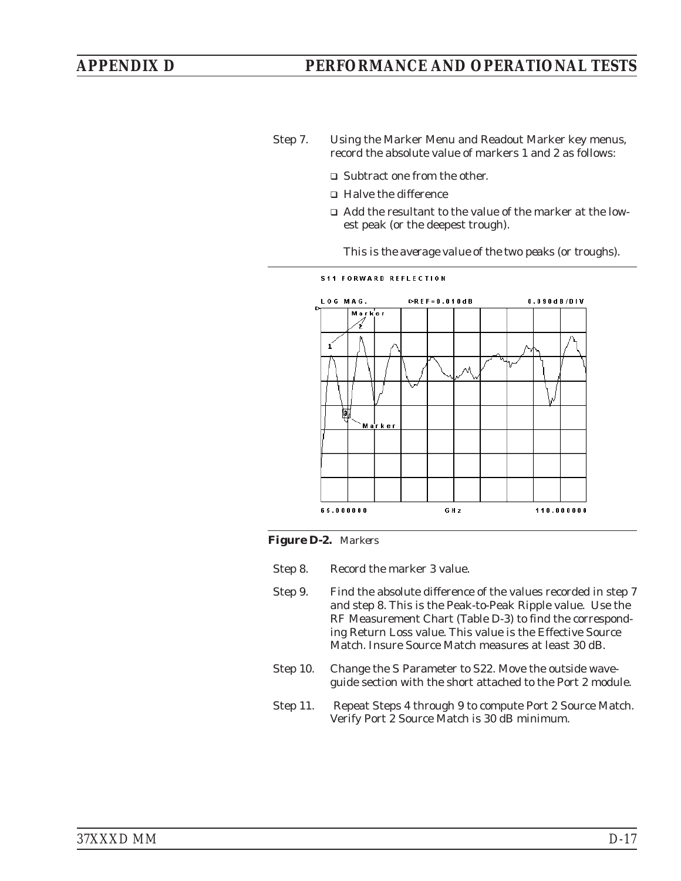Step 7. Using the Marker Menu and Readout Marker key menus, record the absolute value of markers 1 and 2 as follows:

- Subtract one from the other.
- Halve the difference
- Add the resultant to the value of the marker at the lowest peak (or the deepest trough).

This is the average value of the two peaks (or troughs).

**Figure D-2.** *Markers*

Step 8. Record the marker 3 value.

Step 9. Find the absolute difference of the values recorded in step 7 and step 8. This is the Peak-to-Peak Ripple value. Use the RF Measurement Chart (Table D-3) to find the corresponding Return Loss value. This value is the Effective Source Match. Insure Source Match measures at least 30 dB.

Step 10. Change the S Parameter to S22. Move the outside waveguide section with the short attached to the Port 2 module.

Step 11. Repeat Steps 4 through 9 to compute Port 2 Source Match. Verify Port 2 Source Match is 30 dB minimum.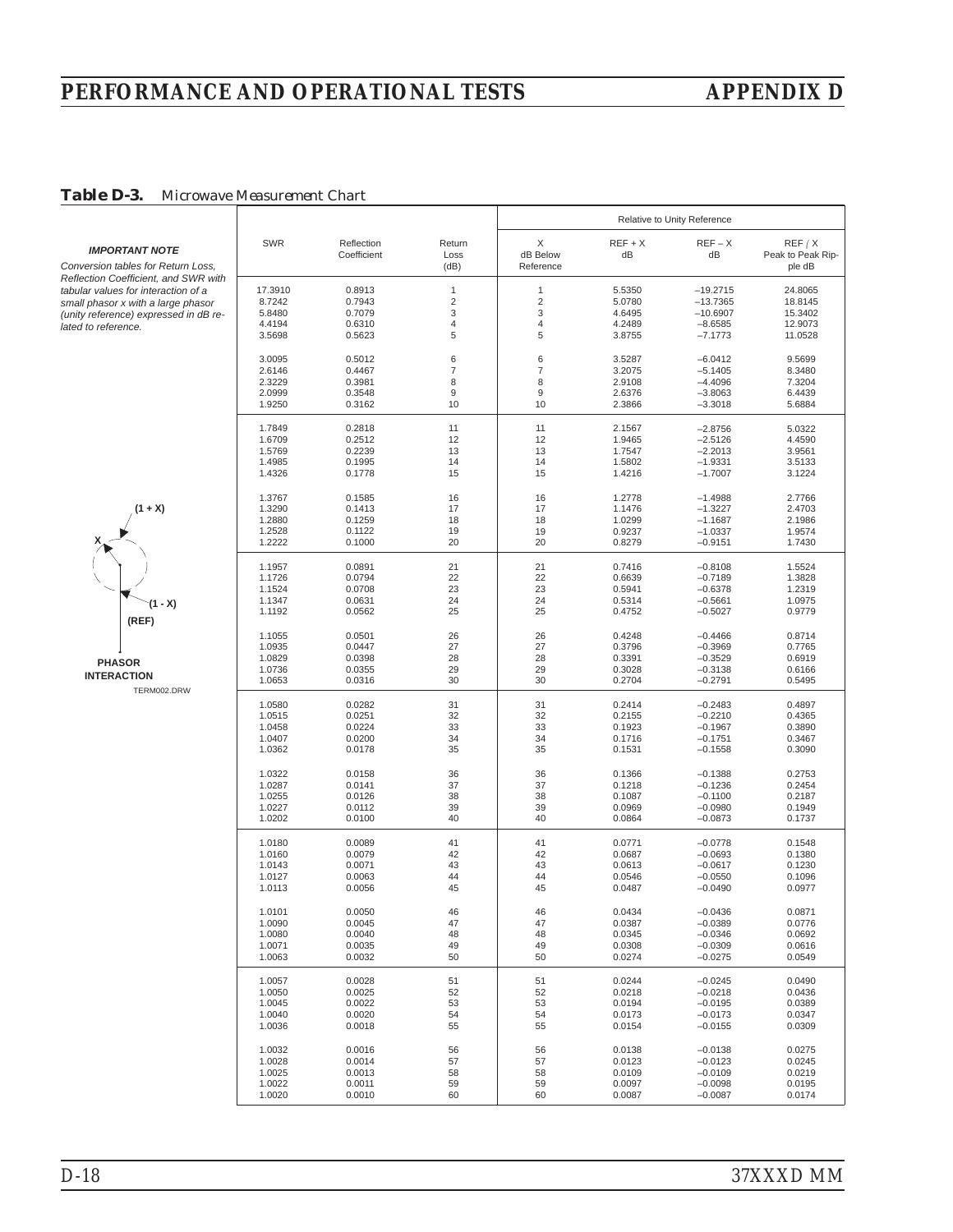**Table D-3.** *Microwave Measurement Chart*

***IMPORTANT NOTE***

*Conversion tables for Return Loss, Reflection Coefficient, and SWR with tabular values for interaction of a small phasor x with a large phasor (unity reference) expressed in dB related to reference.*

(1 + X)

X

(1 - X)

(REF)

**PHASOR INTERACTION**

TERM002.DRW

| SWR | Reflection Coefficient | Return Loss (dB) | Relative to Unity Reference: X dB Below Reference | REF + X dB | REF – X dB | REF / X Peak to Peak Ripple dB |
|---|---|---|---|---|---|---|
| 17.3910 | 0.8913 | 1 | 1 | 5.5350 | –19.2715 | 24.8065 |
| 8.7242 | 0.7943 | 2 | 2 | 5.0780 | –13.7365 | 18.8145 |
| 5.8480 | 0.7079 | 3 | 3 | 4.6495 | –10.6907 | 15.3402 |
| 4.4194 | 0.6310 | 4 | 4 | 4.2489 | –8.6585 | 12.9073 |
| 3.5698 | 0.5623 | 5 | 5 | 3.8755 | –7.1773 | 11.0528 |
| 3.0095 | 0.5012 | 6 | 6 | 3.5287 | –6.0412 | 9.5699 |
| 2.6146 | 0.4467 | 7 | 7 | 3.2075 | –5.1405 | 8.3480 |
| 2.3229 | 0.3981 | 8 | 8 | 2.9108 | –4.4096 | 7.3204 |
| 2.0999 | 0.3548 | 9 | 9 | 2.6376 | –3.8063 | 6.4439 |
| 1.9250 | 0.3162 | 10 | 10 | 2.3866 | –3.3018 | 5.6884 |
| 1.7849 | 0.2818 | 11 | 11 | 2.1567 | –2.8756 | 5.0322 |
| 1.6709 | 0.2512 | 12 | 12 | 1.9465 | –2.5126 | 4.4590 |
| 1.5769 | 0.2239 | 13 | 13 | 1.7547 | –2.2013 | 3.9561 |
| 1.4985 | 0.1995 | 14 | 14 | 1.5802 | –1.9331 | 3.5133 |
| 1.4326 | 0.1778 | 15 | 15 | 1.4216 | –1.7007 | 3.1224 |
| 1.3767 | 0.1585 | 16 | 16 | 1.2778 | –1.4988 | 2.7766 |
| 1.3290 | 0.1413 | 17 | 17 | 1.1476 | –1.3227 | 2.4703 |
| 1.2880 | 0.1259 | 18 | 18 | 1.0299 | –1.1687 | 2.1986 |
| 1.2528 | 0.1122 | 19 | 19 | 0.9237 | –1.0337 | 1.9574 |
| 1.2222 | 0.1000 | 20 | 20 | 0.8279 | –0.9151 | 1.7430 |
| 1.1957 | 0.0891 | 21 | 21 | 0.7416 | –0.8108 | 1.5524 |
| 1.1726 | 0.0794 | 22 | 22 | 0.6639 | –0.7189 | 1.3828 |
| 1.1524 | 0.0708 | 23 | 23 | 0.5941 | –0.6378 | 1.2319 |
| 1.1347 | 0.0631 | 24 | 24 | 0.5314 | –0.5661 | 1.0975 |
| 1.1192 | 0.0562 | 25 | 25 | 0.4752 | –0.5027 | 0.9779 |
| 1.1055 | 0.0501 | 26 | 26 | 0.4248 | –0.4466 | 0.8714 |
| 1.0935 | 0.0447 | 27 | 27 | 0.3796 | –0.3969 | 0.7765 |
| 1.0829 | 0.0398 | 28 | 28 | 0.3391 | –0.3529 | 0.6919 |
| 1.0736 | 0.0355 | 29 | 29 | 0.3028 | –0.3138 | 0.6166 |
| 1.0653 | 0.0316 | 30 | 30 | 0.2704 | –0.2791 | 0.5495 |
| 1.0580 | 0.0282 | 31 | 31 | 0.2414 | –0.2483 | 0.4897 |
| 1.0515 | 0.0251 | 32 | 32 | 0.2155 | –0.2210 | 0.4365 |
| 1.0458 | 0.0224 | 33 | 33 | 0.1923 | –0.1967 | 0.3890 |
| 1.0407 | 0.0200 | 34 | 34 | 0.1716 | –0.1751 | 0.3467 |
| 1.0362 | 0.0178 | 35 | 35 | 0.1531 | –0.1558 | 0.3090 |
| 1.0322 | 0.0158 | 36 | 36 | 0.1366 | –0.1388 | 0.2753 |
| 1.0287 | 0.0141 | 37 | 37 | 0.1218 | –0.1236 | 0.2454 |
| 1.0255 | 0.0126 | 38 | 38 | 0.1087 | –0.1100 | 0.2187 |
| 1.0227 | 0.0112 | 39 | 39 | 0.0969 | –0.0980 | 0.1949 |
| 1.0202 | 0.0100 | 40 | 40 | 0.0864 | –0.0873 | 0.1737 |
| 1.0180 | 0.0089 | 41 | 41 | 0.0771 | –0.0778 | 0.1548 |
| 1.0160 | 0.0079 | 42 | 42 | 0.0687 | –0.0693 | 0.1380 |
| 1.0143 | 0.0071 | 43 | 43 | 0.0613 | –0.0617 | 0.1230 |
| 1.0127 | 0.0063 | 44 | 44 | 0.0546 | –0.0550 | 0.1096 |
| 1.0113 | 0.0056 | 45 | 45 | 0.0487 | –0.0490 | 0.0977 |
| 1.0101 | 0.0050 | 46 | 46 | 0.0434 | –0.0436 | 0.0871 |
| 1.0090 | 0.0045 | 47 | 47 | 0.0387 | –0.0389 | 0.0776 |
| 1.0080 | 0.0040 | 48 | 48 | 0.0345 | –0.0346 | 0.0692 |
| 1.0071 | 0.0035 | 49 | 49 | 0.0308 | –0.0309 | 0.0616 |
| 1.0063 | 0.0032 | 50 | 50 | 0.0274 | –0.0275 | 0.0549 |
| 1.0057 | 0.0028 | 51 | 51 | 0.0244 | –0.0245 | 0.0490 |
| 1.0050 | 0.0025 | 52 | 52 | 0.0218 | –0.0218 | 0.0436 |
| 1.0045 | 0.0022 | 53 | 53 | 0.0194 | –0.0195 | 0.0389 |
| 1.0040 | 0.0020 | 54 | 54 | 0.0173 | –0.0173 | 0.0347 |
| 1.0036 | 0.0018 | 55 | 55 | 0.0154 | –0.0155 | 0.0309 |
| 1.0032 | 0.0016 | 56 | 56 | 0.0138 | –0.0138 | 0.0275 |
| 1.0028 | 0.0014 | 57 | 57 | 0.0123 | –0.0123 | 0.0245 |
| 1.0025 | 0.0013 | 58 | 58 | 0.0109 | –0.0109 | 0.0219 |
| 1.0022 | 0.0011 | 59 | 59 | 0.0097 | –0.0098 | 0.0195 |
| 1.0020 | 0.0010 | 60 | 60 | 0.0087 | –0.0087 | 0.0174 |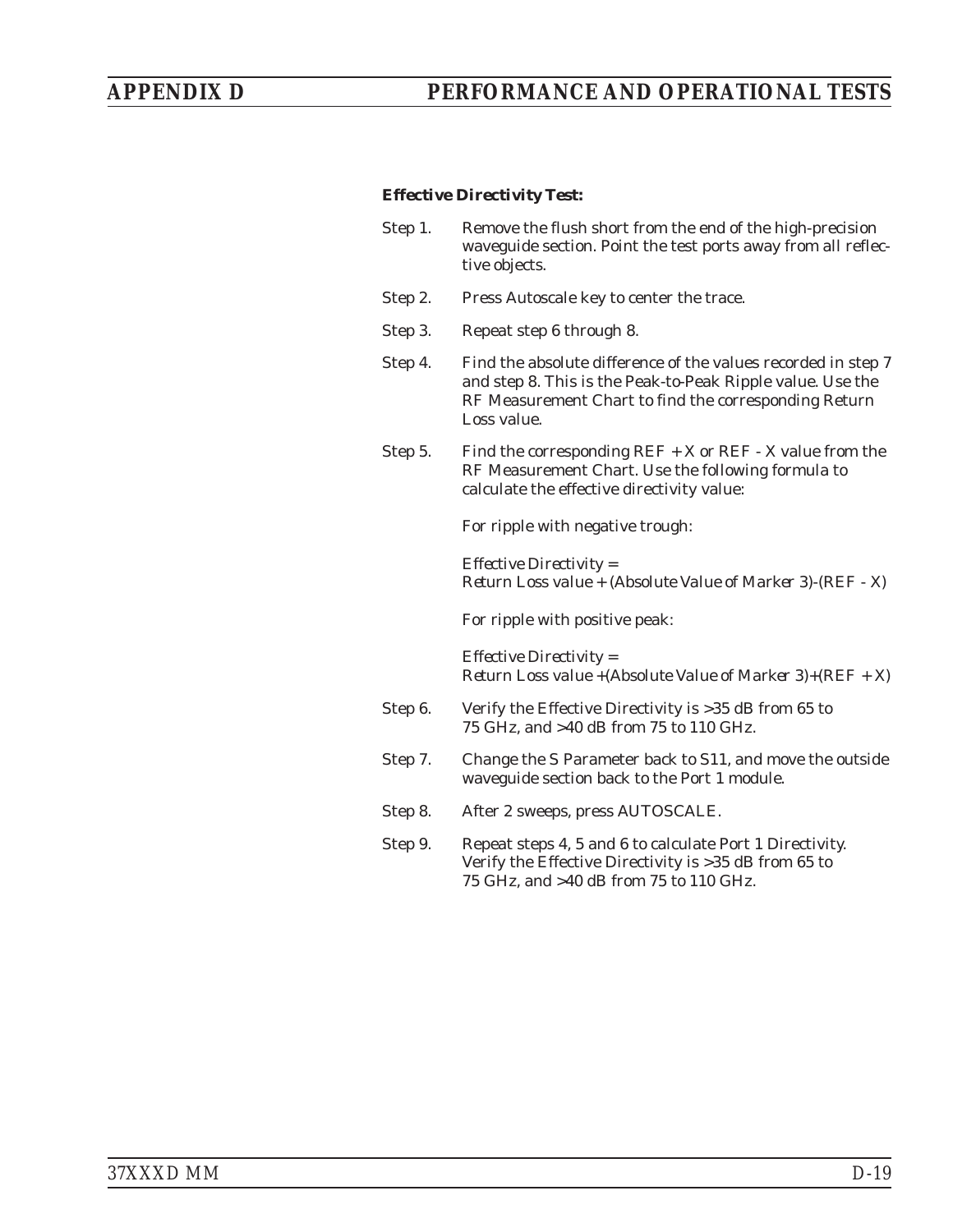***Effective Directivity Test:***

Step 1. Remove the flush short from the end of the high-precision waveguide section. Point the test ports away from all reflective objects.

Step 2. Press Autoscale key to center the trace.

Step 3. Repeat step 6 through 8.

Step 4. Find the absolute difference of the values recorded in step 7 and step 8. This is the Peak-to-Peak Ripple value. Use the RF Measurement Chart to find the corresponding Return Loss value.

Step 5. Find the corresponding REF + X or REF - X value from the RF Measurement Chart. Use the following formula to calculate the effective directivity value:

For ripple with negative trough:

Effective Directivity =
Return Loss value + (Absolute Value of Marker 3)-(REF - X)

For ripple with positive peak:

Effective Directivity =
Return Loss value +(Absolute Value of Marker 3)+(REF + X)

Step 6. Verify the Effective Directivity is >35 dB from 65 to 75 GHz, and >40 dB from 75 to 110 GHz.

Step 7. Change the S Parameter back to S11, and move the outside waveguide section back to the Port 1 module.

Step 8. After 2 sweeps, press AUTOSCALE.

Step 9. Repeat steps 4, 5 and 6 to calculate Port 1 Directivity. Verify the Effective Directivity is >35 dB from 65 to 75 GHz, and >40 dB from 75 to 110 GHz.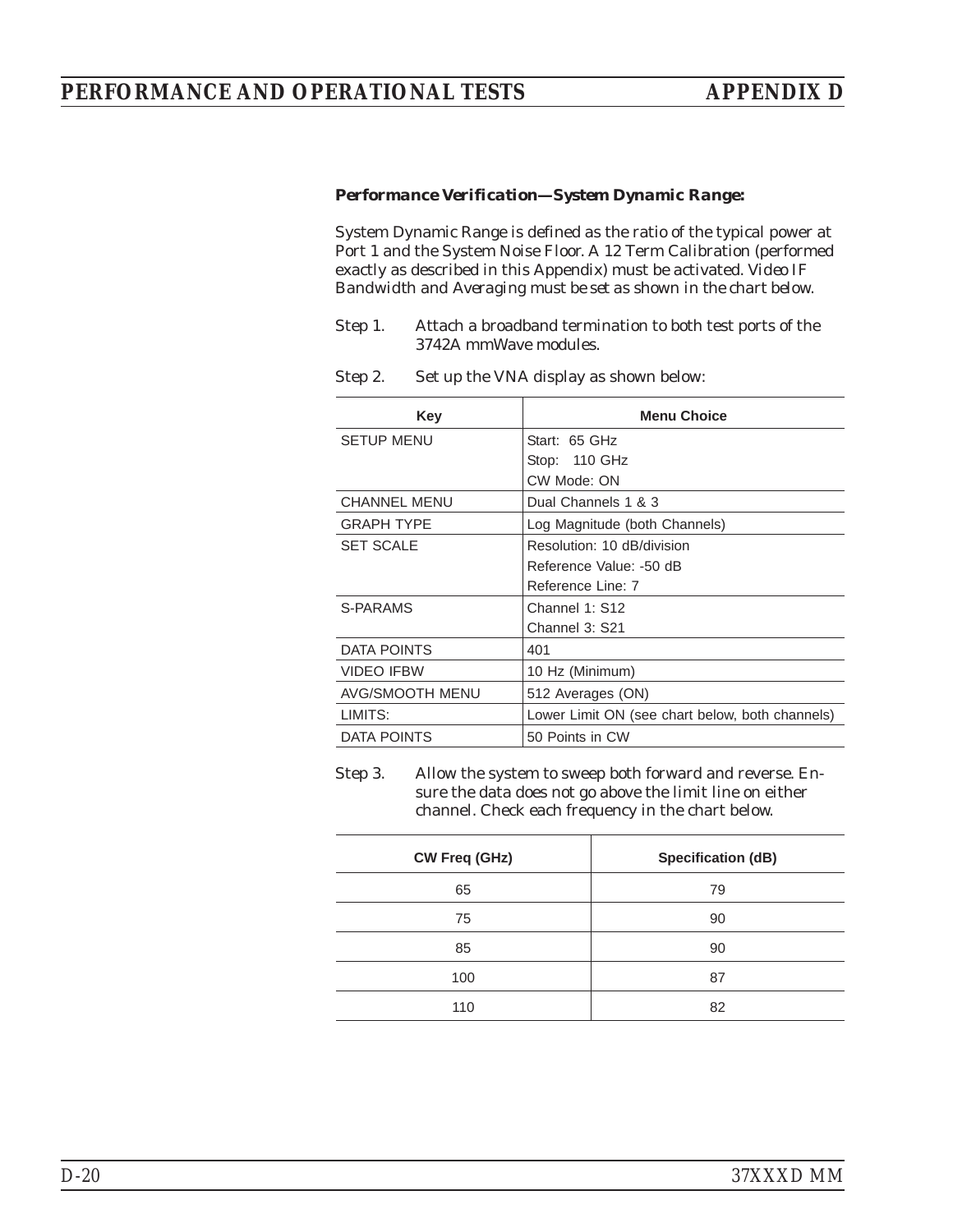**Performance Verification—System Dynamic Range:**

System Dynamic Range is defined as the ratio of the typical power at Port 1 and the System Noise Floor. A 12 Term Calibration (performed exactly as described in this Appendix) must be activated. Video IF Bandwidth and Averaging must be set as shown in the chart below.

Step 1. Attach a broadband termination to both test ports of the 3742A mmWave modules.

Step 2. Set up the VNA display as shown below:

| Key | Menu Choice |
|---|---|
| SETUP MENU | Start: 65 GHz<br>Stop: 110 GHz<br>CW Mode: ON |
| CHANNEL MENU | Dual Channels 1 & 3 |
| GRAPH TYPE | Log Magnitude (both Channels) |
| SET SCALE | Resolution: 10 dB/division<br>Reference Value: -50 dB<br>Reference Line: 7 |
| S-PARAMS | Channel 1: S12<br>Channel 3: S21 |
| DATA POINTS | 401 |
| VIDEO IFBW | 10 Hz (Minimum) |
| AVG/SMOOTH MENU | 512 Averages (ON) |
| LIMITS: | Lower Limit ON (see chart below, both channels) |
| DATA POINTS | 50 Points in CW |

Step 3. Allow the system to sweep both forward and reverse. Ensure the data does not go above the limit line on either channel. Check each frequency in the chart below.

| CW Freq (GHz) | Specification (dB) |
|---|---|
| 65 | 79 |
| 75 | 90 |
| 85 | 90 |
| 100 | 87 |
| 110 | 82 |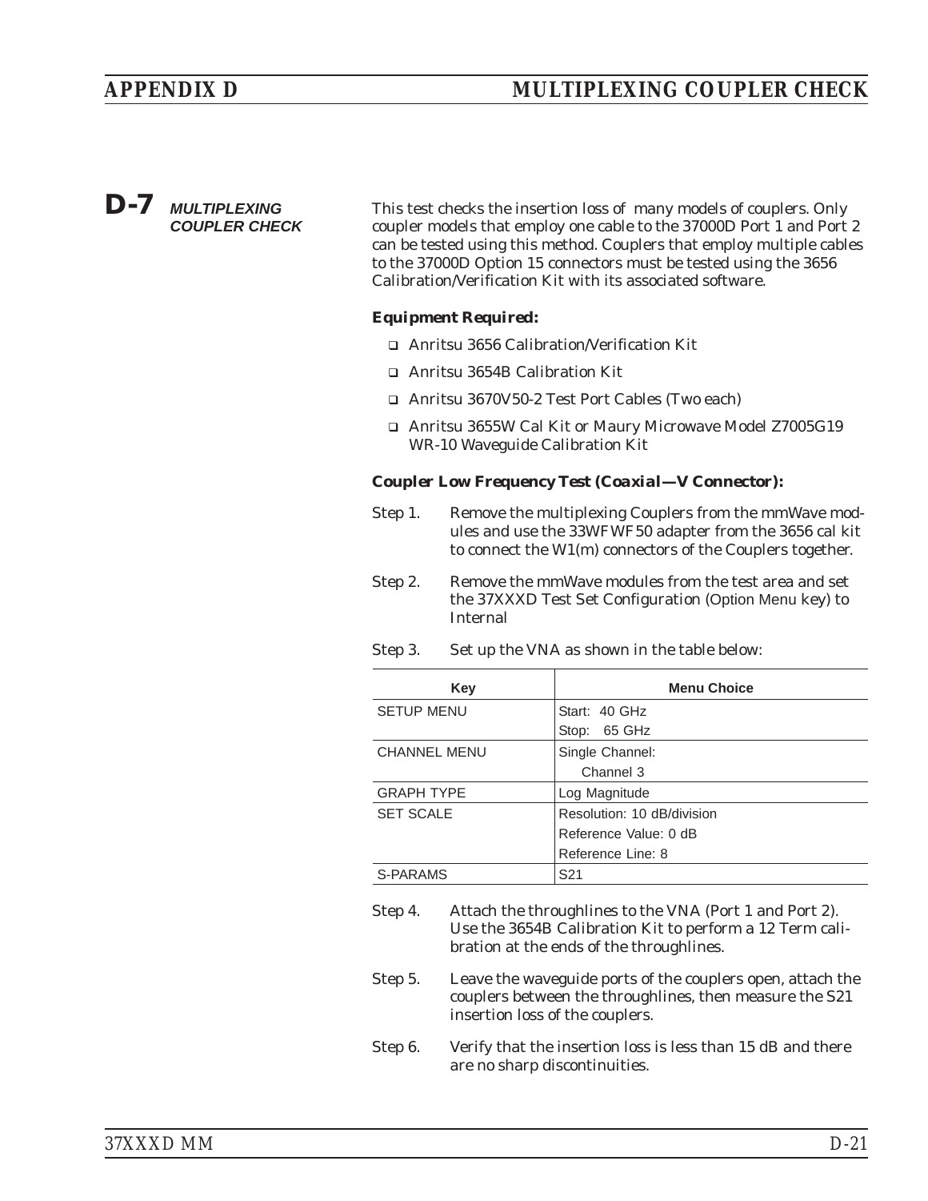## D-7 MULTIPLEXING COUPLER CHECK

This test checks the insertion loss of many models of couplers. Only coupler models that employ one cable to the 37000D Port 1 and Port 2 can be tested using this method. Couplers that employ multiple cables to the 37000D Option 15 connectors must be tested using the 3656 Calibration/Verification Kit with its associated software.

**Equipment Required:**

- Anritsu 3656 Calibration/Verification Kit
- Anritsu 3654B Calibration Kit
- Anritsu 3670V50-2 Test Port Cables (Two each)
- Anritsu 3655W Cal Kit or Maury Microwave Model Z7005G19 WR-10 Waveguide Calibration Kit

**Coupler Low Frequency Test (Coaxial—V Connector):**

Step 1. Remove the multiplexing Couplers from the mmWave modules and use the 33WFWF50 adapter from the 3656 cal kit to connect the W1(m) connectors of the Couplers together.

Step 2. Remove the mmWave modules from the test area and set the 37XXXD Test Set Configuration (Option Menu key) to Internal

Step 3. Set up the VNA as shown in the table below:

| Key | Menu Choice |
|---|---|
| SETUP MENU | Start: 40 GHz |
| | Stop: 65 GHz |
| CHANNEL MENU | Single Channel: |
| | Channel 3 |
| GRAPH TYPE | Log Magnitude |
| SET SCALE | Resolution: 10 dB/division |
| | Reference Value: 0 dB |
| | Reference Line: 8 |
| S-PARAMS | S21 |

Step 4. Attach the throughlines to the VNA (Port 1 and Port 2). Use the 3654B Calibration Kit to perform a 12 Term calibration at the ends of the throughlines.

Step 5. Leave the waveguide ports of the couplers open, attach the couplers between the throughlines, then measure the S21 insertion loss of the couplers.

Step 6. Verify that the insertion loss is less than 15 dB and there are no sharp discontinuities.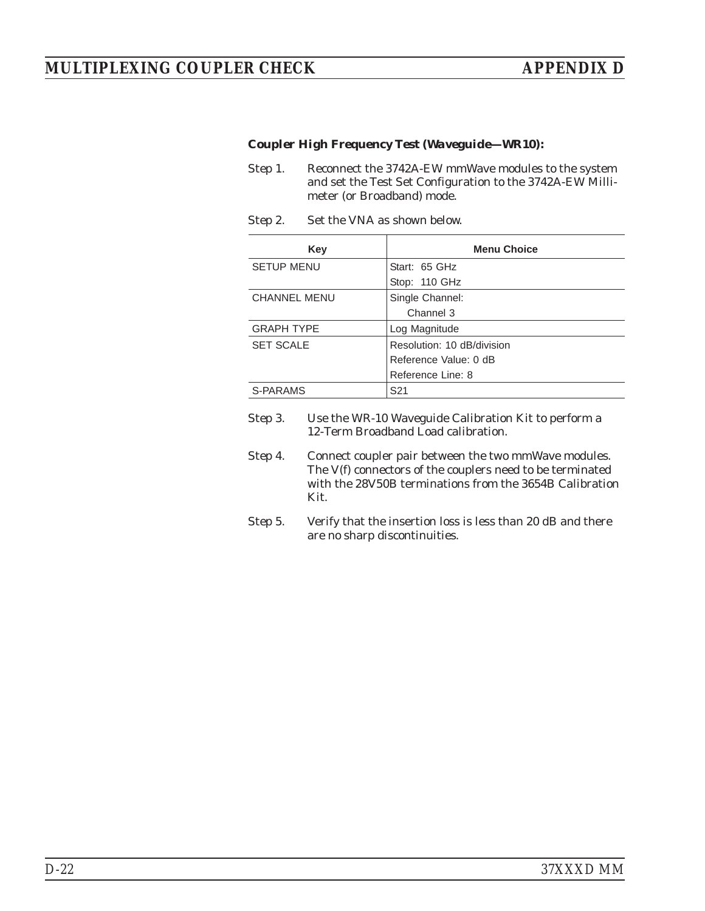**Coupler High Frequency Test (Waveguide—WR10):**

Step 1. Reconnect the 3742A-EW mmWave modules to the system and set the Test Set Configuration to the 3742A-EW Millimeter (or Broadband) mode.

Step 2. Set the VNA as shown below.

| Key | Menu Choice |
|---|---|
| SETUP MENU | Start: 65 GHz |
| | Stop: 110 GHz |
| CHANNEL MENU | Single Channel: |
| | Channel 3 |
| GRAPH TYPE | Log Magnitude |
| SET SCALE | Resolution: 10 dB/division |
| | Reference Value: 0 dB |
| | Reference Line: 8 |
| S-PARAMS | S21 |

Step 3. Use the WR-10 Waveguide Calibration Kit to perform a 12-Term Broadband Load calibration.

Step 4. Connect coupler pair between the two mmWave modules. The V(f) connectors of the couplers need to be terminated with the 28V50B terminations from the 3654B Calibration Kit.

Step 5. Verify that the insertion loss is less than 20 dB and there are no sharp discontinuities.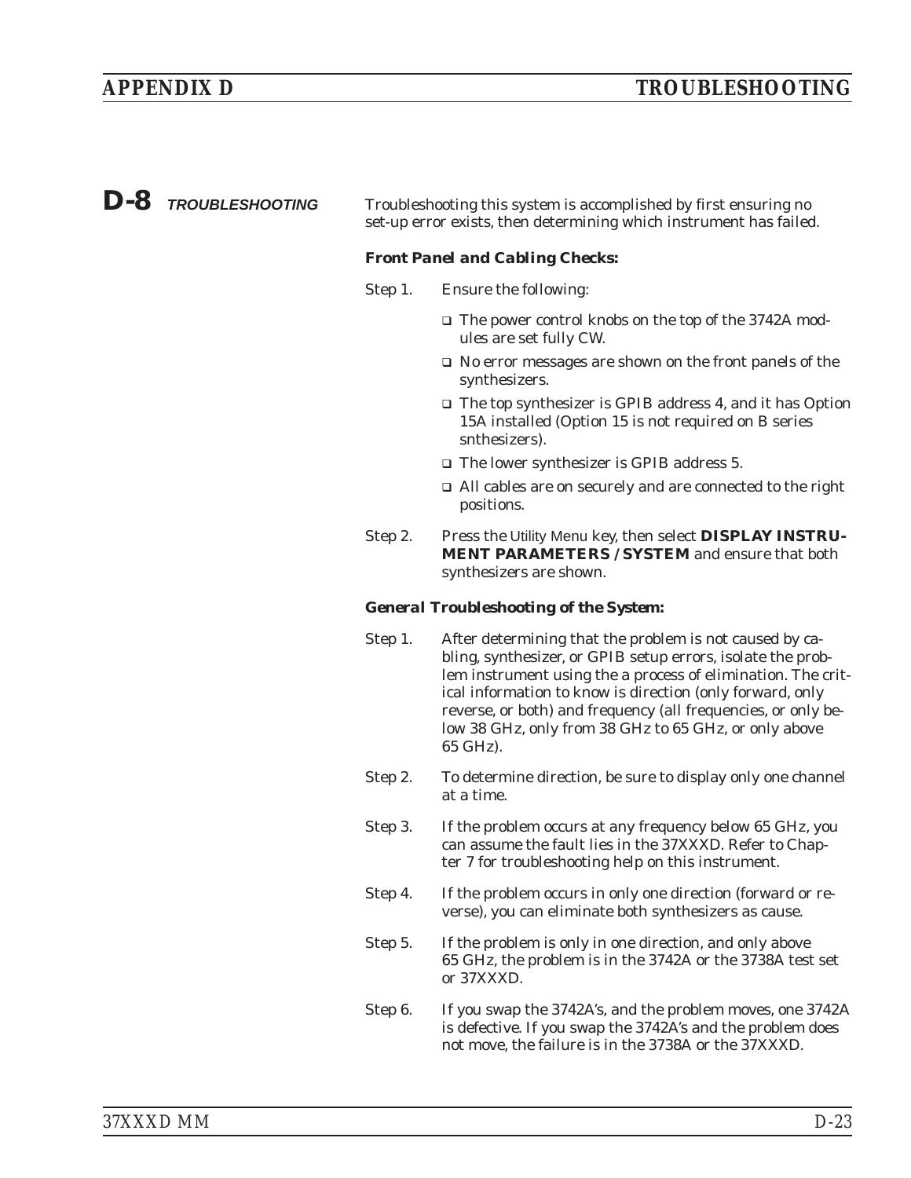## D-8 TROUBLESHOOTING

Troubleshooting this system is accomplished by first ensuring no set-up error exists, then determining which instrument has failed.

***Front Panel and Cabling Checks:***

Step 1. Ensure the following:

- ❑ The power control knobs on the top of the 3742A modules are set fully CW.
- ❑ No error messages are shown on the front panels of the synthesizers.
- ❑ The top synthesizer is GPIB address 4, and it has Option 15A installed (Option 15 is not required on B series snthesizers).
- ❑ The lower synthesizer is GPIB address 5.
- ❑ All cables are on securely and are connected to the right positions.

Step 2. Press the Utility Menu key, then select **DISPLAY INSTRUMENT PARAMETERS / SYSTEM** and ensure that both synthesizers are shown.

***General Troubleshooting of the System:***

Step 1. After determining that the problem is not caused by cabling, synthesizer, or GPIB setup errors, isolate the problem instrument using the a process of elimination. The critical information to know is direction (only forward, only reverse, or both) and frequency (all frequencies, or only below 38 GHz, only from 38 GHz to 65 GHz, or only above 65 GHz).

Step 2. To determine direction, be sure to display only one channel at a time.

Step 3. If the problem occurs at any frequency below 65 GHz, you can assume the fault lies in the 37XXXD. Refer to Chapter 7 for troubleshooting help on this instrument.

Step 4. If the problem occurs in only one direction (forward or reverse), you can eliminate both synthesizers as cause.

Step 5. If the problem is only in one direction, and only above 65 GHz, the problem is in the 3742A or the 3738A test set or 37XXXD.

Step 6. If you swap the 3742A's, and the problem moves, one 3742A is defective. If you swap the 3742A's and the problem does not move, the failure is in the 3738A or the 37XXXD.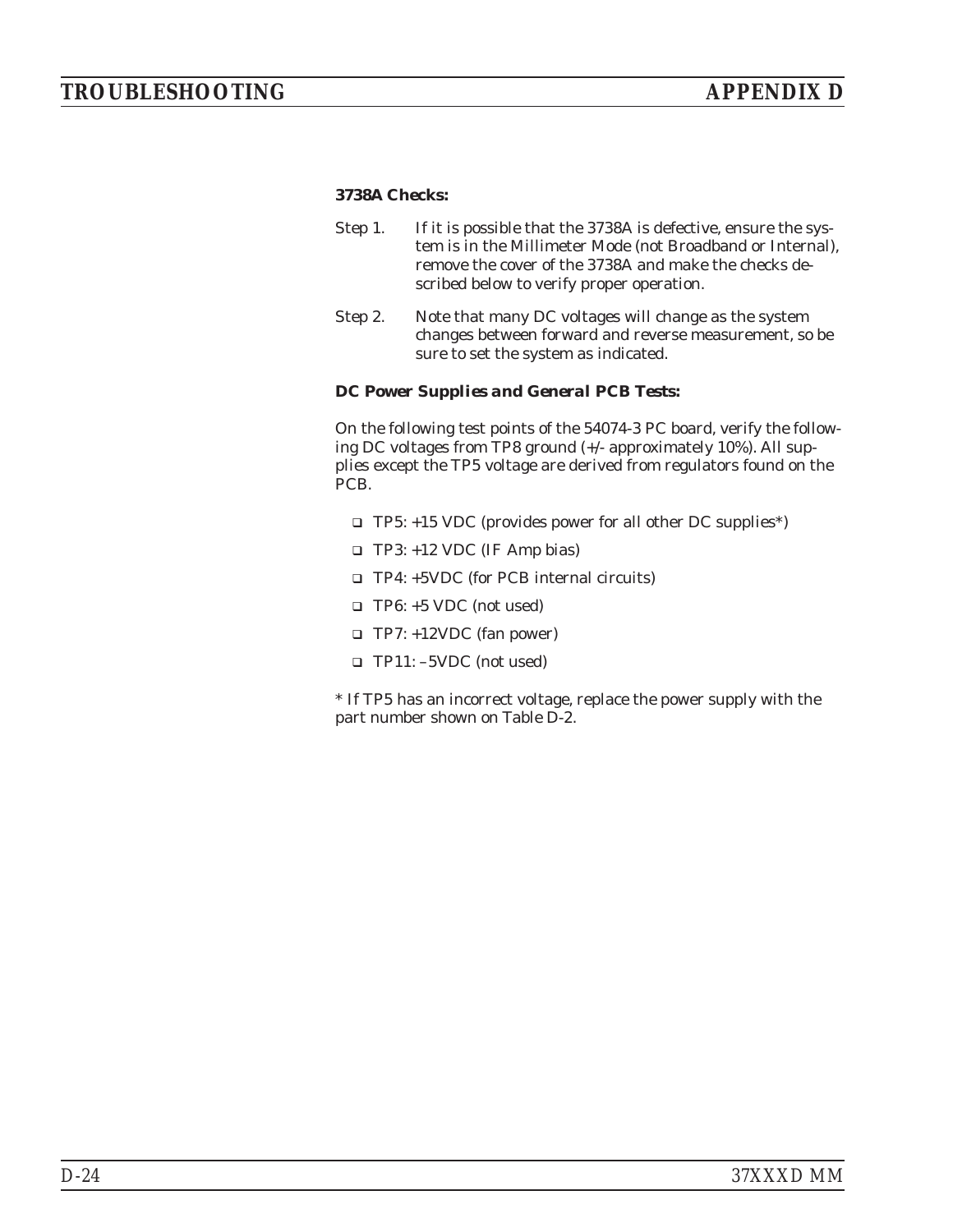**3738A Checks:**

Step 1. If it is possible that the 3738A is defective, ensure the system is in the Millimeter Mode (not Broadband or Internal), remove the cover of the 3738A and make the checks described below to verify proper operation.

Step 2. Note that many DC voltages will change as the system changes between forward and reverse measurement, so be sure to set the system as indicated.

***DC Power Supplies and General PCB Tests:***

On the following test points of the 54074-3 PC board, verify the following DC voltages from TP8 ground (+/- approximately 10%). All supplies except the TP5 voltage are derived from regulators found on the PCB.

- ❑ TP5: +15 VDC (provides power for all other DC supplies*)
- ❑ TP3: +12 VDC (IF Amp bias)
- ❑ TP4: +5VDC (for PCB internal circuits)
- ❑ TP6: +5 VDC (not used)
- ❑ TP7: +12VDC (fan power)
- ❑ TP11: –5VDC (not used)

* If TP5 has an incorrect voltage, replace the power supply with the part number shown on Table D-2.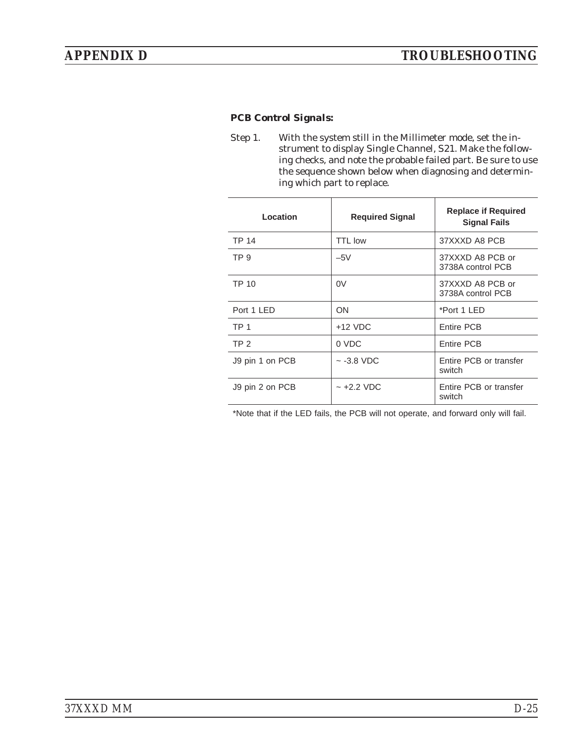**PCB Control Signals:**

Step 1. With the system still in the Millimeter mode, set the instrument to display Single Channel, S21. Make the following checks, and note the probable failed part. Be sure to use the sequence shown below when diagnosing and determining which part to replace.

| Location | Required Signal | Replace if Required Signal Fails |
|---|---|---|
| TP 14 | TTL low | 37XXXD A8 PCB |
| TP 9 | –5V | 37XXXD A8 PCB or 3738A control PCB |
| TP 10 | 0V | 37XXXD A8 PCB or 3738A control PCB |
| Port 1 LED | ON | *Port 1 LED |
| TP 1 | +12 VDC | Entire PCB |
| TP 2 | 0 VDC | Entire PCB |
| J9 pin 1 on PCB | ~ -3.8 VDC | Entire PCB or transfer switch |
| J9 pin 2 on PCB | ~ +2.2 VDC | Entire PCB or transfer switch |

*Note that if the LED fails, the PCB will not operate, and forward only will fail.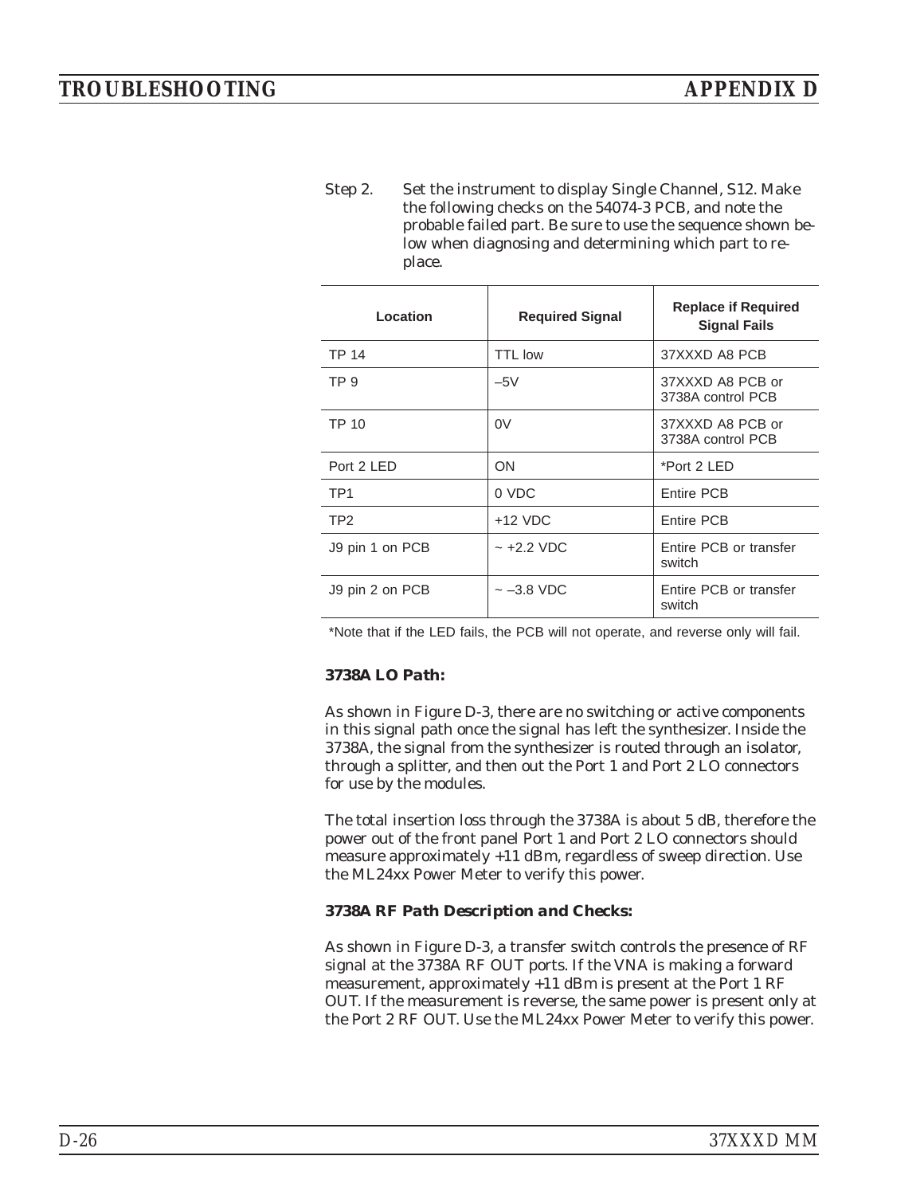Step 2. Set the instrument to display Single Channel, S12. Make the following checks on the 54074-3 PCB, and note the probable failed part. Be sure to use the sequence shown below when diagnosing and determining which part to replace.

| Location | Required Signal | Replace if Required Signal Fails |
|---|---|---|
| TP 14 | TTL low | 37XXXD A8 PCB |
| TP 9 | –5V | 37XXXD A8 PCB or 3738A control PCB |
| TP 10 | 0V | 37XXXD A8 PCB or 3738A control PCB |
| Port 2 LED | ON | *Port 2 LED |
| TP1 | 0 VDC | Entire PCB |
| TP2 | +12 VDC | Entire PCB |
| J9 pin 1 on PCB | ~ +2.2 VDC | Entire PCB or transfer switch |
| J9 pin 2 on PCB | ~ –3.8 VDC | Entire PCB or transfer switch |

*Note that if the LED fails, the PCB will not operate, and reverse only will fail.

**3738A LO Path:**

As shown in Figure D-3, there are no switching or active components in this signal path once the signal has left the synthesizer. Inside the 3738A, the signal from the synthesizer is routed through an isolator, through a splitter, and then out the Port 1 and Port 2 LO connectors for use by the modules.

The total insertion loss through the 3738A is about 5 dB, therefore the power out of the front panel Port 1 and Port 2 LO connectors should measure approximately +11 dBm, regardless of sweep direction. Use the ML24xx Power Meter to verify this power.

**3738A RF Path Description and Checks:**

As shown in Figure D-3, a transfer switch controls the presence of RF signal at the 3738A RF OUT ports. If the VNA is making a forward measurement, approximately +11 dBm is present at the Port 1 RF OUT. If the measurement is reverse, the same power is present only at the Port 2 RF OUT. Use the ML24xx Power Meter to verify this power.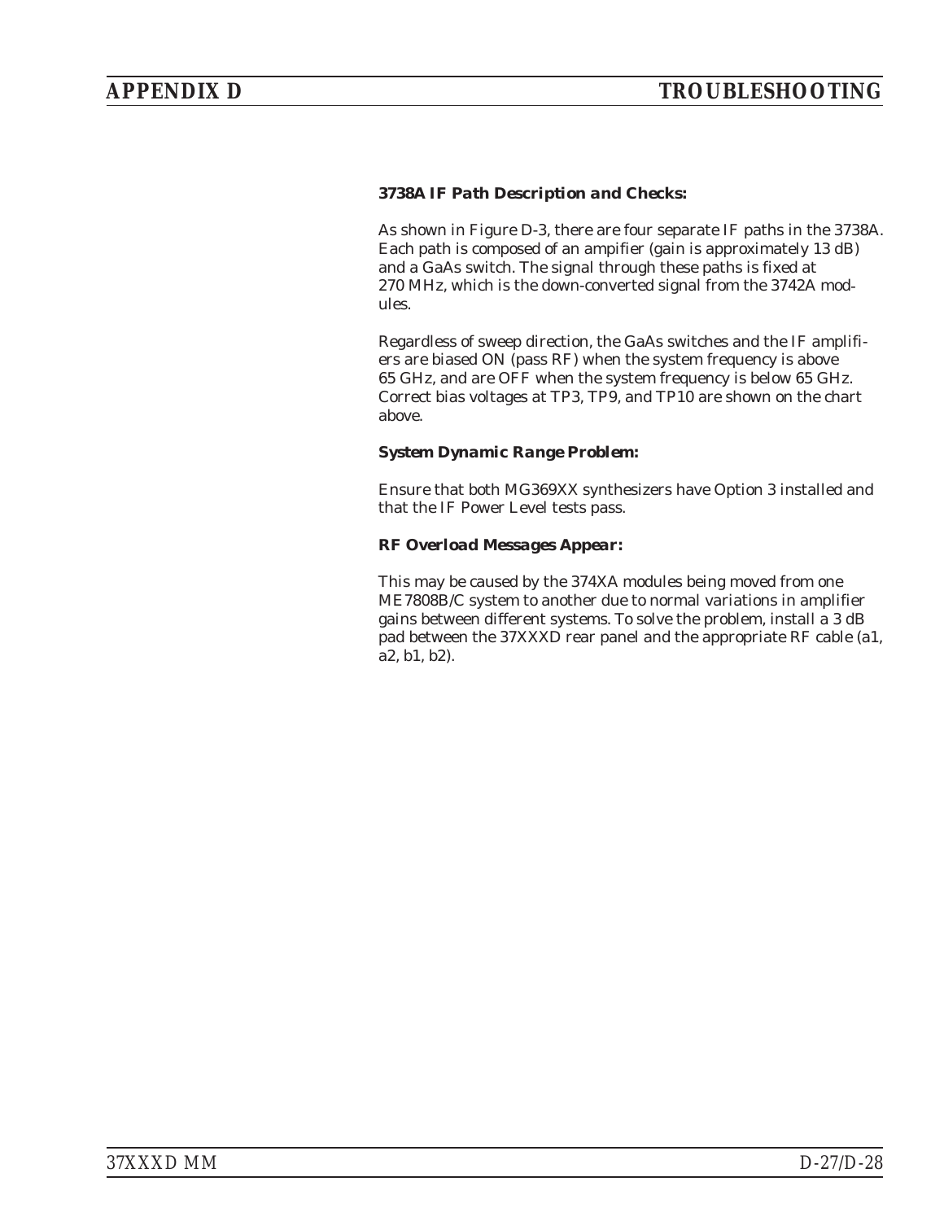**3738A IF Path Description and Checks:**

As shown in Figure D-3, there are four separate IF paths in the 3738A. Each path is composed of an ampifier (gain is approximately 13 dB) and a GaAs switch. The signal through these paths is fixed at 270 MHz, which is the down-converted signal from the 3742A modules.

Regardless of sweep direction, the GaAs switches and the IF amplifiers are biased ON (pass RF) when the system frequency is above 65 GHz, and are OFF when the system frequency is below 65 GHz. Correct bias voltages at TP3, TP9, and TP10 are shown on the chart above.

**System Dynamic Range Problem:**

Ensure that both MG369XX synthesizers have Option 3 installed and that the IF Power Level tests pass.

**RF Overload Messages Appear:**

This may be caused by the 374XA modules being moved from one ME7808B/C system to another due to normal variations in amplifier gains between different systems. To solve the problem, install a 3 dB pad between the 37XXXD rear panel and the appropriate RF cable (a1, a2, b1, b2).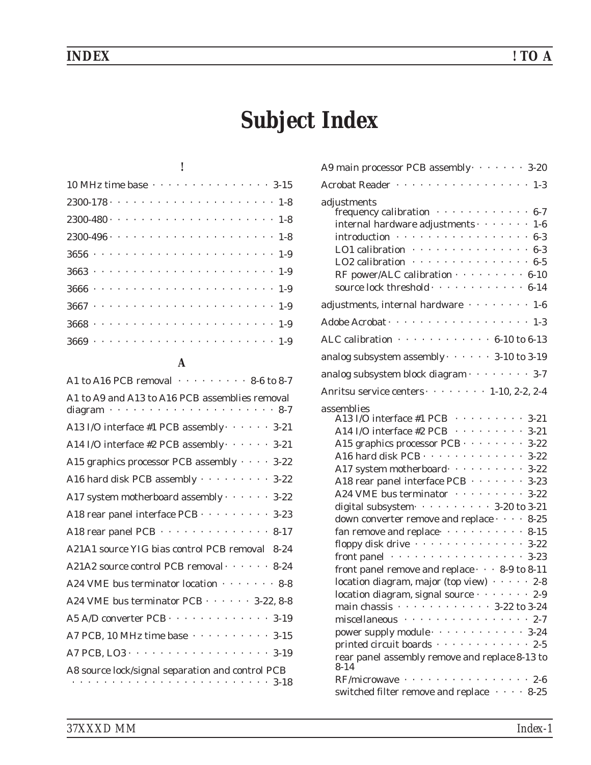# Subject Index

## !

10 MHz time base · · · · · · · · · · · · · · · · 3-15

2300-178 · · · · · · · · · · · · · · · · · · · · · 1-8

2300-480 · · · · · · · · · · · · · · · · · · · · · 1-8

2300-496 · · · · · · · · · · · · · · · · · · · · · 1-8

3656 · · · · · · · · · · · · · · · · · · · · · · · 1-9

3663 · · · · · · · · · · · · · · · · · · · · · · · 1-9

3666 · · · · · · · · · · · · · · · · · · · · · · · 1-9

3667 · · · · · · · · · · · · · · · · · · · · · · · 1-9

3668 · · · · · · · · · · · · · · · · · · · · · · · 1-9

3669 · · · · · · · · · · · · · · · · · · · · · · · 1-9

## A

A1 to A16 PCB removal · · · · · · · · · 8-6 to 8-7

A1 to A9 and A13 to A16 PCB assemblies removal diagram · · · · · · · · · · · · · · · · · · · · · 8-7

A13 I/O interface #1 PCB assembly · · · · · · 3-21

A14 I/O interface #2 PCB assembly · · · · · · 3-21

A15 graphics processor PCB assembly · · · · 3-22

A16 hard disk PCB assembly · · · · · · · · · 3-22

A17 system motherboard assembly · · · · · · 3-22

A18 rear panel interface PCB · · · · · · · · · 3-23

A18 rear panel PCB · · · · · · · · · · · · · · 8-17

A21A1 source YIG bias control PCB removal 8-24

A21A2 source control PCB removal · · · · · · 8-24

A24 VME bus terminator location · · · · · · · 8-8

A24 VME bus terminator PCB · · · · · · 3-22, 8-8

A5 A/D converter PCB · · · · · · · · · · · · · 3-19

A7 PCB, 10 MHz time base · · · · · · · · · · 3-15

A7 PCB, LO3 · · · · · · · · · · · · · · · · · · 3-19

A8 source lock/signal separation and control PCB · · · · · · · · · · · · · · · · · · · · · · · 3-18

A9 main processor PCB assembly · · · · · · · 3-20

Acrobat Reader · · · · · · · · · · · · · · · · · 1-3

adjustments
- frequency calibration · · · · · · · · · · · · 6-7
- internal hardware adjustments · · · · · · · 1-6
- introduction · · · · · · · · · · · · · · · · · 6-3
- LO1 calibration · · · · · · · · · · · · · · · 6-3
- LO2 calibration · · · · · · · · · · · · · · · 6-5
- RF power/ALC calibration · · · · · · · · · 6-10
- source lock threshold · · · · · · · · · · · · 6-14

adjustments, internal hardware · · · · · · · · 1-6

Adobe Acrobat · · · · · · · · · · · · · · · · · · 1-3

ALC calibration · · · · · · · · · · · · 6-10 to 6-13

analog subsystem assembly · · · · · · 3-10 to 3-19

analog subsystem block diagram · · · · · · · · 3-7

Anritsu service centers · · · · · · · · 1-10, 2-2, 2-4

assemblies
- A13 I/O interface #1 PCB · · · · · · · · · 3-21
- A14 I/O interface #2 PCB · · · · · · · · · 3-21
- A15 graphics processor PCB · · · · · · · · 3-22
- A16 hard disk PCB · · · · · · · · · · · · · 3-22
- A17 system motherboard · · · · · · · · · · 3-22
- A18 rear panel interface PCB · · · · · · · 3-23
- A24 VME bus terminator · · · · · · · · · · 3-22
- digital subsystem · · · · · · · · · · 3-20 to 3-21
- down converter remove and replace · · · · 8-25
- fan remove and replace · · · · · · · · · · · 8-15
- floppy disk drive · · · · · · · · · · · · · · 3-22
- front panel · · · · · · · · · · · · · · · · · 3-23
- front panel remove and replace · · · 8-9 to 8-11
- location diagram, major (top view) · · · · · 2-8
- location diagram, signal source · · · · · · · 2-9
- main chassis · · · · · · · · · · · · 3-22 to 3-24
- miscellaneous · · · · · · · · · · · · · · · · 2-7
- power supply module · · · · · · · · · · · · 3-24
- printed circuit boards · · · · · · · · · · · · 2-5
- rear panel assembly remove and replace 8-13 to 8-14
- RF/microwave · · · · · · · · · · · · · · · · 2-6
- switched filter remove and replace · · · · 8-25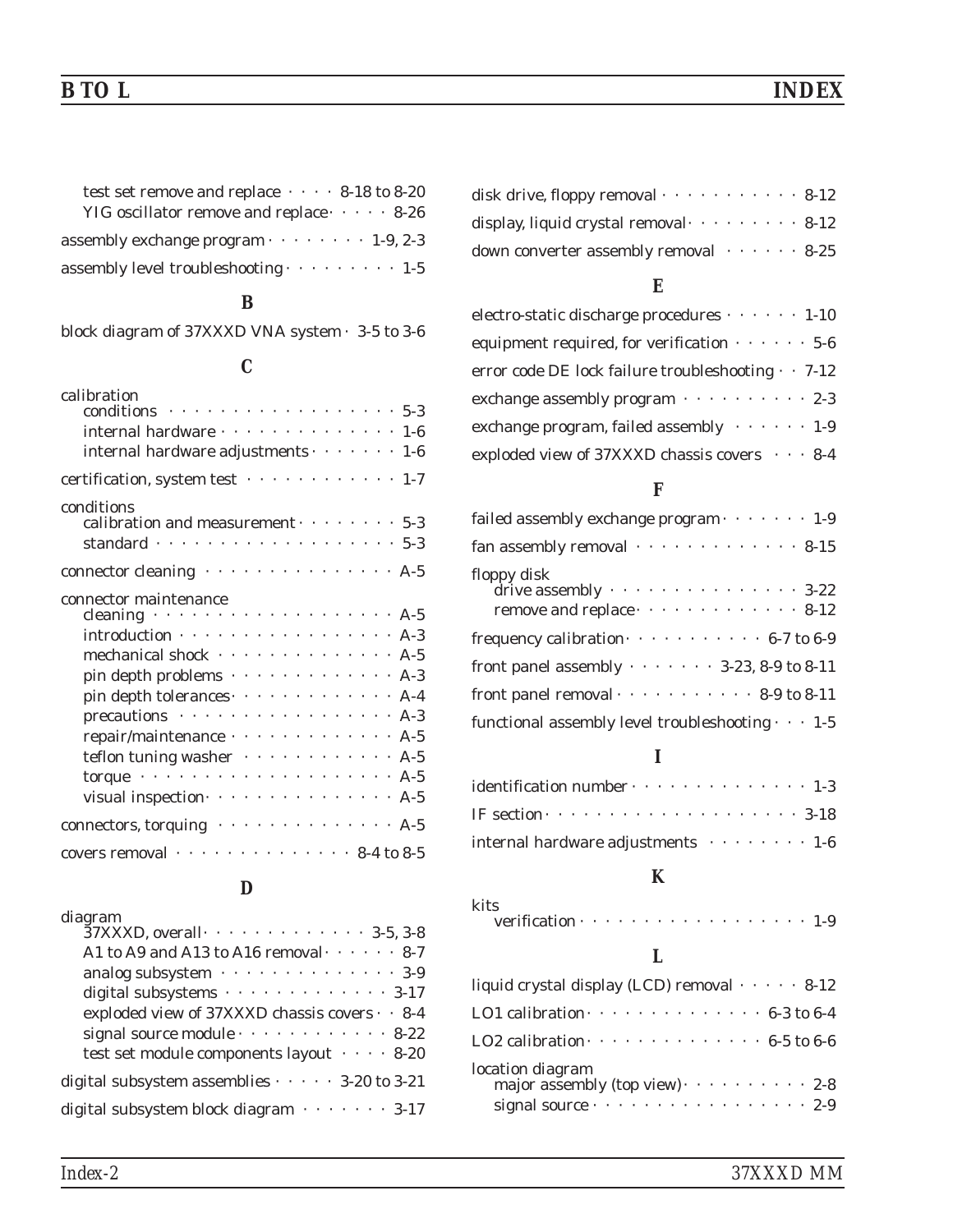test set remove and replace · · · · 8-18 to 8-20
YIG oscillator remove and replace · · · · · 8-26

assembly exchange program · · · · · · · · 1-9, 2-3

assembly level troubleshooting · · · · · · · · · 1-5

### B

block diagram of 37XXXD VNA system · 3-5 to 3-6

### C

calibration
- conditions · · · · · · · · · · · · · · · · · · 5-3
- internal hardware · · · · · · · · · · · · · · 1-6
- internal hardware adjustments · · · · · · · 1-6

certification, system test · · · · · · · · · · · · 1-7

conditions
- calibration and measurement · · · · · · · · 5-3
- standard · · · · · · · · · · · · · · · · · · · 5-3

connector cleaning · · · · · · · · · · · · · · · A-5

connector maintenance
- cleaning · · · · · · · · · · · · · · · · · · · A-5
- introduction · · · · · · · · · · · · · · · · · A-3
- mechanical shock · · · · · · · · · · · · · · A-5
- pin depth problems · · · · · · · · · · · · · A-3
- pin depth tolerances · · · · · · · · · · · · · A-4
- precautions · · · · · · · · · · · · · · · · · A-3
- repair/maintenance · · · · · · · · · · · · · A-5
- teflon tuning washer · · · · · · · · · · · · A-5
- torque · · · · · · · · · · · · · · · · · · · · A-5
- visual inspection · · · · · · · · · · · · · · · A-5

connectors, torquing · · · · · · · · · · · · · · A-5

covers removal · · · · · · · · · · · · · · 8-4 to 8-5

### D

diagram
- 37XXXD, overall · · · · · · · · · · · · · 3-5, 3-8
- A1 to A9 and A13 to A16 removal · · · · · · 8-7
- analog subsystem · · · · · · · · · · · · · · 3-9
- digital subsystems · · · · · · · · · · · · · 3-17
- exploded view of 37XXXD chassis covers · · 8-4
- signal source module · · · · · · · · · · · · 8-22
- test set module components layout · · · · 8-20

digital subsystem assemblies · · · · · 3-20 to 3-21

digital subsystem block diagram · · · · · · · 3-17

disk drive, floppy removal · · · · · · · · · · · 8-12

display, liquid crystal removal · · · · · · · · · 8-12

down converter assembly removal · · · · · · 8-25

### E

electro-static discharge procedures · · · · · · 1-10

equipment required, for verification · · · · · · 5-6

error code DE lock failure troubleshooting · · 7-12

exchange assembly program · · · · · · · · · · 2-3

exchange program, failed assembly · · · · · · 1-9

exploded view of 37XXXD chassis covers · · · 8-4

### F

failed assembly exchange program · · · · · · · 1-9

fan assembly removal · · · · · · · · · · · · · 8-15

floppy disk
- drive assembly · · · · · · · · · · · · · · · 3-22
- remove and replace · · · · · · · · · · · · · 8-12

frequency calibration · · · · · · · · · · · 6-7 to 6-9

front panel assembly · · · · · · · 3-23, 8-9 to 8-11

front panel removal · · · · · · · · · · · 8-9 to 8-11

functional assembly level troubleshooting · · · 1-5

### I

identification number · · · · · · · · · · · · · · 1-3

IF section · · · · · · · · · · · · · · · · · · · · 3-18

internal hardware adjustments · · · · · · · · 1-6

### K

kits
- verification · · · · · · · · · · · · · · · · · · 1-9

### L

liquid crystal display (LCD) removal · · · · · 8-12

LO1 calibration · · · · · · · · · · · · · · 6-3 to 6-4

LO2 calibration · · · · · · · · · · · · · · 6-5 to 6-6

location diagram
- major assembly (top view) · · · · · · · · · · 2-8
- signal source · · · · · · · · · · · · · · · · · 2-9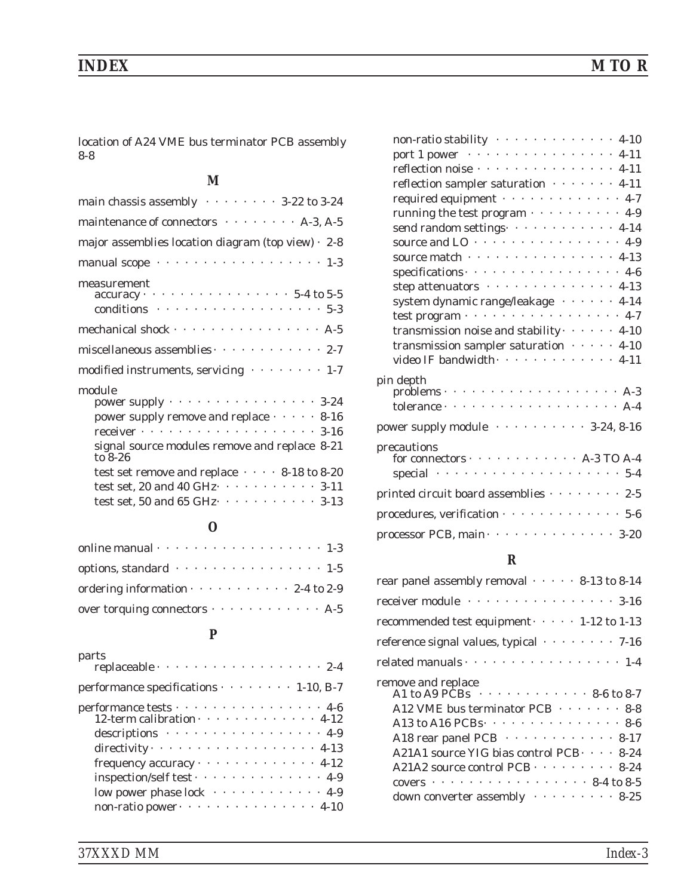location of A24 VME bus terminator PCB assembly 8-8

## M

main chassis assembly · · · · · · · · 3-22 to 3-24

maintenance of connectors · · · · · · · · A-3, A-5

major assemblies location diagram (top view) · 2-8

manual scope · · · · · · · · · · · · · · · · · · 1-3

measurement
- accuracy · · · · · · · · · · · · · · · · 5-4 to 5-5
- conditions · · · · · · · · · · · · · · · · · · 5-3

mechanical shock · · · · · · · · · · · · · · · · A-5

miscellaneous assemblies · · · · · · · · · · · · 2-7

modified instruments, servicing · · · · · · · · 1-7

module
- power supply · · · · · · · · · · · · · · · · 3-24
- power supply remove and replace · · · · · 8-16
- receiver · · · · · · · · · · · · · · · · · · · 3-16
- signal source modules remove and replace 8-21 to 8-26
- test set remove and replace · · · · 8-18 to 8-20
- test set, 20 and 40 GHz · · · · · · · · · · · 3-11
- test set, 50 and 65 GHz · · · · · · · · · · · 3-13

## O

online manual · · · · · · · · · · · · · · · · · · 1-3

options, standard · · · · · · · · · · · · · · · · 1-5

ordering information · · · · · · · · · · · 2-4 to 2-9

over torquing connectors · · · · · · · · · · · · A-5

## P

parts
- replaceable · · · · · · · · · · · · · · · · · · 2-4

performance specifications · · · · · · · · 1-10, B-7

performance tests · · · · · · · · · · · · · · · · 4-6
- 12-term calibration · · · · · · · · · · · · · 4-12
- descriptions · · · · · · · · · · · · · · · · · 4-9
- directivity · · · · · · · · · · · · · · · · · · 4-13
- frequency accuracy · · · · · · · · · · · · · 4-12
- inspection/self test · · · · · · · · · · · · · · 4-9
- low power phase lock · · · · · · · · · · · · 4-9
- non-ratio power · · · · · · · · · · · · · · · 4-10
- non-ratio stability · · · · · · · · · · · · · 4-10
- port 1 power · · · · · · · · · · · · · · · · 4-11
- reflection noise · · · · · · · · · · · · · · · 4-11
- reflection sampler saturation · · · · · · · 4-11
- required equipment · · · · · · · · · · · · · 4-7
- running the test program · · · · · · · · · · 4-9
- send random settings · · · · · · · · · · · · 4-14
- source and LO · · · · · · · · · · · · · · · · 4-9
- source match · · · · · · · · · · · · · · · · 4-13
- specifications · · · · · · · · · · · · · · · · · 4-6
- step attenuators · · · · · · · · · · · · · · 4-13
- system dynamic range/leakage · · · · · · 4-14
- test program · · · · · · · · · · · · · · · · · 4-7
- transmission noise and stability · · · · · · 4-10
- transmission sampler saturation · · · · · 4-10
- video IF bandwidth · · · · · · · · · · · · · 4-11

pin depth
- problems · · · · · · · · · · · · · · · · · · · A-3
- tolerance · · · · · · · · · · · · · · · · · · · A-4

power supply module · · · · · · · · · · 3-24, 8-16

precautions
- for connectors · · · · · · · · · · · · A-3 TO A-4
- special · · · · · · · · · · · · · · · · · · · · 5-4

printed circuit board assemblies · · · · · · · · 2-5

procedures, verification · · · · · · · · · · · · · 5-6

processor PCB, main · · · · · · · · · · · · · · 3-20

## R

rear panel assembly removal · · · · · 8-13 to 8-14

receiver module · · · · · · · · · · · · · · · · 3-16

recommended test equipment · · · · · 1-12 to 1-13

reference signal values, typical · · · · · · · · 7-16

related manuals · · · · · · · · · · · · · · · · · 1-4

remove and replace
- A1 to A9 PCBs · · · · · · · · · · · · 8-6 to 8-7
- A12 VME bus terminator PCB · · · · · · · 8-8
- A13 to A16 PCBs · · · · · · · · · · · · · · · 8-6
- A18 rear panel PCB · · · · · · · · · · · · 8-17
- A21A1 source YIG bias control PCB · · · · 8-24
- A21A2 source control PCB · · · · · · · · · 8-24
- covers · · · · · · · · · · · · · · · · · · 8-4 to 8-5
- down converter assembly · · · · · · · · · 8-25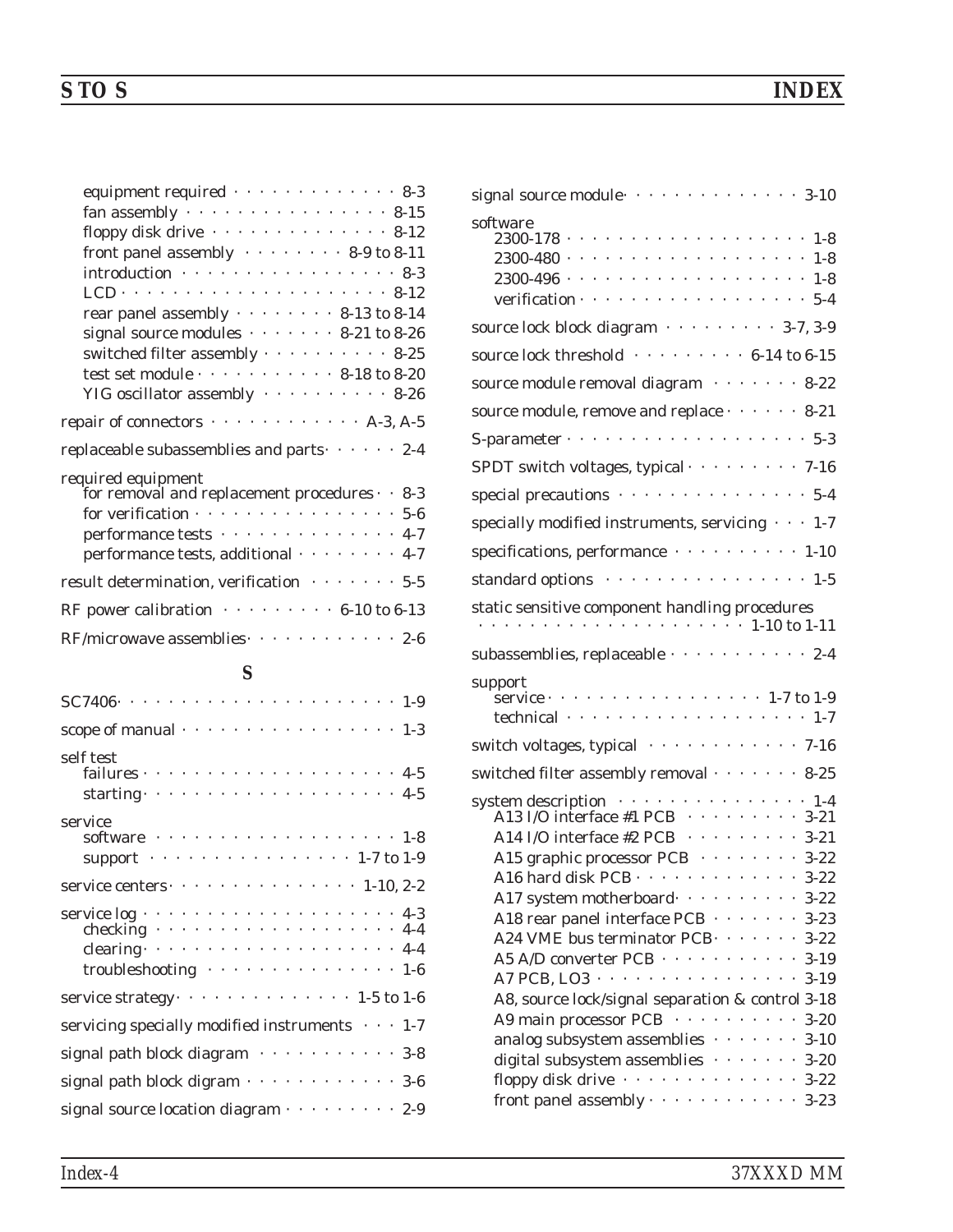equipment required · · · · · · · · · · · · · 8-3
fan assembly · · · · · · · · · · · · · · · · 8-15
floppy disk drive · · · · · · · · · · · · · · 8-12
front panel assembly · · · · · · · · 8-9 to 8-11
introduction · · · · · · · · · · · · · · · · · 8-3
LCD · · · · · · · · · · · · · · · · · · · · · 8-12
rear panel assembly · · · · · · · · 8-13 to 8-14
signal source modules · · · · · · · 8-21 to 8-26
switched filter assembly · · · · · · · · · · 8-25
test set module · · · · · · · · · · · 8-18 to 8-20
YIG oscillator assembly · · · · · · · · · · 8-26

repair of connectors · · · · · · · · · · · · A-3, A-5

replaceable subassemblies and parts · · · · · · 2-4

required equipment
for removal and replacement procedures · · 8-3
for verification · · · · · · · · · · · · · · · · 5-6
performance tests · · · · · · · · · · · · · · 4-7
performance tests, additional · · · · · · · · 4-7

result determination, verification · · · · · · · 5-5

RF power calibration · · · · · · · · · 6-10 to 6-13

RF/microwave assemblies · · · · · · · · · · · · 2-6

## S

SC7406 · · · · · · · · · · · · · · · · · · · · · · 1-9

scope of manual · · · · · · · · · · · · · · · · · 1-3

self test
failures · · · · · · · · · · · · · · · · · · · · 4-5
starting · · · · · · · · · · · · · · · · · · · · 4-5

service
software · · · · · · · · · · · · · · · · · · · 1-8
support · · · · · · · · · · · · · · · · 1-7 to 1-9

service centers · · · · · · · · · · · · · · · 1-10, 2-2

service log · · · · · · · · · · · · · · · · · · · · 4-3
checking · · · · · · · · · · · · · · · · · · · 4-4
clearing · · · · · · · · · · · · · · · · · · · · 4-4
troubleshooting · · · · · · · · · · · · · · · 1-6

service strategy · · · · · · · · · · · · · · 1-5 to 1-6

servicing specially modified instruments · · · 1-7

signal path block diagram · · · · · · · · · · · 3-8

signal path block digram · · · · · · · · · · · · 3-6

signal source location diagram · · · · · · · · · 2-9

signal source module · · · · · · · · · · · · · · 3-10

software
2300-178 · · · · · · · · · · · · · · · · · · · 1-8
2300-480 · · · · · · · · · · · · · · · · · · · 1-8
2300-496 · · · · · · · · · · · · · · · · · · · 1-8
verification · · · · · · · · · · · · · · · · · · 5-4

source lock block diagram · · · · · · · · · 3-7, 3-9

source lock threshold · · · · · · · · · 6-14 to 6-15

source module removal diagram · · · · · · · 8-22

source module, remove and replace · · · · · · 8-21

S-parameter · · · · · · · · · · · · · · · · · · · 5-3

SPDT switch voltages, typical · · · · · · · · · 7-16

special precautions · · · · · · · · · · · · · · · 5-4

specially modified instruments, servicing · · · 1-7

specifications, performance · · · · · · · · · · 1-10

standard options · · · · · · · · · · · · · · · · 1-5

static sensitive component handling procedures
· · · · · · · · · · · · · · · · · · · · · 1-10 to 1-11

subassemblies, replaceable · · · · · · · · · · · 2-4

support
service · · · · · · · · · · · · · · · · · 1-7 to 1-9
technical · · · · · · · · · · · · · · · · · · · 1-7

switch voltages, typical · · · · · · · · · · · · 7-16

switched filter assembly removal · · · · · · · 8-25

system description · · · · · · · · · · · · · · · 1-4
A13 I/O interface #1 PCB · · · · · · · · · 3-21
A14 I/O interface #2 PCB · · · · · · · · · 3-21
A15 graphic processor PCB · · · · · · · · 3-22
A16 hard disk PCB · · · · · · · · · · · · · 3-22
A17 system motherboard · · · · · · · · · · 3-22
A18 rear panel interface PCB · · · · · · · 3-23
A24 VME bus terminator PCB · · · · · · · 3-22
A5 A/D converter PCB · · · · · · · · · · · 3-19
A7 PCB, LO3 · · · · · · · · · · · · · · · · 3-19
A8, source lock/signal separation & control 3-18
A9 main processor PCB · · · · · · · · · · 3-20
analog subsystem assemblies · · · · · · · 3-10
digital subsystem assemblies · · · · · · · 3-20
floppy disk drive · · · · · · · · · · · · · · 3-22
front panel assembly · · · · · · · · · · · · 3-23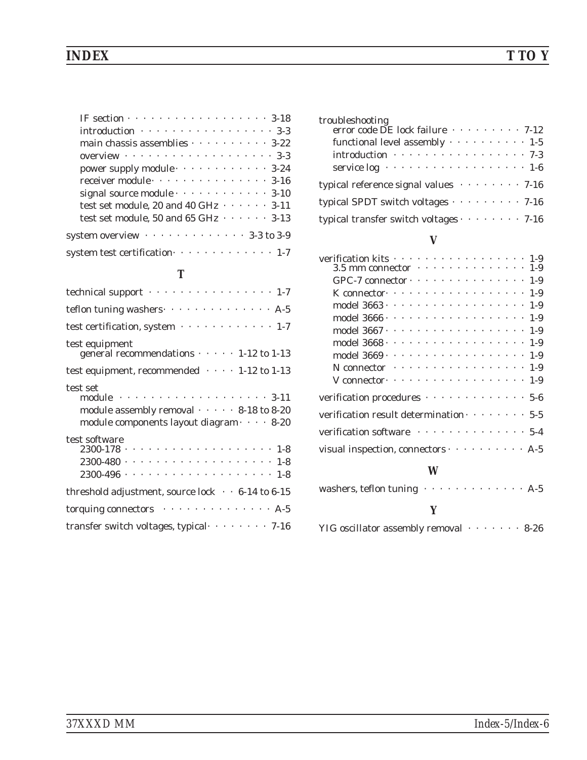IF section · · · · · · · · · · · · · · · · · · 3-18
introduction · · · · · · · · · · · · · · · · · · 3-3
main chassis assemblies · · · · · · · · · · · 3-22
overview · · · · · · · · · · · · · · · · · · · · 3-3
power supply module · · · · · · · · · · · · 3-24
receiver module · · · · · · · · · · · · · · · 3-16
signal source module · · · · · · · · · · · · 3-10
test set module, 20 and 40 GHz · · · · · · 3-11
test set module, 50 and 65 GHz · · · · · · 3-13

system overview · · · · · · · · · · · · · 3-3 to 3-9

system test certification · · · · · · · · · · · · · 1-7

## T

technical support · · · · · · · · · · · · · · · · · 1-7

teflon tuning washers · · · · · · · · · · · · · · A-5

test certification, system · · · · · · · · · · · · 1-7

test equipment
general recommendations · · · · · 1-12 to 1-13

test equipment, recommended · · · · 1-12 to 1-13

test set
module · · · · · · · · · · · · · · · · · · · · 3-11
module assembly removal · · · · · 8-18 to 8-20
module components layout diagram · · · · 8-20

test software
2300-178 · · · · · · · · · · · · · · · · · · · · 1-8
2300-480 · · · · · · · · · · · · · · · · · · · · 1-8
2300-496 · · · · · · · · · · · · · · · · · · · · 1-8

threshold adjustment, source lock · · 6-14 to 6-15

torquing connectors · · · · · · · · · · · · · · · A-5

transfer switch voltages, typical · · · · · · · · 7-16

troubleshooting
error code DE lock failure · · · · · · · · · 7-12
functional level assembly · · · · · · · · · · 1-5
introduction · · · · · · · · · · · · · · · · · · 7-3
service log · · · · · · · · · · · · · · · · · · · 1-6

typical reference signal values · · · · · · · · 7-16

typical SPDT switch voltages · · · · · · · · · 7-16

typical transfer switch voltages · · · · · · · · 7-16

## V

verification kits · · · · · · · · · · · · · · · · · · 1-9
3.5 mm connector · · · · · · · · · · · · · · · 1-9
GPC-7 connector · · · · · · · · · · · · · · · · 1-9
K connector · · · · · · · · · · · · · · · · · · · 1-9
model 3663 · · · · · · · · · · · · · · · · · · · 1-9
model 3666 · · · · · · · · · · · · · · · · · · · 1-9
model 3667 · · · · · · · · · · · · · · · · · · · 1-9
model 3668 · · · · · · · · · · · · · · · · · · · 1-9
model 3669 · · · · · · · · · · · · · · · · · · · 1-9
N connector · · · · · · · · · · · · · · · · · · · 1-9
V connector · · · · · · · · · · · · · · · · · · · 1-9

verification procedures · · · · · · · · · · · · · · 5-6

verification result determination · · · · · · · · 5-5

verification software · · · · · · · · · · · · · · · 5-4

visual inspection, connectors · · · · · · · · · · A-5

## W

washers, teflon tuning · · · · · · · · · · · · · · A-5

## Y

YIG oscillator assembly removal · · · · · · · 8-26